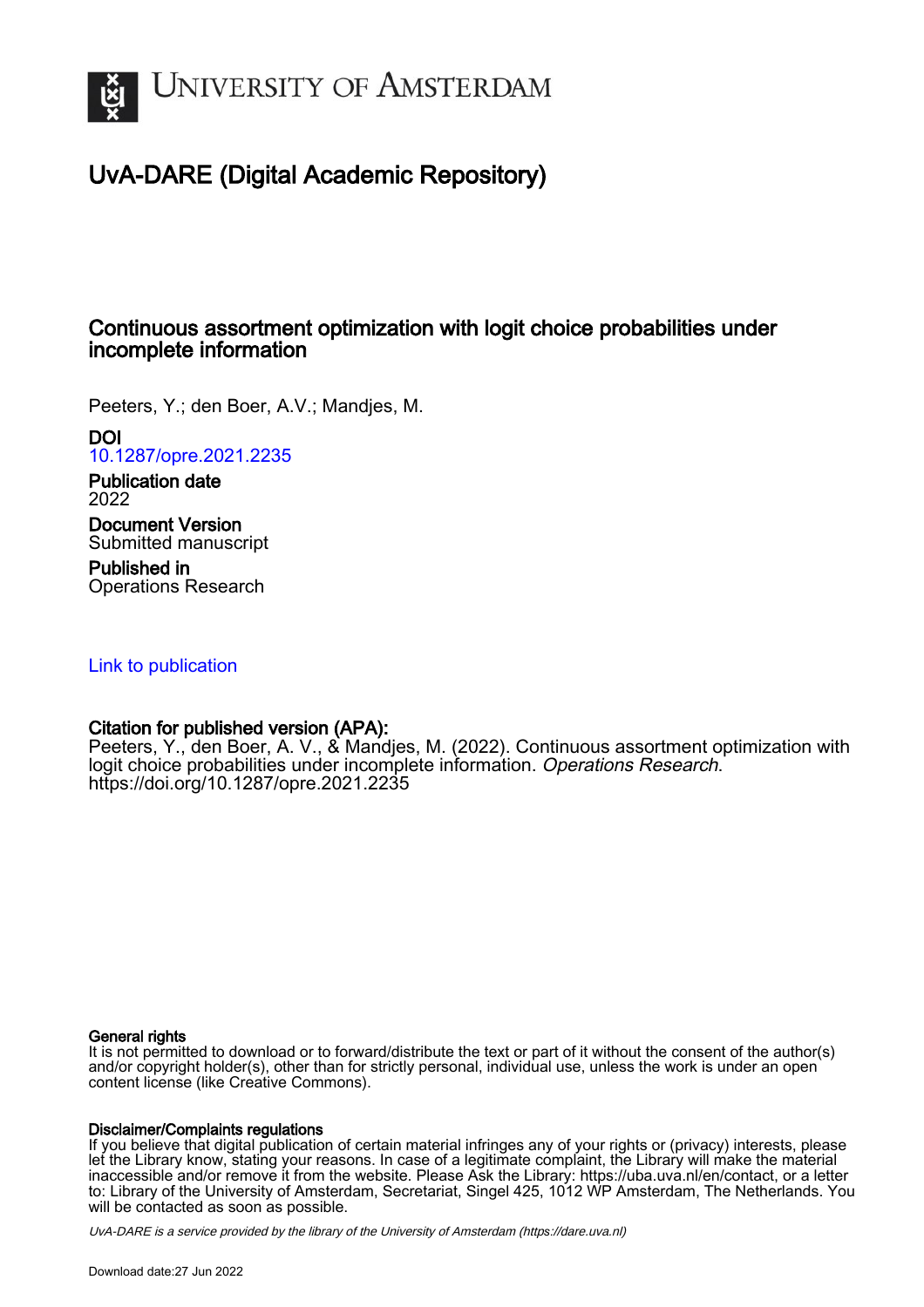UNIVERSITY OF AMSTERDAM

# UvA-DARE (Digital Academic Repository)

## Continuous assortment optimization with logit choice probabilities under incomplete information

Peeters, Y.; den Boer, A.V.; Mandjes, M.

**DOI**
10.1287/opre.2021.2235

**Publication date**
2022

**Document Version**
Submitted manuscript

**Published in**
Operations Research

Link to publication

**Citation for published version (APA):**
Peeters, Y., den Boer, A. V., & Mandjes, M. (2022). Continuous assortment optimization with logit choice probabilities under incomplete information. *Operations Research*. https://doi.org/10.1287/opre.2021.2235

**General rights**
It is not permitted to download or to forward/distribute the text or part of it without the consent of the author(s) and/or copyright holder(s), other than for strictly personal, individual use, unless the work is under an open content license (like Creative Commons).

**Disclaimer/Complaints regulations**
If you believe that digital publication of certain material infringes any of your rights or (privacy) interests, please let the Library know, stating your reasons. In case of a legitimate complaint, the Library will make the material inaccessible and/or remove it from the website. Please Ask the Library: https://uba.uva.nl/en/contact, or a letter to: Library of the University of Amsterdam, Secretariat, Singel 425, 1012 WP Amsterdam, The Netherlands. You will be contacted as soon as possible.

*UvA-DARE is a service provided by the library of the University of Amsterdam (https://dare.uva.nl)*

Download date:27 Jun 2022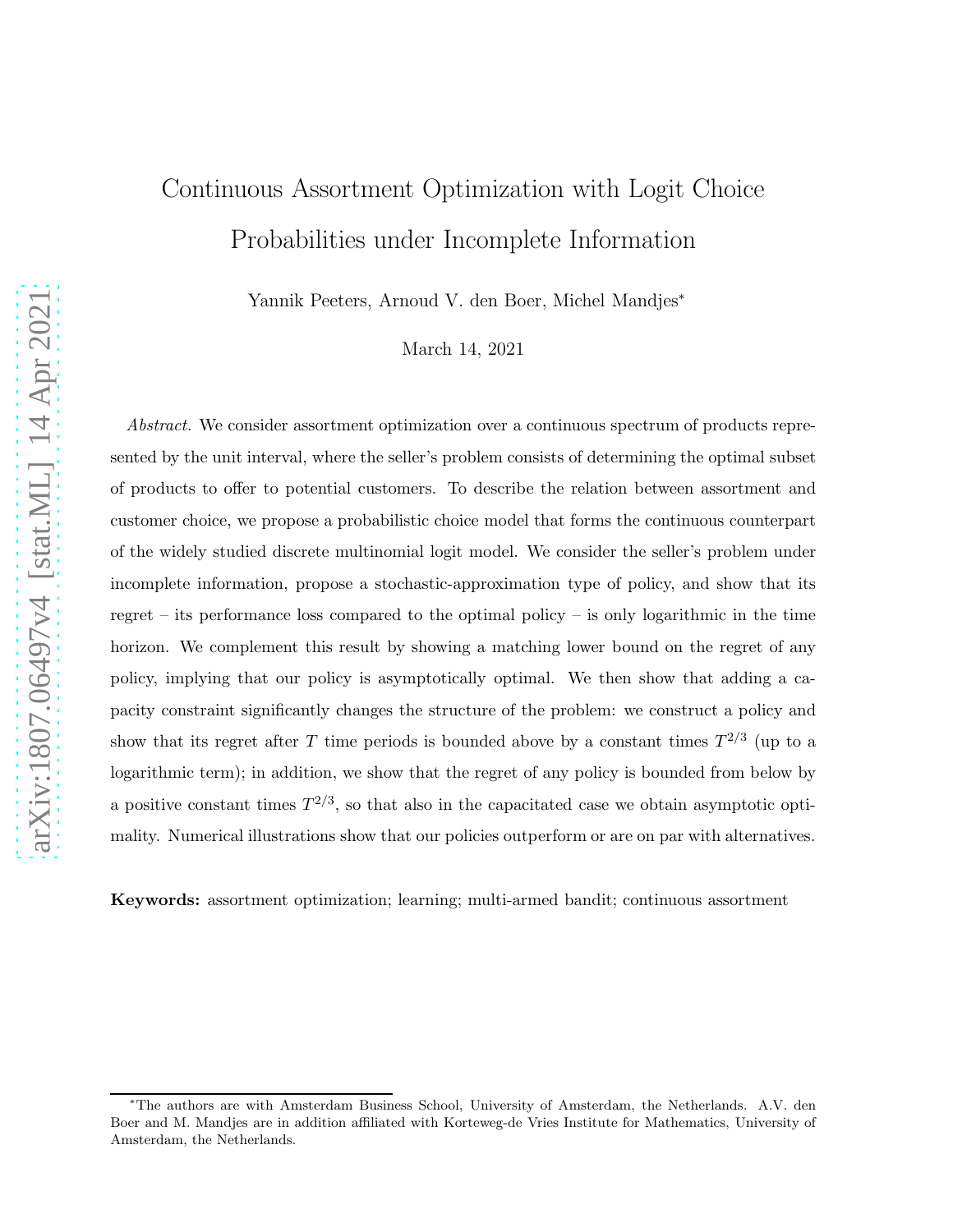# Continuous Assortment Optimization with Logit Choice Probabilities under Incomplete Information

Yannik Peeters, Arnoud V. den Boer, Michel Mandjes*

March 14, 2021

*Abstract.* We consider assortment optimization over a continuous spectrum of products represented by the unit interval, where the seller's problem consists of determining the optimal subset of products to offer to potential customers. To describe the relation between assortment and customer choice, we propose a probabilistic choice model that forms the continuous counterpart of the widely studied discrete multinomial logit model. We consider the seller's problem under incomplete information, propose a stochastic-approximation type of policy, and show that its regret – its performance loss compared to the optimal policy – is only logarithmic in the time horizon. We complement this result by showing a matching lower bound on the regret of any policy, implying that our policy is asymptotically optimal. We then show that adding a capacity constraint significantly changes the structure of the problem: we construct a policy and show that its regret after $T$ time periods is bounded above by a constant times $T^{2/3}$ (up to a logarithmic term); in addition, we show that the regret of any policy is bounded from below by a positive constant times $T^{2/3}$, so that also in the capacitated case we obtain asymptotic optimality. Numerical illustrations show that our policies outperform or are on par with alternatives.

**Keywords:** assortment optimization; learning; multi-armed bandit; continuous assortment

*The authors are with Amsterdam Business School, University of Amsterdam, the Netherlands. A.V. den Boer and M. Mandjes are in addition affiliated with Korteweg-de Vries Institute for Mathematics, University of Amsterdam, the Netherlands.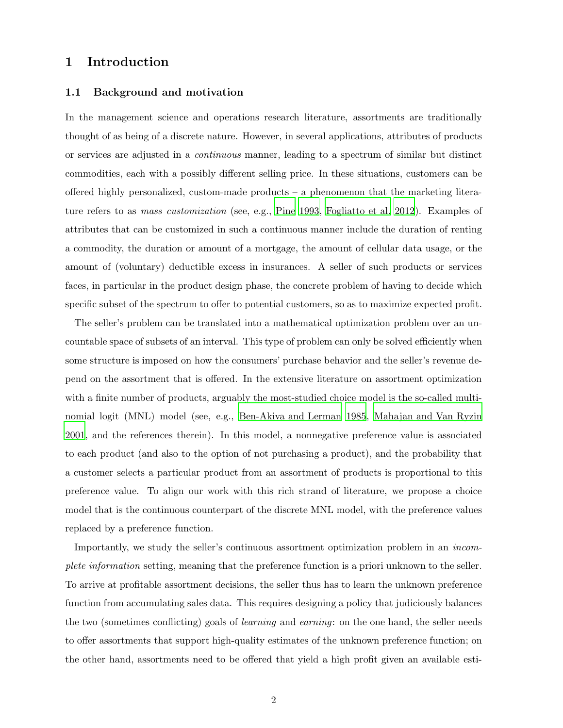# 1 Introduction

## 1.1 Background and motivation

In the management science and operations research literature, assortments are traditionally thought of as being of a discrete nature. However, in several applications, attributes of products or services are adjusted in a *continuous* manner, leading to a spectrum of similar but distinct commodities, each with a possibly different selling price. In these situations, customers can be offered highly personalized, custom-made products – a phenomenon that the marketing literature refers to as *mass customization* (see, e.g., Pine 1993, Fogliatto et al. 2012). Examples of attributes that can be customized in such a continuous manner include the duration of renting a commodity, the duration or amount of a mortgage, the amount of cellular data usage, or the amount of (voluntary) deductible excess in insurances. A seller of such products or services faces, in particular in the product design phase, the concrete problem of having to decide which specific subset of the spectrum to offer to potential customers, so as to maximize expected profit.

The seller's problem can be translated into a mathematical optimization problem over an uncountable space of subsets of an interval. This type of problem can only be solved efficiently when some structure is imposed on how the consumers' purchase behavior and the seller's revenue depend on the assortment that is offered. In the extensive literature on assortment optimization with a finite number of products, arguably the most-studied choice model is the so-called multinomial logit (MNL) model (see, e.g., Ben-Akiva and Lerman 1985, Mahajan and Van Ryzin 2001, and the references therein). In this model, a nonnegative preference value is associated to each product (and also to the option of not purchasing a product), and the probability that a customer selects a particular product from an assortment of products is proportional to this preference value. To align our work with this rich strand of literature, we propose a choice model that is the continuous counterpart of the discrete MNL model, with the preference values replaced by a preference function.

Importantly, we study the seller's continuous assortment optimization problem in an *incomplete information* setting, meaning that the preference function is a priori unknown to the seller. To arrive at profitable assortment decisions, the seller thus has to learn the unknown preference function from accumulating sales data. This requires designing a policy that judiciously balances the two (sometimes conflicting) goals of *learning* and *earning*: on the one hand, the seller needs to offer assortments that support high-quality estimates of the unknown preference function; on the other hand, assortments need to be offered that yield a high profit given an available esti-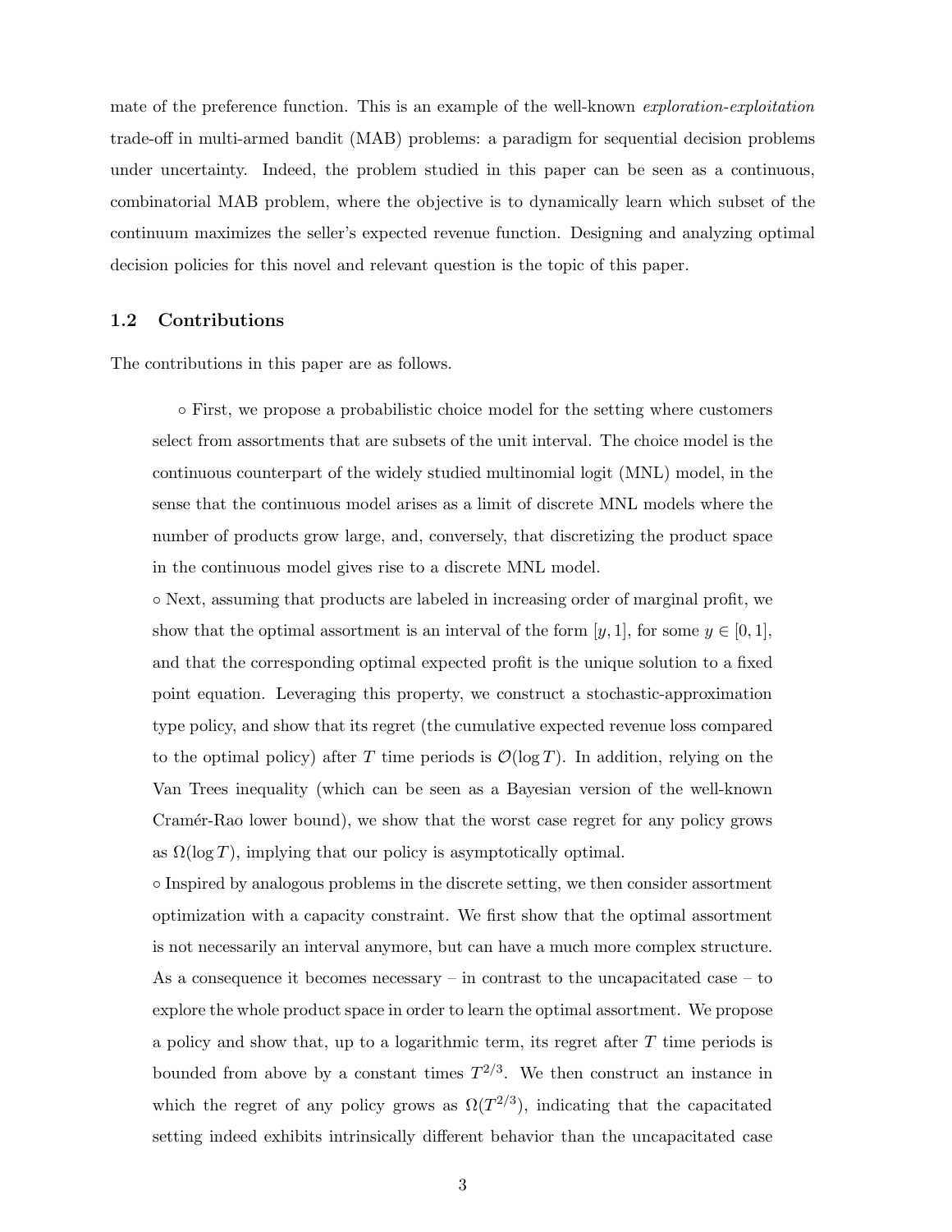mate of the preference function. This is an example of the well-known *exploration-exploitation* trade-off in multi-armed bandit (MAB) problems: a paradigm for sequential decision problems under uncertainty. Indeed, the problem studied in this paper can be seen as a continuous, combinatorial MAB problem, where the objective is to dynamically learn which subset of the continuum maximizes the seller's expected revenue function. Designing and analyzing optimal decision policies for this novel and relevant question is the topic of this paper.

### 1.2 Contributions

The contributions in this paper are as follows.

◦ First, we propose a probabilistic choice model for the setting where customers select from assortments that are subsets of the unit interval. The choice model is the continuous counterpart of the widely studied multinomial logit (MNL) model, in the sense that the continuous model arises as a limit of discrete MNL models where the number of products grow large, and, conversely, that discretizing the product space in the continuous model gives rise to a discrete MNL model.

◦ Next, assuming that products are labeled in increasing order of marginal profit, we show that the optimal assortment is an interval of the form $[y, 1]$, for some $y \in [0, 1]$, and that the corresponding optimal expected profit is the unique solution to a fixed point equation. Leveraging this property, we construct a stochastic-approximation type policy, and show that its regret (the cumulative expected revenue loss compared to the optimal policy) after $T$ time periods is $\mathcal{O}(\log T)$. In addition, relying on the Van Trees inequality (which can be seen as a Bayesian version of the well-known Cramér-Rao lower bound), we show that the worst case regret for any policy grows as $\Omega(\log T)$, implying that our policy is asymptotically optimal.

◦ Inspired by analogous problems in the discrete setting, we then consider assortment optimization with a capacity constraint. We first show that the optimal assortment is not necessarily an interval anymore, but can have a much more complex structure. As a consequence it becomes necessary – in contrast to the uncapacitated case – to explore the whole product space in order to learn the optimal assortment. We propose a policy and show that, up to a logarithmic term, its regret after $T$ time periods is bounded from above by a constant times $T^{2/3}$. We then construct an instance in which the regret of any policy grows as $\Omega(T^{2/3})$, indicating that the capacitated setting indeed exhibits intrinsically different behavior than the uncapacitated case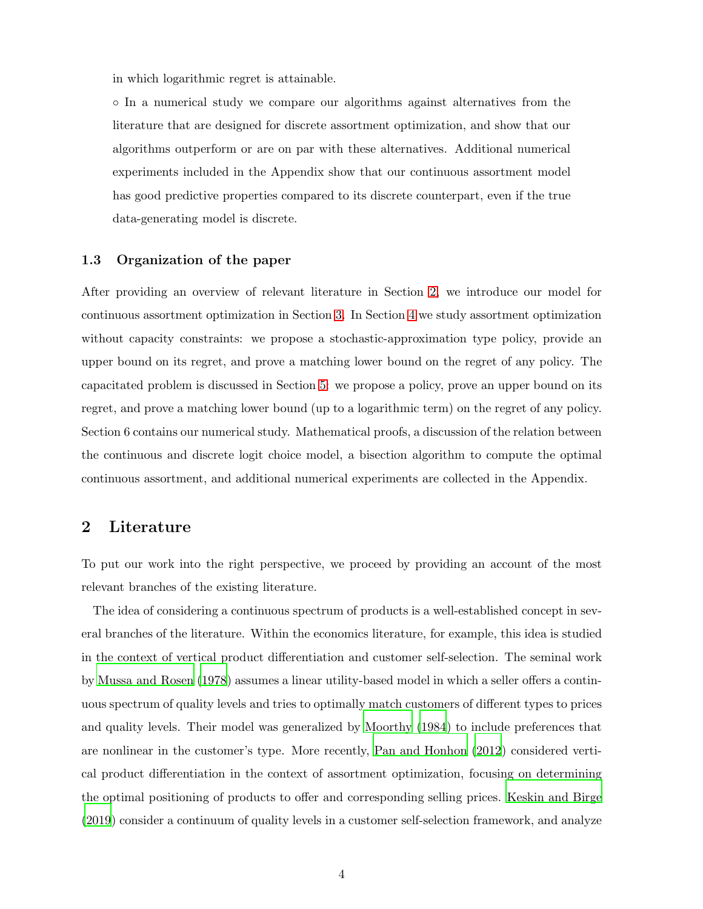in which logarithmic regret is attainable.

◦ In a numerical study we compare our algorithms against alternatives from the literature that are designed for discrete assortment optimization, and show that our algorithms outperform or are on par with these alternatives. Additional numerical experiments included in the Appendix show that our continuous assortment model has good predictive properties compared to its discrete counterpart, even if the true data-generating model is discrete.

### 1.3 Organization of the paper

After providing an overview of relevant literature in Section 2, we introduce our model for continuous assortment optimization in Section 3. In Section 4 we study assortment optimization without capacity constraints: we propose a stochastic-approximation type policy, provide an upper bound on its regret, and prove a matching lower bound on the regret of any policy. The capacitated problem is discussed in Section 5: we propose a policy, prove an upper bound on its regret, and prove a matching lower bound (up to a logarithmic term) on the regret of any policy. Section 6 contains our numerical study. Mathematical proofs, a discussion of the relation between the continuous and discrete logit choice model, a bisection algorithm to compute the optimal continuous assortment, and additional numerical experiments are collected in the Appendix.

## 2 Literature

To put our work into the right perspective, we proceed by providing an account of the most relevant branches of the existing literature.

The idea of considering a continuous spectrum of products is a well-established concept in several branches of the literature. Within the economics literature, for example, this idea is studied in the context of vertical product differentiation and customer self-selection. The seminal work by Mussa and Rosen (1978) assumes a linear utility-based model in which a seller offers a continuous spectrum of quality levels and tries to optimally match customers of different types to prices and quality levels. Their model was generalized by Moorthy (1984) to include preferences that are nonlinear in the customer's type. More recently, Pan and Honhon (2012) considered vertical product differentiation in the context of assortment optimization, focusing on determining the optimal positioning of products to offer and corresponding selling prices. Keskin and Birge (2019) consider a continuum of quality levels in a customer self-selection framework, and analyze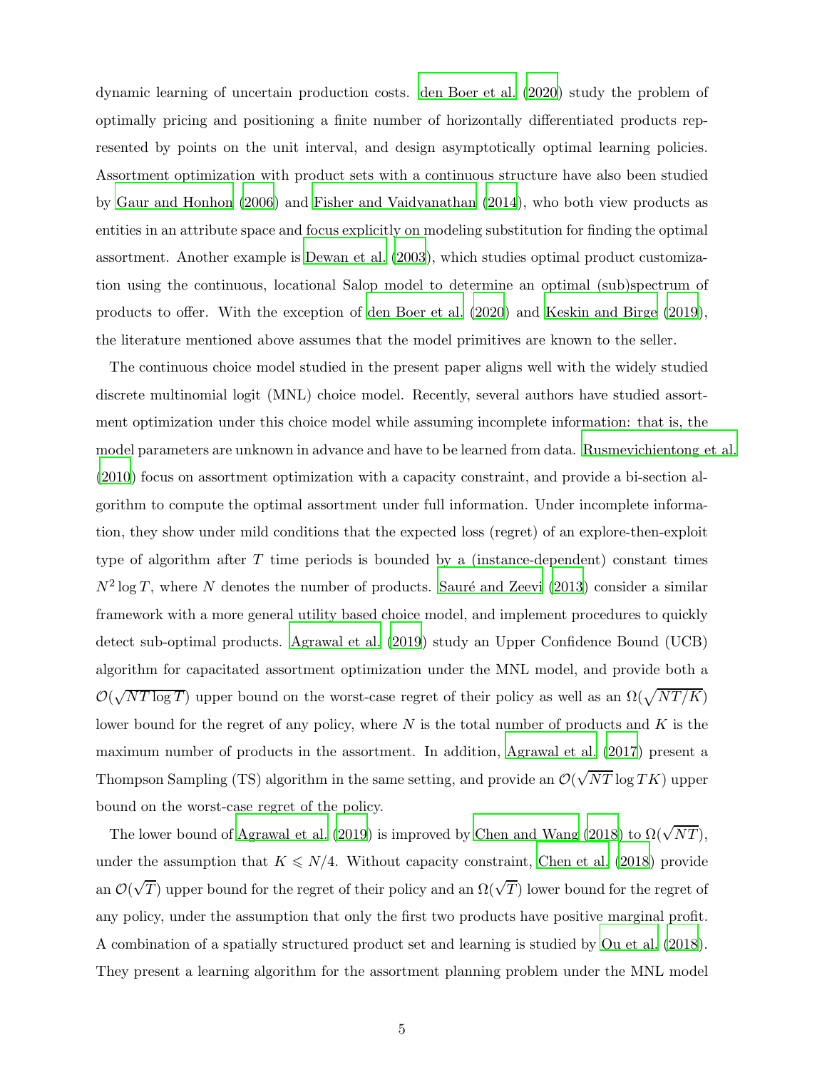dynamic learning of uncertain production costs. den Boer et al. (2020) study the problem of optimally pricing and positioning a finite number of horizontally differentiated products represented by points on the unit interval, and design asymptotically optimal learning policies. Assortment optimization with product sets with a continuous structure have also been studied by Gaur and Honhon (2006) and Fisher and Vaidyanathan (2014), who both view products as entities in an attribute space and focus explicitly on modeling substitution for finding the optimal assortment. Another example is Dewan et al. (2003), which studies optimal product customization using the continuous, locational Salop model to determine an optimal (sub)spectrum of products to offer. With the exception of den Boer et al. (2020) and Keskin and Birge (2019), the literature mentioned above assumes that the model primitives are known to the seller.

The continuous choice model studied in the present paper aligns well with the widely studied discrete multinomial logit (MNL) choice model. Recently, several authors have studied assortment optimization under this choice model while assuming incomplete information: that is, the model parameters are unknown in advance and have to be learned from data. Rusmevichientong et al. (2010) focus on assortment optimization with a capacity constraint, and provide a bi-section algorithm to compute the optimal assortment under full information. Under incomplete information, they show under mild conditions that the expected loss (regret) of an explore-then-exploit type of algorithm after $T$ time periods is bounded by a (instance-dependent) constant times $N^2 \log T$, where $N$ denotes the number of products. Sauré and Zeevi (2013) consider a similar framework with a more general utility based choice model, and implement procedures to quickly detect sub-optimal products. Agrawal et al. (2019) study an Upper Confidence Bound (UCB) algorithm for capacitated assortment optimization under the MNL model, and provide both a $\mathcal{O}(\sqrt{NT \log T})$ upper bound on the worst-case regret of their policy as well as an $\Omega(\sqrt{NT/K})$ lower bound for the regret of any policy, where $N$ is the total number of products and $K$ is the maximum number of products in the assortment. In addition, Agrawal et al. (2017) present a Thompson Sampling (TS) algorithm in the same setting, and provide an $\mathcal{O}(\sqrt{NT} \log TK)$ upper bound on the worst-case regret of the policy.

The lower bound of Agrawal et al. (2019) is improved by Chen and Wang (2018) to $\Omega(\sqrt{NT})$, under the assumption that $K \leqslant N/4$. Without capacity constraint, Chen et al. (2018) provide an $\mathcal{O}(\sqrt{T})$ upper bound for the regret of their policy and an $\Omega(\sqrt{T})$ lower bound for the regret of any policy, under the assumption that only the first two products have positive marginal profit. A combination of a spatially structured product set and learning is studied by Ou et al. (2018). They present a learning algorithm for the assortment planning problem under the MNL model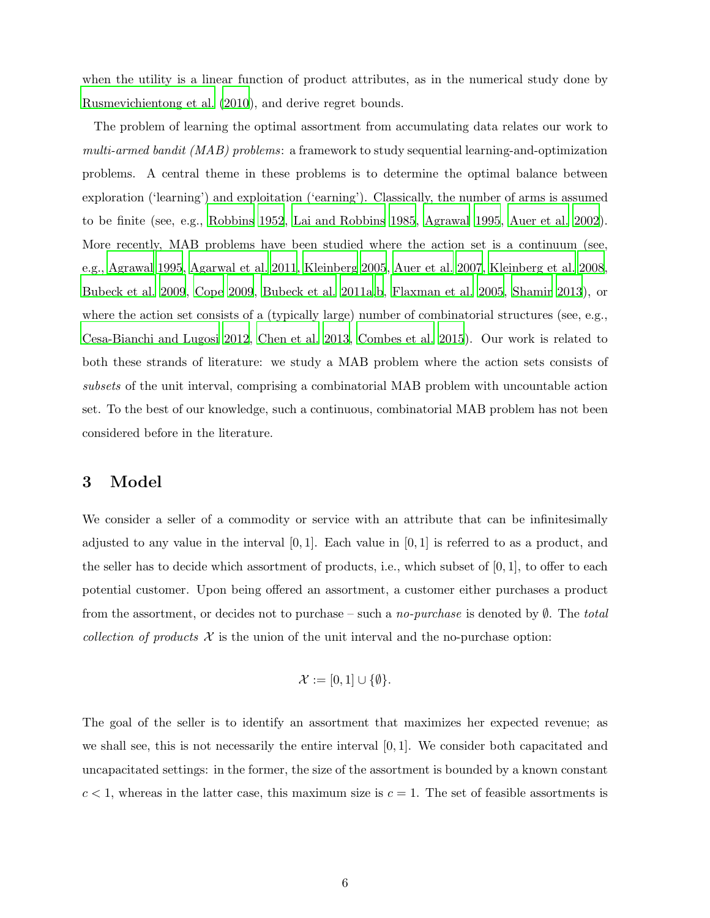when the utility is a linear function of product attributes, as in the numerical study done by Rusmevichientong et al. (2010), and derive regret bounds.

The problem of learning the optimal assortment from accumulating data relates our work to *multi-armed bandit (MAB) problems*: a framework to study sequential learning-and-optimization problems. A central theme in these problems is to determine the optimal balance between exploration ('learning') and exploitation ('earning'). Classically, the number of arms is assumed to be finite (see, e.g., Robbins 1952, Lai and Robbins 1985, Agrawal 1995, Auer et al. 2002). More recently, MAB problems have been studied where the action set is a continuum (see, e.g., Agrawal 1995, Agarwal et al. 2011, Kleinberg 2005, Auer et al. 2007, Kleinberg et al. 2008, Bubeck et al. 2009, Cope 2009, Bubeck et al. 2011a,b, Flaxman et al. 2005, Shamir 2013), or where the action set consists of a (typically large) number of combinatorial structures (see, e.g., Cesa-Bianchi and Lugosi 2012, Chen et al. 2013, Combes et al. 2015). Our work is related to both these strands of literature: we study a MAB problem where the action sets consists of *subsets* of the unit interval, comprising a combinatorial MAB problem with uncountable action set. To the best of our knowledge, such a continuous, combinatorial MAB problem has not been considered before in the literature.

# 3 Model

We consider a seller of a commodity or service with an attribute that can be infinitesimally adjusted to any value in the interval $[0, 1]$. Each value in $[0, 1]$ is referred to as a product, and the seller has to decide which assortment of products, i.e., which subset of $[0, 1]$, to offer to each potential customer. Upon being offered an assortment, a customer either purchases a product from the assortment, or decides not to purchase – such a *no-purchase* is denoted by $\emptyset$. The *total collection of products* $\mathcal{X}$ is the union of the unit interval and the no-purchase option:

$$\mathcal{X} := [0, 1] \cup \{\emptyset\}.$$

The goal of the seller is to identify an assortment that maximizes her expected revenue; as we shall see, this is not necessarily the entire interval $[0, 1]$. We consider both capacitated and uncapacitated settings: in the former, the size of the assortment is bounded by a known constant $c < 1$, whereas in the latter case, this maximum size is $c = 1$. The set of feasible assortments is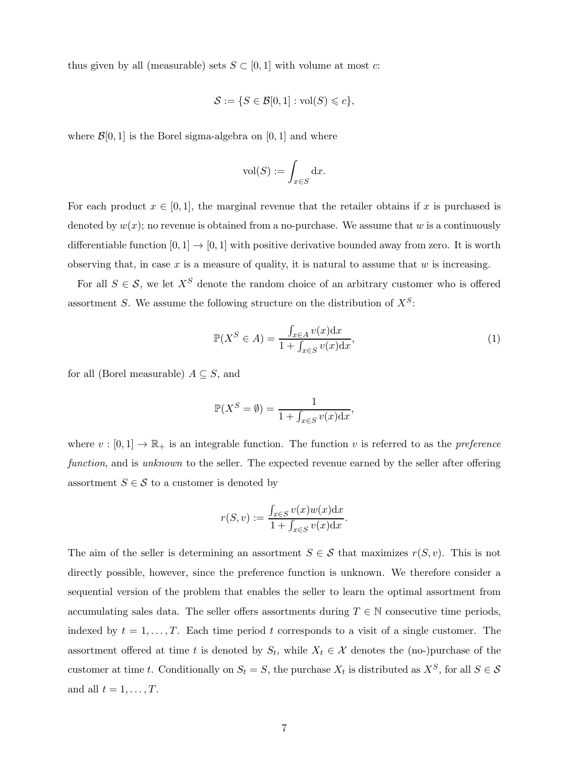thus given by all (measurable) sets $S \subset [0,1]$ with volume at most $c$:

$$\mathcal{S} := \{S \in \mathcal{B}[0,1] : \mathrm{vol}(S) \leqslant c\},$$

where $\mathcal{B}[0,1]$ is the Borel sigma-algebra on $[0,1]$ and where

$$\mathrm{vol}(S) := \int_{x \in S} \mathrm{d}x.$$

For each product $x \in [0,1]$, the marginal revenue that the retailer obtains if $x$ is purchased is denoted by $w(x)$; no revenue is obtained from a no-purchase. We assume that $w$ is a continuously differentiable function $[0,1] \to [0,1]$ with positive derivative bounded away from zero. It is worth observing that, in case $x$ is a measure of quality, it is natural to assume that $w$ is increasing.

For all $S \in \mathcal{S}$, we let $X^S$ denote the random choice of an arbitrary customer who is offered assortment $S$. We assume the following structure on the distribution of $X^S$:

$$\mathbb{P}(X^S \in A) = \frac{\int_{x \in A} v(x)\mathrm{d}x}{1 + \int_{x \in S} v(x)\mathrm{d}x}, \tag{1}$$

for all (Borel measurable) $A \subseteq S$, and

$$\mathbb{P}(X^S = \emptyset) = \frac{1}{1 + \int_{x \in S} v(x)\mathrm{d}x},$$

where $v : [0,1] \to \mathbb{R}_+$ is an integrable function. The function $v$ is referred to as the *preference function*, and is *unknown* to the seller. The expected revenue earned by the seller after offering assortment $S \in \mathcal{S}$ to a customer is denoted by

$$r(S, v) := \frac{\int_{x \in S} v(x)w(x)\mathrm{d}x}{1 + \int_{x \in S} v(x)\mathrm{d}x}.$$

The aim of the seller is determining an assortment $S \in \mathcal{S}$ that maximizes $r(S, v)$. This is not directly possible, however, since the preference function is unknown. We therefore consider a sequential version of the problem that enables the seller to learn the optimal assortment from accumulating sales data. The seller offers assortments during $T \in \mathbb{N}$ consecutive time periods, indexed by $t = 1, \ldots, T$. Each time period $t$ corresponds to a visit of a single customer. The assortment offered at time $t$ is denoted by $S_t$, while $X_t \in \mathcal{X}$ denotes the (no-)purchase of the customer at time $t$. Conditionally on $S_t = S$, the purchase $X_t$ is distributed as $X^S$, for all $S \in \mathcal{S}$ and all $t = 1, \ldots, T$.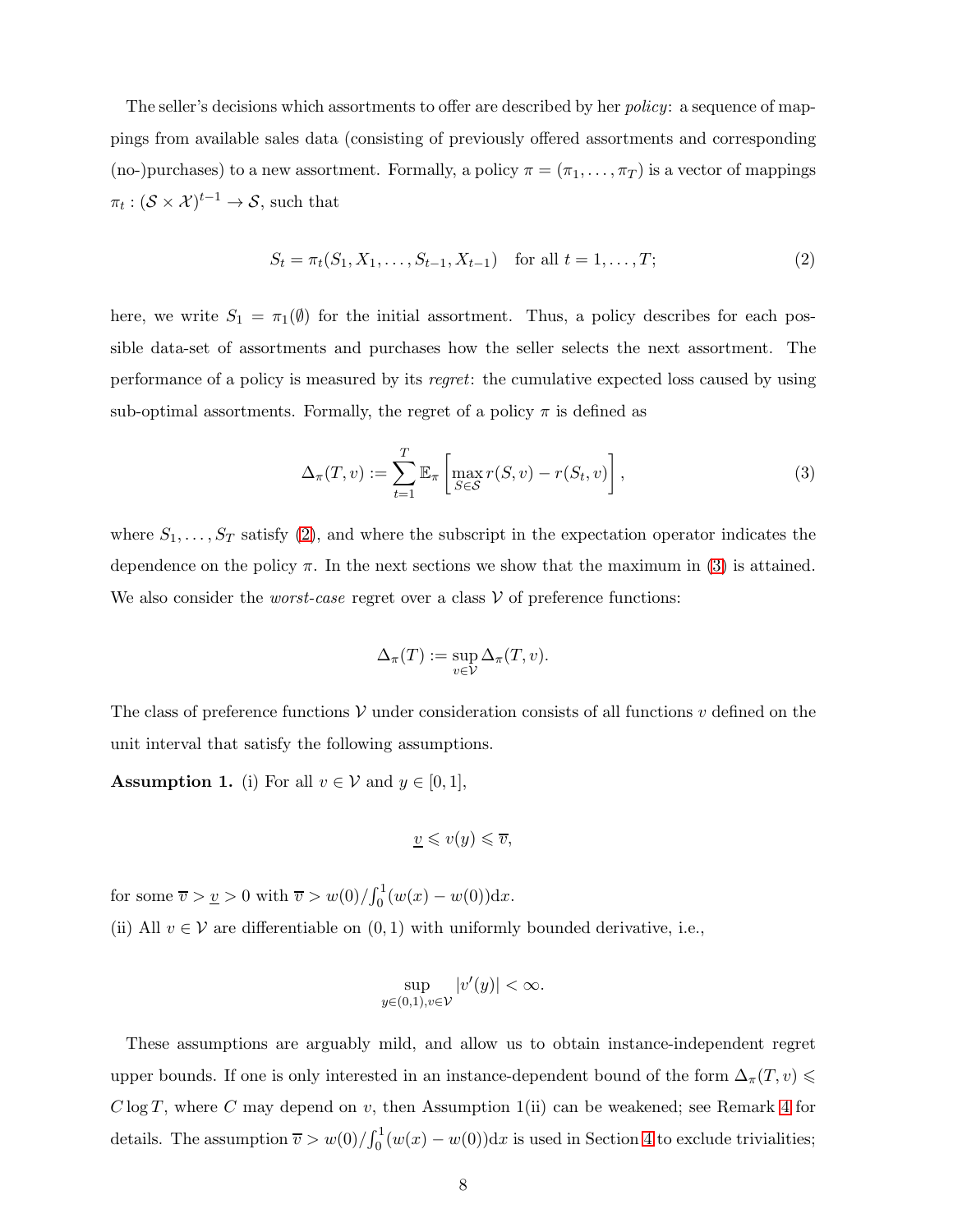The seller's decisions which assortments to offer are described by her *policy*: a sequence of mappings from available sales data (consisting of previously offered assortments and corresponding (no-)purchases) to a new assortment. Formally, a policy $\pi = (\pi_1, \ldots, \pi_T)$ is a vector of mappings $\pi_t : (\mathcal{S} \times \mathcal{X})^{t-1} \to \mathcal{S}$, such that

$$S_t = \pi_t(S_1, X_1, \ldots, S_{t-1}, X_{t-1}) \quad \text{for all } t = 1, \ldots, T; \tag{2}$$

here, we write $S_1 = \pi_1(\emptyset)$ for the initial assortment. Thus, a policy describes for each possible data-set of assortments and purchases how the seller selects the next assortment. The performance of a policy is measured by its *regret*: the cumulative expected loss caused by using sub-optimal assortments. Formally, the regret of a policy $\pi$ is defined as

$$\Delta_\pi(T, v) := \sum_{t=1}^{T} \mathbb{E}_\pi \left[ \max_{S \in \mathcal{S}} r(S, v) - r(S_t, v) \right], \tag{3}$$

where $S_1, \ldots, S_T$ satisfy (2), and where the subscript in the expectation operator indicates the dependence on the policy $\pi$. In the next sections we show that the maximum in (3) is attained. We also consider the *worst-case* regret over a class $\mathcal{V}$ of preference functions:

$$\Delta_\pi(T) := \sup_{v \in \mathcal{V}} \Delta_\pi(T, v).$$

The class of preference functions $\mathcal{V}$ under consideration consists of all functions $v$ defined on the unit interval that satisfy the following assumptions.

**Assumption 1.** (i) For all $v \in \mathcal{V}$ and $y \in [0, 1]$,

$$\underline{v} \leqslant v(y) \leqslant \overline{v},$$

for some $\overline{v} > \underline{v} > 0$ with $\overline{v} > w(0)/\int_0^1 (w(x) - w(0))\mathrm{d}x$.

(ii) All $v \in \mathcal{V}$ are differentiable on $(0, 1)$ with uniformly bounded derivative, i.e.,

$$\sup_{y \in (0,1), v \in \mathcal{V}} |v'(y)| < \infty.$$

These assumptions are arguably mild, and allow us to obtain instance-independent regret upper bounds. If one is only interested in an instance-dependent bound of the form $\Delta_\pi(T, v) \leqslant C \log T$, where $C$ may depend on $v$, then Assumption 1(ii) can be weakened; see Remark 4 for details. The assumption $\overline{v} > w(0)/\int_0^1 (w(x) - w(0))\mathrm{d}x$ is used in Section 4 to exclude trivialities;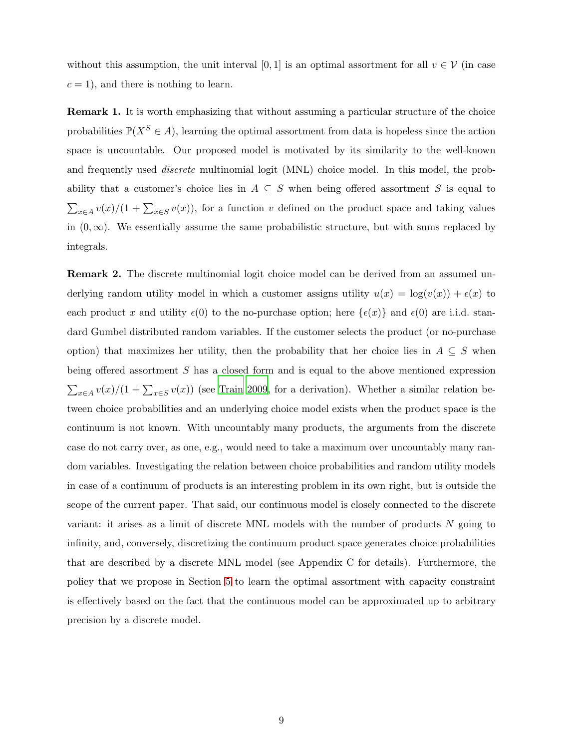without this assumption, the unit interval $[0, 1]$ is an optimal assortment for all $v \in \mathcal{V}$ (in case $c = 1$), and there is nothing to learn.

**Remark 1.** It is worth emphasizing that without assuming a particular structure of the choice probabilities $\mathbb{P}(X^S \in A)$, learning the optimal assortment from data is hopeless since the action space is uncountable. Our proposed model is motivated by its similarity to the well-known and frequently used *discrete* multinomial logit (MNL) choice model. In this model, the probability that a customer's choice lies in $A \subseteq S$ when being offered assortment $S$ is equal to $\sum_{x \in A} v(x)/(1 + \sum_{x \in S} v(x))$, for a function $v$ defined on the product space and taking values in $(0, \infty)$. We essentially assume the same probabilistic structure, but with sums replaced by integrals.

**Remark 2.** The discrete multinomial logit choice model can be derived from an assumed underlying random utility model in which a customer assigns utility $u(x) = \log(v(x)) + \epsilon(x)$ to each product $x$ and utility $\epsilon(0)$ to the no-purchase option; here $\{\epsilon(x)\}$ and $\epsilon(0)$ are i.i.d. standard Gumbel distributed random variables. If the customer selects the product (or no-purchase option) that maximizes her utility, then the probability that her choice lies in $A \subseteq S$ when being offered assortment $S$ has a closed form and is equal to the above mentioned expression $\sum_{x \in A} v(x)/(1 + \sum_{x \in S} v(x))$ (see Train 2009, for a derivation). Whether a similar relation between choice probabilities and an underlying choice model exists when the product space is the continuum is not known. With uncountably many products, the arguments from the discrete case do not carry over, as one, e.g., would need to take a maximum over uncountably many random variables. Investigating the relation between choice probabilities and random utility models in case of a continuum of products is an interesting problem in its own right, but is outside the scope of the current paper. That said, our continuous model is closely connected to the discrete variant: it arises as a limit of discrete MNL models with the number of products $N$ going to infinity, and, conversely, discretizing the continuum product space generates choice probabilities that are described by a discrete MNL model (see Appendix C for details). Furthermore, the policy that we propose in Section 5 to learn the optimal assortment with capacity constraint is effectively based on the fact that the continuous model can be approximated up to arbitrary precision by a discrete model.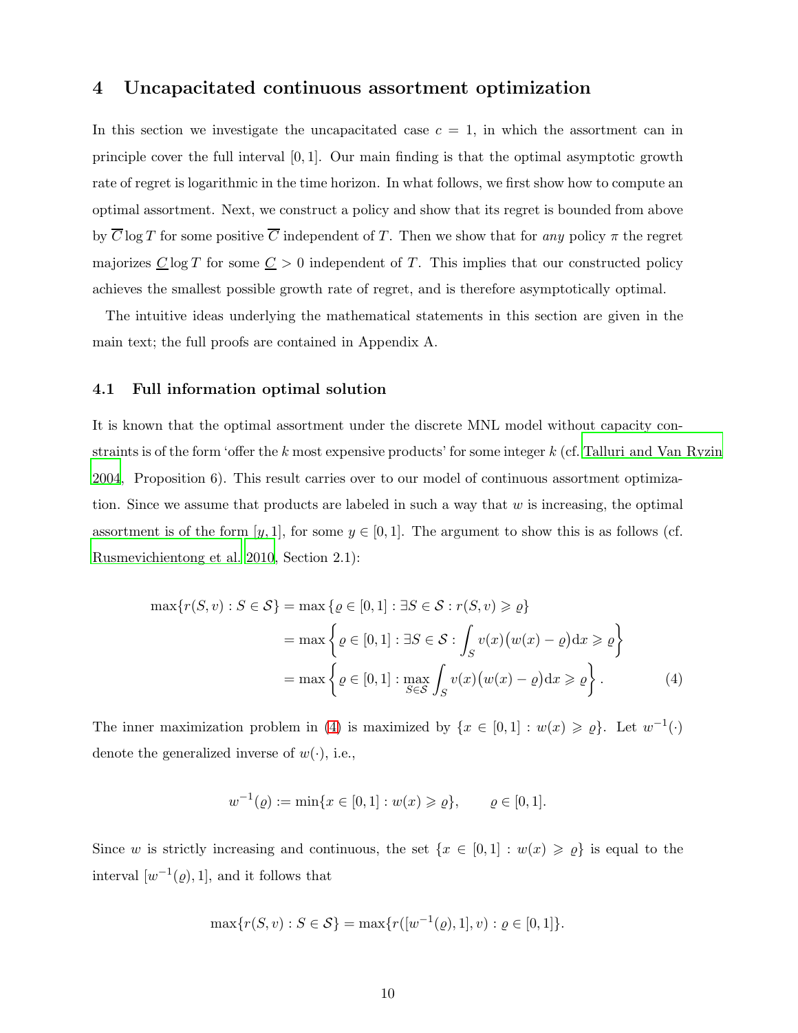# 4 Uncapacitated continuous assortment optimization

In this section we investigate the uncapacitated case $c = 1$, in which the assortment can in principle cover the full interval $[0, 1]$. Our main finding is that the optimal asymptotic growth rate of regret is logarithmic in the time horizon. In what follows, we first show how to compute an optimal assortment. Next, we construct a policy and show that its regret is bounded from above by $\overline{C} \log T$ for some positive $\overline{C}$ independent of $T$. Then we show that for *any* policy $\pi$ the regret majorizes $\underline{C} \log T$ for some $\underline{C} > 0$ independent of $T$. This implies that our constructed policy achieves the smallest possible growth rate of regret, and is therefore asymptotically optimal.

The intuitive ideas underlying the mathematical statements in this section are given in the main text; the full proofs are contained in Appendix A.

## 4.1 Full information optimal solution

It is known that the optimal assortment under the discrete MNL model without capacity constraints is of the form 'offer the $k$ most expensive products' for some integer $k$ (cf. Talluri and Van Ryzin 2004, Proposition 6). This result carries over to our model of continuous assortment optimization. Since we assume that products are labeled in such a way that $w$ is increasing, the optimal assortment is of the form $[y, 1]$, for some $y \in [0, 1]$. The argument to show this is as follows (cf. Rusmevichientong et al. 2010, Section 2.1):

$$
\begin{aligned}
\max\{r(S, v) : S \in \mathcal{S}\} &= \max\{\varrho \in [0,1] : \exists S \in \mathcal{S} : r(S, v) \geqslant \varrho\} \\
&= \max\left\{\varrho \in [0,1] : \exists S \in \mathcal{S} : \int_S v(x)\big(w(x) - \varrho\big)\mathrm{d}x \geqslant \varrho\right\} \\
&= \max\left\{\varrho \in [0,1] : \max_{S \in \mathcal{S}} \int_S v(x)\big(w(x) - \varrho\big)\mathrm{d}x \geqslant \varrho\right\}. \qquad (4)
\end{aligned}
$$

The inner maximization problem in (4) is maximized by $\{x \in [0, 1] : w(x) \geqslant \varrho\}$. Let $w^{-1}(\cdot)$ denote the generalized inverse of $w(\cdot)$, i.e.,

$$
w^{-1}(\varrho) := \min\{x \in [0, 1] : w(x) \geqslant \varrho\}, \qquad \varrho \in [0, 1].
$$

Since $w$ is strictly increasing and continuous, the set $\{x \in [0, 1] : w(x) \geqslant \varrho\}$ is equal to the interval $[w^{-1}(\varrho), 1]$, and it follows that

$$
\max\{r(S, v) : S \in \mathcal{S}\} = \max\{r([w^{-1}(\varrho), 1], v) : \varrho \in [0, 1]\}.
$$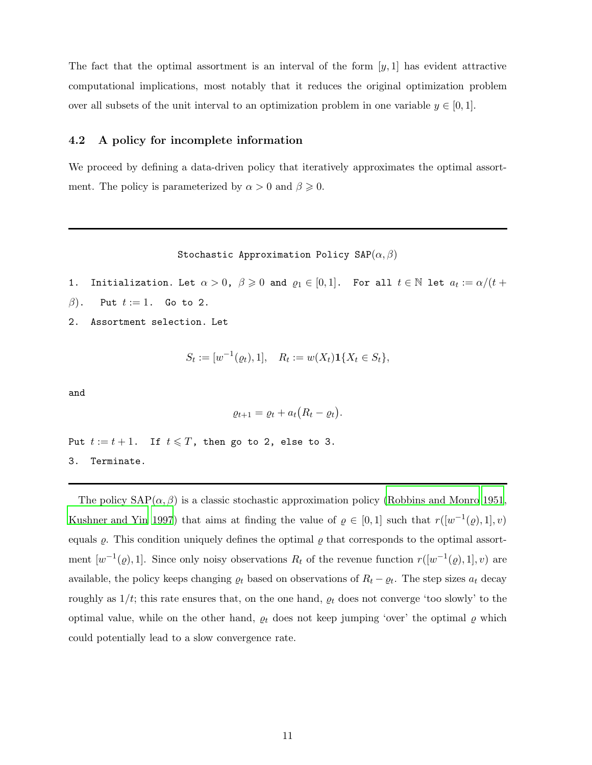The fact that the optimal assortment is an interval of the form $[y, 1]$ has evident attractive computational implications, most notably that it reduces the original optimization problem over all subsets of the unit interval to an optimization problem in one variable $y \in [0, 1]$.

### 4.2 A policy for incomplete information

We proceed by defining a data-driven policy that iteratively approximates the optimal assortment. The policy is parameterized by $\alpha > 0$ and $\beta \geqslant 0$.

---

Stochastic Approximation Policy SAP$(\alpha, \beta)$

1. Initialization. Let $\alpha > 0$, $\beta \geqslant 0$ and $\varrho_1 \in [0, 1]$. For all $t \in \mathbb{N}$ let $a_t := \alpha/(t + \beta)$. Put $t := 1$. Go to 2.
2. Assortment selection. Let

$$S_t := [w^{-1}(\varrho_t), 1], \quad R_t := w(X_t)\mathbf{1}\{X_t \in S_t\},$$

and

$$\varrho_{t+1} = \varrho_t + a_t\big(R_t - \varrho_t\big).$$

Put $t := t + 1$. If $t \leqslant T$, then go to 2, else to 3.

3. Terminate.

---

The policy SAP$(\alpha, \beta)$ is a classic stochastic approximation policy (Robbins and Monro 1951, Kushner and Yin 1997) that aims at finding the value of $\varrho \in [0, 1]$ such that $r([w^{-1}(\varrho), 1], v)$ equals $\varrho$. This condition uniquely defines the optimal $\varrho$ that corresponds to the optimal assortment $[w^{-1}(\varrho), 1]$. Since only noisy observations $R_t$ of the revenue function $r([w^{-1}(\varrho), 1], v)$ are available, the policy keeps changing $\varrho_t$ based on observations of $R_t - \varrho_t$. The step sizes $a_t$ decay roughly as $1/t$; this rate ensures that, on the one hand, $\varrho_t$ does not converge 'too slowly' to the optimal value, while on the other hand, $\varrho_t$ does not keep jumping 'over' the optimal $\varrho$ which could potentially lead to a slow convergence rate.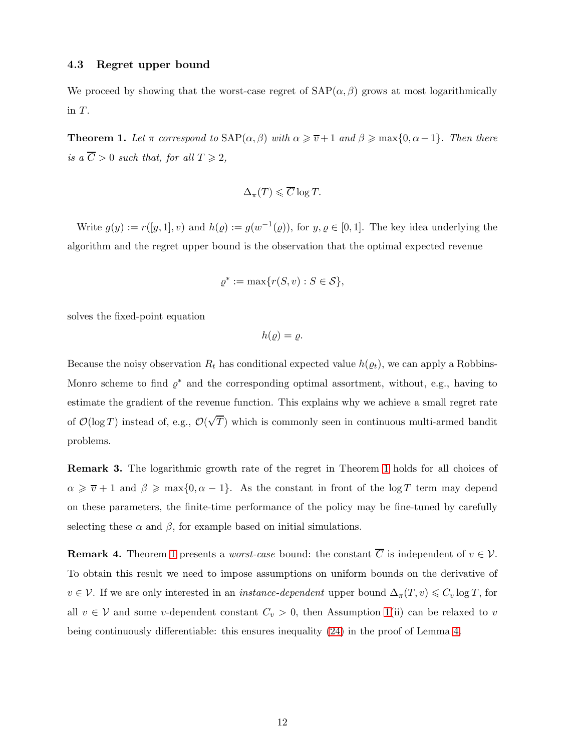### 4.3 Regret upper bound

We proceed by showing that the worst-case regret of $\mathrm{SAP}(\alpha, \beta)$ grows at most logarithmically in $T$.

**Theorem 1.** *Let $\pi$ correspond to $\mathrm{SAP}(\alpha, \beta)$ with $\alpha \geqslant \overline{v} + 1$ and $\beta \geqslant \max\{0, \alpha - 1\}$. Then there is a $\overline{C} > 0$ such that, for all $T \geqslant 2$,*

$$\Delta_\pi(T) \leqslant \overline{C} \log T.$$

Write $g(y) := r([y, 1], v)$ and $h(\varrho) := g(w^{-1}(\varrho))$, for $y, \varrho \in [0, 1]$. The key idea underlying the algorithm and the regret upper bound is the observation that the optimal expected revenue

$$\varrho^* := \max\{r(S, v) : S \in \mathcal{S}\},$$

solves the fixed-point equation

$$h(\varrho) = \varrho.$$

Because the noisy observation $R_t$ has conditional expected value $h(\varrho_t)$, we can apply a Robbins-Monro scheme to find $\varrho^*$ and the corresponding optimal assortment, without, e.g., having to estimate the gradient of the revenue function. This explains why we achieve a small regret rate of $\mathcal{O}(\log T)$ instead of, e.g., $\mathcal{O}(\sqrt{T})$ which is commonly seen in continuous multi-armed bandit problems.

**Remark 3.** The logarithmic growth rate of the regret in Theorem 1 holds for all choices of $\alpha \geqslant \overline{v} + 1$ and $\beta \geqslant \max\{0, \alpha - 1\}$. As the constant in front of the $\log T$ term may depend on these parameters, the finite-time performance of the policy may be fine-tuned by carefully selecting these $\alpha$ and $\beta$, for example based on initial simulations.

**Remark 4.** Theorem 1 presents a *worst-case* bound: the constant $\overline{C}$ is independent of $v \in \mathcal{V}$. To obtain this result we need to impose assumptions on uniform bounds on the derivative of $v \in \mathcal{V}$. If we are only interested in an *instance-dependent* upper bound $\Delta_\pi(T, v) \leqslant C_v \log T$, for all $v \in \mathcal{V}$ and some $v$-dependent constant $C_v > 0$, then Assumption 1(ii) can be relaxed to $v$ being continuously differentiable: this ensures inequality (24) in the proof of Lemma 4.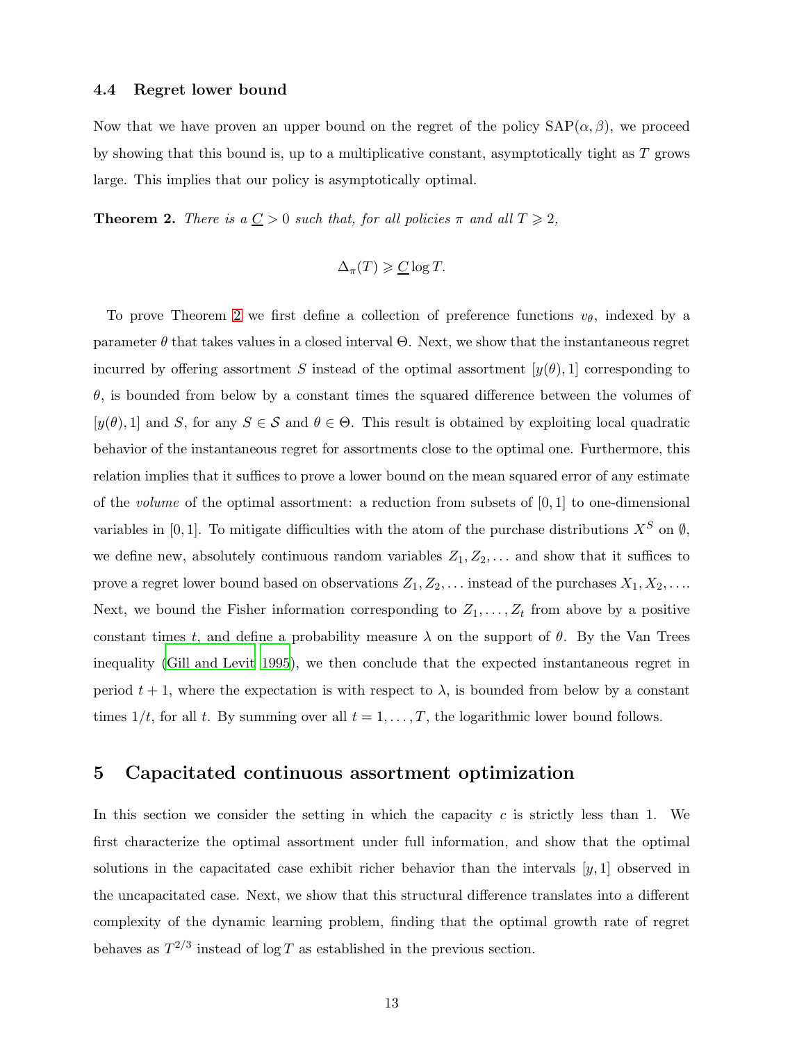### 4.4 Regret lower bound

Now that we have proven an upper bound on the regret of the policy $\mathrm{SAP}(\alpha, \beta)$, we proceed by showing that this bound is, up to a multiplicative constant, asymptotically tight as $T$ grows large. This implies that our policy is asymptotically optimal.

**Theorem 2.** *There is a $\underline{C} > 0$ such that, for all policies $\pi$ and all $T \geqslant 2$,*

$$\Delta_\pi(T) \geqslant \underline{C} \log T.$$

To prove Theorem 2 we first define a collection of preference functions $v_\theta$, indexed by a parameter $\theta$ that takes values in a closed interval $\Theta$. Next, we show that the instantaneous regret incurred by offering assortment $S$ instead of the optimal assortment $[y(\theta), 1]$ corresponding to $\theta$, is bounded from below by a constant times the squared difference between the volumes of $[y(\theta), 1]$ and $S$, for any $S \in \mathcal{S}$ and $\theta \in \Theta$. This result is obtained by exploiting local quadratic behavior of the instantaneous regret for assortments close to the optimal one. Furthermore, this relation implies that it suffices to prove a lower bound on the mean squared error of any estimate of the *volume* of the optimal assortment: a reduction from subsets of $[0, 1]$ to one-dimensional variables in $[0, 1]$. To mitigate difficulties with the atom of the purchase distributions $X^S$ on $\emptyset$, we define new, absolutely continuous random variables $Z_1, Z_2, \ldots$ and show that it suffices to prove a regret lower bound based on observations $Z_1, Z_2, \ldots$ instead of the purchases $X_1, X_2, \ldots$. Next, we bound the Fisher information corresponding to $Z_1, \ldots, Z_t$ from above by a positive constant times $t$, and define a probability measure $\lambda$ on the support of $\theta$. By the Van Trees inequality (Gill and Levit 1995), we then conclude that the expected instantaneous regret in period $t + 1$, where the expectation is with respect to $\lambda$, is bounded from below by a constant times $1/t$, for all $t$. By summing over all $t = 1, \ldots, T$, the logarithmic lower bound follows.

## 5 Capacitated continuous assortment optimization

In this section we consider the setting in which the capacity $c$ is strictly less than 1. We first characterize the optimal assortment under full information, and show that the optimal solutions in the capacitated case exhibit richer behavior than the intervals $[y, 1]$ observed in the uncapacitated case. Next, we show that this structural difference translates into a different complexity of the dynamic learning problem, finding that the optimal growth rate of regret behaves as $T^{2/3}$ instead of $\log T$ as established in the previous section.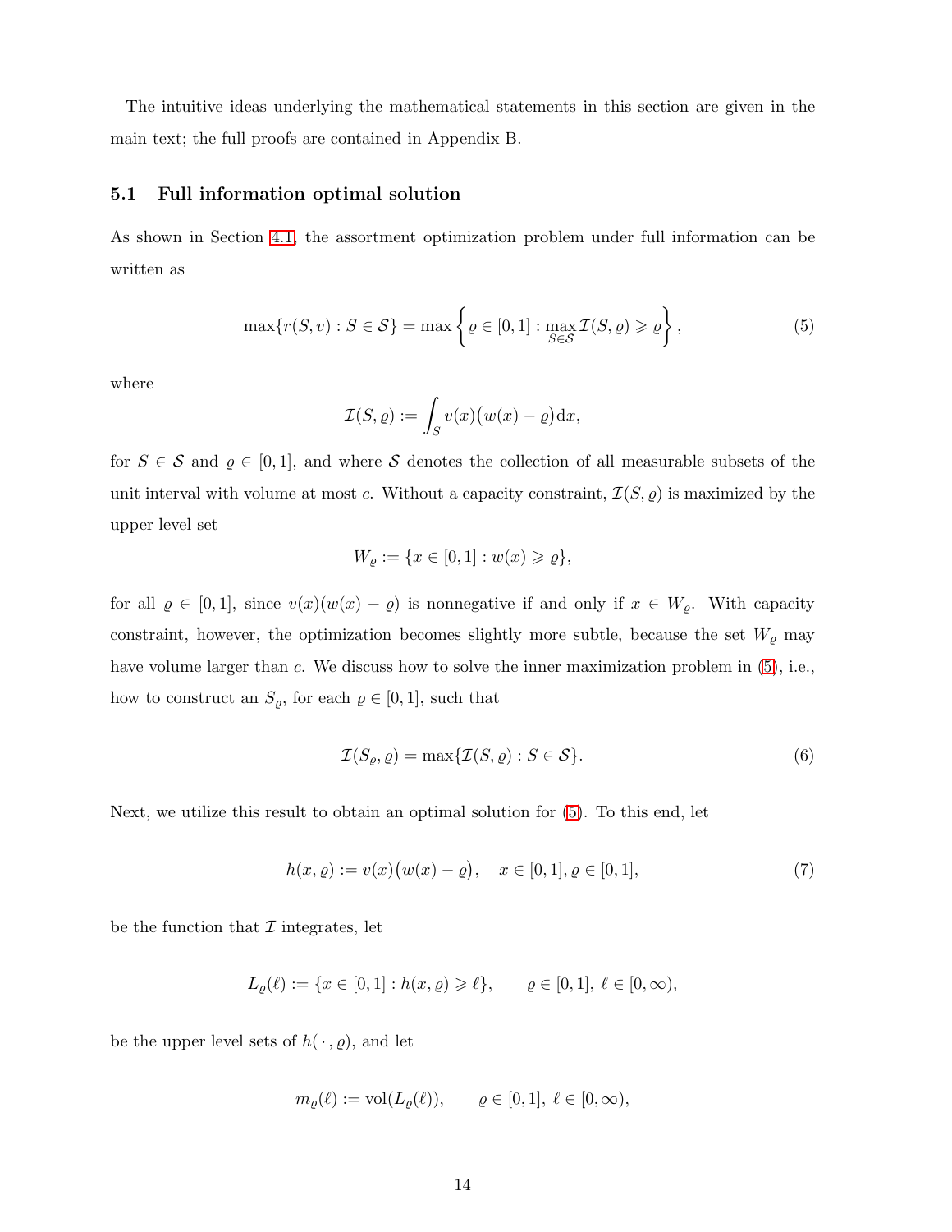The intuitive ideas underlying the mathematical statements in this section are given in the main text; the full proofs are contained in Appendix B.

### 5.1 Full information optimal solution

As shown in Section 4.1, the assortment optimization problem under full information can be written as

$$\max\{r(S,v) : S \in \mathcal{S}\} = \max\left\{\varrho \in [0,1] : \max_{S\in\mathcal{S}} \mathcal{I}(S,\varrho) \geqslant \varrho\right\}, \tag{5}$$

where

$$\mathcal{I}(S,\varrho) := \int_S v(x)\big(w(x) - \varrho\big)\mathrm{d}x,$$

for $S \in \mathcal{S}$ and $\varrho \in [0,1]$, and where $\mathcal{S}$ denotes the collection of all measurable subsets of the unit interval with volume at most $c$. Without a capacity constraint, $\mathcal{I}(S,\varrho)$ is maximized by the upper level set

$$W_\varrho := \{x \in [0,1] : w(x) \geqslant \varrho\},$$

for all $\varrho \in [0,1]$, since $v(x)(w(x) - \varrho)$ is nonnegative if and only if $x \in W_\varrho$. With capacity constraint, however, the optimization becomes slightly more subtle, because the set $W_\varrho$ may have volume larger than $c$. We discuss how to solve the inner maximization problem in (5), i.e., how to construct an $S_\varrho$, for each $\varrho \in [0,1]$, such that

$$\mathcal{I}(S_\varrho,\varrho) = \max\{\mathcal{I}(S,\varrho) : S \in \mathcal{S}\}. \tag{6}$$

Next, we utilize this result to obtain an optimal solution for (5). To this end, let

$$h(x,\varrho) := v(x)\big(w(x) - \varrho\big), \quad x \in [0,1], \varrho \in [0,1], \tag{7}$$

be the function that $\mathcal{I}$ integrates, let

$$L_\varrho(\ell) := \{x \in [0,1] : h(x,\varrho) \geqslant \ell\}, \qquad \varrho \in [0,1],\ \ell \in [0,\infty),$$

be the upper level sets of $h(\,\cdot\,,\varrho)$, and let

$$m_\varrho(\ell) := \mathrm{vol}(L_\varrho(\ell)), \qquad \varrho \in [0,1],\ \ell \in [0,\infty),$$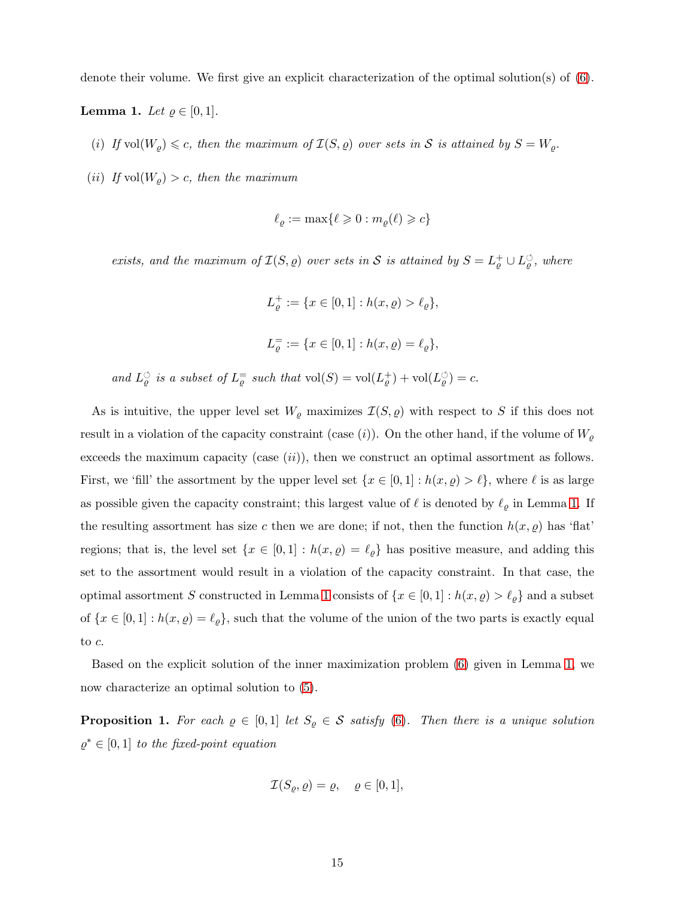denote their volume. We first give an explicit characterization of the optimal solution(s) of (6).

**Lemma 1.** *Let* $\varrho \in [0,1]$.

(*i*) *If* $\mathrm{vol}(W_\varrho) \leqslant c$, *then the maximum of* $\mathcal{I}(S,\varrho)$ *over sets in* $\mathcal{S}$ *is attained by* $S = W_\varrho$.

(*ii*) *If* $\mathrm{vol}(W_\varrho) > c$, *then the maximum*

$$\ell_\varrho := \max\{\ell \geqslant 0 : m_\varrho(\ell) \geqslant c\}$$

*exists, and the maximum of* $\mathcal{I}(S,\varrho)$ *over sets in* $\mathcal{S}$ *is attained by* $S = L_\varrho^+ \cup L_\varrho^\circlearrowleft$, *where*

$$L_\varrho^+ := \{x \in [0,1] : h(x,\varrho) > \ell_\varrho\},$$

$$L_\varrho^= := \{x \in [0,1] : h(x,\varrho) = \ell_\varrho\},$$

*and* $L_\varrho^\circlearrowleft$ *is a subset of* $L_\varrho^=$ *such that* $\mathrm{vol}(S) = \mathrm{vol}(L_\varrho^+) + \mathrm{vol}(L_\varrho^\circlearrowleft) = c$.

As is intuitive, the upper level set $W_\varrho$ maximizes $\mathcal{I}(S,\varrho)$ with respect to $S$ if this does not result in a violation of the capacity constraint (case (*i*)). On the other hand, if the volume of $W_\varrho$ exceeds the maximum capacity (case (*ii*)), then we construct an optimal assortment as follows. First, we 'fill' the assortment by the upper level set $\{x \in [0,1] : h(x,\varrho) > \ell\}$, where $\ell$ is as large as possible given the capacity constraint; this largest value of $\ell$ is denoted by $\ell_\varrho$ in Lemma 1. If the resulting assortment has size $c$ then we are done; if not, then the function $h(x,\varrho)$ has 'flat' regions; that is, the level set $\{x \in [0,1] : h(x,\varrho) = \ell_\varrho\}$ has positive measure, and adding this set to the assortment would result in a violation of the capacity constraint. In that case, the optimal assortment $S$ constructed in Lemma 1 consists of $\{x \in [0,1] : h(x,\varrho) > \ell_\varrho\}$ and a subset of $\{x \in [0,1] : h(x,\varrho) = \ell_\varrho\}$, such that the volume of the union of the two parts is exactly equal to $c$.

Based on the explicit solution of the inner maximization problem (6) given in Lemma 1, we now characterize an optimal solution to (5).

**Proposition 1.** *For each* $\varrho \in [0,1]$ *let* $S_\varrho \in \mathcal{S}$ *satisfy* (6). *Then there is a unique solution* $\varrho^* \in [0,1]$ *to the fixed-point equation*

$$\mathcal{I}(S_\varrho, \varrho) = \varrho, \quad \varrho \in [0,1],$$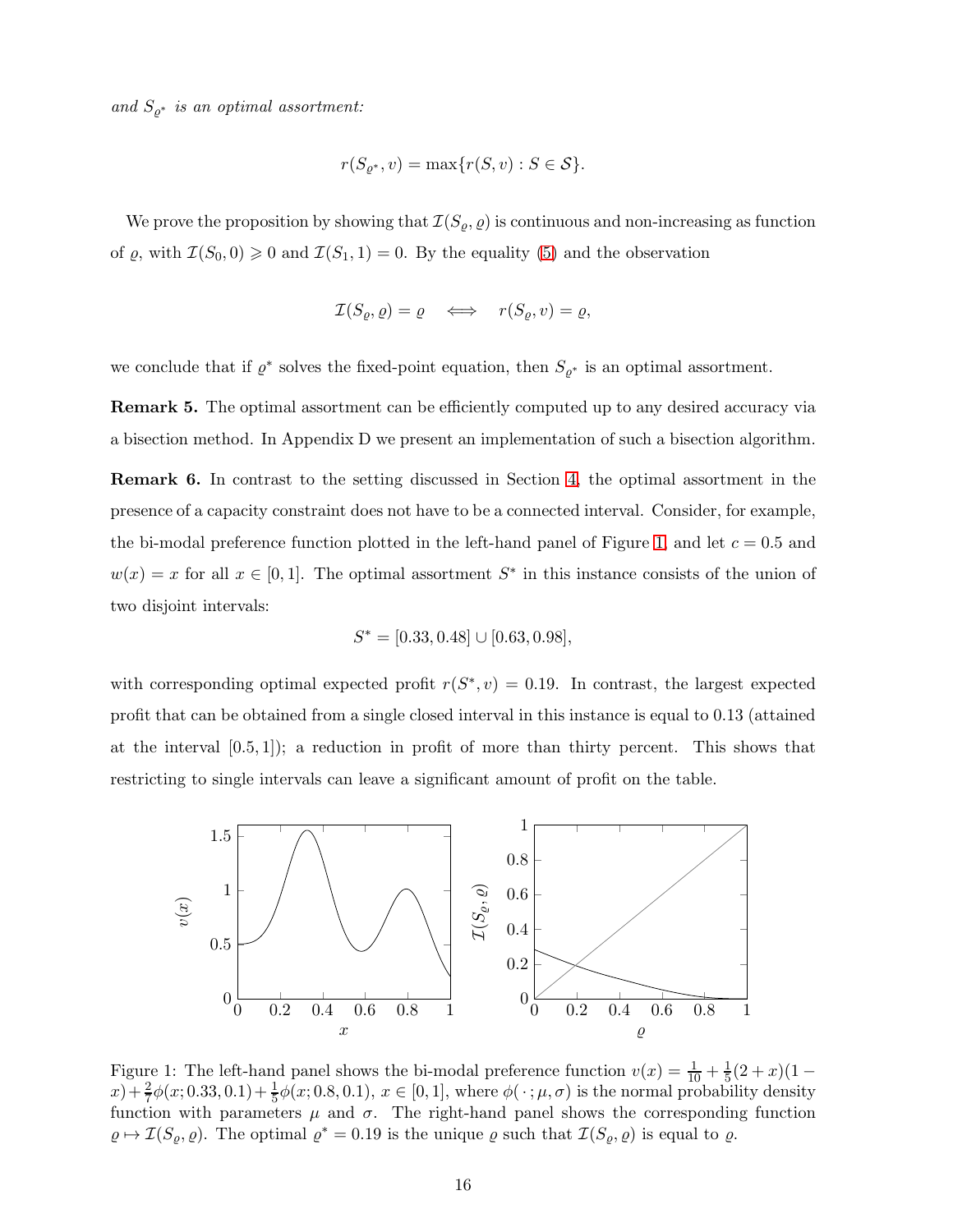*and $S_{\varrho^*}$ is an optimal assortment:*

$$r(S_{\varrho^*}, v) = \max\{r(S, v) : S \in \mathcal{S}\}.$$

We prove the proposition by showing that $\mathcal{I}(S_\varrho, \varrho)$ is continuous and non-increasing as function of $\varrho$, with $\mathcal{I}(S_0, 0) \geqslant 0$ and $\mathcal{I}(S_1, 1) = 0$. By the equality (5) and the observation

$$\mathcal{I}(S_\varrho, \varrho) = \varrho \quad \Longleftrightarrow \quad r(S_\varrho, v) = \varrho,$$

we conclude that if $\varrho^*$ solves the fixed-point equation, then $S_{\varrho^*}$ is an optimal assortment.

**Remark 5.** The optimal assortment can be efficiently computed up to any desired accuracy via a bisection method. In Appendix D we present an implementation of such a bisection algorithm.

**Remark 6.** In contrast to the setting discussed in Section 4, the optimal assortment in the presence of a capacity constraint does not have to be a connected interval. Consider, for example, the bi-modal preference function plotted in the left-hand panel of Figure 1, and let $c = 0.5$ and $w(x) = x$ for all $x \in [0, 1]$. The optimal assortment $S^*$ in this instance consists of the union of two disjoint intervals:

$$S^* = [0.33, 0.48] \cup [0.63, 0.98],$$

with corresponding optimal expected profit $r(S^*, v) = 0.19$. In contrast, the largest expected profit that can be obtained from a single closed interval in this instance is equal to 0.13 (attained at the interval $[0.5, 1]$); a reduction in profit of more than thirty percent. This shows that restricting to single intervals can leave a significant amount of profit on the table.

Figure 1: The left-hand panel shows the bi-modal preference function $v(x) = \frac{1}{10} + \frac{1}{5}(2 + x)(1 - x) + \frac{2}{7}\phi(x; 0.33, 0.1) + \frac{1}{5}\phi(x; 0.8, 0.1)$, $x \in [0, 1]$, where $\phi(\,\cdot\,; \mu, \sigma)$ is the normal probability density function with parameters $\mu$ and $\sigma$. The right-hand panel shows the corresponding function $\varrho \mapsto \mathcal{I}(S_\varrho, \varrho)$. The optimal $\varrho^* = 0.19$ is the unique $\varrho$ such that $\mathcal{I}(S_\varrho, \varrho)$ is equal to $\varrho$.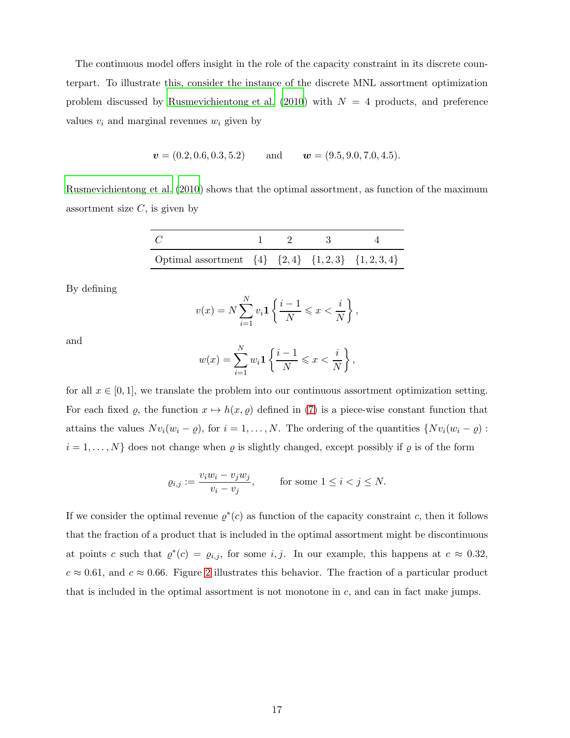The continuous model offers insight in the role of the capacity constraint in its discrete counterpart. To illustrate this, consider the instance of the discrete MNL assortment optimization problem discussed by Rusmevichientong et al. (2010) with $N = 4$ products, and preference values $v_i$ and marginal revenues $w_i$ given by

$$\boldsymbol{v} = (0.2, 0.6, 0.3, 5.2) \qquad \text{and} \qquad \boldsymbol{w} = (9.5, 9.0, 7.0, 4.5).$$

Rusmevichientong et al. (2010) shows that the optimal assortment, as function of the maximum assortment size $C$, is given by

| $C$ | 1 | 2 | 3 | 4 |
|---|---|---|---|---|
| Optimal assortment | $\{4\}$ | $\{2,4\}$ | $\{1,2,3\}$ | $\{1,2,3,4\}$ |

By defining

$$v(x) = N \sum_{i=1}^{N} v_i \mathbf{1}\left\{ \frac{i-1}{N} \leqslant x < \frac{i}{N} \right\},$$

and

$$w(x) = \sum_{i=1}^{N} w_i \mathbf{1}\left\{ \frac{i-1}{N} \leqslant x < \frac{i}{N} \right\},$$

for all $x \in [0, 1]$, we translate the problem into our continuous assortment optimization setting. For each fixed $\varrho$, the function $x \mapsto h(x, \varrho)$ defined in (7) is a piece-wise constant function that attains the values $N v_i (w_i - \varrho)$, for $i = 1, \ldots, N$. The ordering of the quantities $\{N v_i (w_i - \varrho) : i = 1, \ldots, N\}$ does not change when $\varrho$ is slightly changed, except possibly if $\varrho$ is of the form

$$\varrho_{i,j} := \frac{v_i w_i - v_j w_j}{v_i - v_j}, \qquad \text{for some } 1 \leq i < j \leq N.$$

If we consider the optimal revenue $\varrho^*(c)$ as function of the capacity constraint $c$, then it follows that the fraction of a product that is included in the optimal assortment might be discontinuous at points $c$ such that $\varrho^*(c) = \varrho_{i,j}$, for some $i, j$. In our example, this happens at $c \approx 0.32$, $c \approx 0.61$, and $c \approx 0.66$. Figure 2 illustrates this behavior. The fraction of a particular product that is included in the optimal assortment is not monotone in $c$, and can in fact make jumps.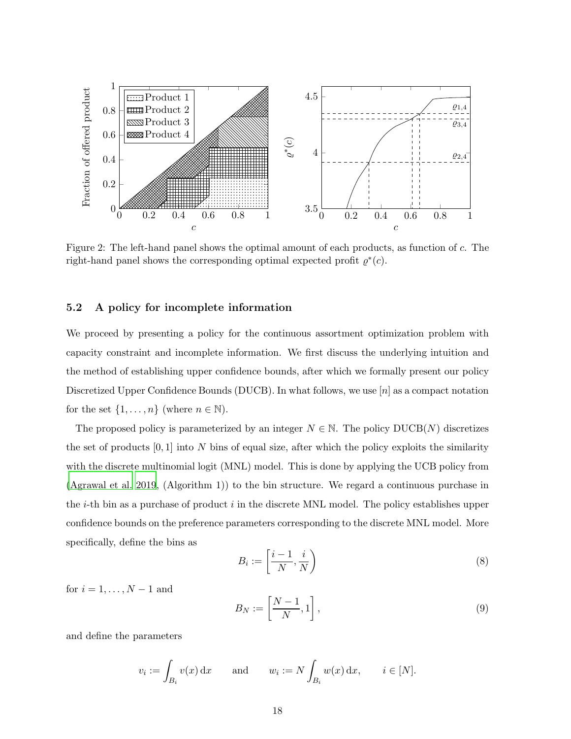Figure 2: The left-hand panel shows the optimal amount of each products, as function of $c$. The right-hand panel shows the corresponding optimal expected profit $\varrho^*(c)$.

### 5.2 A policy for incomplete information

We proceed by presenting a policy for the continuous assortment optimization problem with capacity constraint and incomplete information. We first discuss the underlying intuition and the method of establishing upper confidence bounds, after which we formally present our policy Discretized Upper Confidence Bounds (DUCB). In what follows, we use $[n]$ as a compact notation for the set $\{1, \ldots, n\}$ (where $n \in \mathbb{N}$).

The proposed policy is parameterized by an integer $N \in \mathbb{N}$. The policy DUCB($N$) discretizes the set of products $[0, 1]$ into $N$ bins of equal size, after which the policy exploits the similarity with the discrete multinomial logit (MNL) model. This is done by applying the UCB policy from (Agrawal et al. 2019, (Algorithm 1)) to the bin structure. We regard a continuous purchase in the $i$-th bin as a purchase of product $i$ in the discrete MNL model. The policy establishes upper confidence bounds on the preference parameters corresponding to the discrete MNL model. More specifically, define the bins as

$$B_i := \left[\frac{i-1}{N}, \frac{i}{N}\right) \tag{8}$$

for $i = 1, \ldots, N-1$ and

$$B_N := \left[\frac{N-1}{N}, 1\right], \tag{9}$$

and define the parameters

$$v_i := \int_{B_i} v(x)\,\mathrm{d}x \qquad \text{and} \qquad w_i := N \int_{B_i} w(x)\,\mathrm{d}x, \qquad i \in [N].$$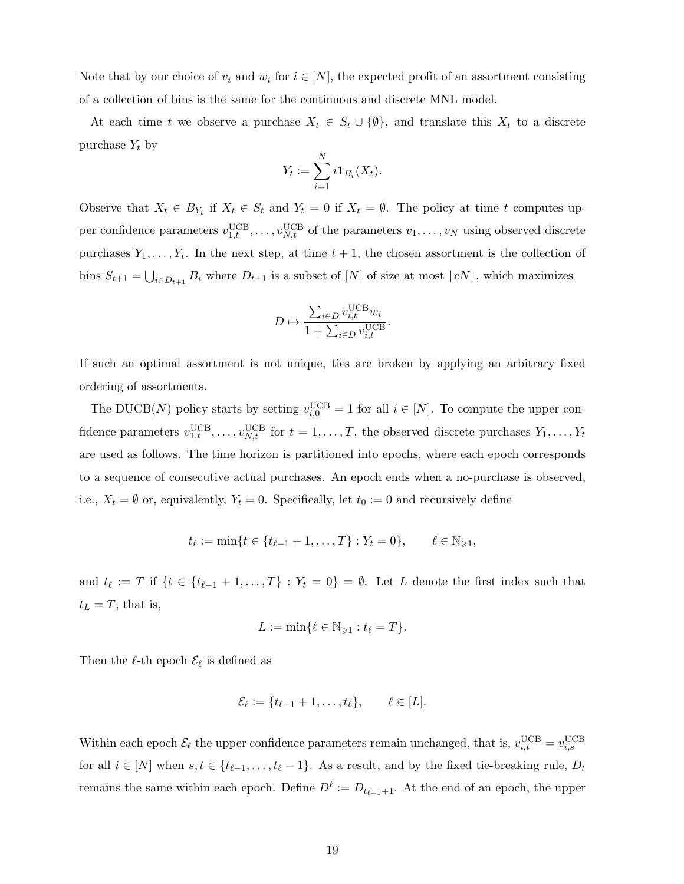Note that by our choice of $v_i$ and $w_i$ for $i \in [N]$, the expected profit of an assortment consisting of a collection of bins is the same for the continuous and discrete MNL model.

At each time $t$ we observe a purchase $X_t \in S_t \cup \{\emptyset\}$, and translate this $X_t$ to a discrete purchase $Y_t$ by

$$Y_t := \sum_{i=1}^{N} i \mathbf{1}_{B_i}(X_t).$$

Observe that $X_t \in B_{Y_t}$ if $X_t \in S_t$ and $Y_t = 0$ if $X_t = \emptyset$. The policy at time $t$ computes upper confidence parameters $v_{1,t}^{\mathrm{UCB}}, \ldots, v_{N,t}^{\mathrm{UCB}}$ of the parameters $v_1, \ldots, v_N$ using observed discrete purchases $Y_1, \ldots, Y_t$. In the next step, at time $t+1$, the chosen assortment is the collection of bins $S_{t+1} = \bigcup_{i \in D_{t+1}} B_i$ where $D_{t+1}$ is a subset of $[N]$ of size at most $\lfloor cN \rfloor$, which maximizes

$$D \mapsto \frac{\sum_{i \in D} v_{i,t}^{\mathrm{UCB}} w_i}{1 + \sum_{i \in D} v_{i,t}^{\mathrm{UCB}}}.$$

If such an optimal assortment is not unique, ties are broken by applying an arbitrary fixed ordering of assortments.

The DUCB($N$) policy starts by setting $v_{i,0}^{\mathrm{UCB}} = 1$ for all $i \in [N]$. To compute the upper confidence parameters $v_{1,t}^{\mathrm{UCB}}, \ldots, v_{N,t}^{\mathrm{UCB}}$ for $t = 1, \ldots, T$, the observed discrete purchases $Y_1, \ldots, Y_t$ are used as follows. The time horizon is partitioned into epochs, where each epoch corresponds to a sequence of consecutive actual purchases. An epoch ends when a no-purchase is observed, i.e., $X_t = \emptyset$ or, equivalently, $Y_t = 0$. Specifically, let $t_0 := 0$ and recursively define

$$t_\ell := \min\{t \in \{t_{\ell-1}+1, \ldots, T\} : Y_t = 0\}, \qquad \ell \in \mathbb{N}_{\geqslant 1},$$

and $t_\ell := T$ if $\{t \in \{t_{\ell-1}+1, \ldots, T\} : Y_t = 0\} = \emptyset$. Let $L$ denote the first index such that $t_L = T$, that is,

$$L := \min\{\ell \in \mathbb{N}_{\geqslant 1} : t_\ell = T\}.$$

Then the $\ell$-th epoch $\mathcal{E}_\ell$ is defined as

$$\mathcal{E}_\ell := \{t_{\ell-1}+1, \ldots, t_\ell\}, \qquad \ell \in [L].$$

Within each epoch $\mathcal{E}_\ell$ the upper confidence parameters remain unchanged, that is, $v_{i,t}^{\mathrm{UCB}} = v_{i,s}^{\mathrm{UCB}}$ for all $i \in [N]$ when $s, t \in \{t_{\ell-1}, \ldots, t_\ell - 1\}$. As a result, and by the fixed tie-breaking rule, $D_t$ remains the same within each epoch. Define $D^\ell := D_{t_{\ell-1}+1}$. At the end of an epoch, the upper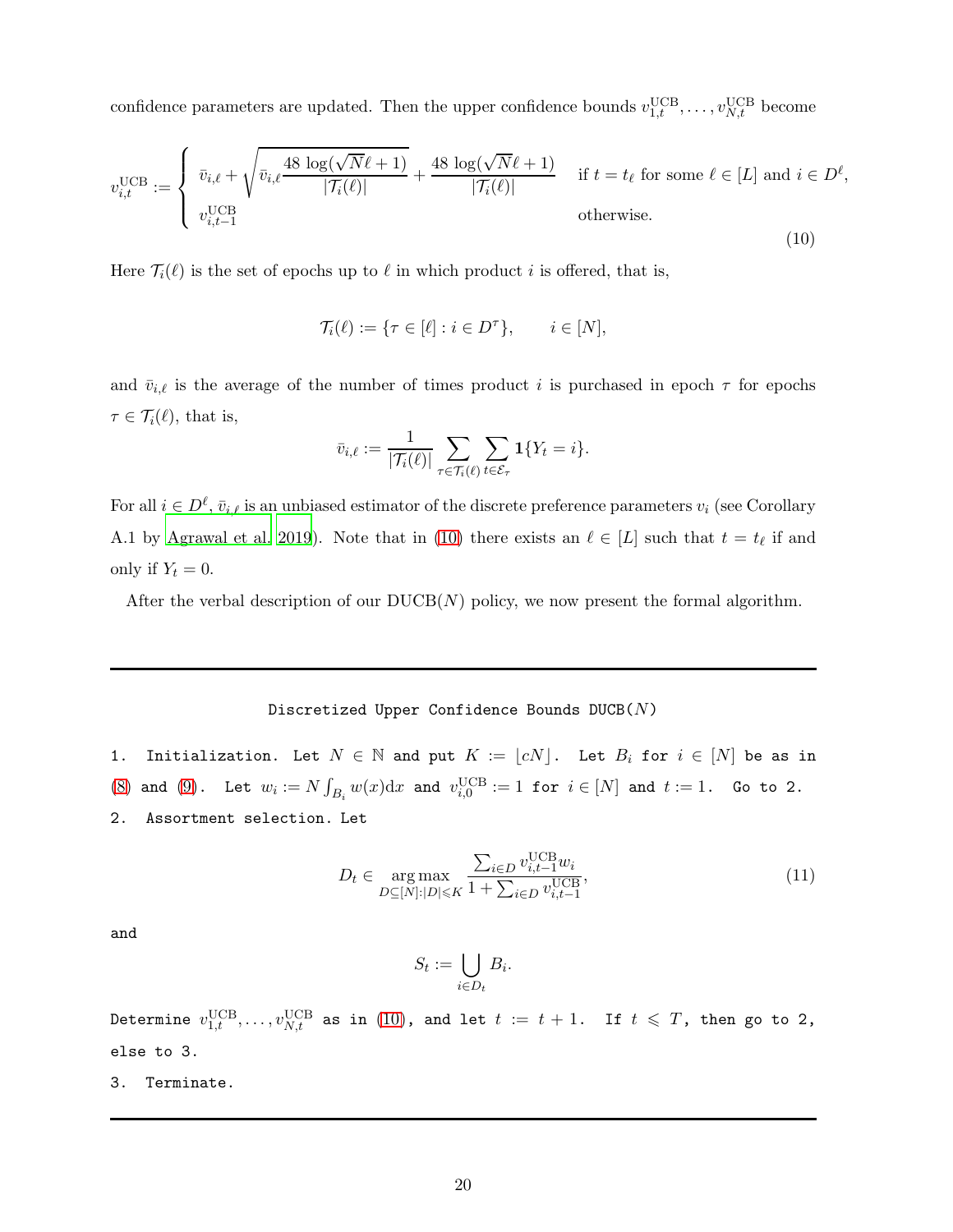confidence parameters are updated. Then the upper confidence bounds $v_{1,t}^{\mathrm{UCB}}, \ldots, v_{N,t}^{\mathrm{UCB}}$ become

$$
v_{i,t}^{\mathrm{UCB}} := \begin{cases} \bar{v}_{i,\ell} + \sqrt{\bar{v}_{i,\ell} \dfrac{48 \log(\sqrt{N}\ell + 1)}{|\mathcal{T}_i(\ell)|}} + \dfrac{48 \log(\sqrt{N}\ell + 1)}{|\mathcal{T}_i(\ell)|} & \text{if } t = t_\ell \text{ for some } \ell \in [L] \text{ and } i \in D^\ell, \\ v_{i,t-1}^{\mathrm{UCB}} & \text{otherwise.} \end{cases} \tag{10}
$$

Here $\mathcal{T}_i(\ell)$ is the set of epochs up to $\ell$ in which product $i$ is offered, that is,

$$
\mathcal{T}_i(\ell) := \{\tau \in [\ell] : i \in D^\tau\}, \qquad i \in [N],
$$

and $\bar{v}_{i,\ell}$ is the average of the number of times product $i$ is purchased in epoch $\tau$ for epochs $\tau \in \mathcal{T}_i(\ell)$, that is,

$$
\bar{v}_{i,\ell} := \frac{1}{|\mathcal{T}_i(\ell)|} \sum_{\tau \in \mathcal{T}_i(\ell)} \sum_{t \in \mathcal{E}_\tau} \mathbf{1}\{Y_t = i\}.
$$

For all $i \in D^\ell$, $\bar{v}_{i,\ell}$ is an unbiased estimator of the discrete preference parameters $v_i$ (see Corollary A.1 by Agrawal et al. 2019). Note that in (10) there exists an $\ell \in [L]$ such that $t = t_\ell$ if and only if $Y_t = 0$.

After the verbal description of our DUCB($N$) policy, we now present the formal algorithm.

---

**Discretized Upper Confidence Bounds DUCB($N$)**

1. **Initialization.** Let $N \in \mathbb{N}$ and put $K := \lfloor cN \rfloor$. Let $B_i$ for $i \in [N]$ be as in (8) and (9). Let $w_i := N \int_{B_i} w(x)\mathrm{d}x$ and $v_{i,0}^{\mathrm{UCB}} := 1$ for $i \in [N]$ and $t := 1$. Go to 2.
2. **Assortment selection.** Let

$$
D_t \in \operatorname*{arg\,max}_{D \subseteq [N] : |D| \leqslant K} \frac{\sum_{i \in D} v_{i,t-1}^{\mathrm{UCB}} w_i}{1 + \sum_{i \in D} v_{i,t-1}^{\mathrm{UCB}}}, \tag{11}
$$

and

$$
S_t := \bigcup_{i \in D_t} B_i.
$$

Determine $v_{1,t}^{\mathrm{UCB}}, \ldots, v_{N,t}^{\mathrm{UCB}}$ as in (10), and let $t := t + 1$. If $t \leqslant T$, then go to 2, else to 3.

3. **Terminate.**

---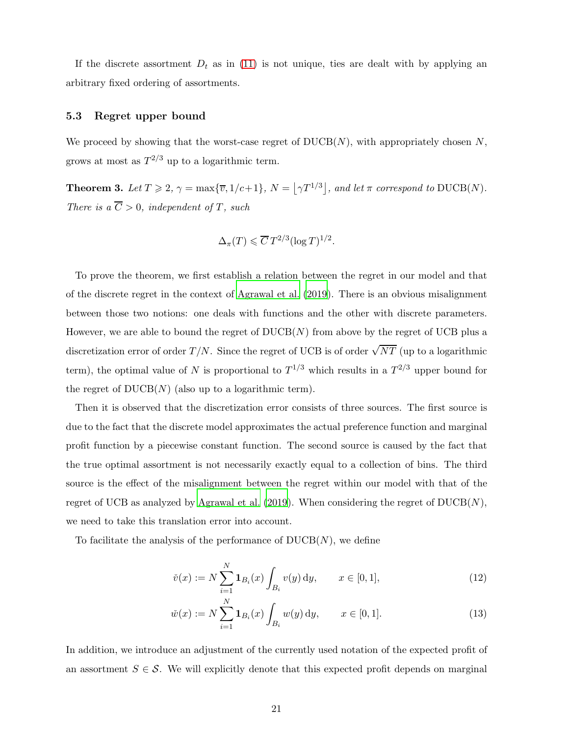If the discrete assortment $D_t$ as in (11) is not unique, ties are dealt with by applying an arbitrary fixed ordering of assortments.

### 5.3 Regret upper bound

We proceed by showing that the worst-case regret of DUCB($N$), with appropriately chosen $N$, grows at most as $T^{2/3}$ up to a logarithmic term.

**Theorem 3.** *Let $T \geqslant 2$, $\gamma = \max\{\overline{v}, 1/c+1\}$, $N = \lfloor \gamma T^{1/3} \rfloor$, and let $\pi$ correspond to* DUCB($N$)*. There is a $\overline{C} > 0$, independent of $T$, such*

$$\Delta_\pi(T) \leqslant \overline{C}\, T^{2/3} (\log T)^{1/2}.$$

To prove the theorem, we first establish a relation between the regret in our model and that of the discrete regret in the context of Agrawal et al. (2019). There is an obvious misalignment between those two notions: one deals with functions and the other with discrete parameters. However, we are able to bound the regret of DUCB($N$) from above by the regret of UCB plus a discretization error of order $T/N$. Since the regret of UCB is of order $\sqrt{NT}$ (up to a logarithmic term), the optimal value of $N$ is proportional to $T^{1/3}$ which results in a $T^{2/3}$ upper bound for the regret of DUCB($N$) (also up to a logarithmic term).

Then it is observed that the discretization error consists of three sources. The first source is due to the fact that the discrete model approximates the actual preference function and marginal profit function by a piecewise constant function. The second source is caused by the fact that the true optimal assortment is not necessarily exactly equal to a collection of bins. The third source is the effect of the misalignment between the regret within our model with that of the regret of UCB as analyzed by Agrawal et al. (2019). When considering the regret of DUCB($N$), we need to take this translation error into account.

To facilitate the analysis of the performance of DUCB($N$), we define

$$\check{v}(x) := N \sum_{i=1}^{N} \mathbf{1}_{B_i}(x) \int_{B_i} v(y)\,\mathrm{d}y, \qquad x \in [0,1], \tag{12}$$

$$\check{w}(x) := N \sum_{i=1}^{N} \mathbf{1}_{B_i}(x) \int_{B_i} w(y)\,\mathrm{d}y, \qquad x \in [0,1]. \tag{13}$$

In addition, we introduce an adjustment of the currently used notation of the expected profit of an assortment $S \in \mathcal{S}$. We will explicitly denote that this expected profit depends on marginal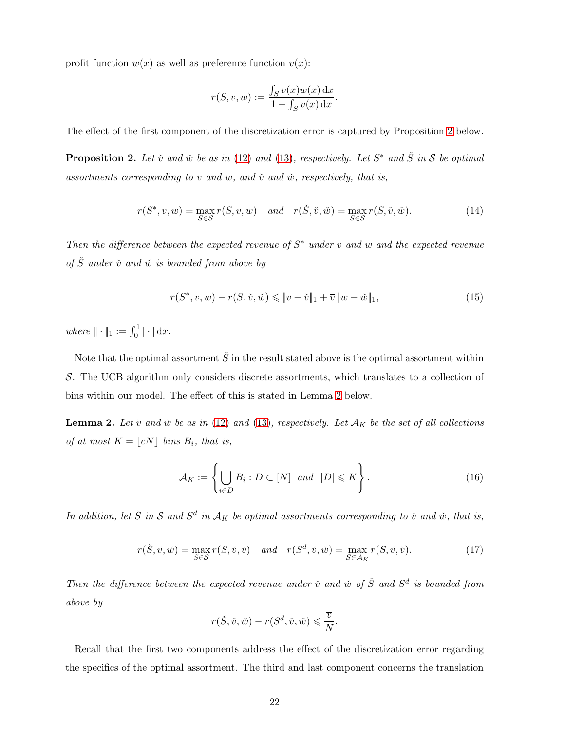profit function $w(x)$ as well as preference function $v(x)$:

$$r(S, v, w) := \frac{\int_S v(x)w(x)\,\mathrm{d}x}{1 + \int_S v(x)\,\mathrm{d}x}.$$

The effect of the first component of the discretization error is captured by Proposition 2 below.

**Proposition 2.** *Let $\check{v}$ and $\check{w}$ be as in (12) and (13), respectively. Let $S^*$ and $\check{S}$ in $\mathcal{S}$ be optimal assortments corresponding to $v$ and $w$, and $\check{v}$ and $\check{w}$, respectively, that is,*

$$r(S^*, v, w) = \max_{S \in \mathcal{S}} r(S, v, w) \quad \text{and} \quad r(\check{S}, \check{v}, \check{w}) = \max_{S \in \mathcal{S}} r(S, \check{v}, \check{w}). \tag{14}$$

*Then the difference between the expected revenue of $S^*$ under $v$ and $w$ and the expected revenue of $\check{S}$ under $\check{v}$ and $\check{w}$ is bounded from above by*

$$r(S^*, v, w) - r(\check{S}, \check{v}, \check{w}) \leqslant \|v - \check{v}\|_1 + \overline{v}\,\|w - \check{w}\|_1, \tag{15}$$

*where $\|\cdot\|_1 := \int_0^1 |\cdot|\,\mathrm{d}x$.*

Note that the optimal assortment $\check{S}$ in the result stated above is the optimal assortment within $\mathcal{S}$. The UCB algorithm only considers discrete assortments, which translates to a collection of bins within our model. The effect of this is stated in Lemma 2 below.

**Lemma 2.** *Let $\check{v}$ and $\check{w}$ be as in (12) and (13), respectively. Let $\mathcal{A}_K$ be the set of all collections of at most $K = \lfloor cN \rfloor$ bins $B_i$, that is,*

$$\mathcal{A}_K := \left\{ \bigcup_{i \in D} B_i : D \subset [N] \ \text{ and } \ |D| \leqslant K \right\}. \tag{16}$$

*In addition, let $\check{S}$ in $\mathcal{S}$ and $S^d$ in $\mathcal{A}_K$ be optimal assortments corresponding to $\check{v}$ and $\check{w}$, that is,*

$$r(\check{S}, \check{v}, \check{w}) = \max_{S \in \mathcal{S}} r(S, \check{v}, \check{v}) \quad \text{and} \quad r(S^d, \check{v}, \check{w}) = \max_{S \in \mathcal{A}_K} r(S, \check{v}, \check{v}). \tag{17}$$

*Then the difference between the expected revenue under $\check{v}$ and $\check{w}$ of $\check{S}$ and $S^d$ is bounded from above by*

$$r(\check{S}, \check{v}, \check{w}) - r(S^d, \check{v}, \check{w}) \leqslant \frac{\overline{v}}{N}.$$

Recall that the first two components address the effect of the discretization error regarding the specifics of the optimal assortment. The third and last component concerns the translation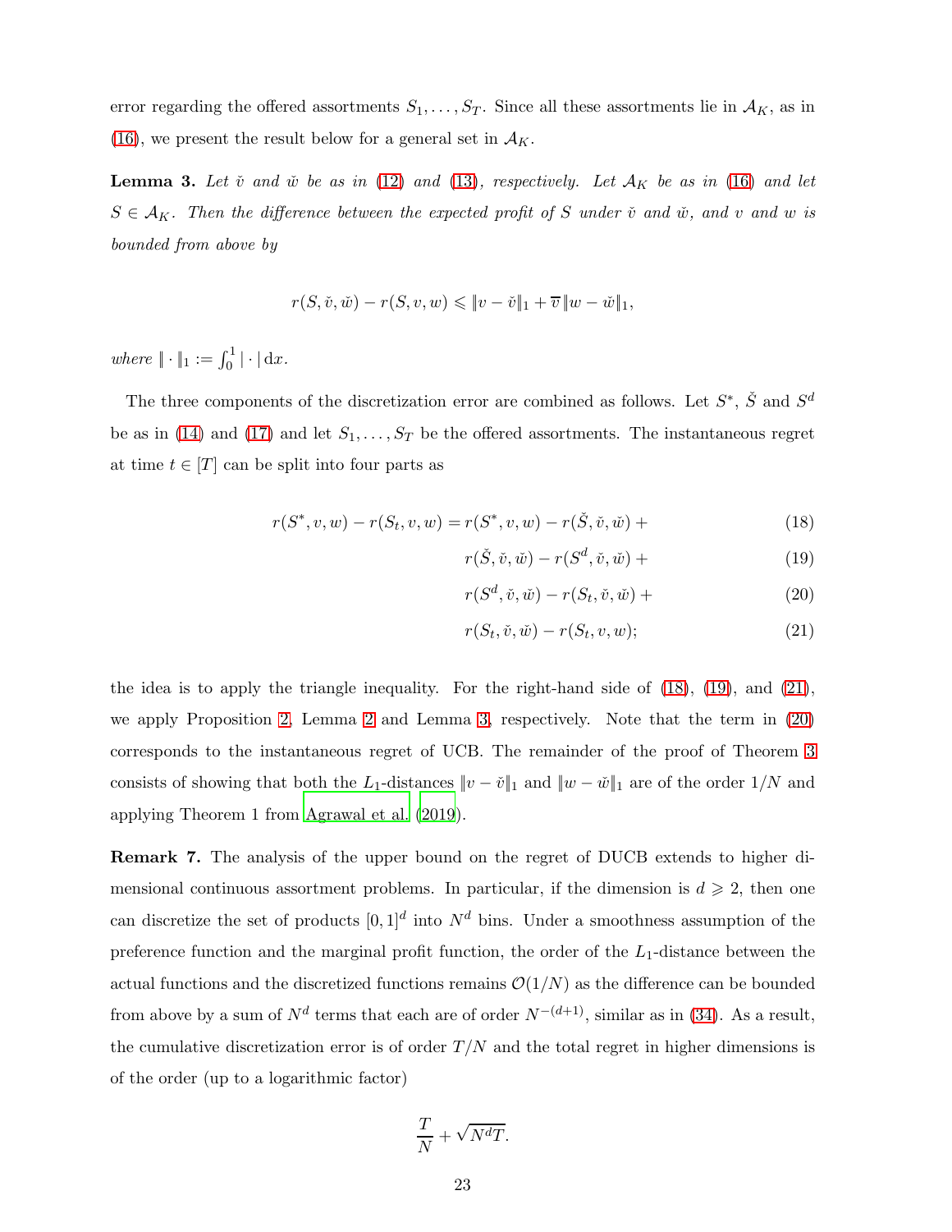error regarding the offered assortments $S_1, \dots, S_T$. Since all these assortments lie in $\mathcal{A}_K$, as in (16), we present the result below for a general set in $\mathcal{A}_K$.

**Lemma 3.** *Let $\check{v}$ and $\check{w}$ be as in (12) and (13), respectively. Let $\mathcal{A}_K$ be as in (16) and let $S \in \mathcal{A}_K$. Then the difference between the expected profit of $S$ under $\check{v}$ and $\check{w}$, and $v$ and $w$ is bounded from above by*

$$r(S, \check{v}, \check{w}) - r(S, v, w) \leqslant \|v - \check{v}\|_1 + \overline{v}\, \|w - \check{w}\|_1,$$

*where $\|\cdot\|_1 := \int_0^1 |\cdot|\, \mathrm{d}x$.*

The three components of the discretization error are combined as follows. Let $S^*$, $\check{S}$ and $S^d$ be as in (14) and (17) and let $S_1, \dots, S_T$ be the offered assortments. The instantaneous regret at time $t \in [T]$ can be split into four parts as

$$r(S^*, v, w) - r(S_t, v, w) = r(S^*, v, w) - r(\check{S}, \check{v}, \check{w}) + \tag{18}$$

$$r(\check{S}, \check{v}, \check{w}) - r(S^d, \check{v}, \check{w}) + \tag{19}$$

$$r(S^d, \check{v}, \check{w}) - r(S_t, \check{v}, \check{w}) + \tag{20}$$

$$r(S_t, \check{v}, \check{w}) - r(S_t, v, w); \tag{21}$$

the idea is to apply the triangle inequality. For the right-hand side of (18), (19), and (21), we apply Proposition 2, Lemma 2 and Lemma 3, respectively. Note that the term in (20) corresponds to the instantaneous regret of UCB. The remainder of the proof of Theorem 3 consists of showing that both the $L_1$-distances $\|v - \check{v}\|_1$ and $\|w - \check{w}\|_1$ are of the order $1/N$ and applying Theorem 1 from Agrawal et al. (2019).

**Remark 7.** The analysis of the upper bound on the regret of DUCB extends to higher dimensional continuous assortment problems. In particular, if the dimension is $d \geqslant 2$, then one can discretize the set of products $[0, 1]^d$ into $N^d$ bins. Under a smoothness assumption of the preference function and the marginal profit function, the order of the $L_1$-distance between the actual functions and the discretized functions remains $\mathcal{O}(1/N)$ as the difference can be bounded from above by a sum of $N^d$ terms that each are of order $N^{-(d+1)}$, similar as in (34). As a result, the cumulative discretization error is of order $T/N$ and the total regret in higher dimensions is of the order (up to a logarithmic factor)

$$\frac{T}{N} + \sqrt{N^d T}.$$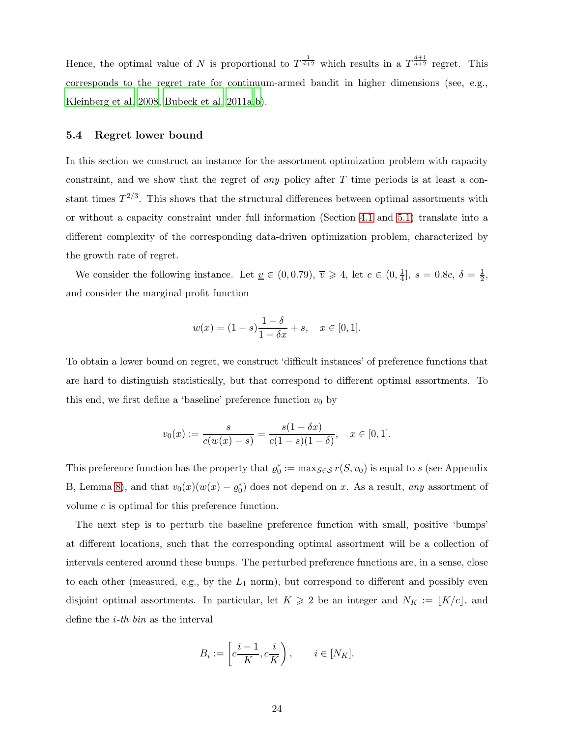Hence, the optimal value of $N$ is proportional to $T^{\frac{1}{d+2}}$ which results in a $T^{\frac{d+1}{d+2}}$ regret. This corresponds to the regret rate for continuum-armed bandit in higher dimensions (see, e.g., Kleinberg et al. 2008, Bubeck et al. 2011a,b).

### 5.4 Regret lower bound

In this section we construct an instance for the assortment optimization problem with capacity constraint, and we show that the regret of *any* policy after $T$ time periods is at least a constant times $T^{2/3}$. This shows that the structural differences between optimal assortments with or without a capacity constraint under full information (Section 4.1 and 5.1) translate into a different complexity of the corresponding data-driven optimization problem, characterized by the growth rate of regret.

We consider the following instance. Let $\underline{v} \in (0, 0.79)$, $\overline{v} \geqslant 4$, let $c \in (0, \frac{1}{4}]$, $s = 0.8c$, $\delta = \frac{1}{2}$, and consider the marginal profit function

$$w(x) = (1-s)\frac{1-\delta}{1-\delta x} + s, \quad x \in [0,1].$$

To obtain a lower bound on regret, we construct 'difficult instances' of preference functions that are hard to distinguish statistically, but that correspond to different optimal assortments. To this end, we first define a 'baseline' preference function $v_0$ by

$$v_0(x) := \frac{s}{c(w(x)-s)} = \frac{s(1-\delta x)}{c(1-s)(1-\delta)}, \quad x \in [0,1].$$

This preference function has the property that $\varrho_0^* := \max_{S \in \mathcal{S}} r(S, v_0)$ is equal to $s$ (see Appendix B, Lemma 8), and that $v_0(x)(w(x) - \varrho_0^*)$ does not depend on $x$. As a result, *any* assortment of volume $c$ is optimal for this preference function.

The next step is to perturb the baseline preference function with small, positive 'bumps' at different locations, such that the corresponding optimal assortment will be a collection of intervals centered around these bumps. The perturbed preference functions are, in a sense, close to each other (measured, e.g., by the $L_1$ norm), but correspond to different and possibly even disjoint optimal assortments. In particular, let $K \geqslant 2$ be an integer and $N_K := \lfloor K/c \rfloor$, and define the *i-th bin* as the interval

$$B_i := \left[c\frac{i-1}{K}, c\frac{i}{K}\right), \qquad i \in [N_K].$$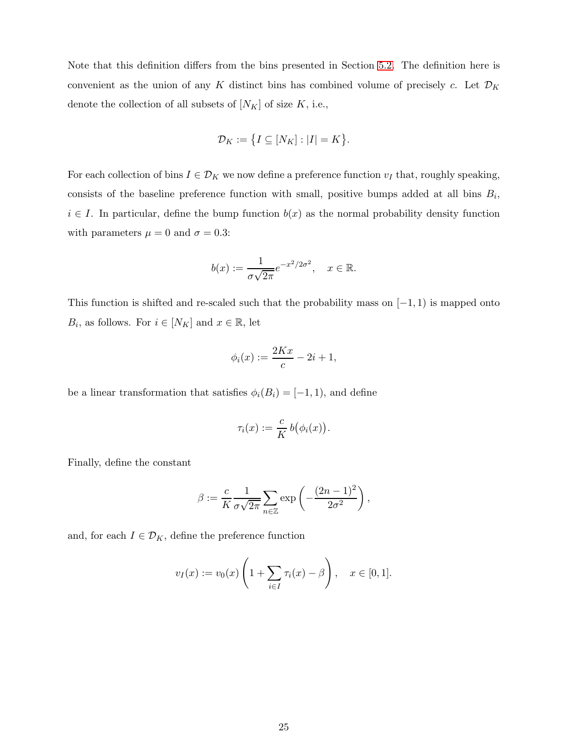Note that this definition differs from the bins presented in Section 5.2. The definition here is convenient as the union of any $K$ distinct bins has combined volume of precisely $c$. Let $\mathcal{D}_K$ denote the collection of all subsets of $[N_K]$ of size $K$, i.e.,

$$\mathcal{D}_K := \big\{ I \subseteq [N_K] : |I| = K \big\}.$$

For each collection of bins $I \in \mathcal{D}_K$ we now define a preference function $v_I$ that, roughly speaking, consists of the baseline preference function with small, positive bumps added at all bins $B_i$, $i \in I$. In particular, define the bump function $b(x)$ as the normal probability density function with parameters $\mu = 0$ and $\sigma = 0.3$:

$$b(x) := \frac{1}{\sigma\sqrt{2\pi}} e^{-x^2/2\sigma^2}, \quad x \in \mathbb{R}.$$

This function is shifted and re-scaled such that the probability mass on $[-1, 1)$ is mapped onto $B_i$, as follows. For $i \in [N_K]$ and $x \in \mathbb{R}$, let

$$\phi_i(x) := \frac{2Kx}{c} - 2i + 1,$$

be a linear transformation that satisfies $\phi_i(B_i) = [-1, 1)$, and define

$$\tau_i(x) := \frac{c}{K}\, b\big(\phi_i(x)\big).$$

Finally, define the constant

$$\beta := \frac{c}{K} \frac{1}{\sigma\sqrt{2\pi}} \sum_{n \in \mathbb{Z}} \exp\left( -\frac{(2n-1)^2}{2\sigma^2} \right),$$

and, for each $I \in \mathcal{D}_K$, define the preference function

$$v_I(x) := v_0(x) \left( 1 + \sum_{i \in I} \tau_i(x) - \beta \right), \quad x \in [0, 1].$$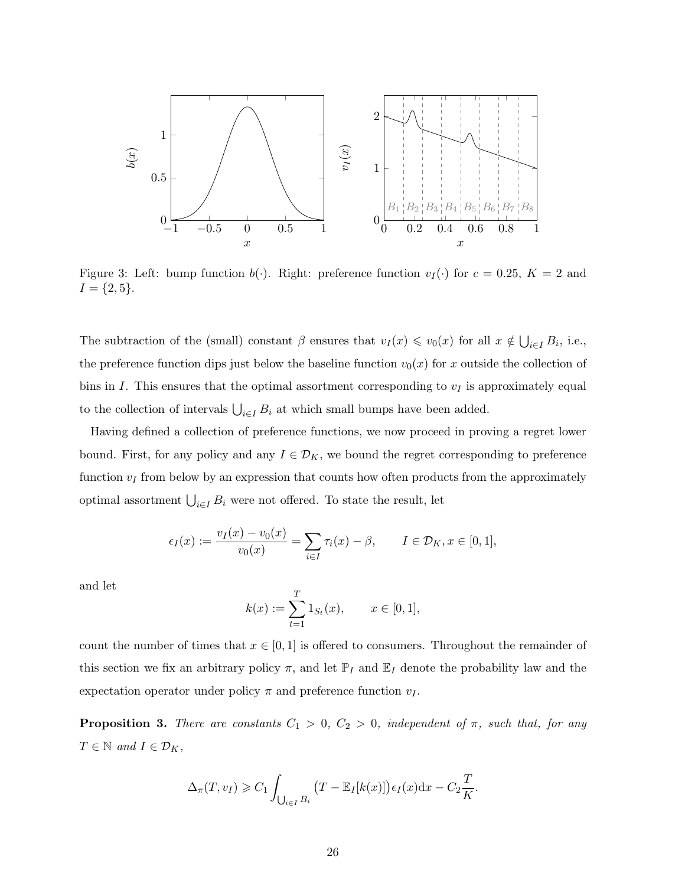Figure 3: Left: bump function $b(\cdot)$. Right: preference function $v_I(\cdot)$ for $c = 0.25$, $K = 2$ and $I = \{2, 5\}$.

The subtraction of the (small) constant $\beta$ ensures that $v_I(x) \leqslant v_0(x)$ for all $x \notin \bigcup_{i \in I} B_i$, i.e., the preference function dips just below the baseline function $v_0(x)$ for $x$ outside the collection of bins in $I$. This ensures that the optimal assortment corresponding to $v_I$ is approximately equal to the collection of intervals $\bigcup_{i \in I} B_i$ at which small bumps have been added.

Having defined a collection of preference functions, we now proceed in proving a regret lower bound. First, for any policy and any $I \in \mathcal{D}_K$, we bound the regret corresponding to preference function $v_I$ from below by an expression that counts how often products from the approximately optimal assortment $\bigcup_{i \in I} B_i$ were not offered. To state the result, let

$$\epsilon_I(x) := \frac{v_I(x) - v_0(x)}{v_0(x)} = \sum_{i \in I} \tau_i(x) - \beta, \qquad I \in \mathcal{D}_K, x \in [0, 1],$$

and let

$$k(x) := \sum_{t=1}^{T} 1_{S_t}(x), \qquad x \in [0, 1],$$

count the number of times that $x \in [0, 1]$ is offered to consumers. Throughout the remainder of this section we fix an arbitrary policy $\pi$, and let $\mathbb{P}_I$ and $\mathbb{E}_I$ denote the probability law and the expectation operator under policy $\pi$ and preference function $v_I$.

**Proposition 3.** *There are constants $C_1 > 0$, $C_2 > 0$, independent of $\pi$, such that, for any $T \in \mathbb{N}$ and $I \in \mathcal{D}_K$,*

$$\Delta_\pi(T, v_I) \geqslant C_1 \int_{\bigcup_{i \in I} B_i} \big(T - \mathbb{E}_I[k(x)]\big) \epsilon_I(x) \mathrm{d}x - C_2 \frac{T}{K}.$$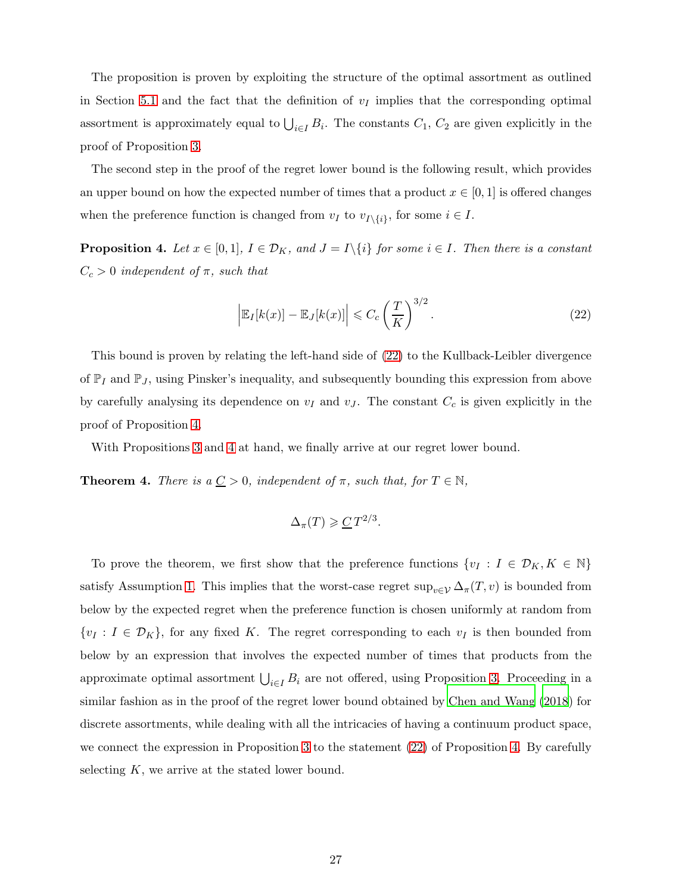The proposition is proven by exploiting the structure of the optimal assortment as outlined in Section 5.1 and the fact that the definition of $v_I$ implies that the corresponding optimal assortment is approximately equal to $\bigcup_{i \in I} B_i$. The constants $C_1$, $C_2$ are given explicitly in the proof of Proposition 3.

The second step in the proof of the regret lower bound is the following result, which provides an upper bound on how the expected number of times that a product $x \in [0, 1]$ is offered changes when the preference function is changed from $v_I$ to $v_{I \setminus \{i\}}$, for some $i \in I$.

**Proposition 4.** *Let $x \in [0, 1]$, $I \in \mathcal{D}_K$, and $J = I \setminus \{i\}$ for some $i \in I$. Then there is a constant $C_c > 0$ independent of $\pi$, such that*

$$\Big| \mathbb{E}_I[k(x)] - \mathbb{E}_J[k(x)] \Big| \leqslant C_c \left( \frac{T}{K} \right)^{3/2}. \tag{22}$$

This bound is proven by relating the left-hand side of (22) to the Kullback-Leibler divergence of $\mathbb{P}_I$ and $\mathbb{P}_J$, using Pinsker's inequality, and subsequently bounding this expression from above by carefully analysing its dependence on $v_I$ and $v_J$. The constant $C_c$ is given explicitly in the proof of Proposition 4.

With Propositions 3 and 4 at hand, we finally arrive at our regret lower bound.

**Theorem 4.** *There is a $\underline{C} > 0$, independent of $\pi$, such that, for $T \in \mathbb{N}$,*

$$\Delta_\pi(T) \geqslant \underline{C}\, T^{2/3}.$$

To prove the theorem, we first show that the preference functions $\{v_I : I \in \mathcal{D}_K, K \in \mathbb{N}\}$ satisfy Assumption 1. This implies that the worst-case regret $\sup_{v \in \mathcal{V}} \Delta_\pi(T, v)$ is bounded from below by the expected regret when the preference function is chosen uniformly at random from $\{v_I : I \in \mathcal{D}_K\}$, for any fixed $K$. The regret corresponding to each $v_I$ is then bounded from below by an expression that involves the expected number of times that products from the approximate optimal assortment $\bigcup_{i \in I} B_i$ are not offered, using Proposition 3. Proceeding in a similar fashion as in the proof of the regret lower bound obtained by Chen and Wang (2018) for discrete assortments, while dealing with all the intricacies of having a continuum product space, we connect the expression in Proposition 3 to the statement (22) of Proposition 4. By carefully selecting $K$, we arrive at the stated lower bound.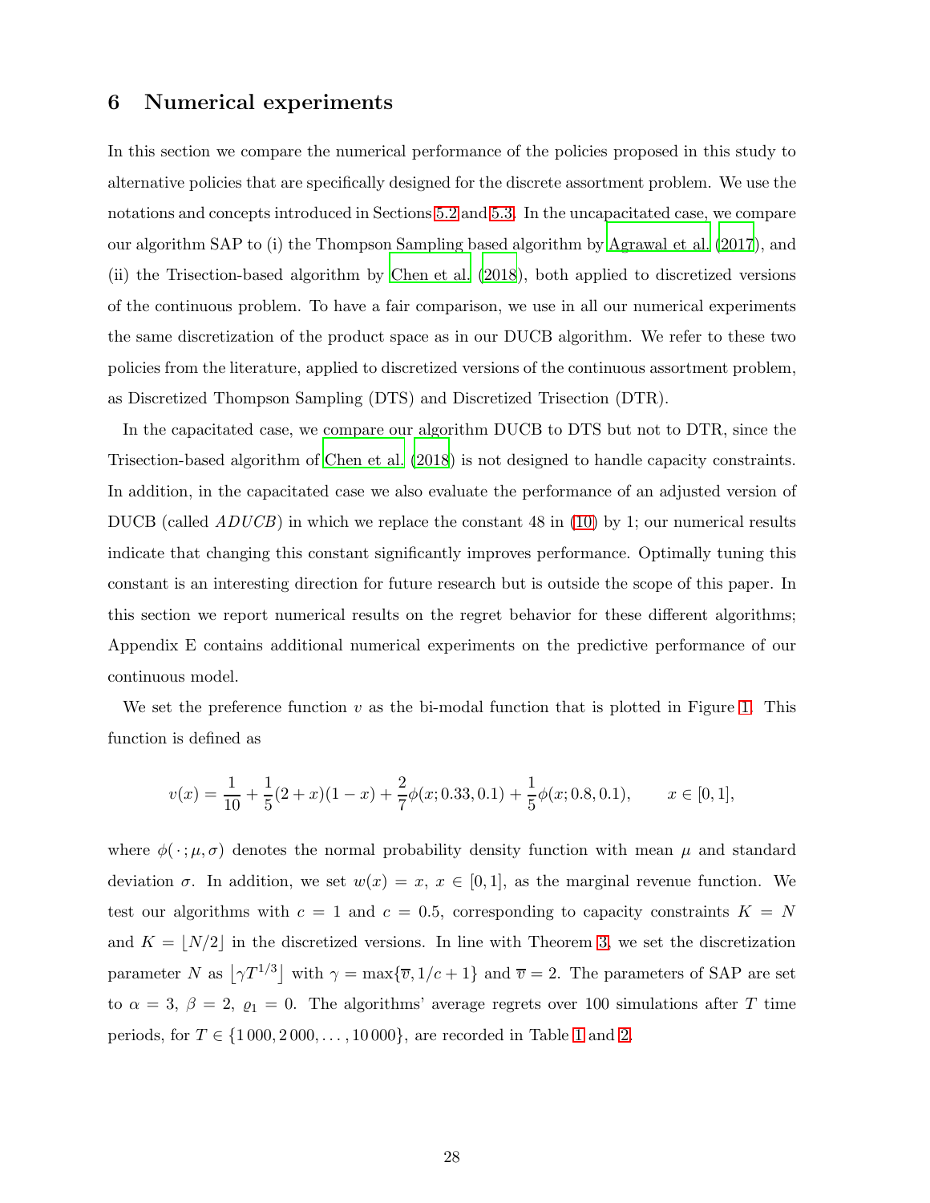## 6 Numerical experiments

In this section we compare the numerical performance of the policies proposed in this study to alternative policies that are specifically designed for the discrete assortment problem. We use the notations and concepts introduced in Sections 5.2 and 5.3. In the uncapacitated case, we compare our algorithm SAP to (i) the Thompson Sampling based algorithm by Agrawal et al. (2017), and (ii) the Trisection-based algorithm by Chen et al. (2018), both applied to discretized versions of the continuous problem. To have a fair comparison, we use in all our numerical experiments the same discretization of the product space as in our DUCB algorithm. We refer to these two policies from the literature, applied to discretized versions of the continuous assortment problem, as Discretized Thompson Sampling (DTS) and Discretized Trisection (DTR).

In the capacitated case, we compare our algorithm DUCB to DTS but not to DTR, since the Trisection-based algorithm of Chen et al. (2018) is not designed to handle capacity constraints. In addition, in the capacitated case we also evaluate the performance of an adjusted version of DUCB (called *ADUCB*) in which we replace the constant 48 in (10) by 1; our numerical results indicate that changing this constant significantly improves performance. Optimally tuning this constant is an interesting direction for future research but is outside the scope of this paper. In this section we report numerical results on the regret behavior for these different algorithms; Appendix E contains additional numerical experiments on the predictive performance of our continuous model.

We set the preference function $v$ as the bi-modal function that is plotted in Figure 1. This function is defined as

$$v(x) = \frac{1}{10} + \frac{1}{5}(2+x)(1-x) + \frac{2}{7}\phi(x; 0.33, 0.1) + \frac{1}{5}\phi(x; 0.8, 0.1), \qquad x \in [0,1],$$

where $\phi(\,\cdot\,; \mu, \sigma)$ denotes the normal probability density function with mean $\mu$ and standard deviation $\sigma$. In addition, we set $w(x) = x$, $x \in [0,1]$, as the marginal revenue function. We test our algorithms with $c = 1$ and $c = 0.5$, corresponding to capacity constraints $K = N$ and $K = \lfloor N/2 \rfloor$ in the discretized versions. In line with Theorem 3, we set the discretization parameter $N$ as $\lfloor \gamma T^{1/3} \rfloor$ with $\gamma = \max\{\overline{v}, 1/c + 1\}$ and $\overline{v} = 2$. The parameters of SAP are set to $\alpha = 3$, $\beta = 2$, $\varrho_1 = 0$. The algorithms' average regrets over 100 simulations after $T$ time periods, for $T \in \{1\,000, 2\,000, \ldots, 10\,000\}$, are recorded in Table 1 and 2.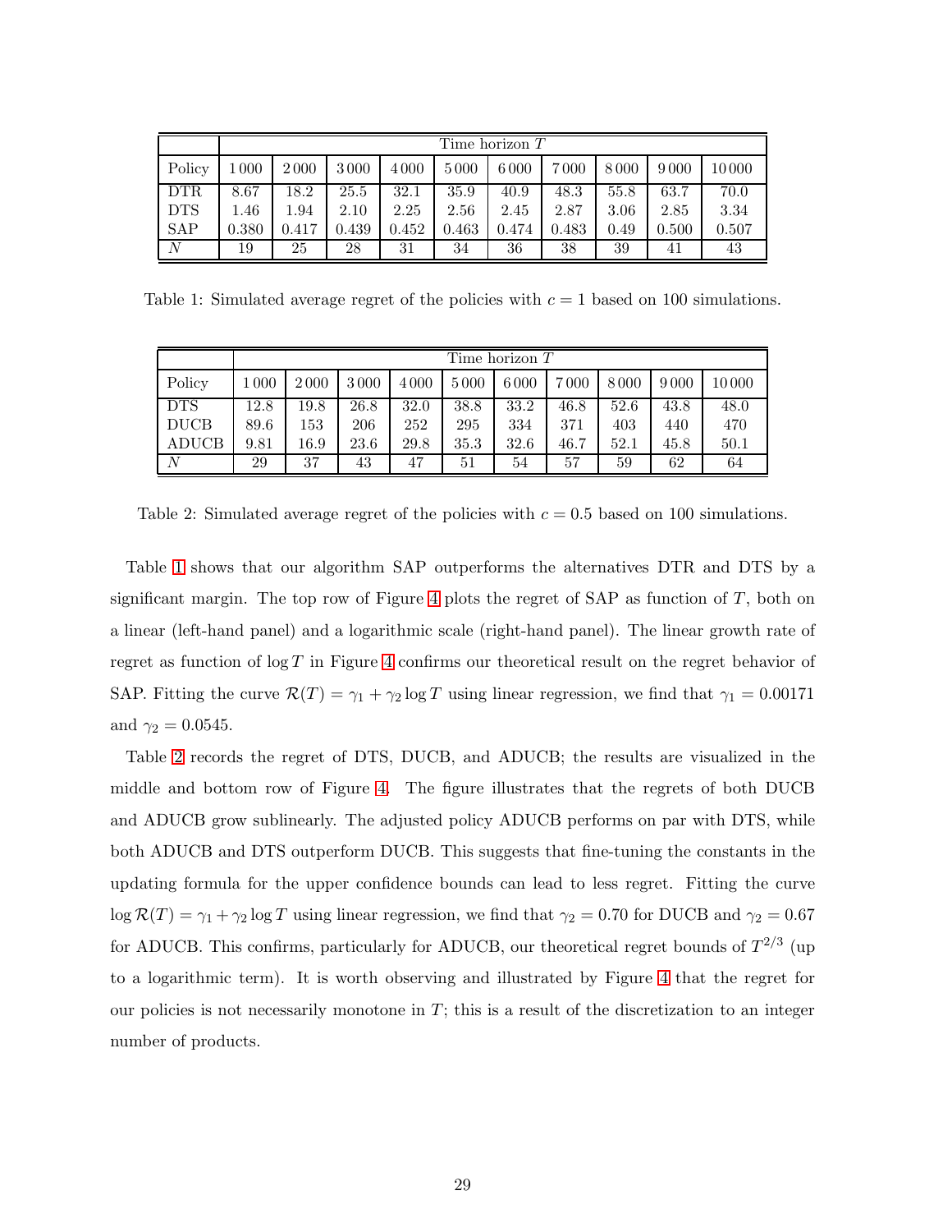| | Time horizon $T$ | | | | | | | | | |
|---|---|---|---|---|---|---|---|---|---|---|
| Policy | 1 000 | 2 000 | 3 000 | 4 000 | 5 000 | 6 000 | 7 000 | 8 000 | 9 000 | 10 000 |
| DTR | 8.67 | 18.2 | 25.5 | 32.1 | 35.9 | 40.9 | 48.3 | 55.8 | 63.7 | 70.0 |
| DTS | 1.46 | 1.94 | 2.10 | 2.25 | 2.56 | 2.45 | 2.87 | 3.06 | 2.85 | 3.34 |
| SAP | 0.380 | 0.417 | 0.439 | 0.452 | 0.463 | 0.474 | 0.483 | 0.49 | 0.500 | 0.507 |
| $N$ | 19 | 25 | 28 | 31 | 34 | 36 | 38 | 39 | 41 | 43 |

Table 1: Simulated average regret of the policies with $c = 1$ based on 100 simulations.

| | Time horizon $T$ | | | | | | | | | |
|---|---|---|---|---|---|---|---|---|---|---|
| Policy | 1 000 | 2 000 | 3 000 | 4 000 | 5 000 | 6 000 | 7 000 | 8 000 | 9 000 | 10 000 |
| DTS | 12.8 | 19.8 | 26.8 | 32.0 | 38.8 | 33.2 | 46.8 | 52.6 | 43.8 | 48.0 |
| DUCB | 89.6 | 153 | 206 | 252 | 295 | 334 | 371 | 403 | 440 | 470 |
| ADUCB | 9.81 | 16.9 | 23.6 | 29.8 | 35.3 | 32.6 | 46.7 | 52.1 | 45.8 | 50.1 |
| $N$ | 29 | 37 | 43 | 47 | 51 | 54 | 57 | 59 | 62 | 64 |

Table 2: Simulated average regret of the policies with $c = 0.5$ based on 100 simulations.

Table 1 shows that our algorithm SAP outperforms the alternatives DTR and DTS by a significant margin. The top row of Figure 4 plots the regret of SAP as function of $T$, both on a linear (left-hand panel) and a logarithmic scale (right-hand panel). The linear growth rate of regret as function of $\log T$ in Figure 4 confirms our theoretical result on the regret behavior of SAP. Fitting the curve $\mathcal{R}(T) = \gamma_1 + \gamma_2 \log T$ using linear regression, we find that $\gamma_1 = 0.00171$ and $\gamma_2 = 0.0545$.

Table 2 records the regret of DTS, DUCB, and ADUCB; the results are visualized in the middle and bottom row of Figure 4. The figure illustrates that the regrets of both DUCB and ADUCB grow sublinearly. The adjusted policy ADUCB performs on par with DTS, while both ADUCB and DTS outperform DUCB. This suggests that fine-tuning the constants in the updating formula for the upper confidence bounds can lead to less regret. Fitting the curve $\log \mathcal{R}(T) = \gamma_1 + \gamma_2 \log T$ using linear regression, we find that $\gamma_2 = 0.70$ for DUCB and $\gamma_2 = 0.67$ for ADUCB. This confirms, particularly for ADUCB, our theoretical regret bounds of $T^{2/3}$ (up to a logarithmic term). It is worth observing and illustrated by Figure 4 that the regret for our policies is not necessarily monotone in $T$; this is a result of the discretization to an integer number of products.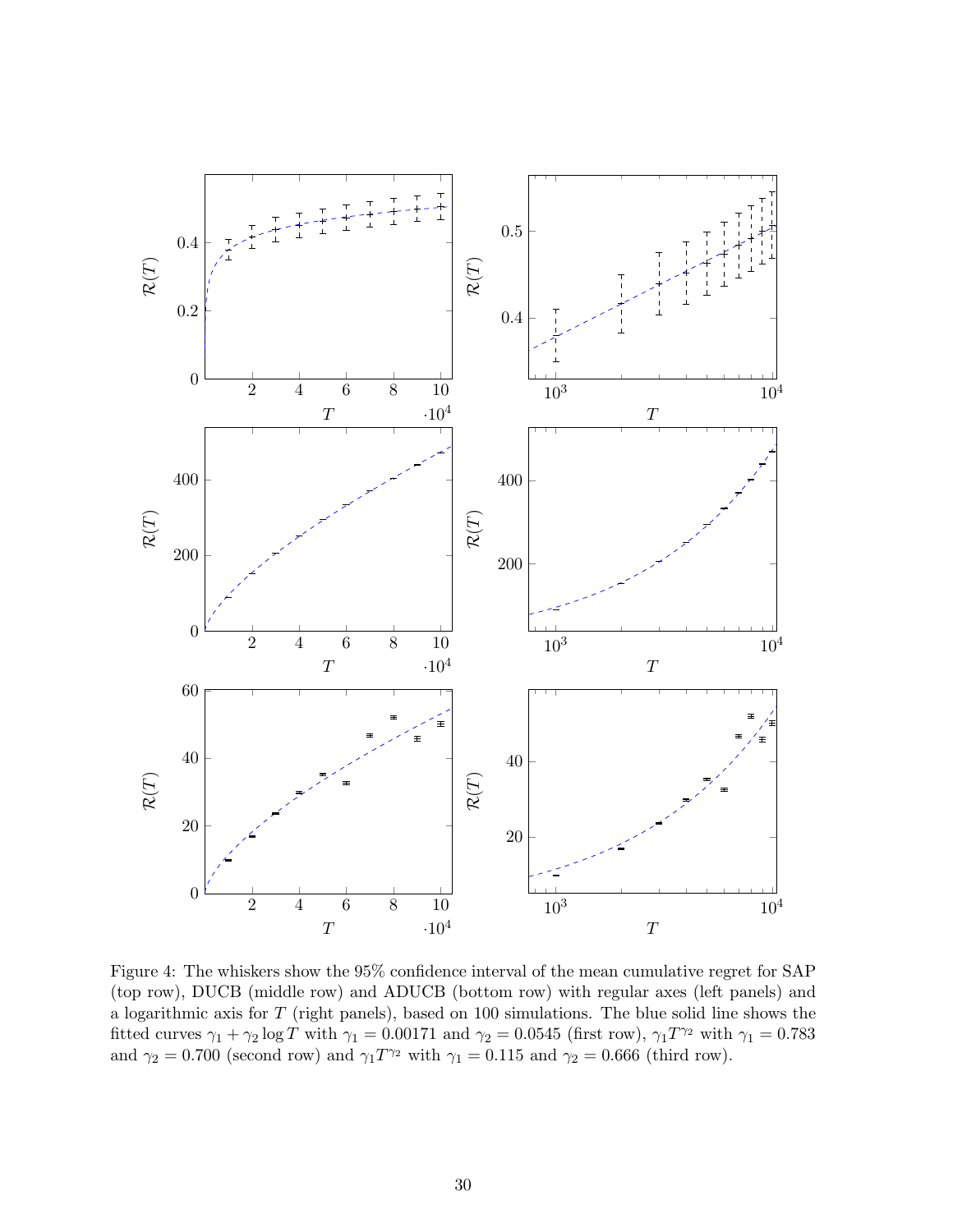Figure 4: The whiskers show the 95% confidence interval of the mean cumulative regret for SAP (top row), DUCB (middle row) and ADUCB (bottom row) with regular axes (left panels) and a logarithmic axis for $T$ (right panels), based on 100 simulations. The blue solid line shows the fitted curves $\gamma_1 + \gamma_2 \log T$ with $\gamma_1 = 0.00171$ and $\gamma_2 = 0.0545$ (first row), $\gamma_1 T^{\gamma_2}$ with $\gamma_1 = 0.783$ and $\gamma_2 = 0.700$ (second row) and $\gamma_1 T^{\gamma_2}$ with $\gamma_1 = 0.115$ and $\gamma_2 = 0.666$ (third row).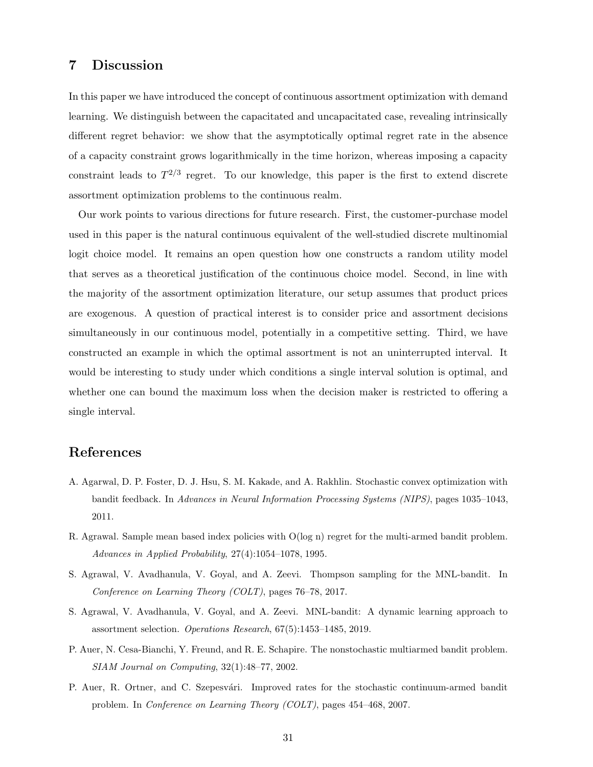## 7 Discussion

In this paper we have introduced the concept of continuous assortment optimization with demand learning. We distinguish between the capacitated and uncapacitated case, revealing intrinsically different regret behavior: we show that the asymptotically optimal regret rate in the absence of a capacity constraint grows logarithmically in the time horizon, whereas imposing a capacity constraint leads to $T^{2/3}$ regret. To our knowledge, this paper is the first to extend discrete assortment optimization problems to the continuous realm.

Our work points to various directions for future research. First, the customer-purchase model used in this paper is the natural continuous equivalent of the well-studied discrete multinomial logit choice model. It remains an open question how one constructs a random utility model that serves as a theoretical justification of the continuous choice model. Second, in line with the majority of the assortment optimization literature, our setup assumes that product prices are exogenous. A question of practical interest is to consider price and assortment decisions simultaneously in our continuous model, potentially in a competitive setting. Third, we have constructed an example in which the optimal assortment is not an uninterrupted interval. It would be interesting to study under which conditions a single interval solution is optimal, and whether one can bound the maximum loss when the decision maker is restricted to offering a single interval.

## References

A. Agarwal, D. P. Foster, D. J. Hsu, S. M. Kakade, and A. Rakhlin. Stochastic convex optimization with bandit feedback. In *Advances in Neural Information Processing Systems (NIPS)*, pages 1035–1043, 2011.

R. Agrawal. Sample mean based index policies with O(log n) regret for the multi-armed bandit problem. *Advances in Applied Probability*, 27(4):1054–1078, 1995.

S. Agrawal, V. Avadhanula, V. Goyal, and A. Zeevi. Thompson sampling for the MNL-bandit. In *Conference on Learning Theory (COLT)*, pages 76–78, 2017.

S. Agrawal, V. Avadhanula, V. Goyal, and A. Zeevi. MNL-bandit: A dynamic learning approach to assortment selection. *Operations Research*, 67(5):1453–1485, 2019.

P. Auer, N. Cesa-Bianchi, Y. Freund, and R. E. Schapire. The nonstochastic multiarmed bandit problem. *SIAM Journal on Computing*, 32(1):48–77, 2002.

P. Auer, R. Ortner, and C. Szepesvári. Improved rates for the stochastic continuum-armed bandit problem. In *Conference on Learning Theory (COLT)*, pages 454–468, 2007.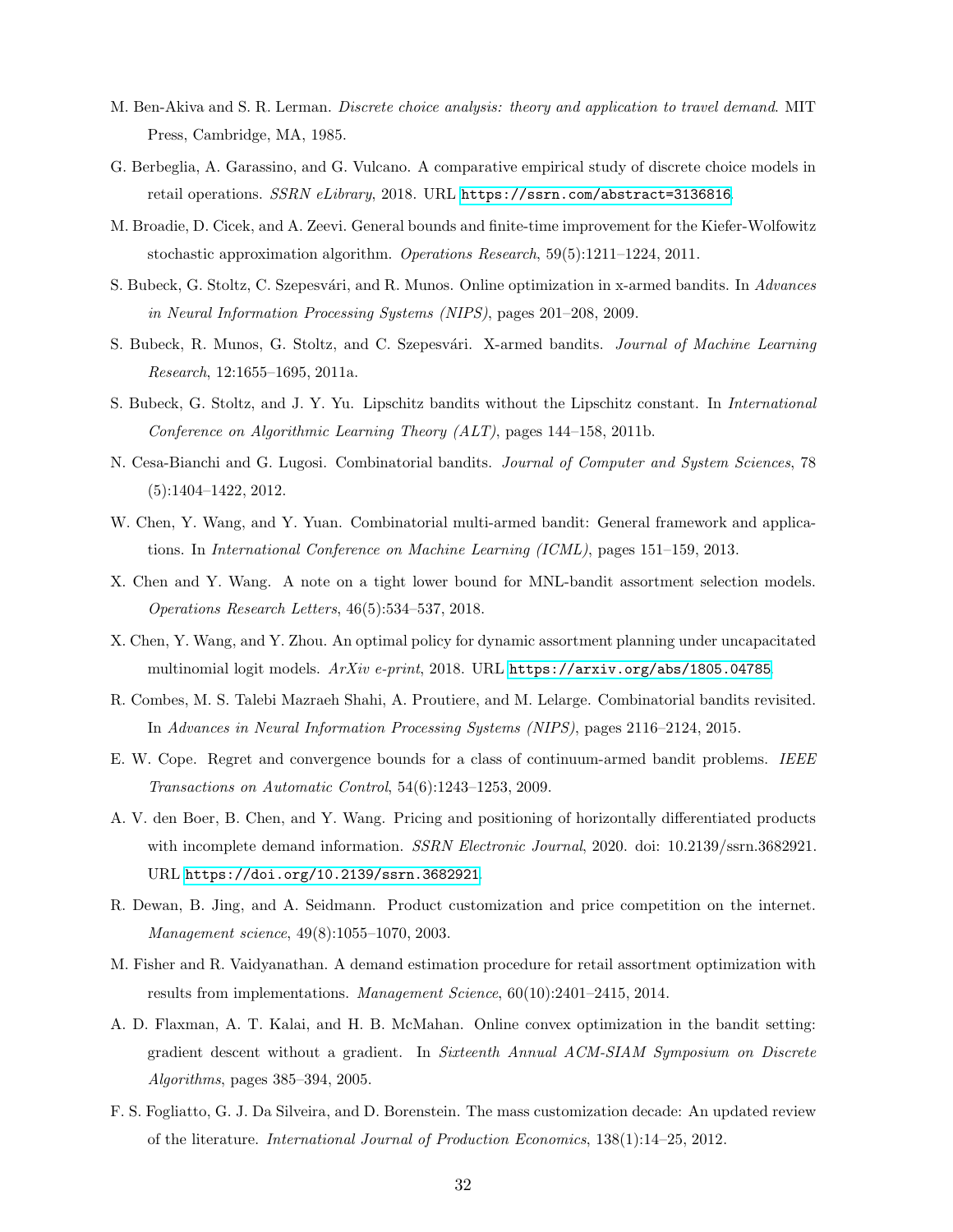M. Ben-Akiva and S. R. Lerman. *Discrete choice analysis: theory and application to travel demand*. MIT Press, Cambridge, MA, 1985.

G. Berbeglia, A. Garassino, and G. Vulcano. A comparative empirical study of discrete choice models in retail operations. *SSRN eLibrary*, 2018. URL https://ssrn.com/abstract=3136816.

M. Broadie, D. Cicek, and A. Zeevi. General bounds and finite-time improvement for the Kiefer-Wolfowitz stochastic approximation algorithm. *Operations Research*, 59(5):1211–1224, 2011.

S. Bubeck, G. Stoltz, C. Szepesvári, and R. Munos. Online optimization in x-armed bandits. In *Advances in Neural Information Processing Systems (NIPS)*, pages 201–208, 2009.

S. Bubeck, R. Munos, G. Stoltz, and C. Szepesvári. X-armed bandits. *Journal of Machine Learning Research*, 12:1655–1695, 2011a.

S. Bubeck, G. Stoltz, and J. Y. Yu. Lipschitz bandits without the Lipschitz constant. In *International Conference on Algorithmic Learning Theory (ALT)*, pages 144–158, 2011b.

N. Cesa-Bianchi and G. Lugosi. Combinatorial bandits. *Journal of Computer and System Sciences*, 78 (5):1404–1422, 2012.

W. Chen, Y. Wang, and Y. Yuan. Combinatorial multi-armed bandit: General framework and applications. In *International Conference on Machine Learning (ICML)*, pages 151–159, 2013.

X. Chen and Y. Wang. A note on a tight lower bound for MNL-bandit assortment selection models. *Operations Research Letters*, 46(5):534–537, 2018.

X. Chen, Y. Wang, and Y. Zhou. An optimal policy for dynamic assortment planning under uncapacitated multinomial logit models. *ArXiv e-print*, 2018. URL https://arxiv.org/abs/1805.04785.

R. Combes, M. S. Talebi Mazraeh Shahi, A. Proutiere, and M. Lelarge. Combinatorial bandits revisited. In *Advances in Neural Information Processing Systems (NIPS)*, pages 2116–2124, 2015.

E. W. Cope. Regret and convergence bounds for a class of continuum-armed bandit problems. *IEEE Transactions on Automatic Control*, 54(6):1243–1253, 2009.

A. V. den Boer, B. Chen, and Y. Wang. Pricing and positioning of horizontally differentiated products with incomplete demand information. *SSRN Electronic Journal*, 2020. doi: 10.2139/ssrn.3682921. URL https://doi.org/10.2139/ssrn.3682921.

R. Dewan, B. Jing, and A. Seidmann. Product customization and price competition on the internet. *Management science*, 49(8):1055–1070, 2003.

M. Fisher and R. Vaidyanathan. A demand estimation procedure for retail assortment optimization with results from implementations. *Management Science*, 60(10):2401–2415, 2014.

A. D. Flaxman, A. T. Kalai, and H. B. McMahan. Online convex optimization in the bandit setting: gradient descent without a gradient. In *Sixteenth Annual ACM-SIAM Symposium on Discrete Algorithms*, pages 385–394, 2005.

F. S. Fogliatto, G. J. Da Silveira, and D. Borenstein. The mass customization decade: An updated review of the literature. *International Journal of Production Economics*, 138(1):14–25, 2012.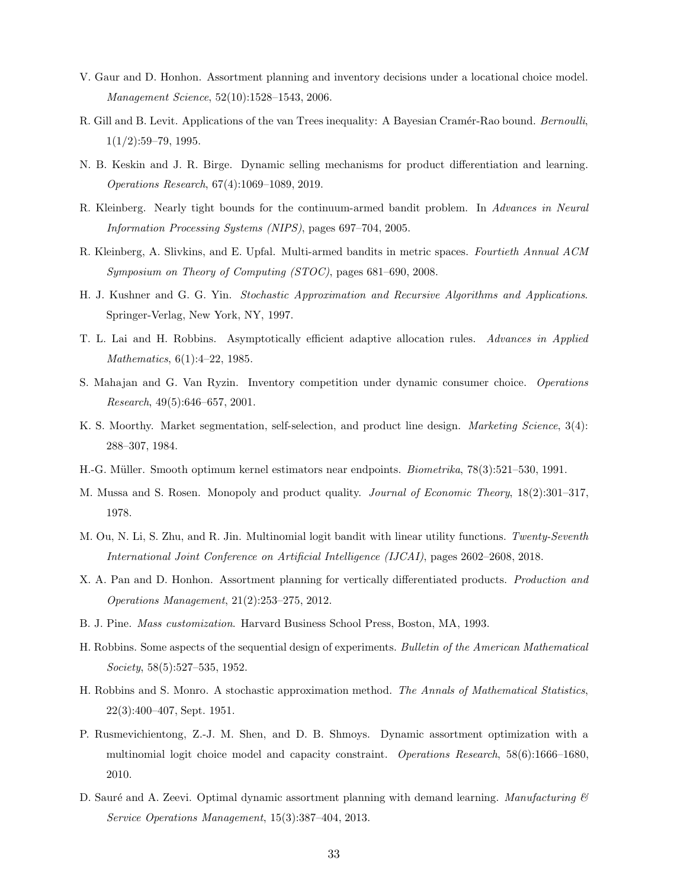V. Gaur and D. Honhon. Assortment planning and inventory decisions under a locational choice model. *Management Science*, 52(10):1528–1543, 2006.

R. Gill and B. Levit. Applications of the van Trees inequality: A Bayesian Cramér-Rao bound. *Bernoulli*, 1(1/2):59–79, 1995.

N. B. Keskin and J. R. Birge. Dynamic selling mechanisms for product differentiation and learning. *Operations Research*, 67(4):1069–1089, 2019.

R. Kleinberg. Nearly tight bounds for the continuum-armed bandit problem. In *Advances in Neural Information Processing Systems (NIPS)*, pages 697–704, 2005.

R. Kleinberg, A. Slivkins, and E. Upfal. Multi-armed bandits in metric spaces. *Fourtieth Annual ACM Symposium on Theory of Computing (STOC)*, pages 681–690, 2008.

H. J. Kushner and G. G. Yin. *Stochastic Approximation and Recursive Algorithms and Applications*. Springer-Verlag, New York, NY, 1997.

T. L. Lai and H. Robbins. Asymptotically efficient adaptive allocation rules. *Advances in Applied Mathematics*, 6(1):4–22, 1985.

S. Mahajan and G. Van Ryzin. Inventory competition under dynamic consumer choice. *Operations Research*, 49(5):646–657, 2001.

K. S. Moorthy. Market segmentation, self-selection, and product line design. *Marketing Science*, 3(4): 288–307, 1984.

H.-G. Müller. Smooth optimum kernel estimators near endpoints. *Biometrika*, 78(3):521–530, 1991.

M. Mussa and S. Rosen. Monopoly and product quality. *Journal of Economic Theory*, 18(2):301–317, 1978.

M. Ou, N. Li, S. Zhu, and R. Jin. Multinomial logit bandit with linear utility functions. *Twenty-Seventh International Joint Conference on Artificial Intelligence (IJCAI)*, pages 2602–2608, 2018.

X. A. Pan and D. Honhon. Assortment planning for vertically differentiated products. *Production and Operations Management*, 21(2):253–275, 2012.

B. J. Pine. *Mass customization*. Harvard Business School Press, Boston, MA, 1993.

H. Robbins. Some aspects of the sequential design of experiments. *Bulletin of the American Mathematical Society*, 58(5):527–535, 1952.

H. Robbins and S. Monro. A stochastic approximation method. *The Annals of Mathematical Statistics*, 22(3):400–407, Sept. 1951.

P. Rusmevichientong, Z.-J. M. Shen, and D. B. Shmoys. Dynamic assortment optimization with a multinomial logit choice model and capacity constraint. *Operations Research*, 58(6):1666–1680, 2010.

D. Sauré and A. Zeevi. Optimal dynamic assortment planning with demand learning. *Manufacturing & Service Operations Management*, 15(3):387–404, 2013.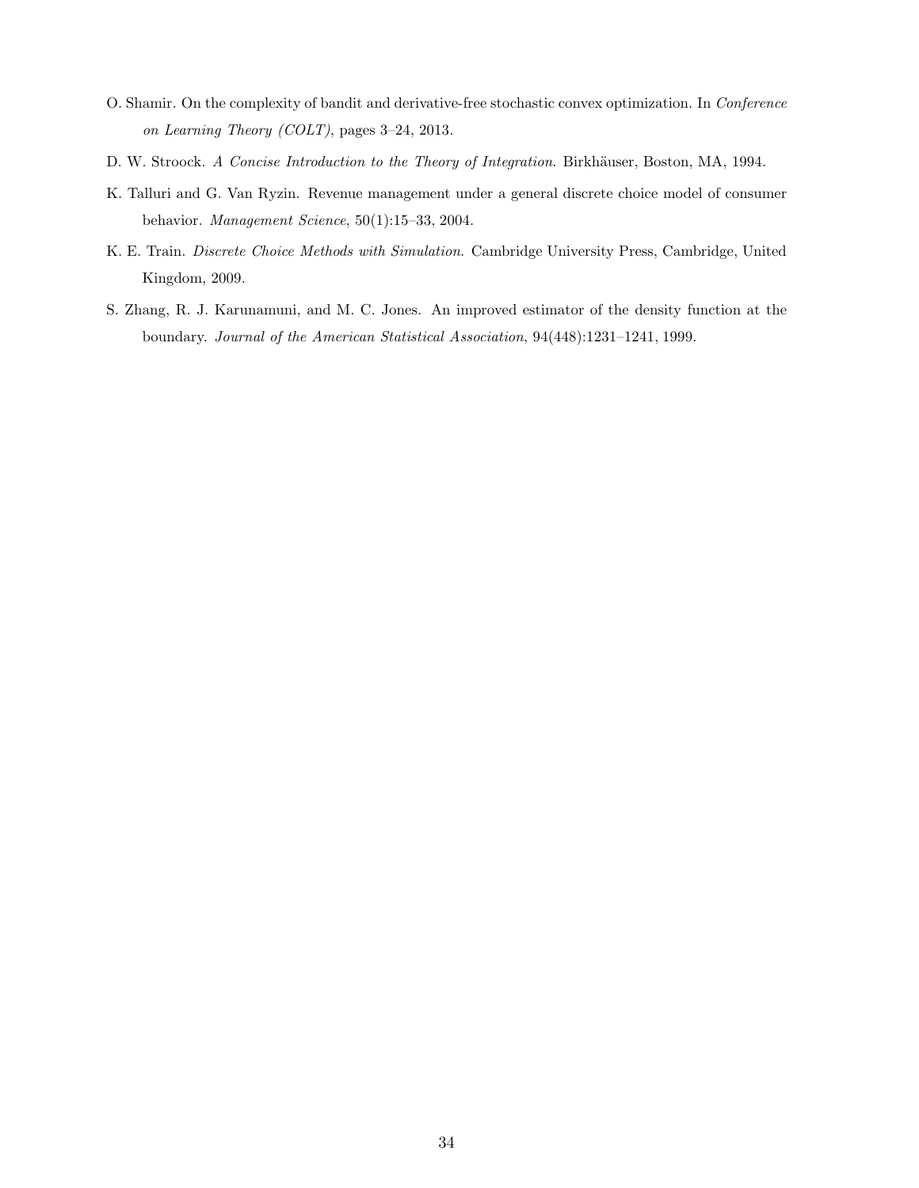O. Shamir. On the complexity of bandit and derivative-free stochastic convex optimization. In *Conference on Learning Theory (COLT)*, pages 3–24, 2013.

D. W. Stroock. *A Concise Introduction to the Theory of Integration*. Birkhäuser, Boston, MA, 1994.

K. Talluri and G. Van Ryzin. Revenue management under a general discrete choice model of consumer behavior. *Management Science*, 50(1):15–33, 2004.

K. E. Train. *Discrete Choice Methods with Simulation*. Cambridge University Press, Cambridge, United Kingdom, 2009.

S. Zhang, R. J. Karunamuni, and M. C. Jones. An improved estimator of the density function at the boundary. *Journal of the American Statistical Association*, 94(448):1231–1241, 1999.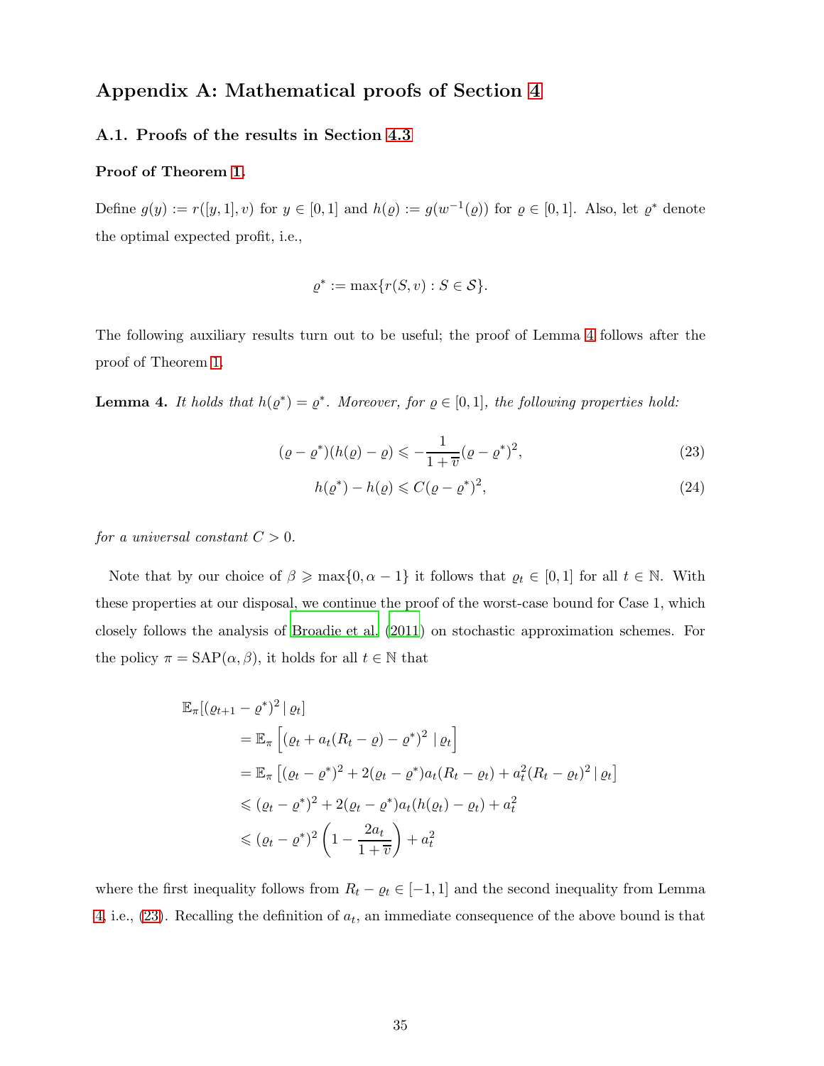## Appendix A: Mathematical proofs of Section 4

### A.1. Proofs of the results in Section 4.3

**Proof of Theorem 1.**

Define $g(y) := r([y, 1], v)$ for $y \in [0, 1]$ and $h(\varrho) := g(w^{-1}(\varrho))$ for $\varrho \in [0, 1]$. Also, let $\varrho^*$ denote the optimal expected profit, i.e.,

$$\varrho^* := \max\{r(S, v) : S \in \mathcal{S}\}.$$

The following auxiliary results turn out to be useful; the proof of Lemma 4 follows after the proof of Theorem 1.

**Lemma 4.** *It holds that $h(\varrho^*) = \varrho^*$. Moreover, for $\varrho \in [0, 1]$, the following properties hold:*

$$(\varrho - \varrho^*)(h(\varrho) - \varrho) \leqslant -\frac{1}{1 + \overline{v}}(\varrho - \varrho^*)^2, \tag{23}$$

$$h(\varrho^*) - h(\varrho) \leqslant C(\varrho - \varrho^*)^2, \tag{24}$$

*for a universal constant $C > 0$.*

Note that by our choice of $\beta \geqslant \max\{0, \alpha - 1\}$ it follows that $\varrho_t \in [0, 1]$ for all $t \in \mathbb{N}$. With these properties at our disposal, we continue the proof of the worst-case bound for Case 1, which closely follows the analysis of Broadie et al. (2011) on stochastic approximation schemes. For the policy $\pi = \text{SAP}(\alpha, \beta)$, it holds for all $t \in \mathbb{N}$ that

$$\begin{aligned}
&\mathbb{E}_\pi[(\varrho_{t+1} - \varrho^*)^2 \mid \varrho_t] \\
&\quad = \mathbb{E}_\pi\left[(\varrho_t + a_t(R_t - \varrho) - \varrho^*)^2 \mid \varrho_t\right] \\
&\quad = \mathbb{E}_\pi\left[(\varrho_t - \varrho^*)^2 + 2(\varrho_t - \varrho^*)a_t(R_t - \varrho_t) + a_t^2(R_t - \varrho_t)^2 \mid \varrho_t\right] \\
&\quad \leqslant (\varrho_t - \varrho^*)^2 + 2(\varrho_t - \varrho^*)a_t(h(\varrho_t) - \varrho_t) + a_t^2 \\
&\quad \leqslant (\varrho_t - \varrho^*)^2\left(1 - \frac{2a_t}{1 + \overline{v}}\right) + a_t^2
\end{aligned}$$

where the first inequality follows from $R_t - \varrho_t \in [-1, 1]$ and the second inequality from Lemma 4, i.e., (23). Recalling the definition of $a_t$, an immediate consequence of the above bound is that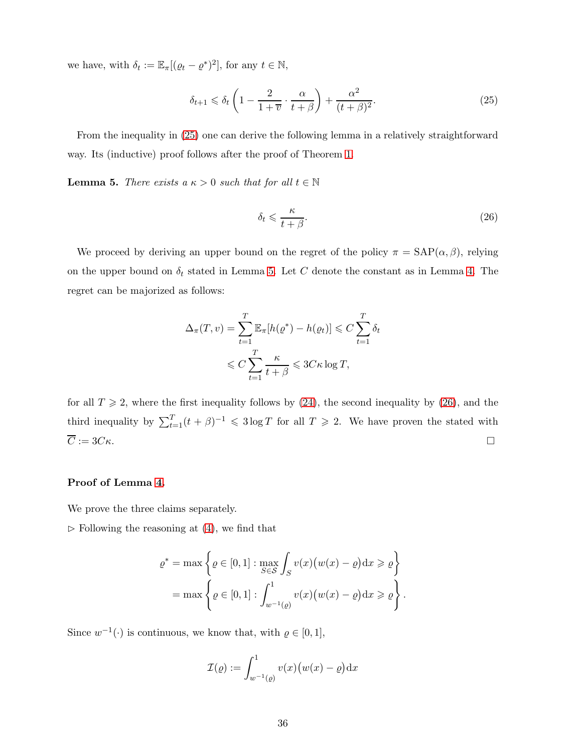we have, with $\delta_t := \mathbb{E}_\pi[(\varrho_t - \varrho^*)^2]$, for any $t \in \mathbb{N}$,

$$\delta_{t+1} \leqslant \delta_t \left(1 - \frac{2}{1+\overline{v}} \cdot \frac{\alpha}{t+\beta}\right) + \frac{\alpha^2}{(t+\beta)^2}. \tag{25}$$

From the inequality in (25) one can derive the following lemma in a relatively straightforward way. Its (inductive) proof follows after the proof of Theorem 1.

**Lemma 5.** *There exists a $\kappa > 0$ such that for all $t \in \mathbb{N}$*

$$\delta_t \leqslant \frac{\kappa}{t+\beta}. \tag{26}$$

We proceed by deriving an upper bound on the regret of the policy $\pi = \mathrm{SAP}(\alpha, \beta)$, relying on the upper bound on $\delta_t$ stated in Lemma 5. Let $C$ denote the constant as in Lemma 4. The regret can be majorized as follows:

$$\begin{aligned}
\Delta_\pi(T, v) = \sum_{t=1}^{T} \mathbb{E}_\pi[h(\varrho^*) - h(\varrho_t)] &\leqslant C \sum_{t=1}^{T} \delta_t \\
&\leqslant C \sum_{t=1}^{T} \frac{\kappa}{t+\beta} \leqslant 3C\kappa \log T,
\end{aligned}$$

for all $T \geqslant 2$, where the first inequality follows by (24), the second inequality by (26), and the third inequality by $\sum_{t=1}^{T}(t+\beta)^{-1} \leqslant 3\log T$ for all $T \geqslant 2$. We have proven the stated with $\overline{C} := 3C\kappa$. $\square$

**Proof of Lemma 4.**

We prove the three claims separately.

$\triangleright$ Following the reasoning at (4), we find that

$$\begin{aligned}
\varrho^* &= \max\left\{\varrho \in [0,1] : \max_{S \in \mathcal{S}} \int_S v(x)\big(w(x) - \varrho\big)\mathrm{d}x \geqslant \varrho\right\} \\
&= \max\left\{\varrho \in [0,1] : \int_{w^{-1}(\varrho)}^{1} v(x)\big(w(x) - \varrho\big)\mathrm{d}x \geqslant \varrho\right\}.
\end{aligned}$$

Since $w^{-1}(\cdot)$ is continuous, we know that, with $\varrho \in [0,1]$,

$$\mathcal{I}(\varrho) := \int_{w^{-1}(\varrho)}^{1} v(x)\big(w(x) - \varrho\big)\mathrm{d}x$$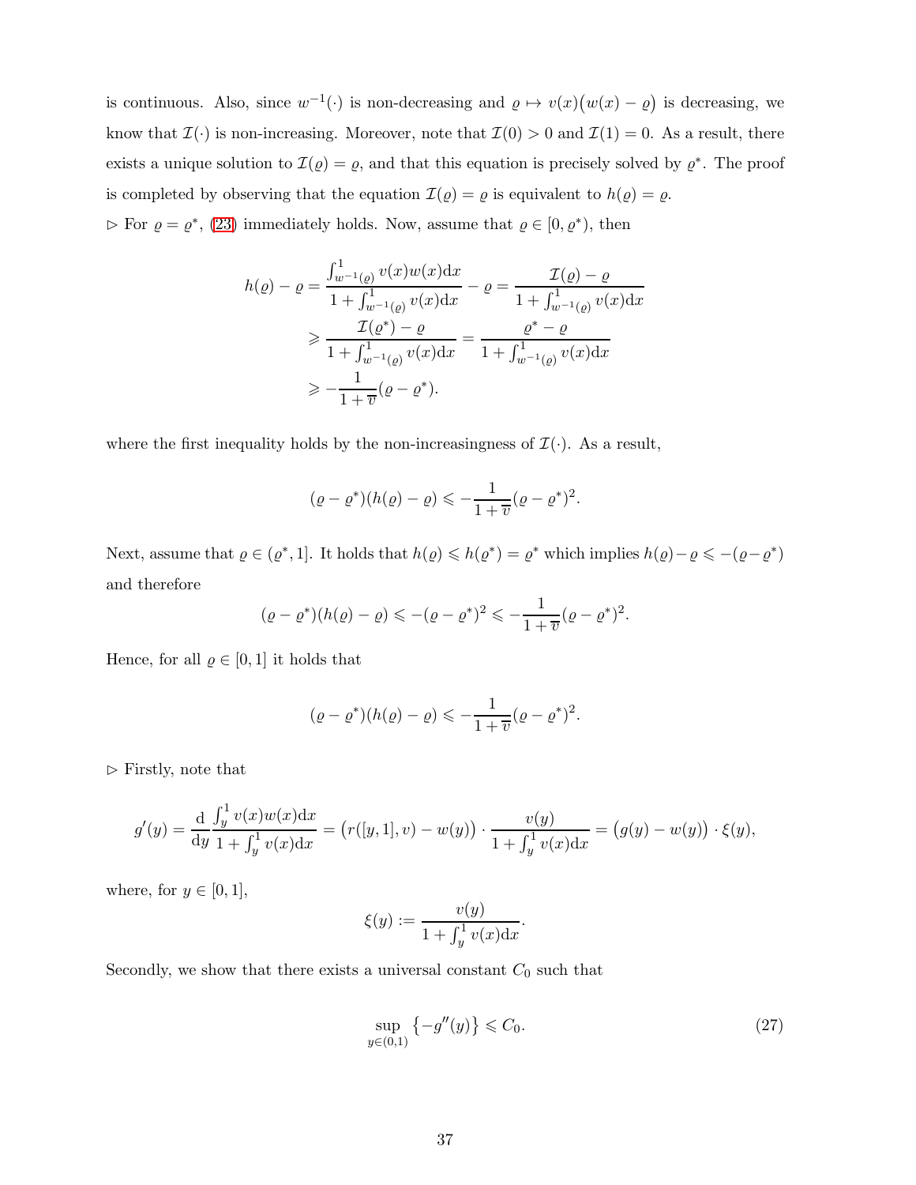is continuous. Also, since $w^{-1}(\cdot)$ is non-decreasing and $\varrho \mapsto v(x)\big(w(x) - \varrho\big)$ is decreasing, we know that $\mathcal{I}(\cdot)$ is non-increasing. Moreover, note that $\mathcal{I}(0) > 0$ and $\mathcal{I}(1) = 0$. As a result, there exists a unique solution to $\mathcal{I}(\varrho) = \varrho$, and that this equation is precisely solved by $\varrho^*$. The proof is completed by observing that the equation $\mathcal{I}(\varrho) = \varrho$ is equivalent to $h(\varrho) = \varrho$.

▷ For $\varrho = \varrho^*$, (23) immediately holds. Now, assume that $\varrho \in [0, \varrho^*)$, then

$$
\begin{aligned}
h(\varrho) - \varrho &= \frac{\int_{w^{-1}(\varrho)}^1 v(x)w(x)\mathrm{d}x}{1 + \int_{w^{-1}(\varrho)}^1 v(x)\mathrm{d}x} - \varrho = \frac{\mathcal{I}(\varrho) - \varrho}{1 + \int_{w^{-1}(\varrho)}^1 v(x)\mathrm{d}x} \\
&\geqslant \frac{\mathcal{I}(\varrho^*) - \varrho}{1 + \int_{w^{-1}(\varrho)}^1 v(x)\mathrm{d}x} = \frac{\varrho^* - \varrho}{1 + \int_{w^{-1}(\varrho)}^1 v(x)\mathrm{d}x} \\
&\geqslant -\frac{1}{1+\overline{v}}(\varrho - \varrho^*).
\end{aligned}
$$

where the first inequality holds by the non-increasingness of $\mathcal{I}(\cdot)$. As a result,

$$
(\varrho - \varrho^*)(h(\varrho) - \varrho) \leqslant -\frac{1}{1+\overline{v}}(\varrho - \varrho^*)^2.
$$

Next, assume that $\varrho \in (\varrho^*, 1]$. It holds that $h(\varrho) \leqslant h(\varrho^*) = \varrho^*$ which implies $h(\varrho) - \varrho \leqslant -(\varrho - \varrho^*)$ and therefore

$$
(\varrho - \varrho^*)(h(\varrho) - \varrho) \leqslant -(\varrho - \varrho^*)^2 \leqslant -\frac{1}{1+\overline{v}}(\varrho - \varrho^*)^2.
$$

Hence, for all $\varrho \in [0, 1]$ it holds that

$$
(\varrho - \varrho^*)(h(\varrho) - \varrho) \leqslant -\frac{1}{1+\overline{v}}(\varrho - \varrho^*)^2.
$$

▷ Firstly, note that

$$
g'(y) = \frac{\mathrm{d}}{\mathrm{d}y}\frac{\int_y^1 v(x)w(x)\mathrm{d}x}{1 + \int_y^1 v(x)\mathrm{d}x} = \big(r([y,1], v) - w(y)\big) \cdot \frac{v(y)}{1 + \int_y^1 v(x)\mathrm{d}x} = \big(g(y) - w(y)\big) \cdot \xi(y),
$$

where, for $y \in [0, 1]$,

$$
\xi(y) := \frac{v(y)}{1 + \int_y^1 v(x)\mathrm{d}x}.
$$

Secondly, we show that there exists a universal constant $C_0$ such that

$$
\sup_{y \in (0,1)} \big\{-g''(y)\big\} \leqslant C_0. \tag{27}
$$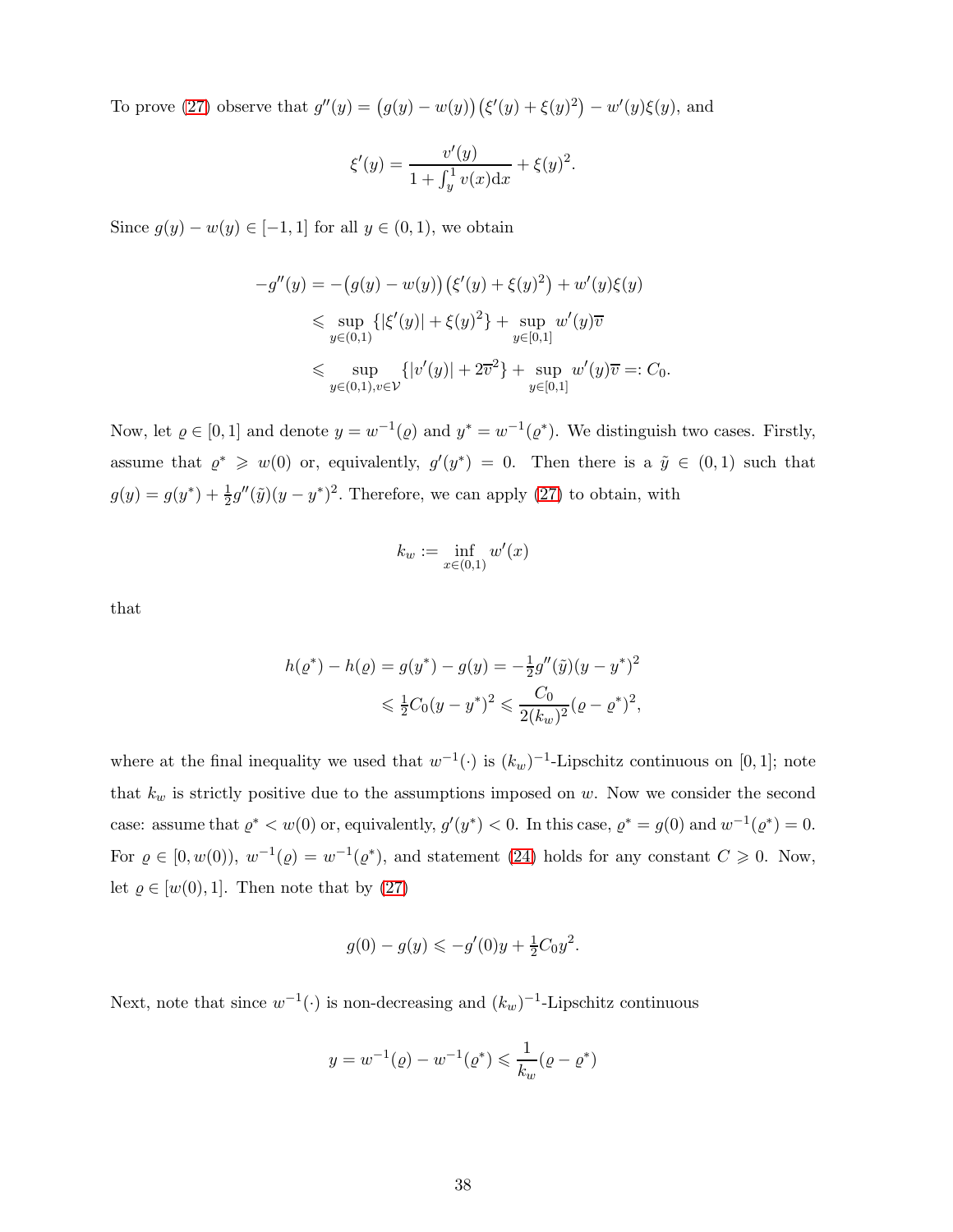To prove (27) observe that $g''(y) = \big(g(y) - w(y)\big)\big(\xi'(y) + \xi(y)^2\big) - w'(y)\xi(y)$, and

$$\xi'(y) = \frac{v'(y)}{1 + \int_y^1 v(x)\mathrm{d}x} + \xi(y)^2.$$

Since $g(y) - w(y) \in [-1, 1]$ for all $y \in (0, 1)$, we obtain

$$\begin{aligned}
-g''(y) &= -\big(g(y) - w(y)\big)\big(\xi'(y) + \xi(y)^2\big) + w'(y)\xi(y) \\
&\leqslant \sup_{y\in(0,1)} \{|\xi'(y)| + \xi(y)^2\} + \sup_{y\in[0,1]} w'(y)\overline{v} \\
&\leqslant \sup_{y\in(0,1), v\in\mathcal{V}} \{|v'(y)| + 2\overline{v}^2\} + \sup_{y\in[0,1]} w'(y)\overline{v} =: C_0.
\end{aligned}$$

Now, let $\varrho \in [0, 1]$ and denote $y = w^{-1}(\varrho)$ and $y^* = w^{-1}(\varrho^*)$. We distinguish two cases. Firstly, assume that $\varrho^* \geqslant w(0)$ or, equivalently, $g'(y^*) = 0$. Then there is a $\tilde{y} \in (0, 1)$ such that $g(y) = g(y^*) + \frac{1}{2}g''(\tilde{y})(y - y^*)^2$. Therefore, we can apply (27) to obtain, with

$$k_w := \inf_{x\in(0,1)} w'(x)$$

that

$$\begin{aligned}
h(\varrho^*) - h(\varrho) = g(y^*) - g(y) &= -\tfrac{1}{2}g''(\tilde{y})(y - y^*)^2 \\
&\leqslant \tfrac{1}{2}C_0(y - y^*)^2 \leqslant \frac{C_0}{2(k_w)^2}(\varrho - \varrho^*)^2,
\end{aligned}$$

where at the final inequality we used that $w^{-1}(\cdot)$ is $(k_w)^{-1}$-Lipschitz continuous on $[0, 1]$; note that $k_w$ is strictly positive due to the assumptions imposed on $w$. Now we consider the second case: assume that $\varrho^* < w(0)$ or, equivalently, $g'(y^*) < 0$. In this case, $\varrho^* = g(0)$ and $w^{-1}(\varrho^*) = 0$. For $\varrho \in [0, w(0))$, $w^{-1}(\varrho) = w^{-1}(\varrho^*)$, and statement (24) holds for any constant $C \geqslant 0$. Now, let $\varrho \in [w(0), 1]$. Then note that by (27)

$$g(0) - g(y) \leqslant -g'(0)y + \tfrac{1}{2}C_0 y^2.$$

Next, note that since $w^{-1}(\cdot)$ is non-decreasing and $(k_w)^{-1}$-Lipschitz continuous

$$y = w^{-1}(\varrho) - w^{-1}(\varrho^*) \leqslant \frac{1}{k_w}(\varrho - \varrho^*)$$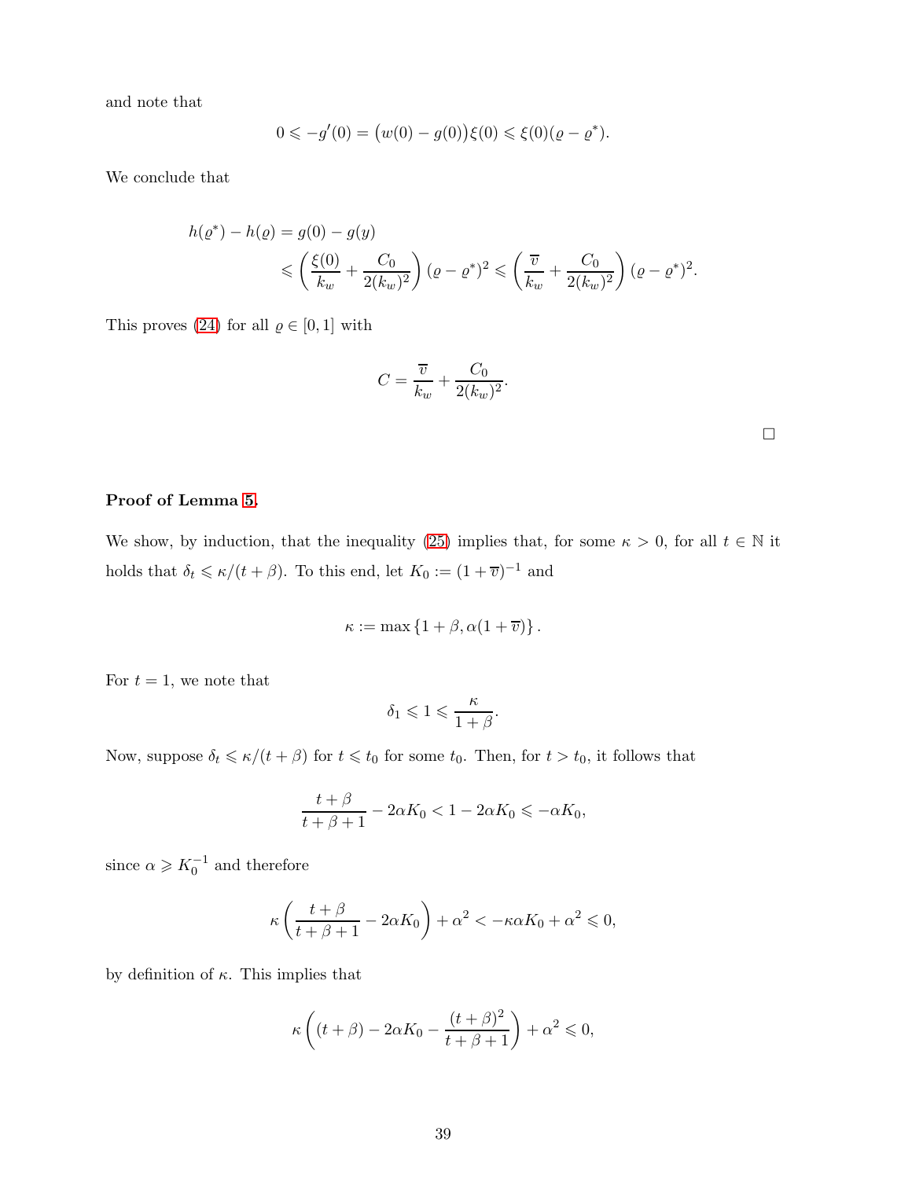and note that

$$0 \leqslant -g'(0) = \big(w(0) - g(0)\big)\xi(0) \leqslant \xi(0)(\varrho - \varrho^*).$$

We conclude that

$$\begin{aligned}
h(\varrho^*) - h(\varrho) &= g(0) - g(y) \\
&\leqslant \left(\frac{\xi(0)}{k_w} + \frac{C_0}{2(k_w)^2}\right)(\varrho - \varrho^*)^2 \leqslant \left(\frac{\overline{v}}{k_w} + \frac{C_0}{2(k_w)^2}\right)(\varrho - \varrho^*)^2.
\end{aligned}$$

This proves (24) for all $\varrho \in [0,1]$ with

$$C = \frac{\overline{v}}{k_w} + \frac{C_0}{2(k_w)^2}.$$

□

**Proof of Lemma 5.**

We show, by induction, that the inequality (25) implies that, for some $\kappa > 0$, for all $t \in \mathbb{N}$ it holds that $\delta_t \leqslant \kappa/(t+\beta)$. To this end, let $K_0 := (1+\overline{v})^{-1}$ and

$$\kappa := \max\left\{1+\beta, \alpha(1+\overline{v})\right\}.$$

For $t = 1$, we note that

$$\delta_1 \leqslant 1 \leqslant \frac{\kappa}{1+\beta}.$$

Now, suppose $\delta_t \leqslant \kappa/(t+\beta)$ for $t \leqslant t_0$ for some $t_0$. Then, for $t > t_0$, it follows that

$$\frac{t+\beta}{t+\beta+1} - 2\alpha K_0 < 1 - 2\alpha K_0 \leqslant -\alpha K_0,$$

since $\alpha \geqslant K_0^{-1}$ and therefore

$$\kappa\left(\frac{t+\beta}{t+\beta+1} - 2\alpha K_0\right) + \alpha^2 < -\kappa\alpha K_0 + \alpha^2 \leqslant 0,$$

by definition of $\kappa$. This implies that

$$\kappa\left((t+\beta) - 2\alpha K_0 - \frac{(t+\beta)^2}{t+\beta+1}\right) + \alpha^2 \leqslant 0,$$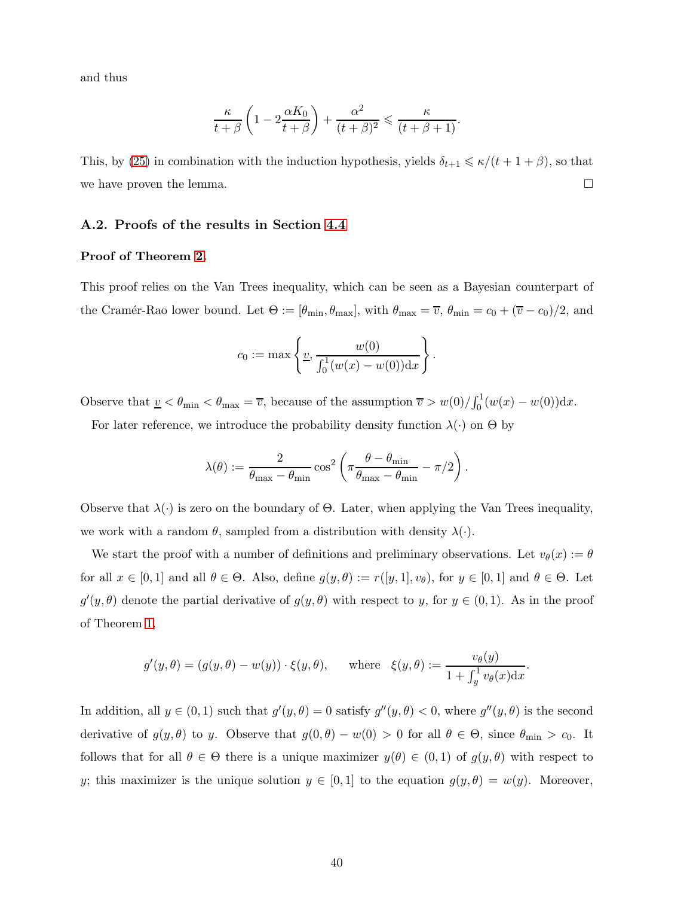and thus

$$\frac{\kappa}{t+\beta}\left(1 - 2\frac{\alpha K_0}{t+\beta}\right) + \frac{\alpha^2}{(t+\beta)^2} \leqslant \frac{\kappa}{(t+\beta+1)}.$$

This, by (25) in combination with the induction hypothesis, yields $\delta_{t+1} \leqslant \kappa/(t+1+\beta)$, so that we have proven the lemma. □

### A.2. Proofs of the results in Section 4.4

**Proof of Theorem 2.**

This proof relies on the Van Trees inequality, which can be seen as a Bayesian counterpart of the Cramér-Rao lower bound. Let $\Theta := [\theta_{\min}, \theta_{\max}]$, with $\theta_{\max} = \overline{v}$, $\theta_{\min} = c_0 + (\overline{v} - c_0)/2$, and

$$c_0 := \max\left\{\underline{v}, \frac{w(0)}{\int_0^1 (w(x) - w(0))\mathrm{d}x}\right\}.$$

Observe that $\underline{v} < \theta_{\min} < \theta_{\max} = \overline{v}$, because of the assumption $\overline{v} > w(0)/\int_0^1 (w(x) - w(0))\mathrm{d}x$.

For later reference, we introduce the probability density function $\lambda(\cdot)$ on $\Theta$ by

$$\lambda(\theta) := \frac{2}{\theta_{\max} - \theta_{\min}} \cos^2\left(\pi\frac{\theta - \theta_{\min}}{\theta_{\max} - \theta_{\min}} - \pi/2\right).$$

Observe that $\lambda(\cdot)$ is zero on the boundary of $\Theta$. Later, when applying the Van Trees inequality, we work with a random $\theta$, sampled from a distribution with density $\lambda(\cdot)$.

We start the proof with a number of definitions and preliminary observations. Let $v_\theta(x) := \theta$ for all $x \in [0,1]$ and all $\theta \in \Theta$. Also, define $g(y,\theta) := r([y,1], v_\theta)$, for $y \in [0,1]$ and $\theta \in \Theta$. Let $g'(y,\theta)$ denote the partial derivative of $g(y,\theta)$ with respect to $y$, for $y \in (0,1)$. As in the proof of Theorem 1,

$$g'(y,\theta) = (g(y,\theta) - w(y)) \cdot \xi(y,\theta), \qquad \text{where} \quad \xi(y,\theta) := \frac{v_\theta(y)}{1 + \int_y^1 v_\theta(x)\mathrm{d}x}.$$

In addition, all $y \in (0,1)$ such that $g'(y,\theta) = 0$ satisfy $g''(y,\theta) < 0$, where $g''(y,\theta)$ is the second derivative of $g(y,\theta)$ to $y$. Observe that $g(0,\theta) - w(0) > 0$ for all $\theta \in \Theta$, since $\theta_{\min} > c_0$. It follows that for all $\theta \in \Theta$ there is a unique maximizer $y(\theta) \in (0,1)$ of $g(y,\theta)$ with respect to $y$; this maximizer is the unique solution $y \in [0,1]$ to the equation $g(y,\theta) = w(y)$. Moreover,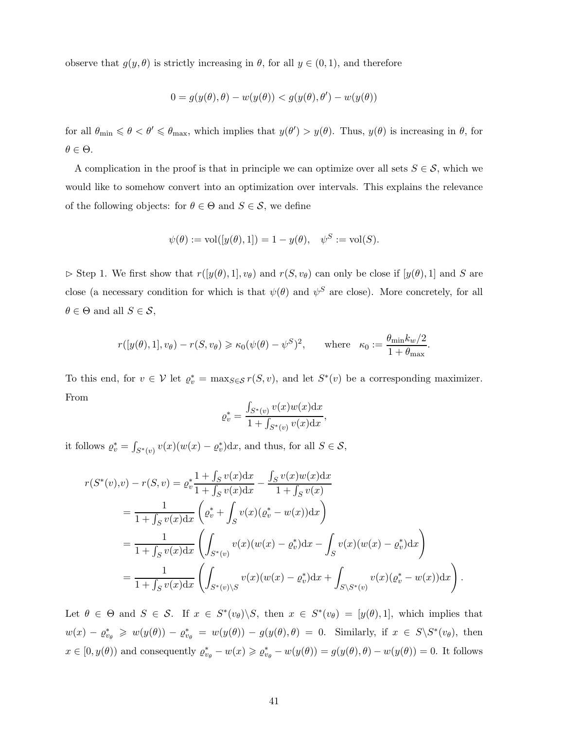observe that $g(y, \theta)$ is strictly increasing in $\theta$, for all $y \in (0, 1)$, and therefore

$$0 = g(y(\theta), \theta) - w(y(\theta)) < g(y(\theta), \theta') - w(y(\theta))$$

for all $\theta_{\min} \leqslant \theta < \theta' \leqslant \theta_{\max}$, which implies that $y(\theta') > y(\theta)$. Thus, $y(\theta)$ is increasing in $\theta$, for $\theta \in \Theta$.

A complication in the proof is that in principle we can optimize over all sets $S \in \mathcal{S}$, which we would like to somehow convert into an optimization over intervals. This explains the relevance of the following objects: for $\theta \in \Theta$ and $S \in \mathcal{S}$, we define

$$\psi(\theta) := \text{vol}([y(\theta), 1]) = 1 - y(\theta), \quad \psi^S := \text{vol}(S).$$

$\triangleright$ Step 1. We first show that $r([y(\theta), 1], v_\theta)$ and $r(S, v_\theta)$ can only be close if $[y(\theta), 1]$ and $S$ are close (a necessary condition for which is that $\psi(\theta)$ and $\psi^S$ are close). More concretely, for all $\theta \in \Theta$ and all $S \in \mathcal{S}$,

$$r([y(\theta), 1], v_\theta) - r(S, v_\theta) \geqslant \kappa_0 (\psi(\theta) - \psi^S)^2, \qquad \text{where} \quad \kappa_0 := \frac{\theta_{\min} k_w / 2}{1 + \theta_{\max}}.$$

To this end, for $v \in \mathcal{V}$ let $\varrho_v^* = \max_{S \in \mathcal{S}} r(S, v)$, and let $S^*(v)$ be a corresponding maximizer. From

$$\varrho_v^* = \frac{\int_{S^*(v)} v(x) w(x) \mathrm{d}x}{1 + \int_{S^*(v)} v(x) \mathrm{d}x},$$

it follows $\varrho_v^* = \int_{S^*(v)} v(x)(w(x) - \varrho_v^*) \mathrm{d}x$, and thus, for all $S \in \mathcal{S}$,

$$\begin{aligned}
r(S^*(v), v) - r(S, v) &= \varrho_v^* \frac{1 + \int_S v(x) \mathrm{d}x}{1 + \int_S v(x) \mathrm{d}x} - \frac{\int_S v(x) w(x) \mathrm{d}x}{1 + \int_S v(x)} \\
&= \frac{1}{1 + \int_S v(x) \mathrm{d}x} \left( \varrho_v^* + \int_S v(x)(\varrho_v^* - w(x)) \mathrm{d}x \right) \\
&= \frac{1}{1 + \int_S v(x) \mathrm{d}x} \left( \int_{S^*(v)} v(x)(w(x) - \varrho_v^*) \mathrm{d}x - \int_S v(x)(w(x) - \varrho_v^*) \mathrm{d}x \right) \\
&= \frac{1}{1 + \int_S v(x) \mathrm{d}x} \left( \int_{S^*(v) \setminus S} v(x)(w(x) - \varrho_v^*) \mathrm{d}x + \int_{S \setminus S^*(v)} v(x)(\varrho_v^* - w(x)) \mathrm{d}x \right).
\end{aligned}$$

Let $\theta \in \Theta$ and $S \in \mathcal{S}$. If $x \in S^*(v_\theta) \setminus S$, then $x \in S^*(v_\theta) = [y(\theta), 1]$, which implies that $w(x) - \varrho_{v_\theta}^* \geqslant w(y(\theta)) - \varrho_{v_\theta}^* = w(y(\theta)) - g(y(\theta), \theta) = 0$. Similarly, if $x \in S \setminus S^*(v_\theta)$, then $x \in [0, y(\theta))$ and consequently $\varrho_{v_\theta}^* - w(x) \geqslant \varrho_{v_\theta}^* - w(y(\theta)) = g(y(\theta), \theta) - w(y(\theta)) = 0$. It follows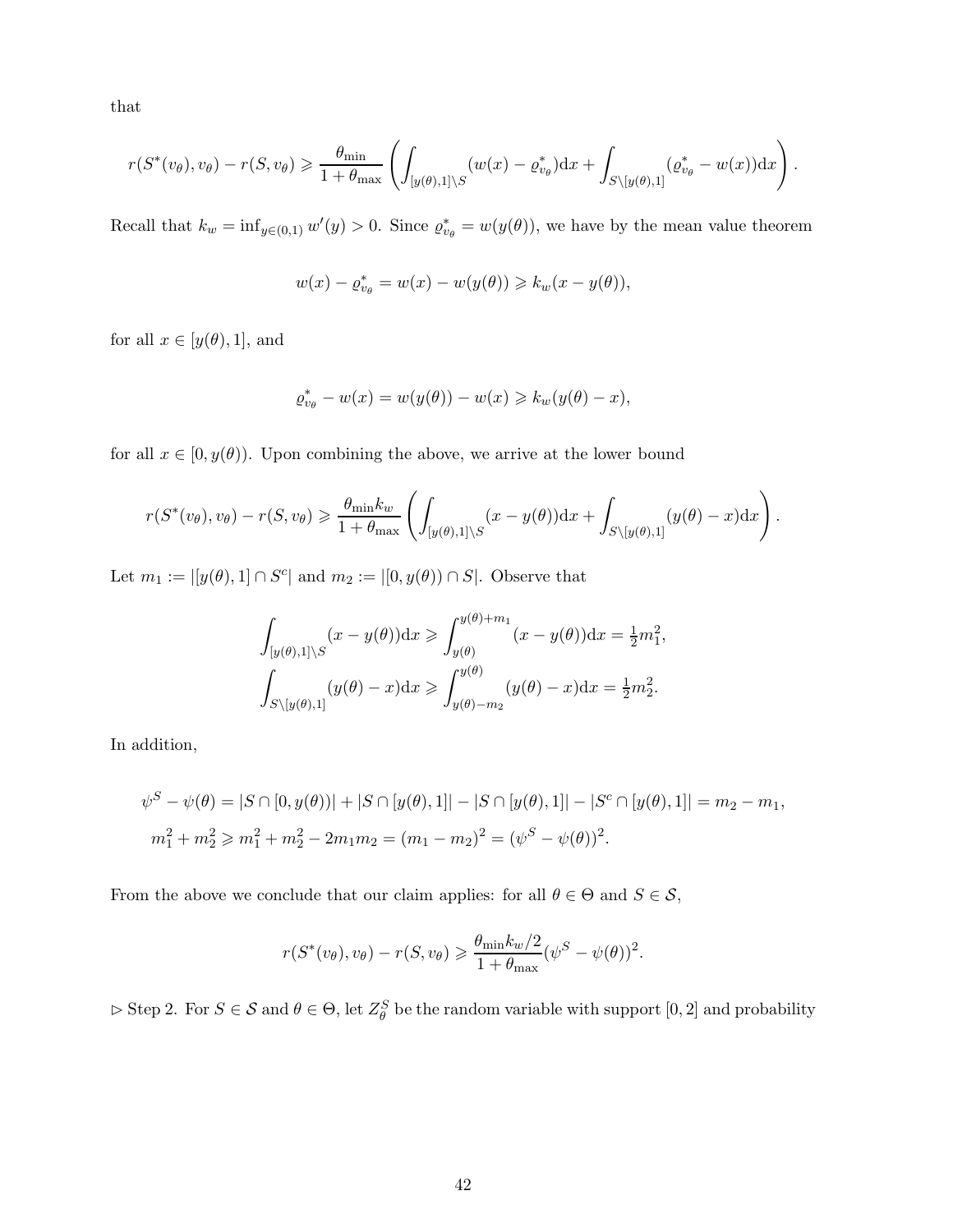that

$$r(S^*(v_\theta), v_\theta) - r(S, v_\theta) \geqslant \frac{\theta_{\min}}{1+\theta_{\max}} \left( \int_{[y(\theta),1]\setminus S} (w(x) - \varrho^*_{v_\theta}) \mathrm{d}x + \int_{S\setminus[y(\theta),1]} (\varrho^*_{v_\theta} - w(x)) \mathrm{d}x \right).$$

Recall that $k_w = \inf_{y\in(0,1)} w'(y) > 0$. Since $\varrho^*_{v_\theta} = w(y(\theta))$, we have by the mean value theorem

$$w(x) - \varrho^*_{v_\theta} = w(x) - w(y(\theta)) \geqslant k_w(x - y(\theta)),$$

for all $x \in [y(\theta), 1]$, and

$$\varrho^*_{v_\theta} - w(x) = w(y(\theta)) - w(x) \geqslant k_w(y(\theta) - x),$$

for all $x \in [0, y(\theta))$. Upon combining the above, we arrive at the lower bound

$$r(S^*(v_\theta), v_\theta) - r(S, v_\theta) \geqslant \frac{\theta_{\min} k_w}{1+\theta_{\max}} \left( \int_{[y(\theta),1]\setminus S} (x - y(\theta)) \mathrm{d}x + \int_{S\setminus[y(\theta),1]} (y(\theta) - x) \mathrm{d}x \right).$$

Let $m_1 := |[y(\theta), 1] \cap S^c|$ and $m_2 := |[0, y(\theta)) \cap S|$. Observe that

$$\int_{[y(\theta),1]\setminus S} (x - y(\theta)) \mathrm{d}x \geqslant \int_{y(\theta)}^{y(\theta)+m_1} (x - y(\theta)) \mathrm{d}x = \tfrac{1}{2} m_1^2,$$
$$\int_{S\setminus[y(\theta),1]} (y(\theta) - x) \mathrm{d}x \geqslant \int_{y(\theta)-m_2}^{y(\theta)} (y(\theta) - x) \mathrm{d}x = \tfrac{1}{2} m_2^2.$$

In addition,

$$\psi^S - \psi(\theta) = |S \cap [0, y(\theta))| + |S \cap [y(\theta), 1]| - |S \cap [y(\theta), 1]| - |S^c \cap [y(\theta), 1]| = m_2 - m_1,$$
$$m_1^2 + m_2^2 \geqslant m_1^2 + m_2^2 - 2m_1 m_2 = (m_1 - m_2)^2 = (\psi^S - \psi(\theta))^2.$$

From the above we conclude that our claim applies: for all $\theta \in \Theta$ and $S \in \mathcal{S}$,

$$r(S^*(v_\theta), v_\theta) - r(S, v_\theta) \geqslant \frac{\theta_{\min} k_w / 2}{1+\theta_{\max}} (\psi^S - \psi(\theta))^2.$$

$\triangleright$ Step 2. For $S \in \mathcal{S}$ and $\theta \in \Theta$, let $Z^S_\theta$ be the random variable with support $[0, 2]$ and probability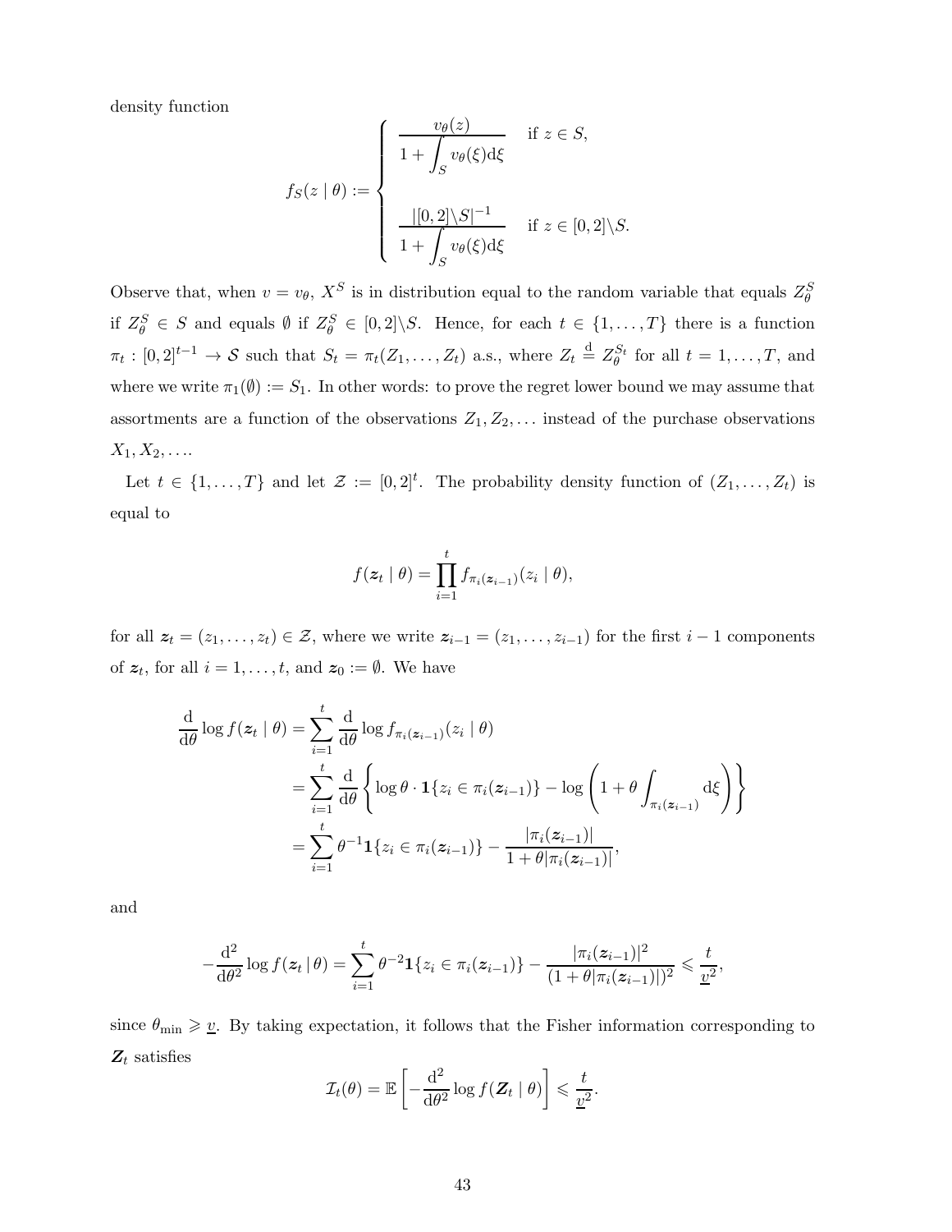density function

$$
f_S(z \mid \theta) := \begin{cases} \dfrac{v_\theta(z)}{1 + \displaystyle\int_S v_\theta(\xi) \mathrm{d}\xi} & \text{if } z \in S, \\ \\ \dfrac{|[0,2] \backslash S|^{-1}}{1 + \displaystyle\int_S v_\theta(\xi) \mathrm{d}\xi} & \text{if } z \in [0,2] \backslash S. \end{cases}
$$

Observe that, when $v = v_\theta$, $X^S$ is in distribution equal to the random variable that equals $Z_\theta^S$ if $Z_\theta^S \in S$ and equals $\emptyset$ if $Z_\theta^S \in [0,2] \backslash S$. Hence, for each $t \in \{1, \ldots, T\}$ there is a function $\pi_t : [0,2]^{t-1} \to \mathcal{S}$ such that $S_t = \pi_t(Z_1, \ldots, Z_t)$ a.s., where $Z_t \stackrel{\mathrm{d}}{=} Z_\theta^{S_t}$ for all $t = 1, \ldots, T$, and where we write $\pi_1(\emptyset) := S_1$. In other words: to prove the regret lower bound we may assume that assortments are a function of the observations $Z_1, Z_2, \ldots$ instead of the purchase observations $X_1, X_2, \ldots$.

Let $t \in \{1, \ldots, T\}$ and let $\mathcal{Z} := [0,2]^t$. The probability density function of $(Z_1, \ldots, Z_t)$ is equal to

$$
f(\boldsymbol{z}_t \mid \theta) = \prod_{i=1}^{t} f_{\pi_i(\boldsymbol{z}_{i-1})}(z_i \mid \theta),
$$

for all $\boldsymbol{z}_t = (z_1, \ldots, z_t) \in \mathcal{Z}$, where we write $\boldsymbol{z}_{i-1} = (z_1, \ldots, z_{i-1})$ for the first $i-1$ components of $\boldsymbol{z}_t$, for all $i = 1, \ldots, t$, and $\boldsymbol{z}_0 := \emptyset$. We have

$$
\begin{aligned}
\frac{\mathrm{d}}{\mathrm{d}\theta} \log f(\boldsymbol{z}_t \mid \theta) &= \sum_{i=1}^{t} \frac{\mathrm{d}}{\mathrm{d}\theta} \log f_{\pi_i(\boldsymbol{z}_{i-1})}(z_i \mid \theta) \\
&= \sum_{i=1}^{t} \frac{\mathrm{d}}{\mathrm{d}\theta} \left\{ \log \theta \cdot \mathbf{1}\{z_i \in \pi_i(\boldsymbol{z}_{i-1})\} - \log \left( 1 + \theta \int_{\pi_i(\boldsymbol{z}_{i-1})} \mathrm{d}\xi \right) \right\} \\
&= \sum_{i=1}^{t} \theta^{-1} \mathbf{1}\{z_i \in \pi_i(\boldsymbol{z}_{i-1})\} - \frac{|\pi_i(\boldsymbol{z}_{i-1})|}{1 + \theta |\pi_i(\boldsymbol{z}_{i-1})|},
\end{aligned}
$$

and

$$
-\frac{\mathrm{d}^2}{\mathrm{d}\theta^2} \log f(\boldsymbol{z}_t \,|\, \theta) = \sum_{i=1}^{t} \theta^{-2} \mathbf{1}\{z_i \in \pi_i(\boldsymbol{z}_{i-1})\} - \frac{|\pi_i(\boldsymbol{z}_{i-1})|^2}{(1 + \theta |\pi_i(\boldsymbol{z}_{i-1})|)^2} \leqslant \frac{t}{\underline{v}^2},
$$

since $\theta_{\min} \geqslant \underline{v}$. By taking expectation, it follows that the Fisher information corresponding to $\boldsymbol{Z}_t$ satisfies

$$
\mathcal{I}_t(\theta) = \mathbb{E}\left[ -\frac{\mathrm{d}^2}{\mathrm{d}\theta^2} \log f(\boldsymbol{Z}_t \mid \theta) \right] \leqslant \frac{t}{\underline{v}^2}.
$$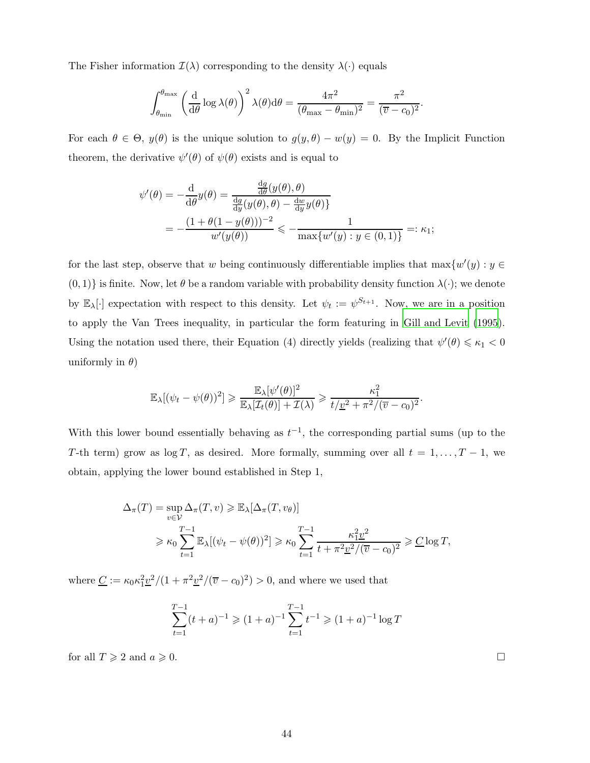The Fisher information $\mathcal{I}(\lambda)$ corresponding to the density $\lambda(\cdot)$ equals

$$\int_{\theta_{\min}}^{\theta_{\max}} \left(\frac{\mathrm{d}}{\mathrm{d}\theta} \log \lambda(\theta)\right)^2 \lambda(\theta)\mathrm{d}\theta = \frac{4\pi^2}{(\theta_{\max} - \theta_{\min})^2} = \frac{\pi^2}{(\overline{v} - c_0)^2}.$$

For each $\theta \in \Theta$, $y(\theta)$ is the unique solution to $g(y, \theta) - w(y) = 0$. By the Implicit Function theorem, the derivative $\psi'(\theta)$ of $\psi(\theta)$ exists and is equal to

$$\begin{aligned}
\psi'(\theta) = -\frac{\mathrm{d}}{\mathrm{d}\theta} y(\theta) &= \frac{\frac{\mathrm{d}g}{\mathrm{d}\theta}(y(\theta), \theta)}{\frac{\mathrm{d}g}{\mathrm{d}y}(y(\theta), \theta) - \frac{\mathrm{d}w}{\mathrm{d}y} y(\theta)\}} \\
&= -\frac{(1 + \theta(1 - y(\theta)))^{-2}}{w'(y(\theta))} \leqslant -\frac{1}{\max\{w'(y) : y \in (0,1)\}} =: \kappa_1;
\end{aligned}$$

for the last step, observe that $w$ being continuously differentiable implies that $\max\{w'(y) : y \in (0, 1)\}$ is finite. Now, let $\theta$ be a random variable with probability density function $\lambda(\cdot)$; we denote by $\mathbb{E}_\lambda[\cdot]$ expectation with respect to this density. Let $\psi_t := \psi^{S_{t+1}}$. Now, we are in a position to apply the Van Trees inequality, in particular the form featuring in Gill and Levit (1995). Using the notation used there, their Equation (4) directly yields (realizing that $\psi'(\theta) \leqslant \kappa_1 < 0$ uniformly in $\theta$)

$$\mathbb{E}_\lambda[(\psi_t - \psi(\theta))^2] \geqslant \frac{\mathbb{E}_\lambda[\psi'(\theta)]^2}{\mathbb{E}_\lambda[\mathcal{I}_t(\theta)] + \mathcal{I}(\lambda)} \geqslant \frac{\kappa_1^2}{t/\underline{v}^2 + \pi^2/(\overline{v} - c_0)^2}.$$

With this lower bound essentially behaving as $t^{-1}$, the corresponding partial sums (up to the $T$-th term) grow as $\log T$, as desired. More formally, summing over all $t = 1, \ldots, T-1$, we obtain, applying the lower bound established in Step 1,

$$\begin{aligned}
\Delta_\pi(T) &= \sup_{v \in \mathcal{V}} \Delta_\pi(T, v) \geqslant \mathbb{E}_\lambda[\Delta_\pi(T, v_\theta)] \\
&\geqslant \kappa_0 \sum_{t=1}^{T-1} \mathbb{E}_\lambda[(\psi_t - \psi(\theta))^2] \geqslant \kappa_0 \sum_{t=1}^{T-1} \frac{\kappa_1^2 \underline{v}^2}{t + \pi^2 \underline{v}^2/(\overline{v} - c_0)^2} \geqslant \underline{C} \log T,
\end{aligned}$$

where $\underline{C} := \kappa_0 \kappa_1^2 \underline{v}^2/(1 + \pi^2 \underline{v}^2/(\overline{v} - c_0)^2) > 0$, and where we used that

$$\sum_{t=1}^{T-1} (t + a)^{-1} \geqslant (1 + a)^{-1} \sum_{t=1}^{T-1} t^{-1} \geqslant (1 + a)^{-1} \log T$$

for all $T \geqslant 2$ and $a \geqslant 0$. □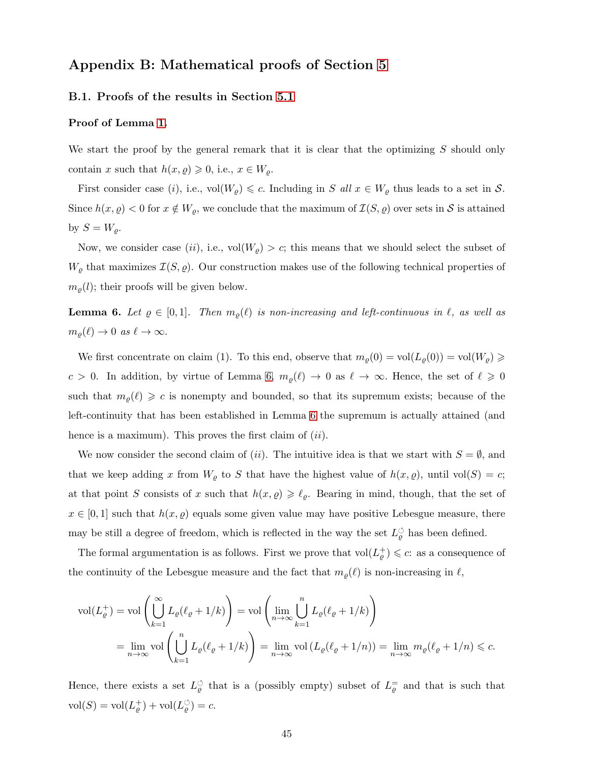## Appendix B: Mathematical proofs of Section 5

### B.1. Proofs of the results in Section 5.1

**Proof of Lemma 1.**

We start the proof by the general remark that it is clear that the optimizing $S$ should only contain $x$ such that $h(x,\varrho) \geqslant 0$, i.e., $x \in W_\varrho$.

First consider case $(i)$, i.e., $\text{vol}(W_\varrho) \leqslant c$. Including in $S$ *all* $x \in W_\varrho$ thus leads to a set in $\mathcal{S}$. Since $h(x,\varrho) < 0$ for $x \notin W_\varrho$, we conclude that the maximum of $\mathcal{I}(S,\varrho)$ over sets in $\mathcal{S}$ is attained by $S = W_\varrho$.

Now, we consider case $(ii)$, i.e., $\text{vol}(W_\varrho) > c$; this means that we should select the subset of $W_\varrho$ that maximizes $\mathcal{I}(S,\varrho)$. Our construction makes use of the following technical properties of $m_\varrho(l)$; their proofs will be given below.

**Lemma 6.** *Let $\varrho \in [0,1]$. Then $m_\varrho(\ell)$ is non-increasing and left-continuous in $\ell$, as well as $m_\varrho(\ell) \to 0$ as $\ell \to \infty$.*

We first concentrate on claim (1). To this end, observe that $m_\varrho(0) = \text{vol}(L_\varrho(0)) = \text{vol}(W_\varrho) \geqslant c > 0$. In addition, by virtue of Lemma 6, $m_\varrho(\ell) \to 0$ as $\ell \to \infty$. Hence, the set of $\ell \geqslant 0$ such that $m_\varrho(\ell) \geqslant c$ is nonempty and bounded, so that its supremum exists; because of the left-continuity that has been established in Lemma 6 the supremum is actually attained (and hence is a maximum). This proves the first claim of $(ii)$.

We now consider the second claim of $(ii)$. The intuitive idea is that we start with $S = \emptyset$, and that we keep adding $x$ from $W_\varrho$ to $S$ that have the highest value of $h(x,\varrho)$, until $\text{vol}(S) = c$; at that point $S$ consists of $x$ such that $h(x,\varrho) \geqslant \ell_\varrho$. Bearing in mind, though, that the set of $x \in [0,1]$ such that $h(x,\varrho)$ equals some given value may have positive Lebesgue measure, there may be still a degree of freedom, which is reflected in the way the set $L_\varrho^{\circlearrowleft}$ has been defined.

The formal argumentation is as follows. First we prove that $\text{vol}(L_\varrho^+) \leqslant c$: as a consequence of the continuity of the Lebesgue measure and the fact that $m_\varrho(\ell)$ is non-increasing in $\ell$,

$$
\begin{aligned}
\text{vol}(L_\varrho^+) &= \text{vol}\left(\bigcup_{k=1}^{\infty} L_\varrho(\ell_\varrho + 1/k)\right) = \text{vol}\left(\lim_{n\to\infty} \bigcup_{k=1}^{n} L_\varrho(\ell_\varrho + 1/k)\right) \\
&= \lim_{n\to\infty} \text{vol}\left(\bigcup_{k=1}^{n} L_\varrho(\ell_\varrho + 1/k)\right) = \lim_{n\to\infty} \text{vol}\left(L_\varrho(\ell_\varrho + 1/n)\right) = \lim_{n\to\infty} m_\varrho(\ell_\varrho + 1/n) \leqslant c.
\end{aligned}
$$

Hence, there exists a set $L_\varrho^{\circlearrowleft}$ that is a (possibly empty) subset of $L_\varrho^{=}$ and that is such that $\text{vol}(S) = \text{vol}(L_\varrho^+) + \text{vol}(L_\varrho^{\circlearrowleft}) = c$.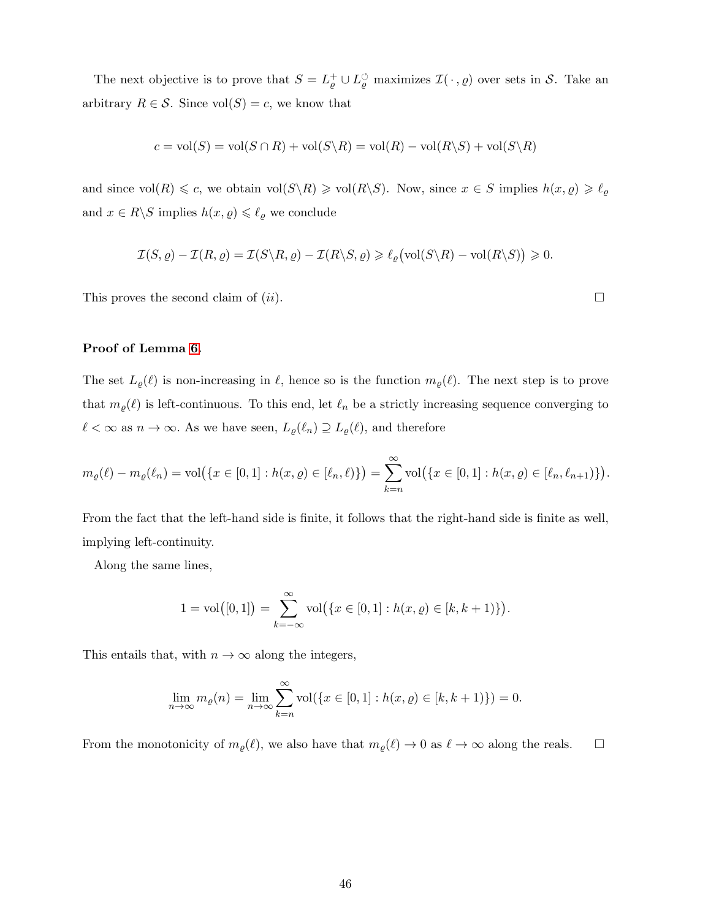The next objective is to prove that $S = L_\varrho^+ \cup L_\varrho^\circlearrowleft$ maximizes $\mathcal{I}(\,\cdot\,,\varrho)$ over sets in $\mathcal{S}$. Take an arbitrary $R \in \mathcal{S}$. Since $\mathrm{vol}(S) = c$, we know that

$$c = \mathrm{vol}(S) = \mathrm{vol}(S \cap R) + \mathrm{vol}(S\backslash R) = \mathrm{vol}(R) - \mathrm{vol}(R\backslash S) + \mathrm{vol}(S\backslash R)$$

and since $\mathrm{vol}(R) \leqslant c$, we obtain $\mathrm{vol}(S\backslash R) \geqslant \mathrm{vol}(R\backslash S)$. Now, since $x \in S$ implies $h(x,\varrho) \geqslant \ell_\varrho$ and $x \in R\backslash S$ implies $h(x,\varrho) \leqslant \ell_\varrho$ we conclude

$$\mathcal{I}(S,\varrho) - \mathcal{I}(R,\varrho) = \mathcal{I}(S\backslash R,\varrho) - \mathcal{I}(R\backslash S,\varrho) \geqslant \ell_\varrho\big(\mathrm{vol}(S\backslash R) - \mathrm{vol}(R\backslash S)\big) \geqslant 0.$$

This proves the second claim of $(ii)$. $\square$

**Proof of Lemma 6.**

The set $L_\varrho(\ell)$ is non-increasing in $\ell$, hence so is the function $m_\varrho(\ell)$. The next step is to prove that $m_\varrho(\ell)$ is left-continuous. To this end, let $\ell_n$ be a strictly increasing sequence converging to $\ell < \infty$ as $n \to \infty$. As we have seen, $L_\varrho(\ell_n) \supseteq L_\varrho(\ell)$, and therefore

$$m_\varrho(\ell) - m_\varrho(\ell_n) = \mathrm{vol}\big(\{x \in [0,1] : h(x,\varrho) \in [\ell_n, \ell)\}\big) = \sum_{k=n}^{\infty} \mathrm{vol}\big(\{x \in [0,1] : h(x,\varrho) \in [\ell_n, \ell_{n+1})\}\big).$$

From the fact that the left-hand side is finite, it follows that the right-hand side is finite as well, implying left-continuity.

Along the same lines,

$$1 = \mathrm{vol}\big([0,1]\big) = \sum_{k=-\infty}^{\infty} \mathrm{vol}\big(\{x \in [0,1] : h(x,\varrho) \in [k, k+1)\}\big).$$

This entails that, with $n \to \infty$ along the integers,

$$\lim_{n\to\infty} m_\varrho(n) = \lim_{n\to\infty} \sum_{k=n}^{\infty} \mathrm{vol}(\{x \in [0,1] : h(x,\varrho) \in [k, k+1)\}) = 0.$$

From the monotonicity of $m_\varrho(\ell)$, we also have that $m_\varrho(\ell) \to 0$ as $\ell \to \infty$ along the reals. $\square$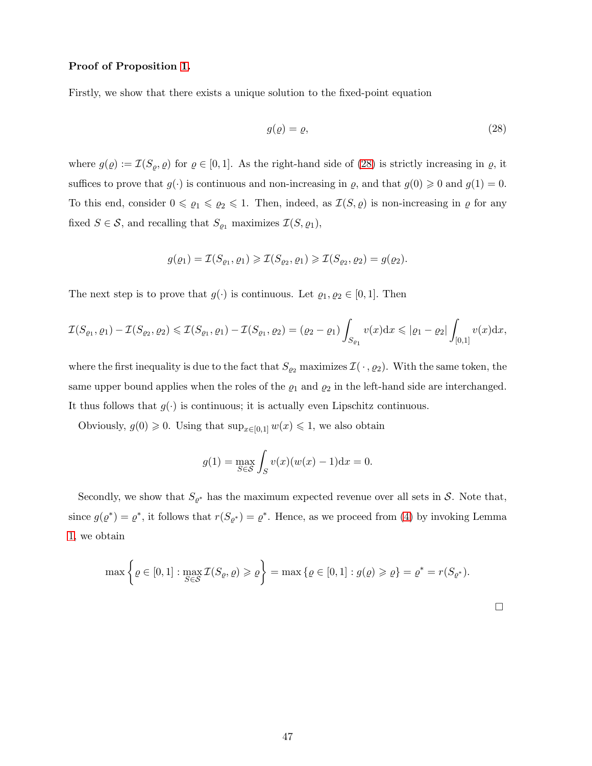**Proof of Proposition 1.**

Firstly, we show that there exists a unique solution to the fixed-point equation

$$g(\varrho) = \varrho, \tag{28}$$

where $g(\varrho) := \mathcal{I}(S_\varrho, \varrho)$ for $\varrho \in [0, 1]$. As the right-hand side of (28) is strictly increasing in $\varrho$, it suffices to prove that $g(\cdot)$ is continuous and non-increasing in $\varrho$, and that $g(0) \geqslant 0$ and $g(1) = 0$. To this end, consider $0 \leqslant \varrho_1 \leqslant \varrho_2 \leqslant 1$. Then, indeed, as $\mathcal{I}(S, \varrho)$ is non-increasing in $\varrho$ for any fixed $S \in \mathcal{S}$, and recalling that $S_{\varrho_1}$ maximizes $\mathcal{I}(S, \varrho_1)$,

$$g(\varrho_1) = \mathcal{I}(S_{\varrho_1}, \varrho_1) \geqslant \mathcal{I}(S_{\varrho_2}, \varrho_1) \geqslant \mathcal{I}(S_{\varrho_2}, \varrho_2) = g(\varrho_2).$$

The next step is to prove that $g(\cdot)$ is continuous. Let $\varrho_1, \varrho_2 \in [0, 1]$. Then

$$\mathcal{I}(S_{\varrho_1}, \varrho_1) - \mathcal{I}(S_{\varrho_2}, \varrho_2) \leqslant \mathcal{I}(S_{\varrho_1}, \varrho_1) - \mathcal{I}(S_{\varrho_1}, \varrho_2) = (\varrho_2 - \varrho_1) \int_{S_{\varrho_1}} v(x)\mathrm{d}x \leqslant |\varrho_1 - \varrho_2| \int_{[0,1]} v(x)\mathrm{d}x,$$

where the first inequality is due to the fact that $S_{\varrho_2}$ maximizes $\mathcal{I}(\,\cdot\,, \varrho_2)$. With the same token, the same upper bound applies when the roles of the $\varrho_1$ and $\varrho_2$ in the left-hand side are interchanged. It thus follows that $g(\cdot)$ is continuous; it is actually even Lipschitz continuous.

Obviously, $g(0) \geqslant 0$. Using that $\sup_{x \in [0,1]} w(x) \leqslant 1$, we also obtain

$$g(1) = \max_{S \in \mathcal{S}} \int_S v(x)(w(x) - 1)\mathrm{d}x = 0.$$

Secondly, we show that $S_{\varrho^*}$ has the maximum expected revenue over all sets in $\mathcal{S}$. Note that, since $g(\varrho^*) = \varrho^*$, it follows that $r(S_{\varrho^*}) = \varrho^*$. Hence, as we proceed from (4) by invoking Lemma 1, we obtain

$$\max \left\{ \varrho \in [0, 1] : \max_{S \in \mathcal{S}} \mathcal{I}(S_\varrho, \varrho) \geqslant \varrho \right\} = \max \left\{ \varrho \in [0, 1] : g(\varrho) \geqslant \varrho \right\} = \varrho^* = r(S_{\varrho^*}).$$

□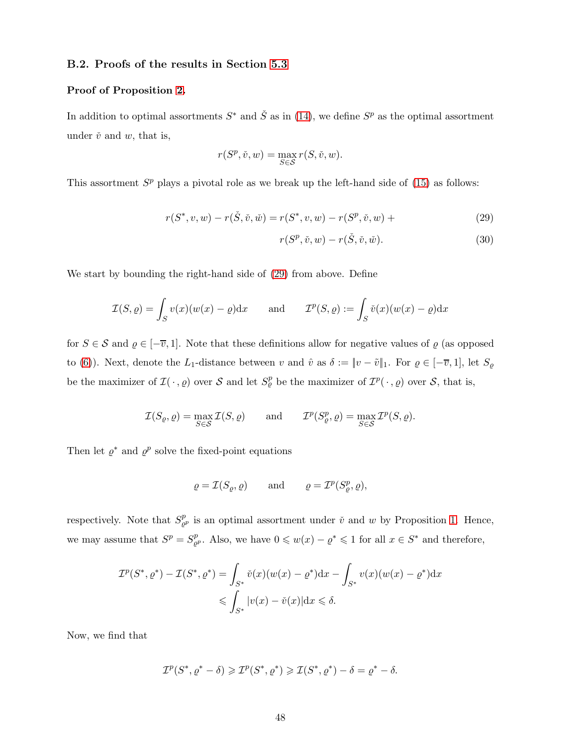### B.2. Proofs of the results in Section 5.3

**Proof of Proposition 2.**

In addition to optimal assortments $S^*$ and $\check{S}$ as in (14), we define $S^p$ as the optimal assortment under $\check{v}$ and $w$, that is,

$$r(S^p, \check{v}, w) = \max_{S \in \mathcal{S}} r(S, \check{v}, w).$$

This assortment $S^p$ plays a pivotal role as we break up the left-hand side of (15) as follows:

$$r(S^*, v, w) - r(\check{S}, \check{v}, \check{w}) = r(S^*, v, w) - r(S^p, \check{v}, w) + \tag{29}$$

$$r(S^p, \check{v}, w) - r(\check{S}, \check{v}, \check{w}). \tag{30}$$

We start by bounding the right-hand side of (29) from above. Define

$$\mathcal{I}(S, \varrho) = \int_S v(x)(w(x) - \varrho)\mathrm{d}x \qquad \text{and} \qquad \mathcal{I}^p(S, \varrho) := \int_S \check{v}(x)(w(x) - \varrho)\mathrm{d}x$$

for $S \in \mathcal{S}$ and $\varrho \in [-\overline{v}, 1]$. Note that these definitions allow for negative values of $\varrho$ (as opposed to (6)). Next, denote the $L_1$-distance between $v$ and $\hat{v}$ as $\delta := \|v - \check{v}\|_1$. For $\varrho \in [-\overline{v}, 1]$, let $S_\varrho$ be the maximizer of $\mathcal{I}(\,\cdot\,, \varrho)$ over $\mathcal{S}$ and let $S^p_\varrho$ be the maximizer of $\mathcal{I}^p(\,\cdot\,, \varrho)$ over $\mathcal{S}$, that is,

$$\mathcal{I}(S_\varrho, \varrho) = \max_{S \in \mathcal{S}} \mathcal{I}(S, \varrho) \qquad \text{and} \qquad \mathcal{I}^p(S^p_\varrho, \varrho) = \max_{S \in \mathcal{S}} \mathcal{I}^p(S, \varrho).$$

Then let $\varrho^*$ and $\varrho^p$ solve the fixed-point equations

$$\varrho = \mathcal{I}(S_\varrho, \varrho) \qquad \text{and} \qquad \varrho = \mathcal{I}^p(S^p_\varrho, \varrho),$$

respectively. Note that $S^p_{\varrho^p}$ is an optimal assortment under $\check{v}$ and $w$ by Proposition 1. Hence, we may assume that $S^p = S^p_{\varrho^p}$. Also, we have $0 \leqslant w(x) - \varrho^* \leqslant 1$ for all $x \in S^*$ and therefore,

$$\begin{aligned}
\mathcal{I}^p(S^*, \varrho^*) - \mathcal{I}(S^*, \varrho^*) &= \int_{S^*} \check{v}(x)(w(x) - \varrho^*)\mathrm{d}x - \int_{S^*} v(x)(w(x) - \varrho^*)\mathrm{d}x \\
&\leqslant \int_{S^*} |v(x) - \check{v}(x)|\mathrm{d}x \leqslant \delta.
\end{aligned}$$

Now, we find that

$$\mathcal{I}^p(S^*, \varrho^* - \delta) \geqslant \mathcal{I}^p(S^*, \varrho^*) \geqslant \mathcal{I}(S^*, \varrho^*) - \delta = \varrho^* - \delta.$$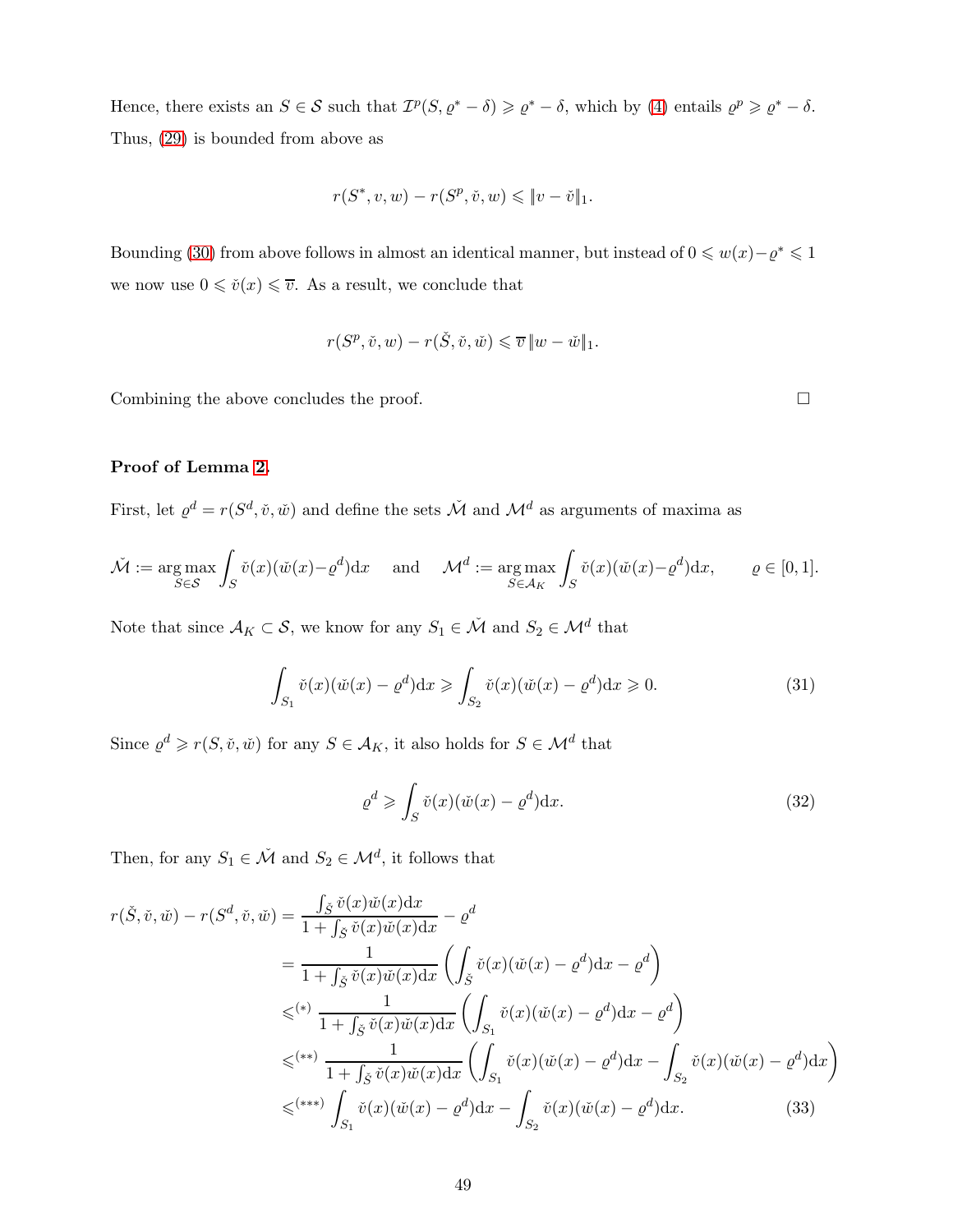Hence, there exists an $S \in \mathcal{S}$ such that $\mathcal{I}^p(S, \varrho^* - \delta) \geqslant \varrho^* - \delta$, which by (4) entails $\varrho^p \geqslant \varrho^* - \delta$. Thus, (29) is bounded from above as

$$r(S^*, v, w) - r(S^p, \check{v}, w) \leqslant \|v - \check{v}\|_1.$$

Bounding (30) from above follows in almost an identical manner, but instead of $0 \leqslant w(x) - \varrho^* \leqslant 1$ we now use $0 \leqslant \check{v}(x) \leqslant \overline{v}$. As a result, we conclude that

$$r(S^p, \check{v}, w) - r(\check{S}, \check{v}, \check{w}) \leqslant \overline{v}\, \|w - \check{w}\|_1.$$

Combining the above concludes the proof. $\square$

**Proof of Lemma 2.**

First, let $\varrho^d = r(S^d, \check{v}, \check{w})$ and define the sets $\check{\mathcal{M}}$ and $\mathcal{M}^d$ as arguments of maxima as

$$\check{\mathcal{M}} := \operatorname*{arg\,max}_{S \in \mathcal{S}} \int_S \check{v}(x)(\check{w}(x) - \varrho^d)\mathrm{d}x \quad \text{and} \quad \mathcal{M}^d := \operatorname*{arg\,max}_{S \in \mathcal{A}_K} \int_S \check{v}(x)(\check{w}(x) - \varrho^d)\mathrm{d}x, \qquad \varrho \in [0,1].$$

Note that since $\mathcal{A}_K \subset \mathcal{S}$, we know for any $S_1 \in \check{\mathcal{M}}$ and $S_2 \in \mathcal{M}^d$ that

$$\int_{S_1} \check{v}(x)(\check{w}(x) - \varrho^d)\mathrm{d}x \geqslant \int_{S_2} \check{v}(x)(\check{w}(x) - \varrho^d)\mathrm{d}x \geqslant 0. \tag{31}$$

Since $\varrho^d \geqslant r(S, \check{v}, \check{w})$ for any $S \in \mathcal{A}_K$, it also holds for $S \in \mathcal{M}^d$ that

$$\varrho^d \geqslant \int_S \check{v}(x)(\check{w}(x) - \varrho^d)\mathrm{d}x. \tag{32}$$

Then, for any $S_1 \in \check{\mathcal{M}}$ and $S_2 \in \mathcal{M}^d$, it follows that

$$\begin{aligned}
r(\check{S}, \check{v}, \check{w}) - r(S^d, \check{v}, \check{w}) &= \frac{\int_{\check{S}} \check{v}(x)\check{w}(x)\mathrm{d}x}{1 + \int_{\check{S}} \check{v}(x)\check{w}(x)\mathrm{d}x} - \varrho^d \\
&= \frac{1}{1 + \int_{\check{S}} \check{v}(x)\check{w}(x)\mathrm{d}x}\left(\int_{\check{S}} \check{v}(x)(\check{w}(x) - \varrho^d)\mathrm{d}x - \varrho^d\right) \\
&\leqslant^{(*)} \frac{1}{1 + \int_{\check{S}} \check{v}(x)\check{w}(x)\mathrm{d}x}\left(\int_{S_1} \check{v}(x)(\check{w}(x) - \varrho^d)\mathrm{d}x - \varrho^d\right) \\
&\leqslant^{(**)} \frac{1}{1 + \int_{\check{S}} \check{v}(x)\check{w}(x)\mathrm{d}x}\left(\int_{S_1} \check{v}(x)(\check{w}(x) - \varrho^d)\mathrm{d}x - \int_{S_2} \check{v}(x)(\check{w}(x) - \varrho^d)\mathrm{d}x\right) \\
&\leqslant^{(***)} \int_{S_1} \check{v}(x)(\check{w}(x) - \varrho^d)\mathrm{d}x - \int_{S_2} \check{v}(x)(\check{w}(x) - \varrho^d)\mathrm{d}x.
\end{aligned} \tag{33}$$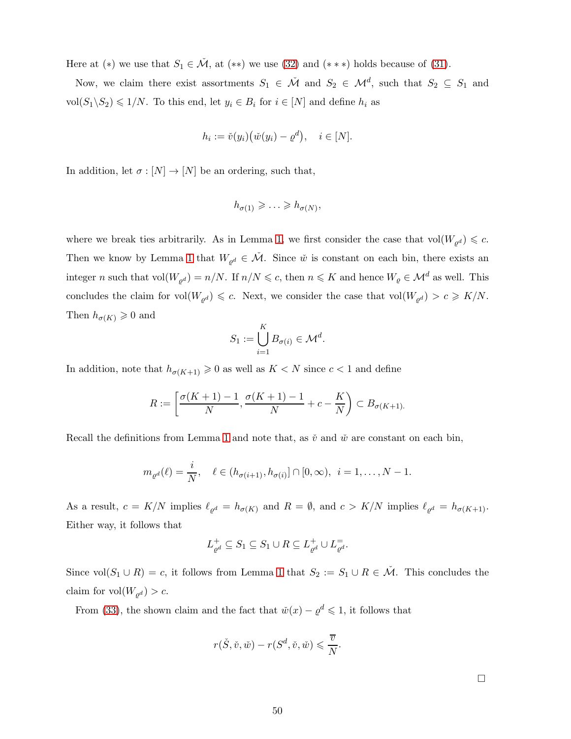Here at $(*)$ we use that $S_1 \in \check{\mathcal{M}}$, at $(**)$ we use (32) and $(***)$ holds because of (31).

Now, we claim there exist assortments $S_1 \in \check{\mathcal{M}}$ and $S_2 \in \mathcal{M}^d$, such that $S_2 \subseteq S_1$ and $\mathrm{vol}(S_1 \backslash S_2) \leqslant 1/N$. To this end, let $y_i \in B_i$ for $i \in [N]$ and define $h_i$ as

$$
h_i := \check{v}(y_i)\big(\check{w}(y_i) - \varrho^d\big), \quad i \in [N].
$$

In addition, let $\sigma : [N] \to [N]$ be an ordering, such that,

$$
h_{\sigma(1)} \geqslant \ldots \geqslant h_{\sigma(N)},
$$

where we break ties arbitrarily. As in Lemma 1, we first consider the case that $\mathrm{vol}(W_{\varrho^d}) \leqslant c$. Then we know by Lemma 1 that $W_{\varrho^d} \in \check{\mathcal{M}}$. Since $\check{w}$ is constant on each bin, there exists an integer $n$ such that $\mathrm{vol}(W_{\varrho^d}) = n/N$. If $n/N \leqslant c$, then $n \leqslant K$ and hence $W_\varrho \in \mathcal{M}^d$ as well. This concludes the claim for $\mathrm{vol}(W_{\varrho^d}) \leqslant c$. Next, we consider the case that $\mathrm{vol}(W_{\varrho^d}) > c \geqslant K/N$. Then $h_{\sigma(K)} \geqslant 0$ and

$$
S_1 := \bigcup_{i=1}^{K} B_{\sigma(i)} \in \mathcal{M}^d.
$$

In addition, note that $h_{\sigma(K+1)} \geqslant 0$ as well as $K < N$ since $c < 1$ and define

$$
R := \left[\frac{\sigma(K+1)-1}{N}, \frac{\sigma(K+1)-1}{N} + c - \frac{K}{N}\right) \subset B_{\sigma(K+1).}
$$

Recall the definitions from Lemma 1 and note that, as $\check{v}$ and $\check{w}$ are constant on each bin,

$$
m_{\varrho^d}(\ell) = \frac{i}{N}, \quad \ell \in (h_{\sigma(i+1)}, h_{\sigma(i)}] \cap [0, \infty), \;\; i = 1, \ldots, N-1.
$$

As a result, $c = K/N$ implies $\ell_{\varrho^d} = h_{\sigma(K)}$ and $R = \emptyset$, and $c > K/N$ implies $\ell_{\varrho^d} = h_{\sigma(K+1)}$. Either way, it follows that

$$
L^+_{\varrho^d} \subseteq S_1 \subseteq S_1 \cup R \subseteq L^+_{\varrho^d} \cup L^=_{\varrho^d}.
$$

Since $\mathrm{vol}(S_1 \cup R) = c$, it follows from Lemma 1 that $S_2 := S_1 \cup R \in \check{\mathcal{M}}$. This concludes the claim for $\mathrm{vol}(W_{\varrho^d}) > c$.

From (33), the shown claim and the fact that $\check{w}(x) - \varrho^d \leqslant 1$, it follows that

$$
r(\check{S}, \check{v}, \check{w}) - r(S^d, \check{v}, \check{w}) \leqslant \frac{\overline{v}}{N}.
$$

$\square$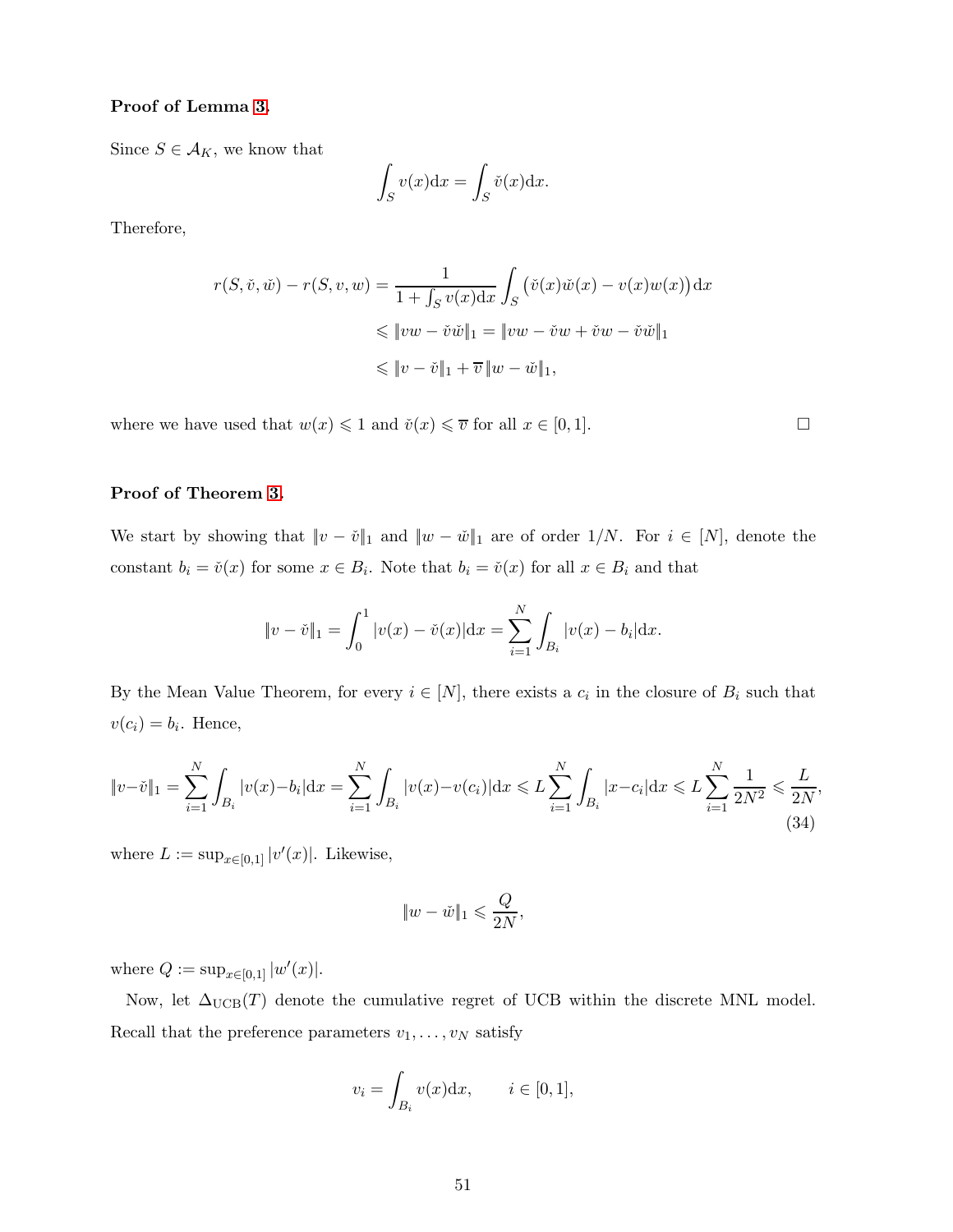**Proof of Lemma 3.**

Since $S \in \mathcal{A}_K$, we know that

$$\int_S v(x)\mathrm{d}x = \int_S \check{v}(x)\mathrm{d}x.$$

Therefore,

$$\begin{aligned}
r(S, \check{v}, \check{w}) - r(S, v, w) &= \frac{1}{1 + \int_S v(x)\mathrm{d}x} \int_S \left(\check{v}(x)\check{w}(x) - v(x)w(x)\right)\mathrm{d}x \\
&\leqslant \|vw - \check{v}\check{w}\|_1 = \|vw - \check{v}w + \check{v}w - \check{v}\check{w}\|_1 \\
&\leqslant \|v - \check{v}\|_1 + \overline{v}\,\|w - \check{w}\|_1,
\end{aligned}$$

where we have used that $w(x) \leqslant 1$ and $\check{v}(x) \leqslant \overline{v}$ for all $x \in [0,1]$. $\square$

**Proof of Theorem 3.**

We start by showing that $\|v - \check{v}\|_1$ and $\|w - \check{w}\|_1$ are of order $1/N$. For $i \in [N]$, denote the constant $b_i = \check{v}(x)$ for some $x \in B_i$. Note that $b_i = \check{v}(x)$ for all $x \in B_i$ and that

$$\|v - \check{v}\|_1 = \int_0^1 |v(x) - \check{v}(x)|\mathrm{d}x = \sum_{i=1}^N \int_{B_i} |v(x) - b_i|\mathrm{d}x.$$

By the Mean Value Theorem, for every $i \in [N]$, there exists a $c_i$ in the closure of $B_i$ such that $v(c_i) = b_i$. Hence,

$$\|v-\check{v}\|_1 = \sum_{i=1}^N \int_{B_i} |v(x)-b_i|\mathrm{d}x = \sum_{i=1}^N \int_{B_i} |v(x)-v(c_i)|\mathrm{d}x \leqslant L \sum_{i=1}^N \int_{B_i} |x-c_i|\mathrm{d}x \leqslant L \sum_{i=1}^N \frac{1}{2N^2} \leqslant \frac{L}{2N}, \tag{34}$$

where $L := \sup_{x \in [0,1]} |v'(x)|$. Likewise,

$$\|w - \check{w}\|_1 \leqslant \frac{Q}{2N},$$

where $Q := \sup_{x \in [0,1]} |w'(x)|$.

Now, let $\Delta_{\mathrm{UCB}}(T)$ denote the cumulative regret of UCB within the discrete MNL model. Recall that the preference parameters $v_1, \ldots, v_N$ satisfy

$$v_i = \int_{B_i} v(x)\mathrm{d}x, \qquad i \in [0,1],$$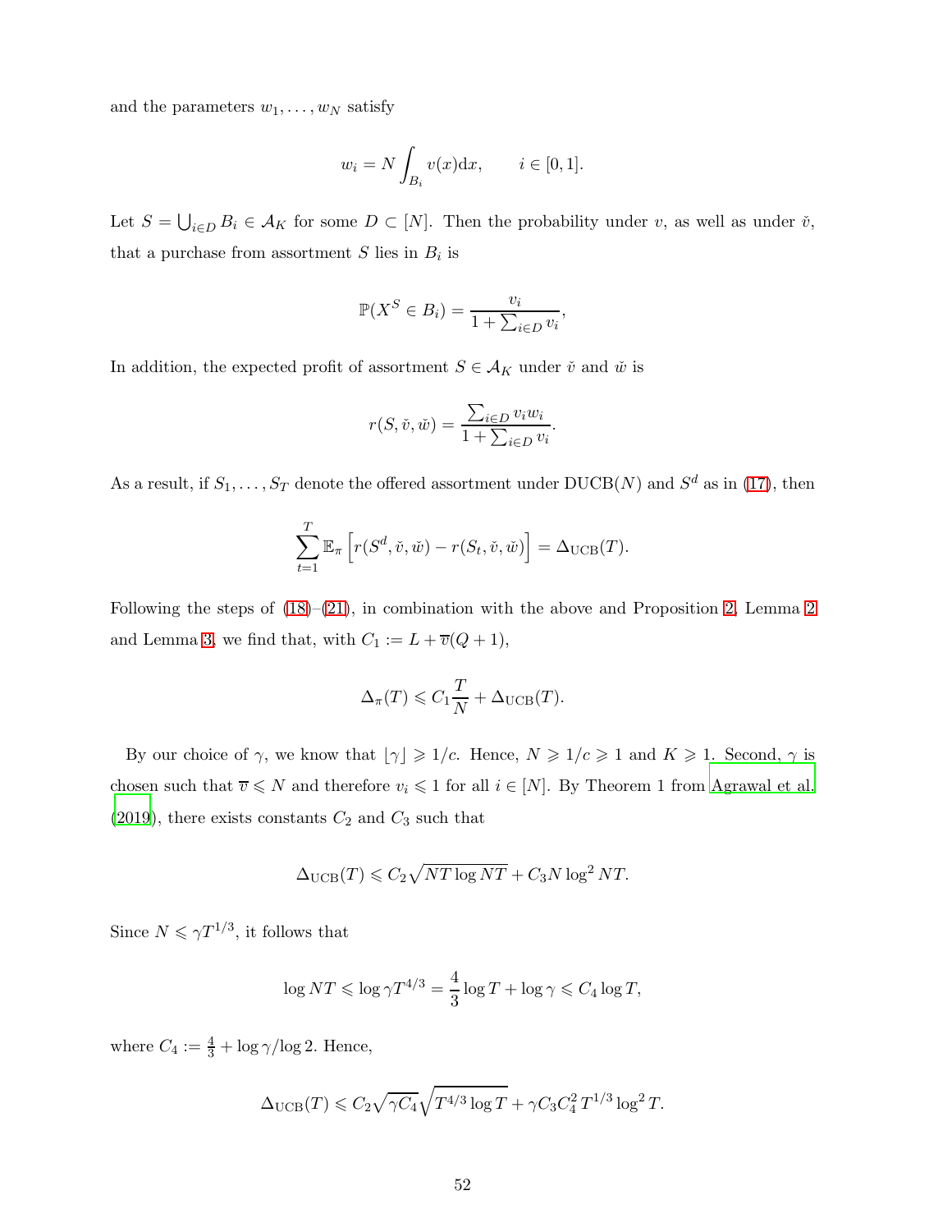and the parameters $w_1, \ldots, w_N$ satisfy

$$w_i = N \int_{B_i} v(x) \mathrm{d}x, \qquad i \in [0, 1].$$

Let $S = \bigcup_{i \in D} B_i \in \mathcal{A}_K$ for some $D \subset [N]$. Then the probability under $v$, as well as under $\check{v}$, that a purchase from assortment $S$ lies in $B_i$ is

$$\mathbb{P}(X^S \in B_i) = \frac{v_i}{1 + \sum_{i \in D} v_i},$$

In addition, the expected profit of assortment $S \in \mathcal{A}_K$ under $\check{v}$ and $\check{w}$ is

$$r(S, \check{v}, \check{w}) = \frac{\sum_{i \in D} v_i w_i}{1 + \sum_{i \in D} v_i}.$$

As a result, if $S_1, \ldots, S_T$ denote the offered assortment under DUCB($N$) and $S^d$ as in (17), then

$$\sum_{t=1}^{T} \mathbb{E}_\pi \left[ r(S^d, \check{v}, \check{w}) - r(S_t, \check{v}, \check{w}) \right] = \Delta_{\mathrm{UCB}}(T).$$

Following the steps of (18)–(21), in combination with the above and Proposition 2, Lemma 2 and Lemma 3, we find that, with $C_1 := L + \overline{v}(Q + 1)$,

$$\Delta_\pi(T) \leqslant C_1 \frac{T}{N} + \Delta_{\mathrm{UCB}}(T).$$

By our choice of $\gamma$, we know that $\lfloor \gamma \rfloor \geqslant 1/c$. Hence, $N \geqslant 1/c \geqslant 1$ and $K \geqslant 1$. Second, $\gamma$ is chosen such that $\overline{v} \leqslant N$ and therefore $v_i \leqslant 1$ for all $i \in [N]$. By Theorem 1 from Agrawal et al. (2019), there exists constants $C_2$ and $C_3$ such that

$$\Delta_{\mathrm{UCB}}(T) \leqslant C_2 \sqrt{NT \log NT} + C_3 N \log^2 NT.$$

Since $N \leqslant \gamma T^{1/3}$, it follows that

$$\log NT \leqslant \log \gamma T^{4/3} = \frac{4}{3} \log T + \log \gamma \leqslant C_4 \log T,$$

where $C_4 := \frac{4}{3} + \log \gamma / \log 2$. Hence,

$$\Delta_{\mathrm{UCB}}(T) \leqslant C_2 \sqrt{\gamma C_4} \sqrt{T^{4/3} \log T} + \gamma C_3 C_4^2 T^{1/3} \log^2 T.$$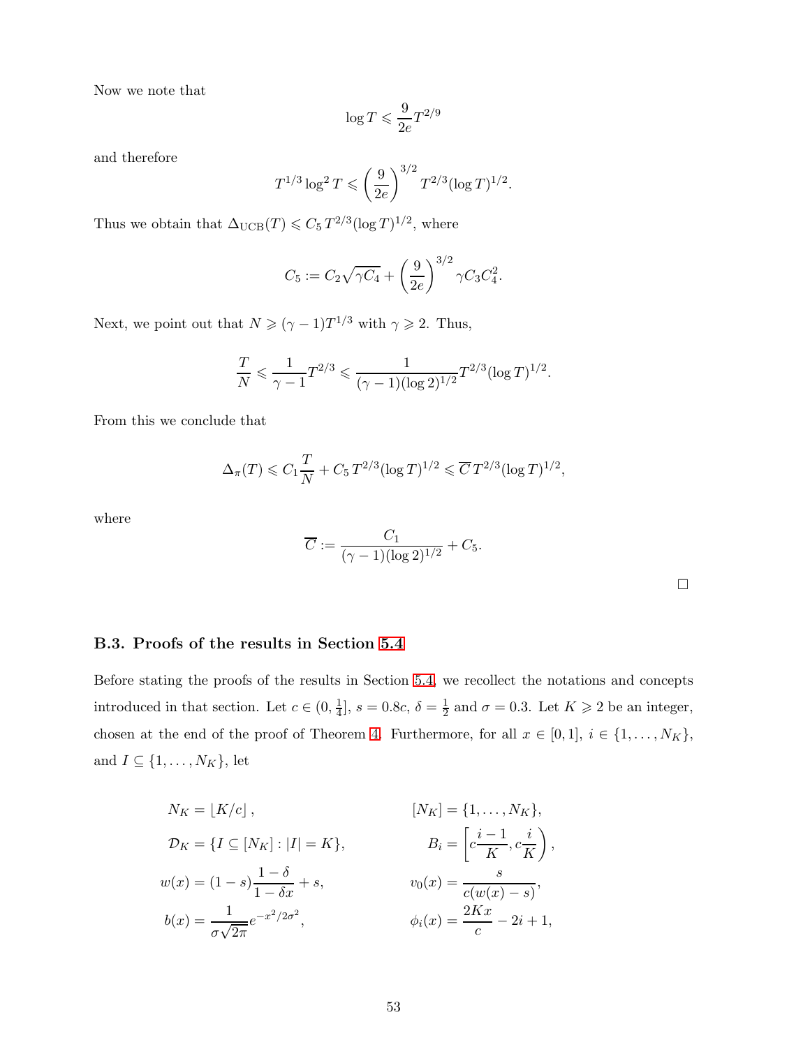Now we note that

$$\log T \leqslant \frac{9}{2e} T^{2/9}$$

and therefore

$$T^{1/3} \log^2 T \leqslant \left(\frac{9}{2e}\right)^{3/2} T^{2/3} (\log T)^{1/2}.$$

Thus we obtain that $\Delta_{\text{UCB}}(T) \leqslant C_5 \, T^{2/3} (\log T)^{1/2}$, where

$$C_5 := C_2 \sqrt{\gamma C_4} + \left(\frac{9}{2e}\right)^{3/2} \gamma C_3 C_4^2.$$

Next, we point out that $N \geqslant (\gamma - 1) T^{1/3}$ with $\gamma \geqslant 2$. Thus,

$$\frac{T}{N} \leqslant \frac{1}{\gamma - 1} T^{2/3} \leqslant \frac{1}{(\gamma - 1)(\log 2)^{1/2}} T^{2/3} (\log T)^{1/2}.$$

From this we conclude that

$$\Delta_\pi(T) \leqslant C_1 \frac{T}{N} + C_5 \, T^{2/3} (\log T)^{1/2} \leqslant \overline{C} \, T^{2/3} (\log T)^{1/2},$$

where

$$\overline{C} := \frac{C_1}{(\gamma - 1)(\log 2)^{1/2}} + C_5.$$

□

### B.3. Proofs of the results in Section 5.4

Before stating the proofs of the results in Section 5.4, we recollect the notations and concepts introduced in that section. Let $c \in (0, \frac{1}{4}]$, $s = 0.8c$, $\delta = \frac{1}{2}$ and $\sigma = 0.3$. Let $K \geqslant 2$ be an integer, chosen at the end of the proof of Theorem 4. Furthermore, for all $x \in [0, 1]$, $i \in \{1, \ldots, N_K\}$, and $I \subseteq \{1, \ldots, N_K\}$, let

$$N_K = \lfloor K/c \rfloor, \qquad [N_K] = \{1, \ldots, N_K\},$$

$$\mathcal{D}_K = \{I \subseteq [N_K] : |I| = K\}, \qquad B_i = \left[c\frac{i-1}{K}, c\frac{i}{K}\right),$$

$$w(x) = (1 - s)\frac{1 - \delta}{1 - \delta x} + s, \qquad v_0(x) = \frac{s}{c(w(x) - s)},$$

$$b(x) = \frac{1}{\sigma\sqrt{2\pi}} e^{-x^2/2\sigma^2}, \qquad \phi_i(x) = \frac{2Kx}{c} - 2i + 1,$$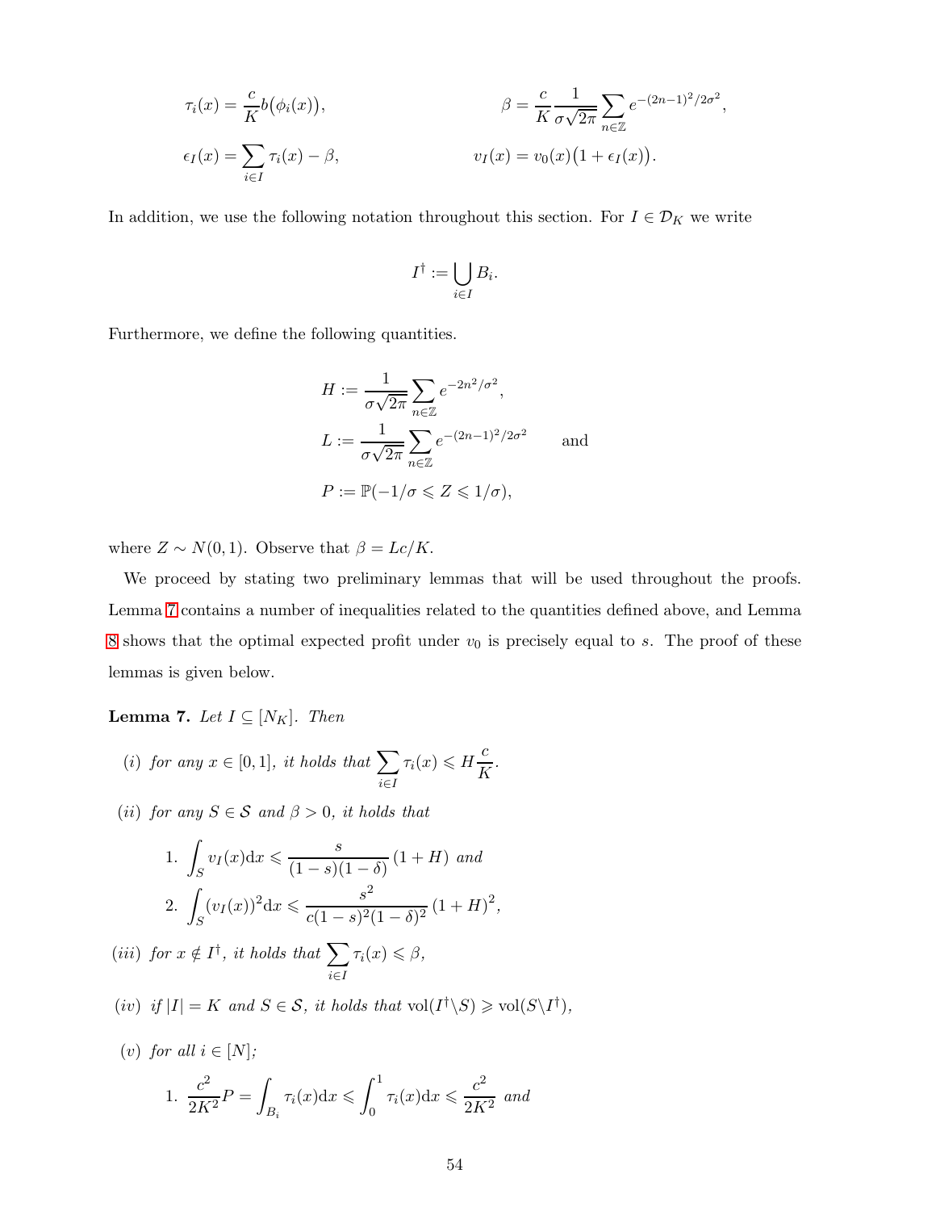$$\tau_i(x) = \frac{c}{K} b\big(\phi_i(x)\big), \qquad \beta = \frac{c}{K} \frac{1}{\sigma\sqrt{2\pi}} \sum_{n\in\mathbb{Z}} e^{-(2n-1)^2/2\sigma^2},$$

$$\epsilon_I(x) = \sum_{i\in I} \tau_i(x) - \beta, \qquad v_I(x) = v_0(x)\big(1 + \epsilon_I(x)\big).$$

In addition, we use the following notation throughout this section. For $I \in \mathcal{D}_K$ we write

$$I^\dagger := \bigcup_{i\in I} B_i.$$

Furthermore, we define the following quantities.

$$H := \frac{1}{\sigma\sqrt{2\pi}} \sum_{n\in\mathbb{Z}} e^{-2n^2/\sigma^2},$$

$$L := \frac{1}{\sigma\sqrt{2\pi}} \sum_{n\in\mathbb{Z}} e^{-(2n-1)^2/2\sigma^2} \qquad \text{and}$$

$$P := \mathbb{P}(-1/\sigma \leqslant Z \leqslant 1/\sigma),$$

where $Z \sim N(0, 1)$. Observe that $\beta = Lc/K$.

We proceed by stating two preliminary lemmas that will be used throughout the proofs. Lemma 7 contains a number of inequalities related to the quantities defined above, and Lemma 8 shows that the optimal expected profit under $v_0$ is precisely equal to $s$. The proof of these lemmas is given below.

**Lemma 7.** *Let $I \subseteq [N_K]$. Then*

*(i) for any $x \in [0, 1]$, it holds that* $\displaystyle\sum_{i\in I} \tau_i(x) \leqslant H\frac{c}{K}$.

*(ii) for any $S \in \mathcal{S}$ and $\beta > 0$, it holds that*

1. $\displaystyle\int_S v_I(x)\mathrm{d}x \leqslant \frac{s}{(1-s)(1-\delta)}(1 + H)$ *and*
2. $\displaystyle\int_S (v_I(x))^2\mathrm{d}x \leqslant \frac{s^2}{c(1-s)^2(1-\delta)^2}(1 + H)^2$,

*(iii) for $x \notin I^\dagger$, it holds that* $\displaystyle\sum_{i\in I} \tau_i(x) \leqslant \beta$,

*(iv) if $|I| = K$ and $S \in \mathcal{S}$, it holds that* $\mathrm{vol}(I^\dagger \backslash S) \geqslant \mathrm{vol}(S \backslash I^\dagger)$,

*(v) for all $i \in [N]$;*

1. $\displaystyle\frac{c^2}{2K^2}P = \int_{B_i} \tau_i(x)\mathrm{d}x \leqslant \int_0^1 \tau_i(x)\mathrm{d}x \leqslant \frac{c^2}{2K^2}$ *and*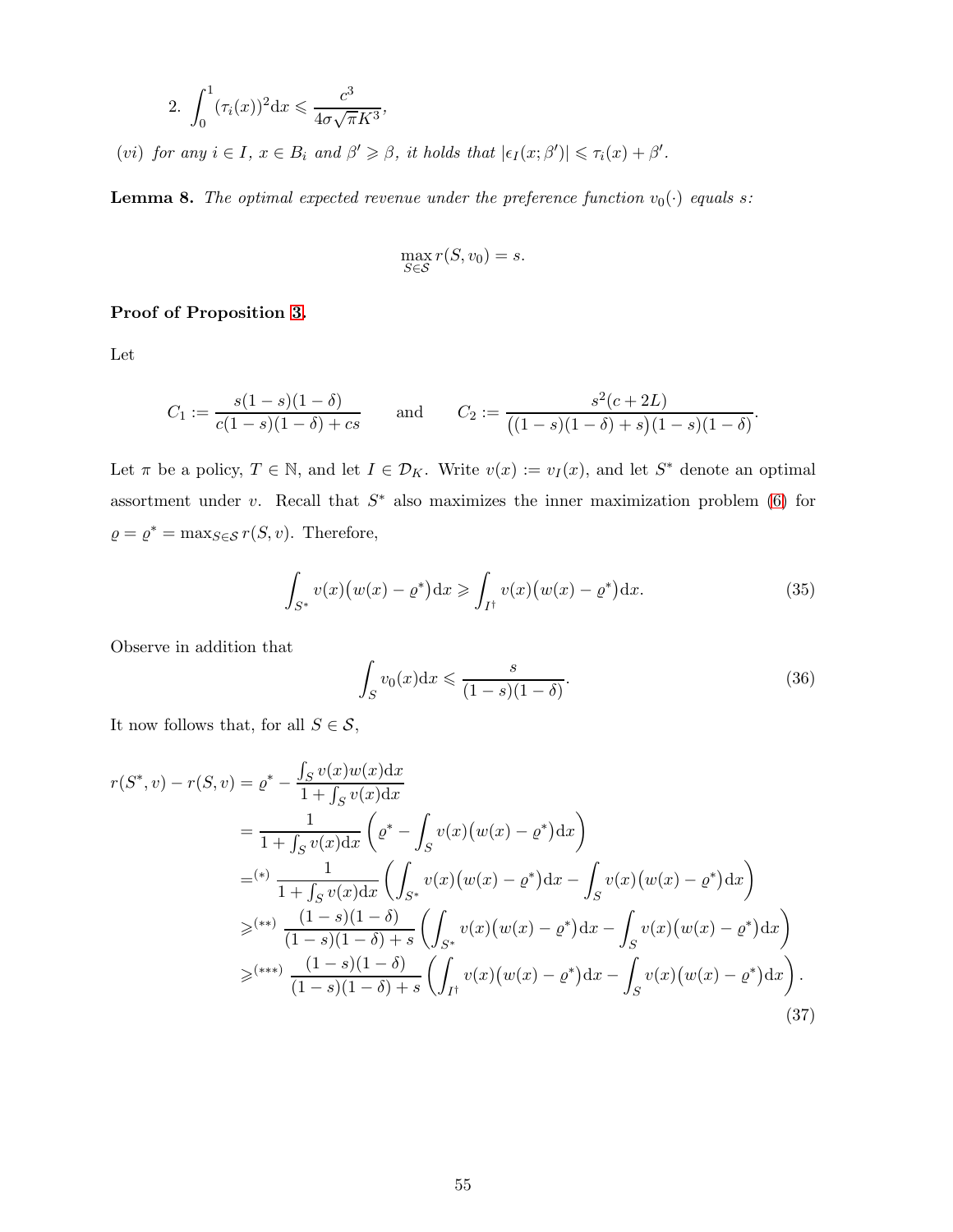2. $\int_0^1 (\tau_i(x))^2 \mathrm{d}x \leqslant \dfrac{c^3}{4\sigma\sqrt{\pi}K^3}$,

(*vi*) *for any* $i \in I$, $x \in B_i$ *and* $\beta' \geqslant \beta$, *it holds that* $|\epsilon_I(x;\beta')| \leqslant \tau_i(x) + \beta'$.

**Lemma 8.** *The optimal expected revenue under the preference function* $v_0(\cdot)$ *equals* $s$*:*

$$\max_{S \in \mathcal{S}} r(S, v_0) = s.$$

**Proof of Proposition 3.**

Let

$$C_1 := \frac{s(1-s)(1-\delta)}{c(1-s)(1-\delta) + cs} \qquad \text{and} \qquad C_2 := \frac{s^2(c+2L)}{\big((1-s)(1-\delta)+s\big)(1-s)(1-\delta)}.$$

Let $\pi$ be a policy, $T \in \mathbb{N}$, and let $I \in \mathcal{D}_K$. Write $v(x) := v_I(x)$, and let $S^*$ denote an optimal assortment under $v$. Recall that $S^*$ also maximizes the inner maximization problem (6) for $\varrho = \varrho^* = \max_{S \in \mathcal{S}} r(S, v)$. Therefore,

$$\int_{S^*} v(x)\big(w(x) - \varrho^*\big)\mathrm{d}x \geqslant \int_{I^\dagger} v(x)\big(w(x) - \varrho^*\big)\mathrm{d}x. \tag{35}$$

Observe in addition that

$$\int_S v_0(x)\mathrm{d}x \leqslant \frac{s}{(1-s)(1-\delta)}. \tag{36}$$

It now follows that, for all $S \in \mathcal{S}$,

$$\begin{aligned}
r(S^*, v) - r(S, v) &= \varrho^* - \frac{\int_S v(x)w(x)\mathrm{d}x}{1 + \int_S v(x)\mathrm{d}x} \\
&= \frac{1}{1 + \int_S v(x)\mathrm{d}x}\left(\varrho^* - \int_S v(x)\big(w(x) - \varrho^*\big)\mathrm{d}x\right) \\
&=^{(*)} \frac{1}{1 + \int_S v(x)\mathrm{d}x}\left(\int_{S^*} v(x)\big(w(x) - \varrho^*\big)\mathrm{d}x - \int_S v(x)\big(w(x) - \varrho^*\big)\mathrm{d}x\right) \\
&\geqslant^{(**)} \frac{(1-s)(1-\delta)}{(1-s)(1-\delta)+s}\left(\int_{S^*} v(x)\big(w(x) - \varrho^*\big)\mathrm{d}x - \int_S v(x)\big(w(x) - \varrho^*\big)\mathrm{d}x\right) \\
&\geqslant^{(***)} \frac{(1-s)(1-\delta)}{(1-s)(1-\delta)+s}\left(\int_{I^\dagger} v(x)\big(w(x) - \varrho^*\big)\mathrm{d}x - \int_S v(x)\big(w(x) - \varrho^*\big)\mathrm{d}x\right).
\end{aligned} \tag{37}$$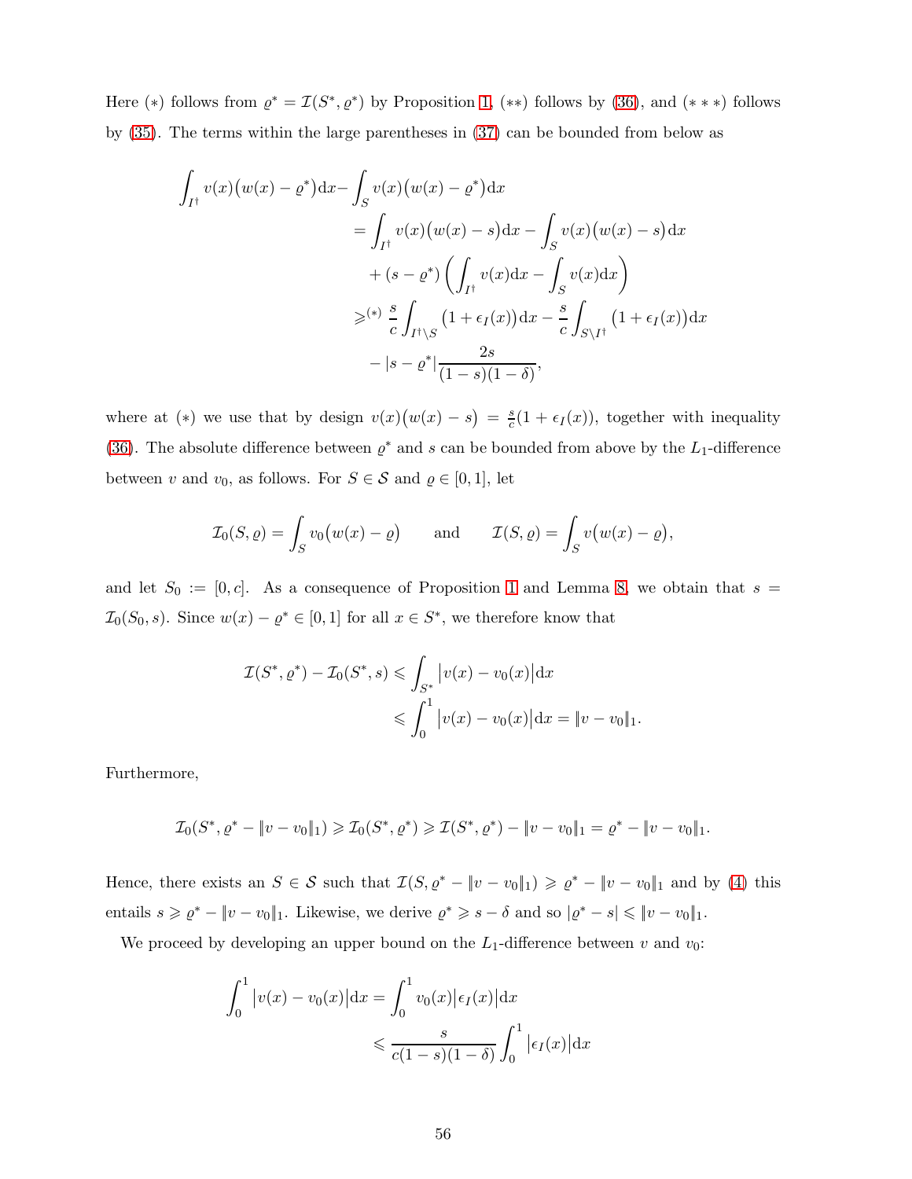Here $(*)$ follows from $\varrho^* = \mathcal{I}(S^*, \varrho^*)$ by Proposition 1, $(**)$ follows by (36), and $(***)$ follows by (35). The terms within the large parentheses in (37) can be bounded from below as

$$
\begin{aligned}
\int_{I^\dagger} v(x)\big(w(x) - \varrho^*\big)\mathrm{d}x - \int_S v(x)\big(w(x) - \varrho^*\big)\mathrm{d}x
&= \int_{I^\dagger} v(x)\big(w(x) - s\big)\mathrm{d}x - \int_S v(x)\big(w(x) - s\big)\mathrm{d}x \\
&\quad + (s - \varrho^*)\left(\int_{I^\dagger} v(x)\mathrm{d}x - \int_S v(x)\mathrm{d}x\right) \\
&\geqslant^{(*)} \frac{s}{c}\int_{I^\dagger \setminus S} \big(1 + \epsilon_I(x)\big)\mathrm{d}x - \frac{s}{c}\int_{S \setminus I^\dagger} \big(1 + \epsilon_I(x)\big)\mathrm{d}x \\
&\quad - |s - \varrho^*| \frac{2s}{(1-s)(1-\delta)},
\end{aligned}
$$

where at $(*)$ we use that by design $v(x)\big(w(x) - s\big) = \frac{s}{c}(1 + \epsilon_I(x))$, together with inequality (36). The absolute difference between $\varrho^*$ and $s$ can be bounded from above by the $L_1$-difference between $v$ and $v_0$, as follows. For $S \in \mathcal{S}$ and $\varrho \in [0,1]$, let

$$
\mathcal{I}_0(S, \varrho) = \int_S v_0\big(w(x) - \varrho\big) \qquad \text{and} \qquad \mathcal{I}(S, \varrho) = \int_S v\big(w(x) - \varrho\big),
$$

and let $S_0 := [0, c]$. As a consequence of Proposition 1 and Lemma 8, we obtain that $s = \mathcal{I}_0(S_0, s)$. Since $w(x) - \varrho^* \in [0,1]$ for all $x \in S^*$, we therefore know that

$$
\begin{aligned}
\mathcal{I}(S^*, \varrho^*) - \mathcal{I}_0(S^*, s) &\leqslant \int_{S^*} \big|v(x) - v_0(x)\big|\mathrm{d}x \\
&\leqslant \int_0^1 \big|v(x) - v_0(x)\big|\mathrm{d}x = \|v - v_0\|_1.
\end{aligned}
$$

Furthermore,

$$
\mathcal{I}_0(S^*, \varrho^* - \|v - v_0\|_1) \geqslant \mathcal{I}_0(S^*, \varrho^*) \geqslant \mathcal{I}(S^*, \varrho^*) - \|v - v_0\|_1 = \varrho^* - \|v - v_0\|_1.
$$

Hence, there exists an $S \in \mathcal{S}$ such that $\mathcal{I}(S, \varrho^* - \|v - v_0\|_1) \geqslant \varrho^* - \|v - v_0\|_1$ and by (4) this entails $s \geqslant \varrho^* - \|v - v_0\|_1$. Likewise, we derive $\varrho^* \geqslant s - \delta$ and so $|\varrho^* - s| \leqslant \|v - v_0\|_1$.

We proceed by developing an upper bound on the $L_1$-difference between $v$ and $v_0$:

$$
\begin{aligned}
\int_0^1 \big|v(x) - v_0(x)\big|\mathrm{d}x &= \int_0^1 v_0(x)\big|\epsilon_I(x)\big|\mathrm{d}x \\
&\leqslant \frac{s}{c(1-s)(1-\delta)} \int_0^1 \big|\epsilon_I(x)\big|\mathrm{d}x
\end{aligned}
$$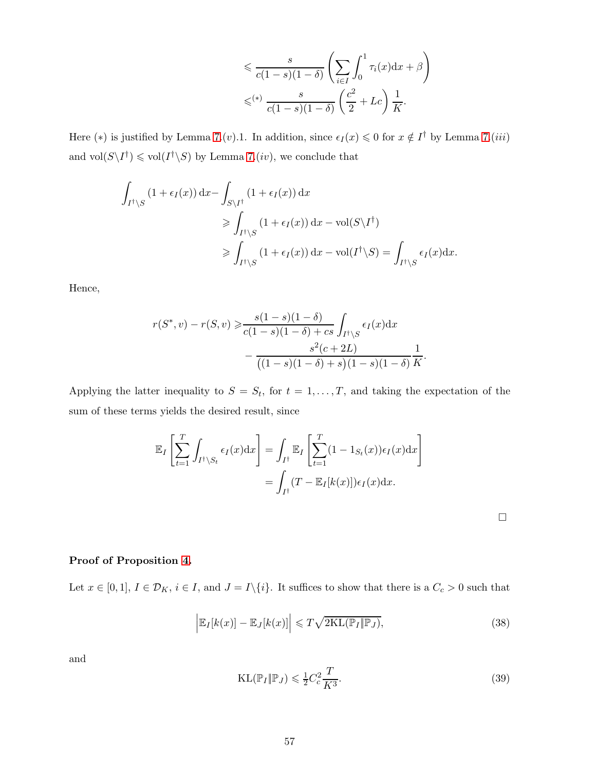$$
\begin{aligned}
&\leqslant \frac{s}{c(1-s)(1-\delta)}\left(\sum_{i\in I}\int_0^1 \tau_i(x)\mathrm{d}x + \beta\right) \\
&\leqslant^{(*)} \frac{s}{c(1-s)(1-\delta)}\left(\frac{c^2}{2} + Lc\right)\frac{1}{K}.
\end{aligned}
$$

Here $(*)$ is justified by Lemma 7.$(v)$.1. In addition, since $\epsilon_I(x) \leqslant 0$ for $x \notin I^\dagger$ by Lemma 7.$(iii)$ and $\mathrm{vol}(S\backslash I^\dagger) \leqslant \mathrm{vol}(I^\dagger\backslash S)$ by Lemma 7.$(iv)$, we conclude that

$$
\begin{aligned}
\int_{I^\dagger\backslash S}(1+\epsilon_I(x))\,\mathrm{d}x - &\int_{S\backslash I^\dagger}(1+\epsilon_I(x))\,\mathrm{d}x \\
&\geqslant \int_{I^\dagger\backslash S}(1+\epsilon_I(x))\,\mathrm{d}x - \mathrm{vol}(S\backslash I^\dagger) \\
&\geqslant \int_{I^\dagger\backslash S}(1+\epsilon_I(x))\,\mathrm{d}x - \mathrm{vol}(I^\dagger\backslash S) = \int_{I^\dagger\backslash S}\epsilon_I(x)\mathrm{d}x.
\end{aligned}
$$

Hence,

$$
\begin{aligned}
r(S^*,v) - r(S,v) \geqslant &\frac{s(1-s)(1-\delta)}{c(1-s)(1-\delta)+cs}\int_{I^\dagger\backslash S}\epsilon_I(x)\mathrm{d}x \\
&- \frac{s^2(c+2L)}{\big((1-s)(1-\delta)+s\big)(1-s)(1-\delta)}\frac{1}{K}.
\end{aligned}
$$

Applying the latter inequality to $S = S_t$, for $t = 1,\ldots,T$, and taking the expectation of the sum of these terms yields the desired result, since

$$
\begin{aligned}
\mathbb{E}_I\left[\sum_{t=1}^T \int_{I^\dagger\backslash S_t}\epsilon_I(x)\mathrm{d}x\right] &= \int_{I^\dagger}\mathbb{E}_I\left[\sum_{t=1}^T (1-1_{S_t}(x))\epsilon_I(x)\mathrm{d}x\right] \\
&= \int_{I^\dagger}(T - \mathbb{E}_I[k(x)])\epsilon_I(x)\mathrm{d}x.
\end{aligned}
$$

□

**Proof of Proposition 4.**

Let $x \in [0,1]$, $I \in \mathcal{D}_K$, $i \in I$, and $J = I\backslash\{i\}$. It suffices to show that there is a $C_c > 0$ such that

$$
\Big|\mathbb{E}_I[k(x)] - \mathbb{E}_J[k(x)]\Big| \leqslant T\sqrt{2\mathrm{KL}(\mathbb{P}_I\|\mathbb{P}_J)}, \tag{38}
$$

and

$$
\mathrm{KL}(\mathbb{P}_I\|\mathbb{P}_J) \leqslant \tfrac{1}{2}C_c^2\frac{T}{K^3}. \tag{39}
$$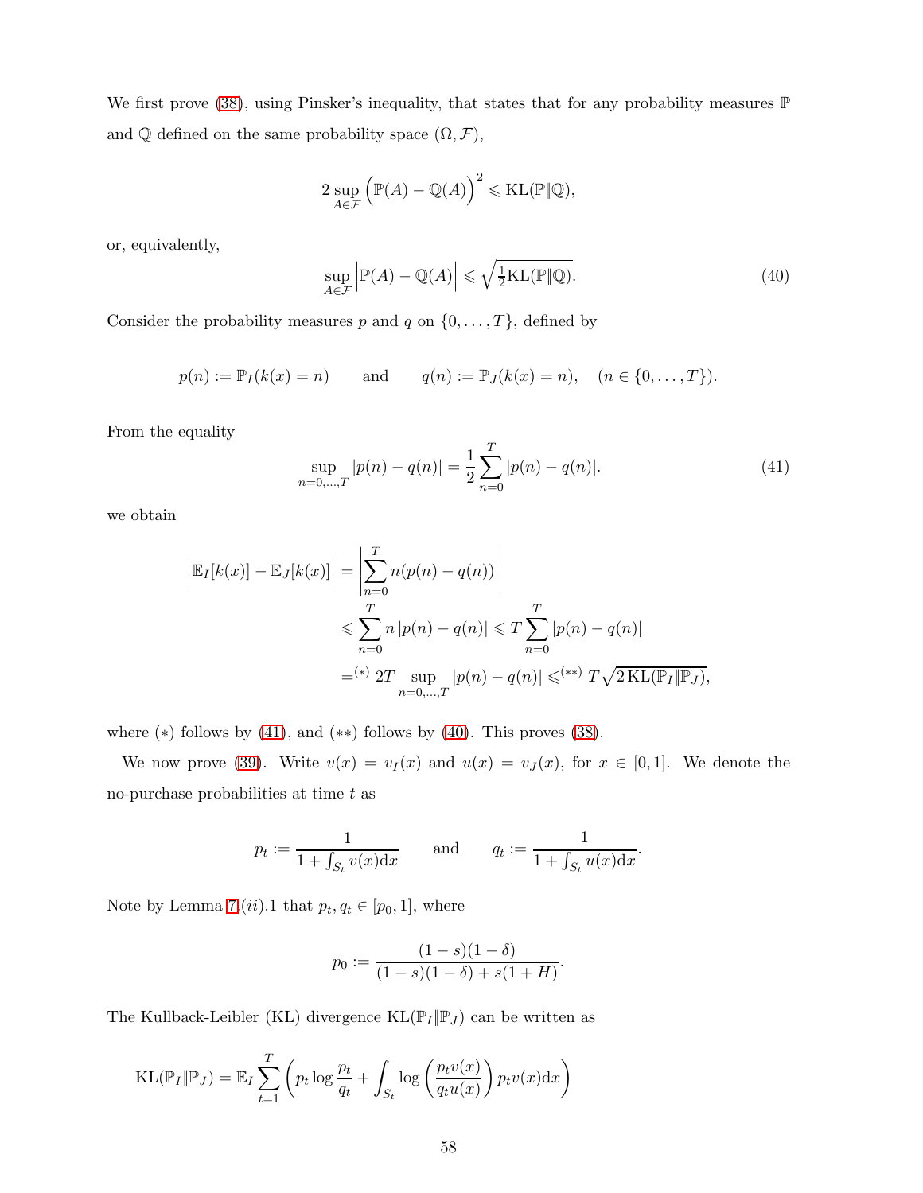We first prove (38), using Pinsker's inequality, that states that for any probability measures $\mathbb{P}$ and $\mathbb{Q}$ defined on the same probability space $(\Omega, \mathcal{F})$,

$$2 \sup_{A \in \mathcal{F}} \Big( \mathbb{P}(A) - \mathbb{Q}(A) \Big)^2 \leqslant \mathrm{KL}(\mathbb{P} \| \mathbb{Q}),$$

or, equivalently,

$$\sup_{A \in \mathcal{F}} \Big| \mathbb{P}(A) - \mathbb{Q}(A) \Big| \leqslant \sqrt{\tfrac{1}{2} \mathrm{KL}(\mathbb{P} \| \mathbb{Q})}. \tag{40}$$

Consider the probability measures $p$ and $q$ on $\{0, \ldots, T\}$, defined by

$$p(n) := \mathbb{P}_I(k(x) = n) \qquad \text{and} \qquad q(n) := \mathbb{P}_J(k(x) = n), \quad (n \in \{0, \ldots, T\}).$$

From the equality

$$\sup_{n=0,\ldots,T} |p(n) - q(n)| = \frac{1}{2} \sum_{n=0}^{T} |p(n) - q(n)|. \tag{41}$$

we obtain

$$\begin{aligned}
\Big| \mathbb{E}_I[k(x)] - \mathbb{E}_J[k(x)] \Big| &= \left| \sum_{n=0}^{T} n(p(n) - q(n)) \right| \\
&\leqslant \sum_{n=0}^{T} n \, |p(n) - q(n)| \leqslant T \sum_{n=0}^{T} |p(n) - q(n)| \\
&=^{(*)} 2T \sup_{n=0,\ldots,T} |p(n) - q(n)| \leqslant^{(**)} T \sqrt{2 \, \mathrm{KL}(\mathbb{P}_I \| \mathbb{P}_J)},
\end{aligned}$$

where $(*)$ follows by (41), and $(**)$ follows by (40). This proves (38).

We now prove (39). Write $v(x) = v_I(x)$ and $u(x) = v_J(x)$, for $x \in [0,1]$. We denote the no-purchase probabilities at time $t$ as

$$p_t := \frac{1}{1 + \int_{S_t} v(x) \mathrm{d}x} \qquad \text{and} \qquad q_t := \frac{1}{1 + \int_{S_t} u(x) \mathrm{d}x}.$$

Note by Lemma 7 $(ii)$.1 that $p_t, q_t \in [p_0, 1]$, where

$$p_0 := \frac{(1-s)(1-\delta)}{(1-s)(1-\delta) + s(1+H)}.$$

The Kullback-Leibler (KL) divergence $\mathrm{KL}(\mathbb{P}_I \| \mathbb{P}_J)$ can be written as

$$\mathrm{KL}(\mathbb{P}_I \| \mathbb{P}_J) = \mathbb{E}_I \sum_{t=1}^{T} \left( p_t \log \frac{p_t}{q_t} + \int_{S_t} \log \left( \frac{p_t v(x)}{q_t u(x)} \right) p_t v(x) \mathrm{d}x \right)$$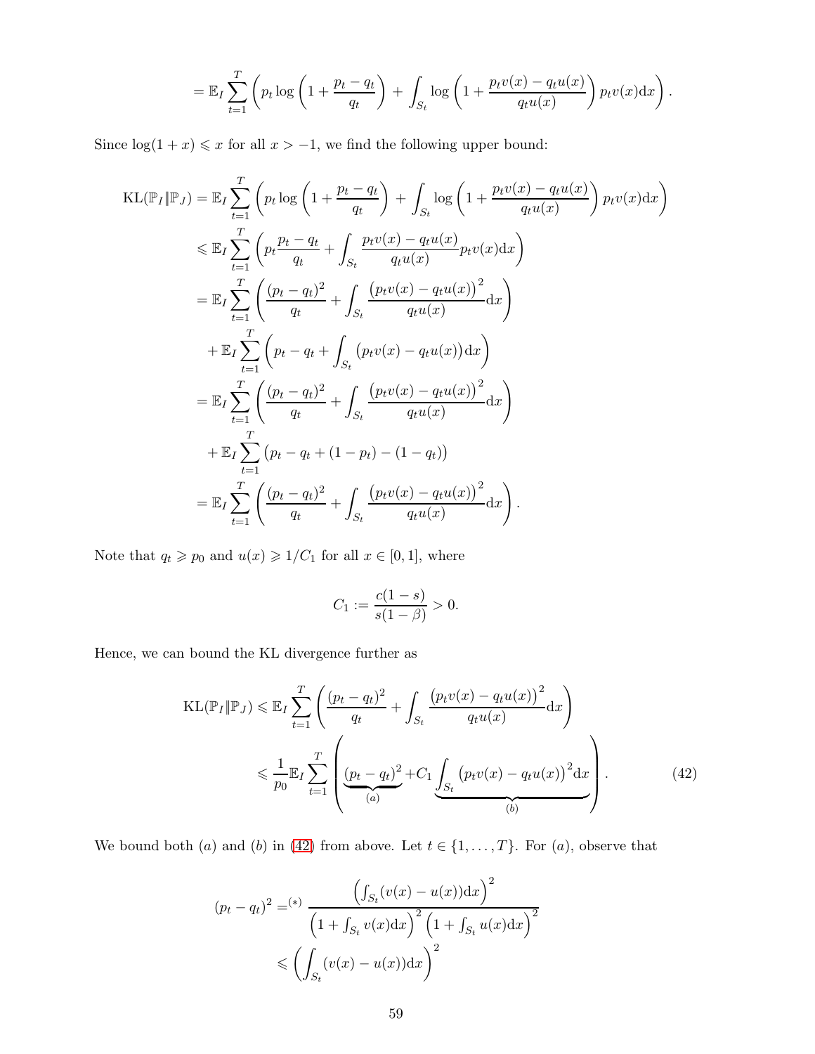$$
= \mathbb{E}_I \sum_{t=1}^{T} \left( p_t \log\left(1 + \frac{p_t - q_t}{q_t}\right) + \int_{S_t} \log\left(1 + \frac{p_t v(x) - q_t u(x)}{q_t u(x)}\right) p_t v(x) \mathrm{d}x \right).
$$

Since $\log(1+x) \leqslant x$ for all $x > -1$, we find the following upper bound:

$$
\begin{aligned}
\mathrm{KL}(\mathbb{P}_I \| \mathbb{P}_J) &= \mathbb{E}_I \sum_{t=1}^{T} \left( p_t \log\left(1 + \frac{p_t - q_t}{q_t}\right) + \int_{S_t} \log\left(1 + \frac{p_t v(x) - q_t u(x)}{q_t u(x)}\right) p_t v(x) \mathrm{d}x \right) \\
&\leqslant \mathbb{E}_I \sum_{t=1}^{T} \left( p_t \frac{p_t - q_t}{q_t} + \int_{S_t} \frac{p_t v(x) - q_t u(x)}{q_t u(x)} p_t v(x) \mathrm{d}x \right) \\
&= \mathbb{E}_I \sum_{t=1}^{T} \left( \frac{(p_t - q_t)^2}{q_t} + \int_{S_t} \frac{\big(p_t v(x) - q_t u(x)\big)^2}{q_t u(x)} \mathrm{d}x \right) \\
&\quad + \mathbb{E}_I \sum_{t=1}^{T} \left( p_t - q_t + \int_{S_t} \big(p_t v(x) - q_t u(x)\big) \mathrm{d}x \right) \\
&= \mathbb{E}_I \sum_{t=1}^{T} \left( \frac{(p_t - q_t)^2}{q_t} + \int_{S_t} \frac{\big(p_t v(x) - q_t u(x)\big)^2}{q_t u(x)} \mathrm{d}x \right) \\
&\quad + \mathbb{E}_I \sum_{t=1}^{T} \big( p_t - q_t + (1 - p_t) - (1 - q_t) \big) \\
&= \mathbb{E}_I \sum_{t=1}^{T} \left( \frac{(p_t - q_t)^2}{q_t} + \int_{S_t} \frac{\big(p_t v(x) - q_t u(x)\big)^2}{q_t u(x)} \mathrm{d}x \right).
\end{aligned}
$$

Note that $q_t \geqslant p_0$ and $u(x) \geqslant 1/C_1$ for all $x \in [0,1]$, where

$$
C_1 := \frac{c(1-s)}{s(1-\beta)} > 0.
$$

Hence, we can bound the KL divergence further as

$$
\begin{aligned}
\mathrm{KL}(\mathbb{P}_I \| \mathbb{P}_J) &\leqslant \mathbb{E}_I \sum_{t=1}^{T} \left( \frac{(p_t - q_t)^2}{q_t} + \int_{S_t} \frac{\big(p_t v(x) - q_t u(x)\big)^2}{q_t u(x)} \mathrm{d}x \right) \\
&\leqslant \frac{1}{p_0} \mathbb{E}_I \sum_{t=1}^{T} \left( \underbrace{(p_t - q_t)^2}_{(a)} + C_1 \underbrace{\int_{S_t} \big(p_t v(x) - q_t u(x)\big)^2 \mathrm{d}x}_{(b)} \right).
\end{aligned}
\tag{42}
$$

We bound both $(a)$ and $(b)$ in (42) from above. Let $t \in \{1, \ldots, T\}$. For $(a)$, observe that

$$
\begin{aligned}
(p_t - q_t)^2 &=^{(*)} \frac{\left( \int_{S_t} (v(x) - u(x)) \mathrm{d}x \right)^2}{\left(1 + \int_{S_t} v(x) \mathrm{d}x\right)^2 \left(1 + \int_{S_t} u(x) \mathrm{d}x\right)^2} \\
&\leqslant \left( \int_{S_t} (v(x) - u(x)) \mathrm{d}x \right)^2
\end{aligned}
$$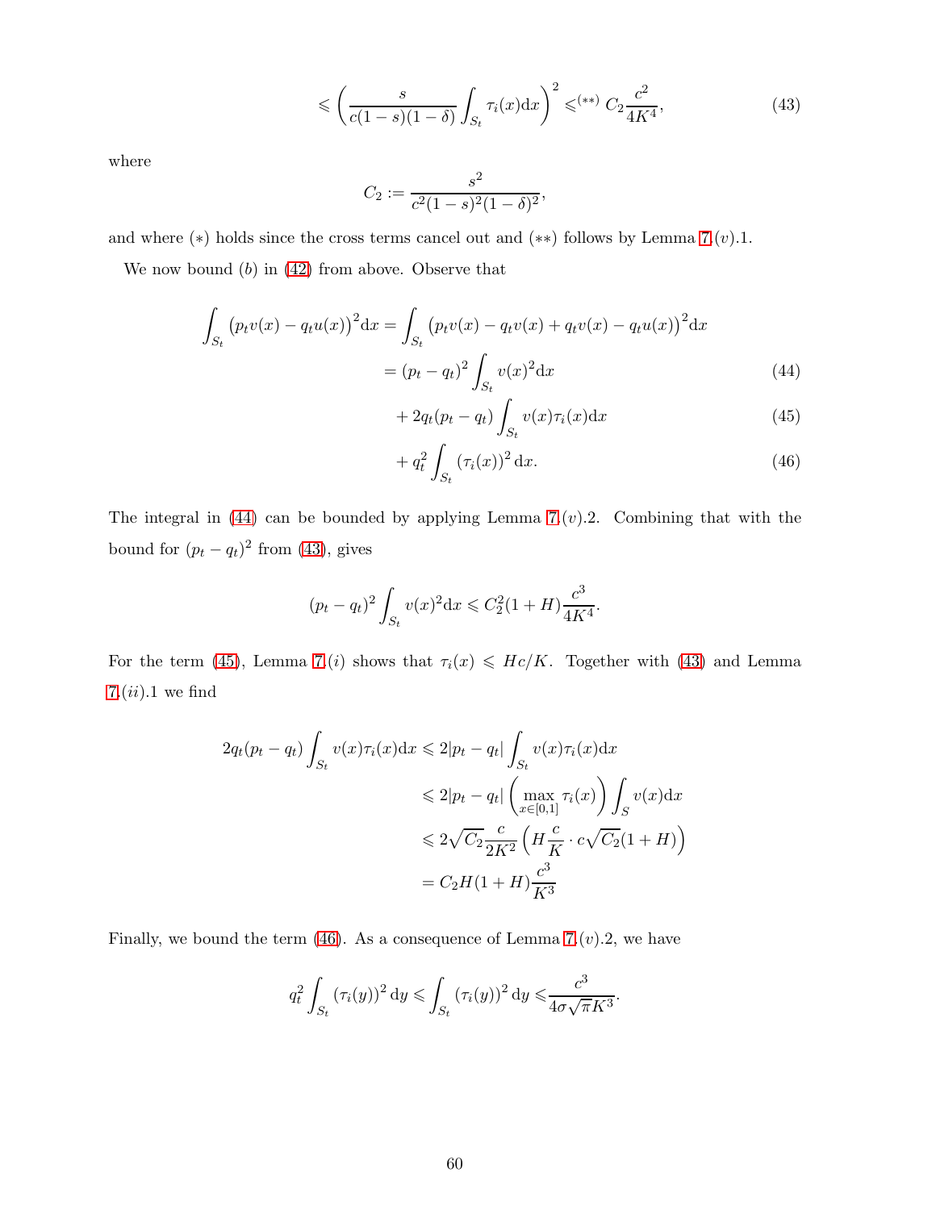$$\leqslant \left( \frac{s}{c(1-s)(1-\delta)} \int_{S_t} \tau_i(x)\mathrm{d}x \right)^2 \leqslant^{(**)} C_2 \frac{c^2}{4K^4}, \tag{43}$$

where

$$C_2 := \frac{s^2}{c^2(1-s)^2(1-\delta)^2},$$

and where $(*)$ holds since the cross terms cancel out and $(**)$ follows by Lemma 7.$(v)$.1.

We now bound $(b)$ in (42) from above. Observe that

$$\begin{aligned}
\int_{S_t} \big(p_t v(x) - q_t u(x)\big)^2 \mathrm{d}x &= \int_{S_t} \big(p_t v(x) - q_t v(x) + q_t v(x) - q_t u(x)\big)^2 \mathrm{d}x \\
&= (p_t - q_t)^2 \int_{S_t} v(x)^2 \mathrm{d}x \qquad (44)\\
&\quad + 2q_t(p_t - q_t) \int_{S_t} v(x)\tau_i(x)\mathrm{d}x \qquad (45)\\
&\quad + q_t^2 \int_{S_t} (\tau_i(x))^2 \mathrm{d}x. \qquad (46)
\end{aligned}$$

The integral in (44) can be bounded by applying Lemma 7.$(v)$.2. Combining that with the bound for $(p_t - q_t)^2$ from (43), gives

$$(p_t - q_t)^2 \int_{S_t} v(x)^2 \mathrm{d}x \leqslant C_2^2(1+H)\frac{c^3}{4K^4}.$$

For the term (45), Lemma 7.$(i)$ shows that $\tau_i(x) \leqslant Hc/K$. Together with (43) and Lemma 7.$(ii)$.1 we find

$$\begin{aligned}
2q_t(p_t - q_t) \int_{S_t} v(x)\tau_i(x)\mathrm{d}x &\leqslant 2|p_t - q_t| \int_{S_t} v(x)\tau_i(x)\mathrm{d}x \\
&\leqslant 2|p_t - q_t| \left( \max_{x\in[0,1]} \tau_i(x) \right) \int_S v(x)\mathrm{d}x \\
&\leqslant 2\sqrt{C_2}\frac{c}{2K^2}\left( H\frac{c}{K} \cdot c\sqrt{C_2}(1+H) \right) \\
&= C_2 H(1+H)\frac{c^3}{K^3}
\end{aligned}$$

Finally, we bound the term (46). As a consequence of Lemma 7.$(v)$.2, we have

$$q_t^2 \int_{S_t} (\tau_i(y))^2 \mathrm{d}y \leqslant \int_{S_t} (\tau_i(y))^2 \mathrm{d}y \leqslant \frac{c^3}{4\sigma\sqrt{\pi}K^3}.$$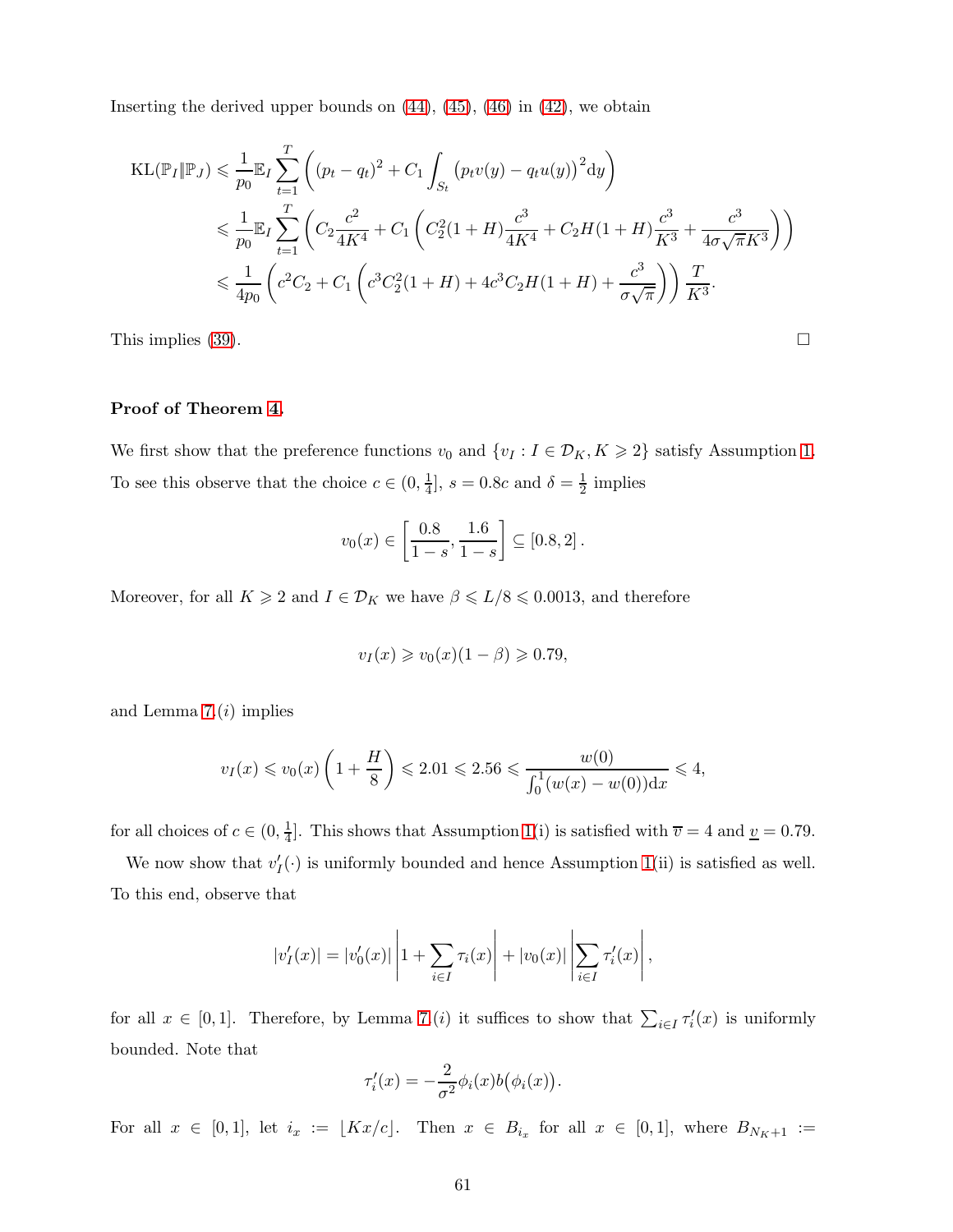Inserting the derived upper bounds on (44), (45), (46) in (42), we obtain

$$
\begin{aligned}
\mathrm{KL}(\mathbb{P}_I \| \mathbb{P}_J) &\leqslant \frac{1}{p_0}\mathbb{E}_I \sum_{t=1}^{T} \left( (p_t - q_t)^2 + C_1 \int_{S_t} \big(p_t v(y) - q_t u(y)\big)^2 \mathrm{d}y \right) \\
&\leqslant \frac{1}{p_0}\mathbb{E}_I \sum_{t=1}^{T} \left( C_2 \frac{c^2}{4K^4} + C_1 \left( C_2^2 (1+H) \frac{c^3}{4K^4} + C_2 H(1+H)\frac{c^3}{K^3} + \frac{c^3}{4\sigma\sqrt{\pi}K^3} \right) \right) \\
&\leqslant \frac{1}{4p_0} \left( c^2 C_2 + C_1 \left( c^3 C_2^2 (1+H) + 4c^3 C_2 H(1+H) + \frac{c^3}{\sigma\sqrt{\pi}} \right) \right) \frac{T}{K^3}.
\end{aligned}
$$

This implies (39). $\square$

**Proof of Theorem 4.**

We first show that the preference functions $v_0$ and $\{v_I : I \in \mathcal{D}_K, K \geqslant 2\}$ satisfy Assumption 1. To see this observe that the choice $c \in (0, \frac{1}{4}]$, $s = 0.8c$ and $\delta = \frac{1}{2}$ implies

$$
v_0(x) \in \left[ \frac{0.8}{1-s}, \frac{1.6}{1-s} \right] \subseteq [0.8, 2].
$$

Moreover, for all $K \geqslant 2$ and $I \in \mathcal{D}_K$ we have $\beta \leqslant L/8 \leqslant 0.0013$, and therefore

$$
v_I(x) \geqslant v_0(x)(1-\beta) \geqslant 0.79,
$$

and Lemma 7.(*i*) implies

$$
v_I(x) \leqslant v_0(x) \left( 1 + \frac{H}{8} \right) \leqslant 2.01 \leqslant 2.56 \leqslant \frac{w(0)}{\int_0^1 (w(x) - w(0))\mathrm{d}x} \leqslant 4,
$$

for all choices of $c \in (0, \frac{1}{4}]$. This shows that Assumption 1(i) is satisfied with $\overline{v} = 4$ and $\underline{v} = 0.79$.

We now show that $v_I'(\cdot)$ is uniformly bounded and hence Assumption 1(ii) is satisfied as well. To this end, observe that

$$
|v_I'(x)| = |v_0'(x)| \left| 1 + \sum_{i \in I} \tau_i(x) \right| + |v_0(x)| \left| \sum_{i \in I} \tau_i'(x) \right|,
$$

for all $x \in [0,1]$. Therefore, by Lemma 7.(*i*) it suffices to show that $\sum_{i \in I} \tau_i'(x)$ is uniformly bounded. Note that

$$
\tau_i'(x) = -\frac{2}{\sigma^2} \phi_i(x) b\big(\phi_i(x)\big).
$$

For all $x \in [0,1]$, let $i_x := \lfloor Kx/c \rfloor$. Then $x \in B_{i_x}$ for all $x \in [0,1]$, where $B_{N_K+1} :=$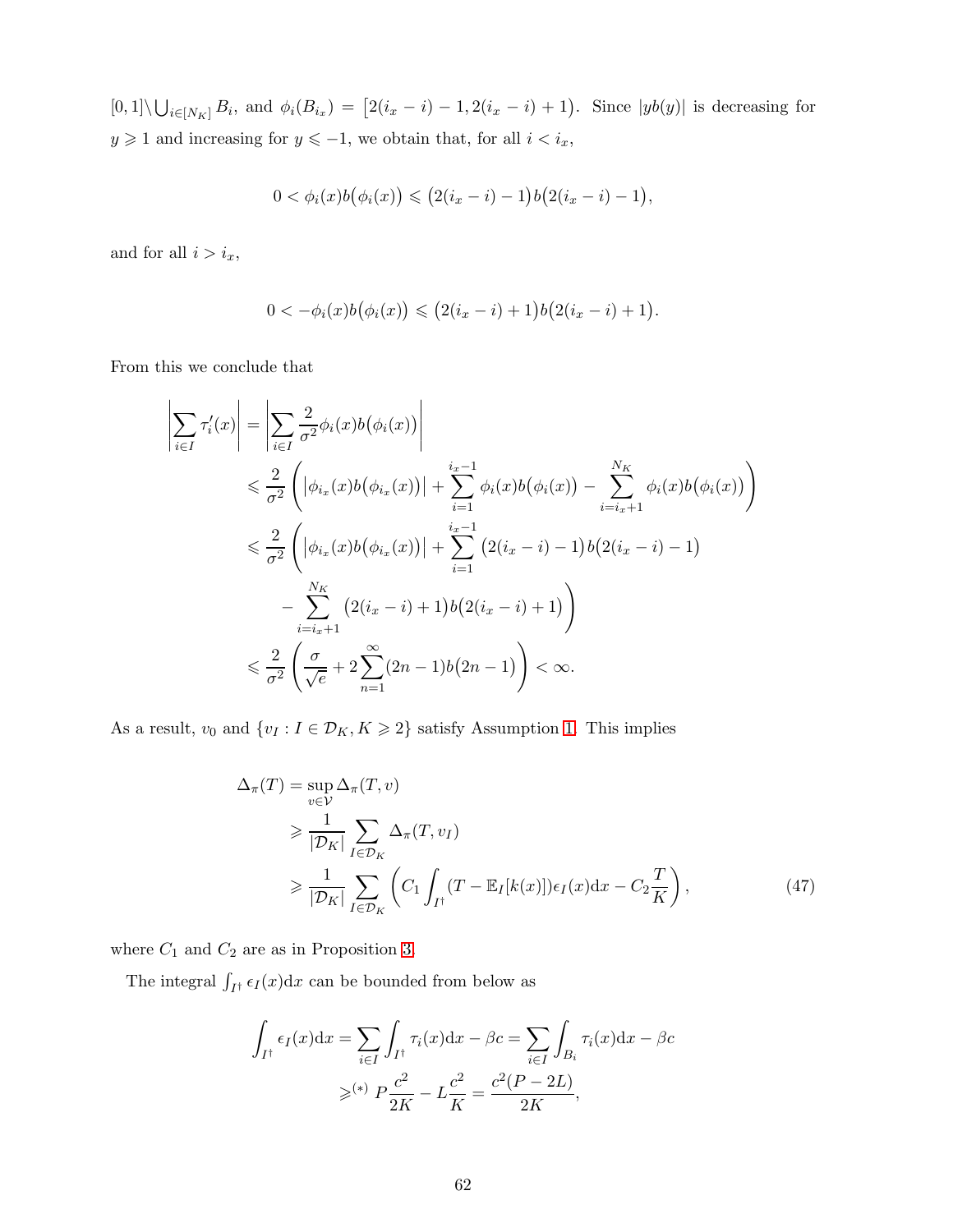$[0,1]\backslash\bigcup_{i\in[N_K]} B_i$, and $\phi_i(B_{i_x}) = \big[2(i_x - i) - 1, 2(i_x - i) + 1\big)$. Since $|yb(y)|$ is decreasing for $y \geqslant 1$ and increasing for $y \leqslant -1$, we obtain that, for all $i < i_x$,

$$0 < \phi_i(x)b\big(\phi_i(x)\big) \leqslant \big(2(i_x - i) - 1\big)b\big(2(i_x - i) - 1\big),$$

and for all $i > i_x$,

$$0 < -\phi_i(x)b\big(\phi_i(x)\big) \leqslant \big(2(i_x - i) + 1\big)b\big(2(i_x - i) + 1\big).$$

From this we conclude that

$$\begin{aligned}
\left|\sum_{i\in I}\tau_i'(x)\right| &= \left|\sum_{i\in I}\frac{2}{\sigma^2}\phi_i(x)b\big(\phi_i(x)\big)\right| \\
&\leqslant \frac{2}{\sigma^2}\left(\big|\phi_{i_x}(x)b\big(\phi_{i_x}(x)\big)\big| + \sum_{i=1}^{i_x-1}\phi_i(x)b\big(\phi_i(x)\big) - \sum_{i=i_x+1}^{N_K}\phi_i(x)b\big(\phi_i(x)\big)\right) \\
&\leqslant \frac{2}{\sigma^2}\Bigg(\big|\phi_{i_x}(x)b\big(\phi_{i_x}(x)\big)\big| + \sum_{i=1}^{i_x-1}\big(2(i_x - i) - 1\big)b\big(2(i_x - i) - 1\big) \\
&\qquad - \sum_{i=i_x+1}^{N_K}\big(2(i_x - i) + 1\big)b\big(2(i_x - i) + 1\big)\Bigg) \\
&\leqslant \frac{2}{\sigma^2}\left(\frac{\sigma}{\sqrt{e}} + 2\sum_{n=1}^{\infty}(2n-1)b\big(2n-1\big)\right) < \infty.
\end{aligned}$$

As a result, $v_0$ and $\{v_I : I \in \mathcal{D}_K, K \geqslant 2\}$ satisfy Assumption 1. This implies

$$\begin{aligned}
\Delta_\pi(T) &= \sup_{v\in\mathcal{V}}\Delta_\pi(T, v) \\
&\geqslant \frac{1}{|\mathcal{D}_K|}\sum_{I\in\mathcal{D}_K}\Delta_\pi(T, v_I) \\
&\geqslant \frac{1}{|\mathcal{D}_K|}\sum_{I\in\mathcal{D}_K}\left(C_1\int_{I^\dagger}(T - \mathbb{E}_I[k(x)])\epsilon_I(x)\mathrm{d}x - C_2\frac{T}{K}\right),
\end{aligned} \tag{47}$$

where $C_1$ and $C_2$ are as in Proposition 3.

The integral $\int_{I^\dagger}\epsilon_I(x)\mathrm{d}x$ can be bounded from below as

$$\begin{aligned}
\int_{I^\dagger}\epsilon_I(x)\mathrm{d}x = \sum_{i\in I}\int_{I^\dagger}\tau_i(x)\mathrm{d}x - \beta c = \sum_{i\in I}\int_{B_i}\tau_i(x)\mathrm{d}x - \beta c \\
\geqslant^{(*)} P\frac{c^2}{2K} - L\frac{c^2}{K} = \frac{c^2(P - 2L)}{2K},
\end{aligned}$$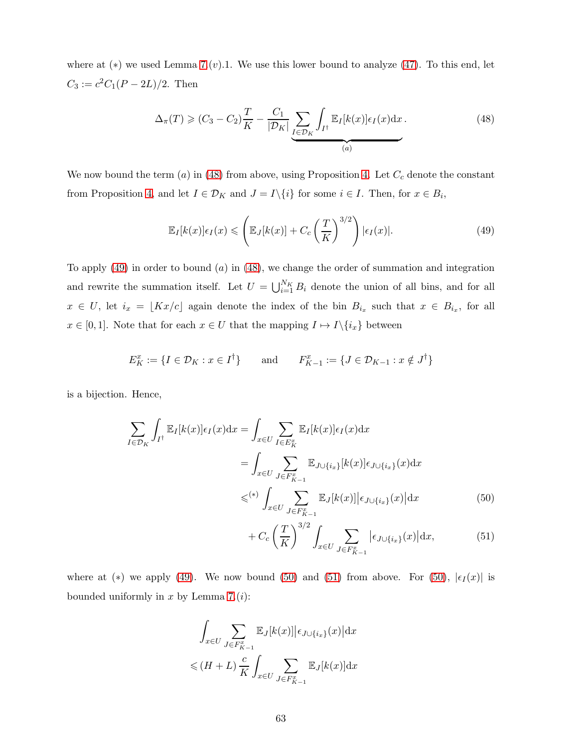where at $(*)$ we used Lemma 7.$(v)$.1. We use this lower bound to analyze (47). To this end, let $C_3 := c^2 C_1(P - 2L)/2$. Then

$$
\Delta_\pi(T) \geqslant (C_3 - C_2)\frac{T}{K} - \frac{C_1}{|\mathcal{D}_K|} \underbrace{\sum_{I \in \mathcal{D}_K} \int_{I^\dagger} \mathbb{E}_I[k(x)] \epsilon_I(x) \mathrm{d}x}_{(a)}. \tag{48}
$$

We now bound the term $(a)$ in (48) from above, using Proposition 4. Let $C_c$ denote the constant from Proposition 4, and let $I \in \mathcal{D}_K$ and $J = I \backslash \{i\}$ for some $i \in I$. Then, for $x \in B_i$,

$$
\mathbb{E}_I[k(x)] \epsilon_I(x) \leqslant \left( \mathbb{E}_J[k(x)] + C_c \left(\frac{T}{K}\right)^{3/2} \right) |\epsilon_I(x)|. \tag{49}
$$

To apply (49) in order to bound $(a)$ in (48), we change the order of summation and integration and rewrite the summation itself. Let $U = \bigcup_{i=1}^{N_K} B_i$ denote the union of all bins, and for all $x \in U$, let $i_x = \lfloor Kx/c \rfloor$ again denote the index of the bin $B_{i_x}$ such that $x \in B_{i_x}$, for all $x \in [0,1]$. Note that for each $x \in U$ that the mapping $I \mapsto I \backslash \{i_x\}$ between

$$
E_K^x := \{ I \in \mathcal{D}_K : x \in I^\dagger \} \qquad \text{and} \qquad F_{K-1}^x := \{ J \in \mathcal{D}_{K-1} : x \notin J^\dagger \}
$$

is a bijection. Hence,

$$
\begin{aligned}
\sum_{I \in \mathcal{D}_K} \int_{I^\dagger} \mathbb{E}_I[k(x)] \epsilon_I(x) \mathrm{d}x &= \int_{x \in U} \sum_{I \in E_K^x} \mathbb{E}_I[k(x)] \epsilon_I(x) \mathrm{d}x \\
&= \int_{x \in U} \sum_{J \in F_{K-1}^x} \mathbb{E}_{J \cup \{i_x\}}[k(x)] \epsilon_{J \cup \{i_x\}}(x) \mathrm{d}x \\
&\leqslant^{(*)} \int_{x \in U} \sum_{J \in F_{K-1}^x} \mathbb{E}_J[k(x)] \left| \epsilon_{J \cup \{i_x\}}(x) \right| \mathrm{d}x \qquad (50) \\
&\quad + C_c \left(\frac{T}{K}\right)^{3/2} \int_{x \in U} \sum_{J \in F_{K-1}^x} \left| \epsilon_{J \cup \{i_x\}}(x) \right| \mathrm{d}x, \qquad (51)
\end{aligned}
$$

where at $(*)$ we apply (49). We now bound (50) and (51) from above. For (50), $|\epsilon_I(x)|$ is bounded uniformly in $x$ by Lemma 7.$(i)$:

$$
\begin{aligned}
&\int_{x \in U} \sum_{J \in F_{K-1}^x} \mathbb{E}_J[k(x)] \left| \epsilon_{J \cup \{i_x\}}(x) \right| \mathrm{d}x \\
&\leqslant (H + L) \frac{c}{K} \int_{x \in U} \sum_{J \in F_{K-1}^x} \mathbb{E}_J[k(x)] \mathrm{d}x
\end{aligned}
$$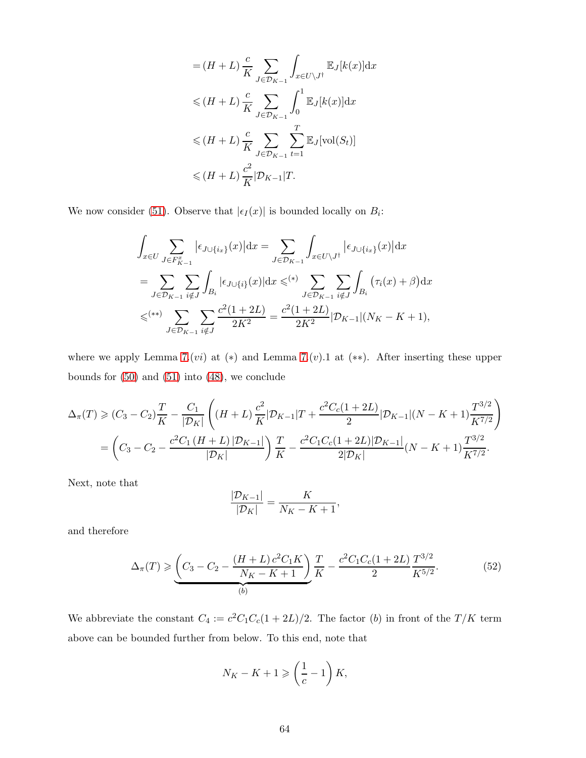$$
\begin{aligned}
&= (H+L)\,\frac{c}{K}\sum_{J\in\mathcal{D}_{K-1}}\int_{x\in U\setminus J^\dagger}\mathbb{E}_J[k(x)]\mathrm{d}x \\
&\leqslant (H+L)\,\frac{c}{K}\sum_{J\in\mathcal{D}_{K-1}}\int_0^1\mathbb{E}_J[k(x)]\mathrm{d}x \\
&\leqslant (H+L)\,\frac{c}{K}\sum_{J\in\mathcal{D}_{K-1}}\sum_{t=1}^{T}\mathbb{E}_J[\mathrm{vol}(S_t)] \\
&\leqslant (H+L)\,\frac{c^2}{K}|\mathcal{D}_{K-1}|T.
\end{aligned}
$$

We now consider (51). Observe that $|\epsilon_I(x)|$ is bounded locally on $B_i$:

$$
\begin{aligned}
&\int_{x\in U}\sum_{J\in F^x_{K-1}}\left|\epsilon_{J\cup\{i_x\}}(x)\right|\mathrm{d}x = \sum_{J\in\mathcal{D}_{K-1}}\int_{x\in U\setminus J^\dagger}\left|\epsilon_{J\cup\{i_x\}}(x)\right|\mathrm{d}x \\
&= \sum_{J\in\mathcal{D}_{K-1}}\sum_{i\notin J}\int_{B_i}|\epsilon_{J\cup\{i\}}(x)|\mathrm{d}x \leqslant^{(*)} \sum_{J\in\mathcal{D}_{K-1}}\sum_{i\notin J}\int_{B_i}\big(\tau_i(x)+\beta\big)\mathrm{d}x \\
&\leqslant^{(**)} \sum_{J\in\mathcal{D}_{K-1}}\sum_{i\notin J}\frac{c^2(1+2L)}{2K^2} = \frac{c^2(1+2L)}{2K^2}|\mathcal{D}_{K-1}|(N_K-K+1),
\end{aligned}
$$

where we apply Lemma 7.$(vi)$ at $(*)$ and Lemma 7.$(v)$.1 at $(**)$. After inserting these upper bounds for (50) and (51) into (48), we conclude

$$
\begin{aligned}
\Delta_\pi(T) &\geqslant (C_3-C_2)\frac{T}{K} - \frac{C_1}{|\mathcal{D}_K|}\left((H+L)\,\frac{c^2}{K}|\mathcal{D}_{K-1}|T + \frac{c^2C_c(1+2L)}{2}|\mathcal{D}_{K-1}|(N-K+1)\frac{T^{3/2}}{K^{7/2}}\right) \\
&= \left(C_3-C_2-\frac{c^2C_1\,(H+L)\,|\mathcal{D}_{K-1}|}{|\mathcal{D}_K|}\right)\frac{T}{K} - \frac{c^2C_1C_c(1+2L)|\mathcal{D}_{K-1}|}{2|\mathcal{D}_K|}(N-K+1)\frac{T^{3/2}}{K^{7/2}}.
\end{aligned}
$$

Next, note that

$$
\frac{|\mathcal{D}_{K-1}|}{|\mathcal{D}_K|} = \frac{K}{N_K-K+1},
$$

and therefore

$$
\Delta_\pi(T) \geqslant \underbrace{\left(C_3-C_2-\frac{(H+L)\,c^2C_1K}{N_K-K+1}\right)}_{(b)}\frac{T}{K} - \frac{c^2C_1C_c(1+2L)}{2}\frac{T^{3/2}}{K^{5/2}}. \tag{52}
$$

We abbreviate the constant $C_4 := c^2C_1C_c(1+2L)/2$. The factor $(b)$ in front of the $T/K$ term above can be bounded further from below. To this end, note that

$$
N_K-K+1 \geqslant \left(\frac{1}{c}-1\right)K,
$$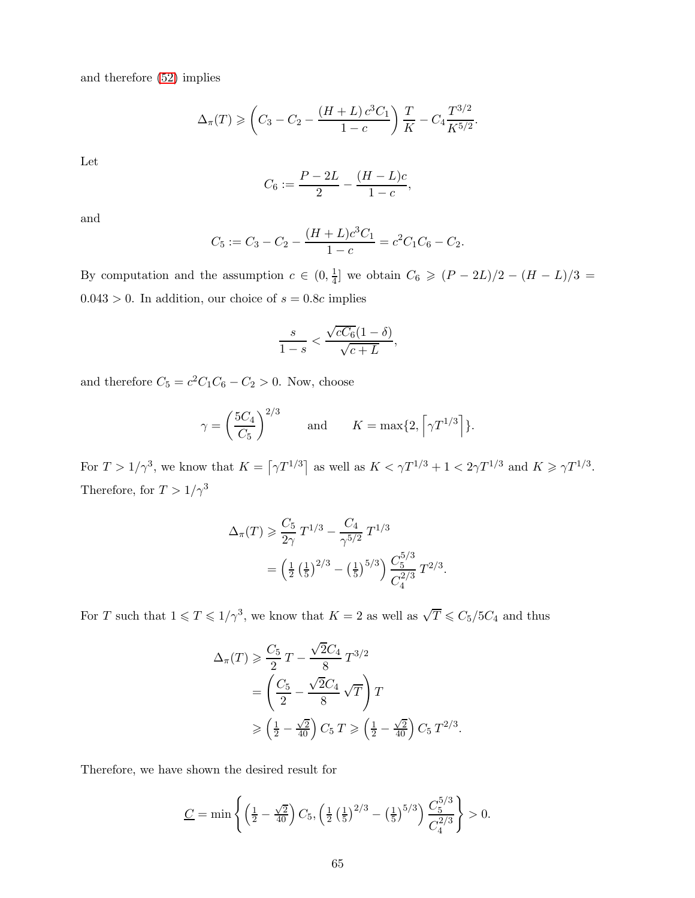and therefore (52) implies

$$\Delta_\pi(T) \geqslant \left( C_3 - C_2 - \frac{(H+L)\, c^3 C_1}{1-c} \right) \frac{T}{K} - C_4 \frac{T^{3/2}}{K^{5/2}}.$$

Let

$$C_6 := \frac{P-2L}{2} - \frac{(H-L)c}{1-c},$$

and

$$C_5 := C_3 - C_2 - \frac{(H+L)c^3 C_1}{1-c} = c^2 C_1 C_6 - C_2.$$

By computation and the assumption $c \in (0, \frac{1}{4}]$ we obtain $C_6 \geqslant (P-2L)/2 - (H-L)/3 = 0.043 > 0$. In addition, our choice of $s = 0.8c$ implies

$$\frac{s}{1-s} < \frac{\sqrt{c C_6}(1-\delta)}{\sqrt{c+L}},$$

and therefore $C_5 = c^2 C_1 C_6 - C_2 > 0$. Now, choose

$$\gamma = \left(\frac{5C_4}{C_5}\right)^{2/3} \qquad \text{and} \qquad K = \max\{2, \lceil \gamma T^{1/3} \rceil\}.$$

For $T > 1/\gamma^3$, we know that $K = \lceil \gamma T^{1/3} \rceil$ as well as $K < \gamma T^{1/3} + 1 < 2\gamma T^{1/3}$ and $K \geqslant \gamma T^{1/3}$. Therefore, for $T > 1/\gamma^3$

$$\begin{aligned}
\Delta_\pi(T) &\geqslant \frac{C_5}{2\gamma}\, T^{1/3} - \frac{C_4}{\gamma^{5/2}}\, T^{1/3} \\
&= \left( \tfrac{1}{2} \left(\tfrac{1}{5}\right)^{2/3} - \left(\tfrac{1}{5}\right)^{5/3} \right) \frac{C_5^{5/3}}{C_4^{2/3}}\, T^{2/3}.
\end{aligned}$$

For $T$ such that $1 \leqslant T \leqslant 1/\gamma^3$, we know that $K = 2$ as well as $\sqrt{T} \leqslant C_5/5C_4$ and thus

$$\begin{aligned}
\Delta_\pi(T) &\geqslant \frac{C_5}{2}\, T - \frac{\sqrt{2} C_4}{8}\, T^{3/2} \\
&= \left( \frac{C_5}{2} - \frac{\sqrt{2} C_4}{8} \sqrt{T} \right) T \\
&\geqslant \left( \tfrac{1}{2} - \tfrac{\sqrt{2}}{40} \right) C_5\, T \geqslant \left( \tfrac{1}{2} - \tfrac{\sqrt{2}}{40} \right) C_5\, T^{2/3}.
\end{aligned}$$

Therefore, we have shown the desired result for

$$\underline{C} = \min \left\{ \left( \tfrac{1}{2} - \tfrac{\sqrt{2}}{40} \right) C_5, \left( \tfrac{1}{2} \left(\tfrac{1}{5}\right)^{2/3} - \left(\tfrac{1}{5}\right)^{5/3} \right) \frac{C_5^{5/3}}{C_4^{2/3}} \right\} > 0.$$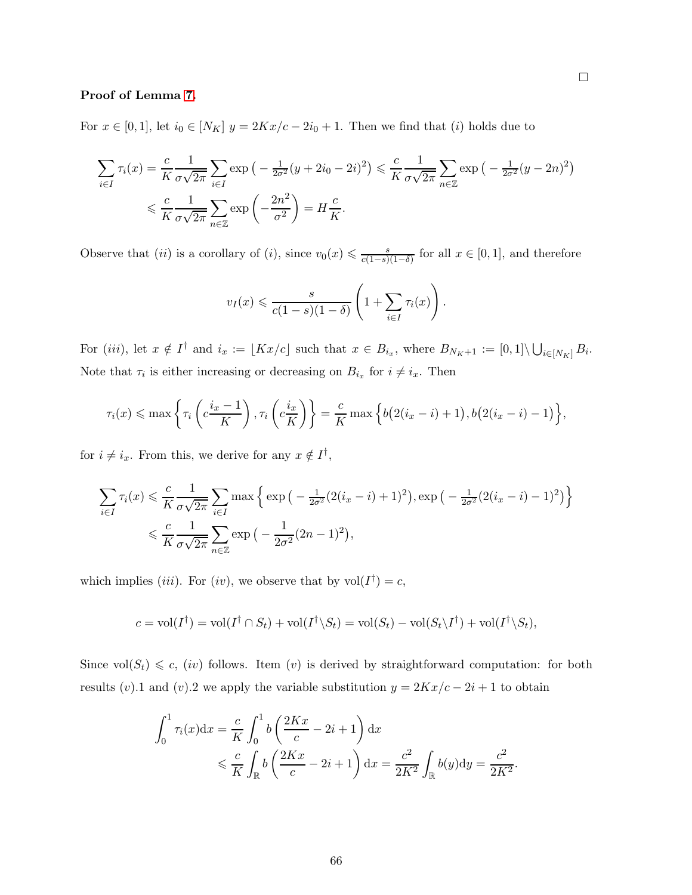□

**Proof of Lemma 7.**

For $x \in [0,1]$, let $i_0 \in [N_K]$ $y = 2Kx/c - 2i_0 + 1$. Then we find that $(i)$ holds due to

$$\sum_{i\in I} \tau_i(x) = \frac{c}{K}\frac{1}{\sigma\sqrt{2\pi}} \sum_{i\in I} \exp\big(-\tfrac{1}{2\sigma^2}(y + 2i_0 - 2i)^2\big) \leqslant \frac{c}{K}\frac{1}{\sigma\sqrt{2\pi}} \sum_{n\in\mathbb{Z}} \exp\big(-\tfrac{1}{2\sigma^2}(y - 2n)^2\big)$$
$$\leqslant \frac{c}{K}\frac{1}{\sigma\sqrt{2\pi}} \sum_{n\in\mathbb{Z}} \exp\left(-\frac{2n^2}{\sigma^2}\right) = H\frac{c}{K}.$$

Observe that $(ii)$ is a corollary of $(i)$, since $v_0(x) \leqslant \frac{s}{c(1-s)(1-\delta)}$ for all $x \in [0,1]$, and therefore

$$v_I(x) \leqslant \frac{s}{c(1-s)(1-\delta)}\left(1 + \sum_{i\in I} \tau_i(x)\right).$$

For $(iii)$, let $x \notin I^\dagger$ and $i_x := \lfloor Kx/c \rfloor$ such that $x \in B_{i_x}$, where $B_{N_K+1} := [0,1] \setminus \bigcup_{i\in[N_K]} B_i$. Note that $\tau_i$ is either increasing or decreasing on $B_{i_x}$ for $i \neq i_x$. Then

$$\tau_i(x) \leqslant \max\left\{\tau_i\left(c\frac{i_x - 1}{K}\right), \tau_i\left(c\frac{i_x}{K}\right)\right\} = \frac{c}{K}\max\Big\{b\big(2(i_x - i) + 1\big), b\big(2(i_x - i) - 1\big)\Big\},$$

for $i \neq i_x$. From this, we derive for any $x \notin I^\dagger$,

$$\sum_{i\in I} \tau_i(x) \leqslant \frac{c}{K}\frac{1}{\sigma\sqrt{2\pi}} \sum_{i\in I} \max\Big\{\exp\big(-\tfrac{1}{2\sigma^2}(2(i_x - i) + 1)^2\big), \exp\big(-\tfrac{1}{2\sigma^2}(2(i_x - i) - 1)^2\big)\Big\}$$
$$\leqslant \frac{c}{K}\frac{1}{\sigma\sqrt{2\pi}} \sum_{n\in\mathbb{Z}} \exp\big(-\frac{1}{2\sigma^2}(2n - 1)^2\big),$$

which implies $(iii)$. For $(iv)$, we observe that by $\mathrm{vol}(I^\dagger) = c$,

$$c = \mathrm{vol}(I^\dagger) = \mathrm{vol}(I^\dagger \cap S_t) + \mathrm{vol}(I^\dagger \setminus S_t) = \mathrm{vol}(S_t) - \mathrm{vol}(S_t \setminus I^\dagger) + \mathrm{vol}(I^\dagger \setminus S_t),$$

Since $\mathrm{vol}(S_t) \leqslant c$, $(iv)$ follows. Item $(v)$ is derived by straightforward computation: for both results $(v)$.1 and $(v)$.2 we apply the variable substitution $y = 2Kx/c - 2i + 1$ to obtain

$$\int_0^1 \tau_i(x)\mathrm{d}x = \frac{c}{K}\int_0^1 b\left(\frac{2Kx}{c} - 2i + 1\right)\mathrm{d}x$$
$$\leqslant \frac{c}{K}\int_{\mathbb{R}} b\left(\frac{2Kx}{c} - 2i + 1\right)\mathrm{d}x = \frac{c^2}{2K^2}\int_{\mathbb{R}} b(y)\mathrm{d}y = \frac{c^2}{2K^2}.$$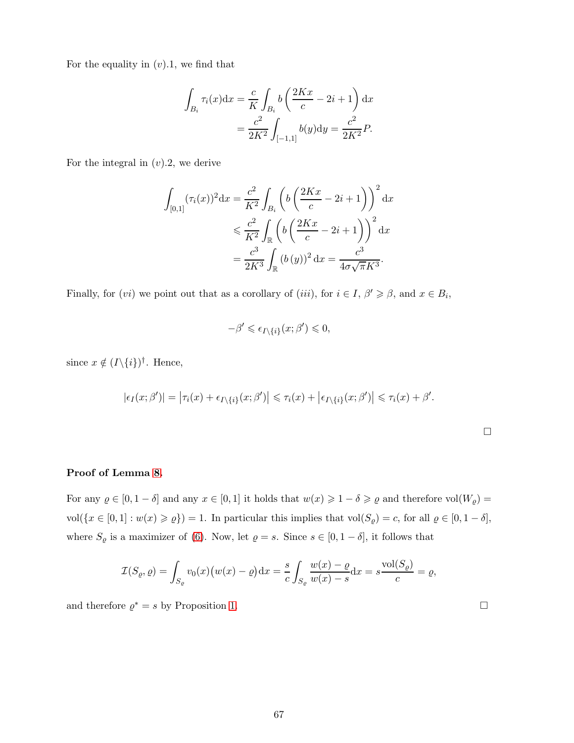For the equality in $(v).1$, we find that

$$\begin{aligned}\int_{B_i} \tau_i(x)\mathrm{d}x &= \frac{c}{K}\int_{B_i} b\left(\frac{2Kx}{c} - 2i + 1\right)\mathrm{d}x \\ &= \frac{c^2}{2K^2}\int_{[-1,1]} b(y)\mathrm{d}y = \frac{c^2}{2K^2}P.\end{aligned}$$

For the integral in $(v).2$, we derive

$$\begin{aligned}\int_{[0,1]} (\tau_i(x))^2\mathrm{d}x &= \frac{c^2}{K^2}\int_{B_i} \left(b\left(\frac{2Kx}{c} - 2i + 1\right)\right)^2\mathrm{d}x \\ &\leqslant \frac{c^2}{K^2}\int_{\mathbb{R}} \left(b\left(\frac{2Kx}{c} - 2i + 1\right)\right)^2\mathrm{d}x \\ &= \frac{c^3}{2K^3}\int_{\mathbb{R}} \left(b\left(y\right)\right)^2\mathrm{d}x = \frac{c^3}{4\sigma\sqrt{\pi}K^3}.\end{aligned}$$

Finally, for $(vi)$ we point out that as a corollary of $(iii)$, for $i \in I$, $\beta' \geqslant \beta$, and $x \in B_i$,

$$-\beta' \leqslant \epsilon_{I\setminus\{i\}}(x;\beta') \leqslant 0,$$

since $x \notin (I\setminus\{i\})^\dagger$. Hence,

$$|\epsilon_I(x;\beta')| = \left|\tau_i(x) + \epsilon_{I\setminus\{i\}}(x;\beta')\right| \leqslant \tau_i(x) + \left|\epsilon_{I\setminus\{i\}}(x;\beta')\right| \leqslant \tau_i(x) + \beta'.$$

□

**Proof of Lemma 8.**

For any $\varrho \in [0, 1-\delta]$ and any $x \in [0,1]$ it holds that $w(x) \geqslant 1-\delta \geqslant \varrho$ and therefore $\mathrm{vol}(W_\varrho) = \mathrm{vol}(\{x \in [0,1] : w(x) \geqslant \varrho\}) = 1$. In particular this implies that $\mathrm{vol}(S_\varrho) = c$, for all $\varrho \in [0, 1-\delta]$, where $S_\varrho$ is a maximizer of (6). Now, let $\varrho = s$. Since $s \in [0, 1-\delta]$, it follows that

$$\mathcal{I}(S_\varrho, \varrho) = \int_{S_\varrho} v_0(x)\big(w(x) - \varrho\big)\mathrm{d}x = \frac{s}{c}\int_{S_\varrho} \frac{w(x) - \varrho}{w(x) - s}\mathrm{d}x = s\frac{\mathrm{vol}(S_\varrho)}{c} = \varrho,$$

and therefore $\varrho^* = s$ by Proposition 1. □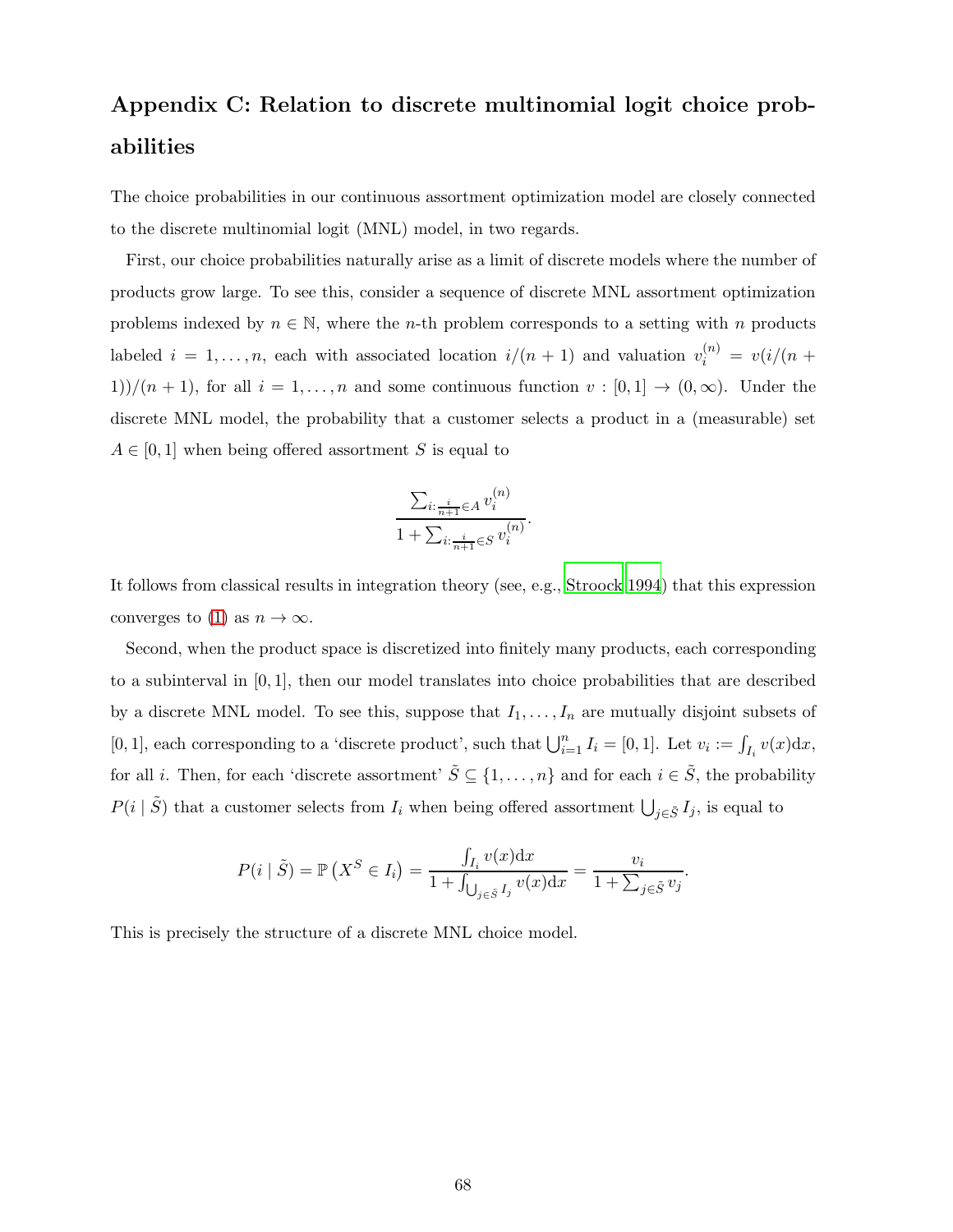## Appendix C: Relation to discrete multinomial logit choice probabilities

The choice probabilities in our continuous assortment optimization model are closely connected to the discrete multinomial logit (MNL) model, in two regards.

First, our choice probabilities naturally arise as a limit of discrete models where the number of products grow large. To see this, consider a sequence of discrete MNL assortment optimization problems indexed by $n \in \mathbb{N}$, where the $n$-th problem corresponds to a setting with $n$ products labeled $i = 1, \ldots, n$, each with associated location $i/(n+1)$ and valuation $v_i^{(n)} = v(i/(n+1))/(n+1)$, for all $i = 1, \ldots, n$ and some continuous function $v : [0,1] \to (0, \infty)$. Under the discrete MNL model, the probability that a customer selects a product in a (measurable) set $A \in [0,1]$ when being offered assortment $S$ is equal to

$$\frac{\sum_{i: \frac{i}{n+1} \in A} v_i^{(n)}}{1 + \sum_{i: \frac{i}{n+1} \in S} v_i^{(n)}}.$$

It follows from classical results in integration theory (see, e.g., Stroock 1994) that this expression converges to (1) as $n \to \infty$.

Second, when the product space is discretized into finitely many products, each corresponding to a subinterval in $[0,1]$, then our model translates into choice probabilities that are described by a discrete MNL model. To see this, suppose that $I_1, \ldots, I_n$ are mutually disjoint subsets of $[0,1]$, each corresponding to a 'discrete product', such that $\bigcup_{i=1}^n I_i = [0,1]$. Let $v_i := \int_{I_i} v(x) \mathrm{d}x$, for all $i$. Then, for each 'discrete assortment' $\tilde{S} \subseteq \{1, \ldots, n\}$ and for each $i \in \tilde{S}$, the probability $P(i \mid \tilde{S})$ that a customer selects from $I_i$ when being offered assortment $\bigcup_{j \in \tilde{S}} I_j$, is equal to

$$P(i \mid \tilde{S}) = \mathbb{P}\left(X^S \in I_i\right) = \frac{\int_{I_i} v(x) \mathrm{d}x}{1 + \int_{\bigcup_{j \in \tilde{S}} I_j} v(x) \mathrm{d}x} = \frac{v_i}{1 + \sum_{j \in \tilde{S}} v_j}.$$

This is precisely the structure of a discrete MNL choice model.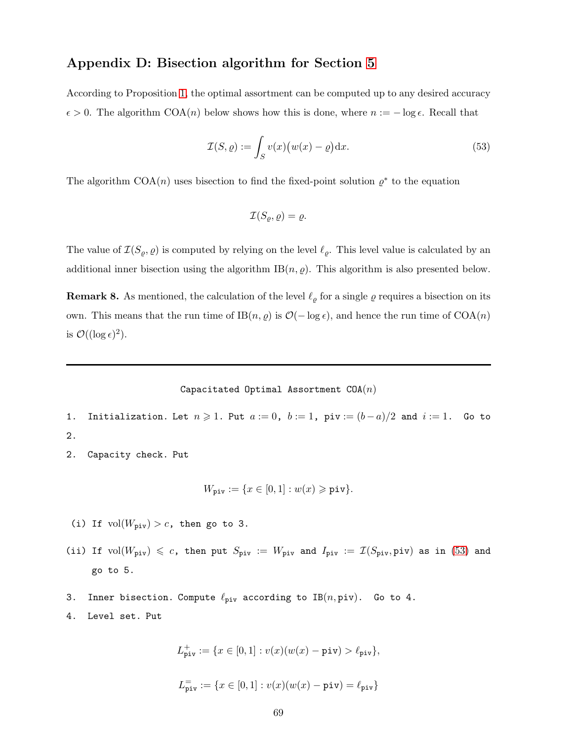## Appendix D: Bisection algorithm for Section 5

According to Proposition 1, the optimal assortment can be computed up to any desired accuracy $\epsilon > 0$. The algorithm COA($n$) below shows how this is done, where $n := -\log \epsilon$. Recall that

$$\mathcal{I}(S, \varrho) := \int_S v(x)\big(w(x) - \varrho\big)\mathrm{d}x. \tag{53}$$

The algorithm COA($n$) uses bisection to find the fixed-point solution $\varrho^*$ to the equation

$$\mathcal{I}(S_\varrho, \varrho) = \varrho.$$

The value of $\mathcal{I}(S_\varrho, \varrho)$ is computed by relying on the level $\ell_\varrho$. This level value is calculated by an additional inner bisection using the algorithm IB($n, \varrho$). This algorithm is also presented below.

**Remark 8.** As mentioned, the calculation of the level $\ell_\varrho$ for a single $\varrho$ requires a bisection on its own. This means that the run time of IB($n, \varrho$) is $\mathcal{O}(-\log \epsilon)$, and hence the run time of COA($n$) is $\mathcal{O}((\log \epsilon)^2)$.

---

Capacitated Optimal Assortment COA($n$)

1. Initialization. Let $n \geqslant 1$. Put $a := 0$, $b := 1$, $\texttt{piv} := (b-a)/2$ and $i := 1$. Go to 2.

2. Capacity check. Put

$$W_{\texttt{piv}} := \{x \in [0,1] : w(x) \geqslant \texttt{piv}\}.$$

(i) If $\mathrm{vol}(W_{\texttt{piv}}) > c$, then go to 3.

(ii) If $\mathrm{vol}(W_{\texttt{piv}}) \leqslant c$, then put $S_{\texttt{piv}} := W_{\texttt{piv}}$ and $I_{\texttt{piv}} := \mathcal{I}(S_{\texttt{piv}}, \texttt{piv})$ as in (53) and go to 5.

3. Inner bisection. Compute $\ell_{\texttt{piv}}$ according to IB($n, \texttt{piv}$). Go to 4.

4. Level set. Put

$$L^+_{\texttt{piv}} := \{x \in [0,1] : v(x)(w(x) - \texttt{piv}) > \ell_{\texttt{piv}}\},$$

$$L^=_{\texttt{piv}} := \{x \in [0,1] : v(x)(w(x) - \texttt{piv}) = \ell_{\texttt{piv}}\}$$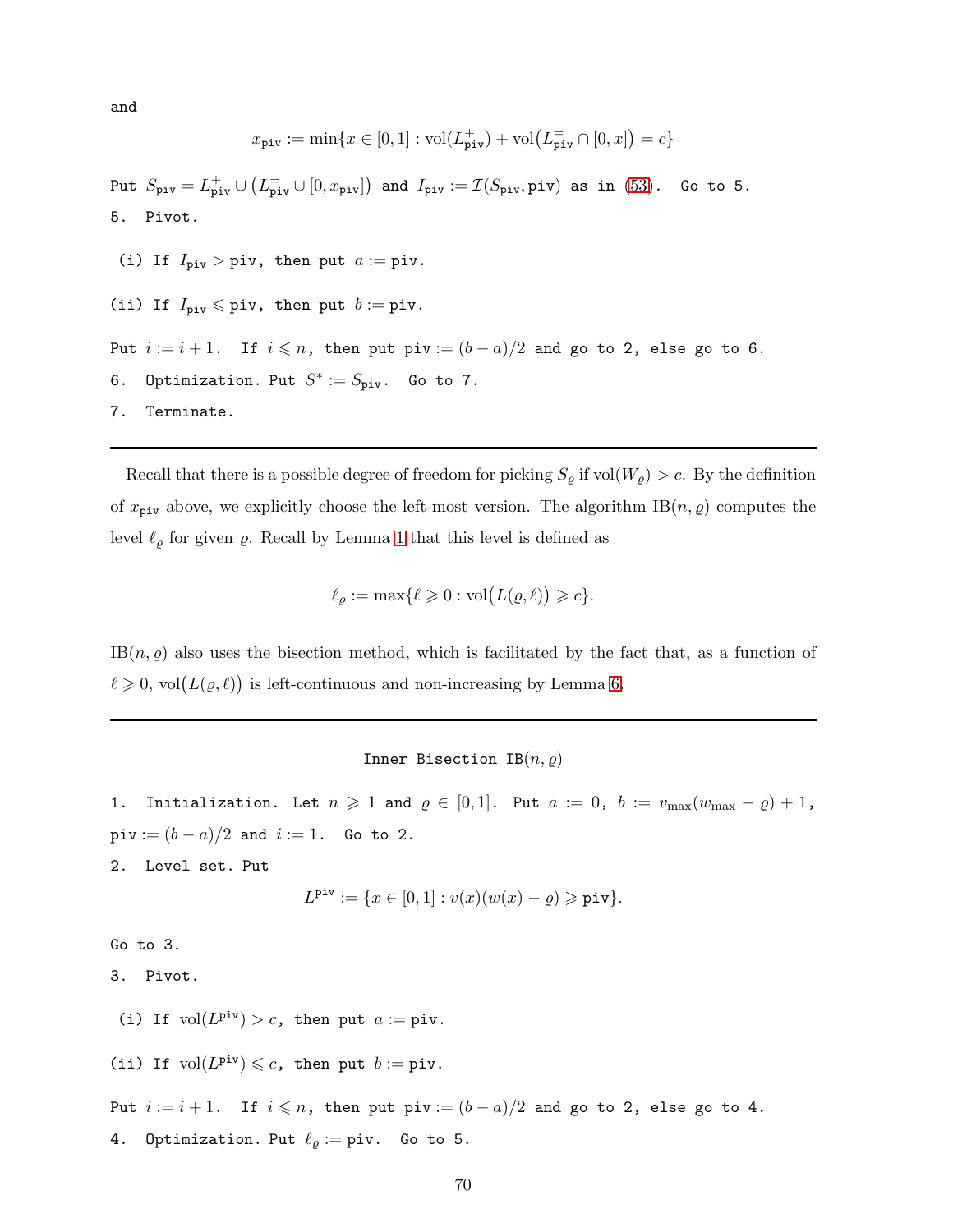and

$$x_{\texttt{piv}} := \min\{x \in [0,1] : \mathrm{vol}(L^+_{\texttt{piv}}) + \mathrm{vol}\big(L^=_{\texttt{piv}} \cap [0,x]\big) = c\}$$

Put $S_{\texttt{piv}} = L^+_{\texttt{piv}} \cup \big(L^=_{\texttt{piv}} \cup [0, x_{\texttt{piv}}]\big)$ and $I_{\texttt{piv}} := \mathcal{I}(S_{\texttt{piv}}, \texttt{piv})$ as in (53). Go to 5.

5. Pivot.

(i) If $I_{\texttt{piv}} > \texttt{piv}$, then put $a := \texttt{piv}$.

(ii) If $I_{\texttt{piv}} \leqslant \texttt{piv}$, then put $b := \texttt{piv}$.

Put $i := i+1$. If $i \leqslant n$, then put $\texttt{piv} := (b-a)/2$ and go to 2, else go to 6.

6. Optimization. Put $S^* := S_{\texttt{piv}}$. Go to 7.

7. Terminate.

---

Recall that there is a possible degree of freedom for picking $S_\varrho$ if $\mathrm{vol}(W_\varrho) > c$. By the definition of $x_{\texttt{piv}}$ above, we explicitly choose the left-most version. The algorithm $\mathrm{IB}(n, \varrho)$ computes the level $\ell_\varrho$ for given $\varrho$. Recall by Lemma 1 that this level is defined as

$$\ell_\varrho := \max\{\ell \geqslant 0 : \mathrm{vol}\big(L(\varrho, \ell)\big) \geqslant c\}.$$

$\mathrm{IB}(n, \varrho)$ also uses the bisection method, which is facilitated by the fact that, as a function of $\ell \geqslant 0$, $\mathrm{vol}\big(L(\varrho, \ell)\big)$ is left-continuous and non-increasing by Lemma 6.

---

Inner Bisection $\mathrm{IB}(n, \varrho)$

1. Initialization. Let $n \geqslant 1$ and $\varrho \in [0,1]$. Put $a := 0$, $b := v_{\max}(w_{\max} - \varrho) + 1$, $\texttt{piv} := (b-a)/2$ and $i := 1$. Go to 2.

2. Level set. Put

$$L^{\texttt{piv}} := \{x \in [0,1] : v(x)(w(x) - \varrho) \geqslant \texttt{piv}\}.$$

Go to 3.

3. Pivot.

(i) If $\mathrm{vol}(L^{\texttt{piv}}) > c$, then put $a := \texttt{piv}$.

(ii) If $\mathrm{vol}(L^{\texttt{piv}}) \leqslant c$, then put $b := \texttt{piv}$.

Put $i := i+1$. If $i \leqslant n$, then put $\texttt{piv} := (b-a)/2$ and go to 2, else go to 4.

4. Optimization. Put $\ell_\varrho := \texttt{piv}$. Go to 5.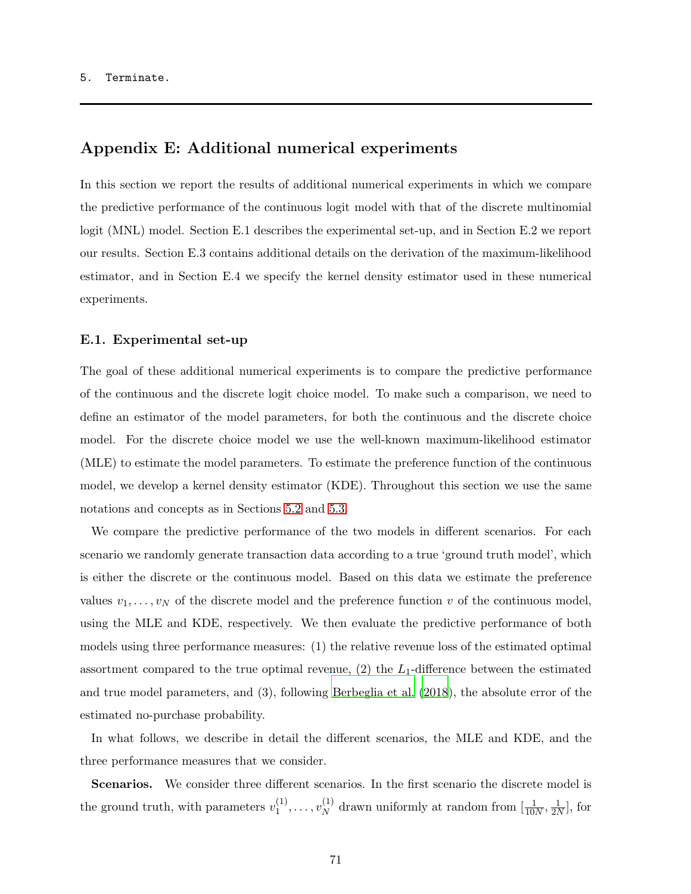5. Terminate.

---

## Appendix E: Additional numerical experiments

In this section we report the results of additional numerical experiments in which we compare the predictive performance of the continuous logit model with that of the discrete multinomial logit (MNL) model. Section E.1 describes the experimental set-up, and in Section E.2 we report our results. Section E.3 contains additional details on the derivation of the maximum-likelihood estimator, and in Section E.4 we specify the kernel density estimator used in these numerical experiments.

### E.1. Experimental set-up

The goal of these additional numerical experiments is to compare the predictive performance of the continuous and the discrete logit choice model. To make such a comparison, we need to define an estimator of the model parameters, for both the continuous and the discrete choice model. For the discrete choice model we use the well-known maximum-likelihood estimator (MLE) to estimate the model parameters. To estimate the preference function of the continuous model, we develop a kernel density estimator (KDE). Throughout this section we use the same notations and concepts as in Sections 5.2 and 5.3.

We compare the predictive performance of the two models in different scenarios. For each scenario we randomly generate transaction data according to a true 'ground truth model', which is either the discrete or the continuous model. Based on this data we estimate the preference values $v_1, \ldots, v_N$ of the discrete model and the preference function $v$ of the continuous model, using the MLE and KDE, respectively. We then evaluate the predictive performance of both models using three performance measures: (1) the relative revenue loss of the estimated optimal assortment compared to the true optimal revenue, (2) the $L_1$-difference between the estimated and true model parameters, and (3), following Berbeglia et al. (2018), the absolute error of the estimated no-purchase probability.

In what follows, we describe in detail the different scenarios, the MLE and KDE, and the three performance measures that we consider.

**Scenarios.** We consider three different scenarios. In the first scenario the discrete model is the ground truth, with parameters $v_1^{(1)}, \ldots, v_N^{(1)}$ drawn uniformly at random from $[\frac{1}{10N}, \frac{1}{2N}]$, for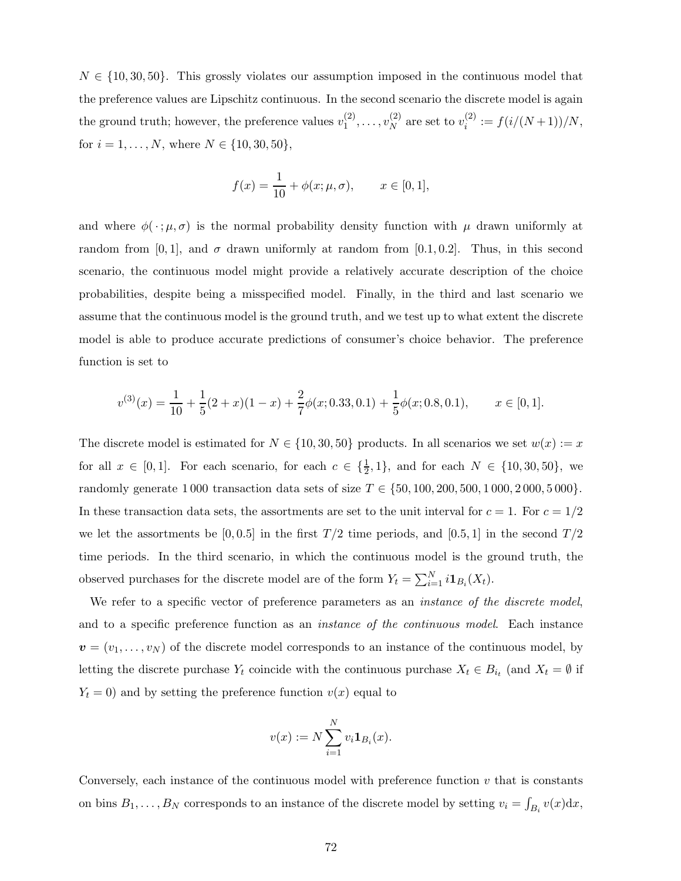$N \in \{10, 30, 50\}$. This grossly violates our assumption imposed in the continuous model that the preference values are Lipschitz continuous. In the second scenario the discrete model is again the ground truth; however, the preference values $v_1^{(2)}, \ldots, v_N^{(2)}$ are set to $v_i^{(2)} := f(i/(N+1))/N$, for $i = 1, \ldots, N$, where $N \in \{10, 30, 50\}$,

$$f(x) = \frac{1}{10} + \phi(x; \mu, \sigma), \qquad x \in [0, 1],$$

and where $\phi(\,\cdot\,; \mu, \sigma)$ is the normal probability density function with $\mu$ drawn uniformly at random from $[0, 1]$, and $\sigma$ drawn uniformly at random from $[0.1, 0.2]$. Thus, in this second scenario, the continuous model might provide a relatively accurate description of the choice probabilities, despite being a misspecified model. Finally, in the third and last scenario we assume that the continuous model is the ground truth, and we test up to what extent the discrete model is able to produce accurate predictions of consumer's choice behavior. The preference function is set to

$$v^{(3)}(x) = \frac{1}{10} + \frac{1}{5}(2 + x)(1 - x) + \frac{2}{7}\phi(x; 0.33, 0.1) + \frac{1}{5}\phi(x; 0.8, 0.1), \qquad x \in [0, 1].$$

The discrete model is estimated for $N \in \{10, 30, 50\}$ products. In all scenarios we set $w(x) := x$ for all $x \in [0, 1]$. For each scenario, for each $c \in \{\frac{1}{2}, 1\}$, and for each $N \in \{10, 30, 50\}$, we randomly generate 1 000 transaction data sets of size $T \in \{50, 100, 200, 500, 1\,000, 2\,000, 5\,000\}$. In these transaction data sets, the assortments are set to the unit interval for $c = 1$. For $c = 1/2$ we let the assortments be $[0, 0.5]$ in the first $T/2$ time periods, and $[0.5, 1]$ in the second $T/2$ time periods. In the third scenario, in which the continuous model is the ground truth, the observed purchases for the discrete model are of the form $Y_t = \sum_{i=1}^{N} i \mathbf{1}_{B_i}(X_t)$.

We refer to a specific vector of preference parameters as an *instance of the discrete model*, and to a specific preference function as an *instance of the continuous model*. Each instance $\boldsymbol{v} = (v_1, \ldots, v_N)$ of the discrete model corresponds to an instance of the continuous model, by letting the discrete purchase $Y_t$ coincide with the continuous purchase $X_t \in B_{i_t}$ (and $X_t = \emptyset$ if $Y_t = 0$) and by setting the preference function $v(x)$ equal to

$$v(x) := N \sum_{i=1}^{N} v_i \mathbf{1}_{B_i}(x).$$

Conversely, each instance of the continuous model with preference function $v$ that is constants on bins $B_1, \ldots, B_N$ corresponds to an instance of the discrete model by setting $v_i = \int_{B_i} v(x) \mathrm{d}x$,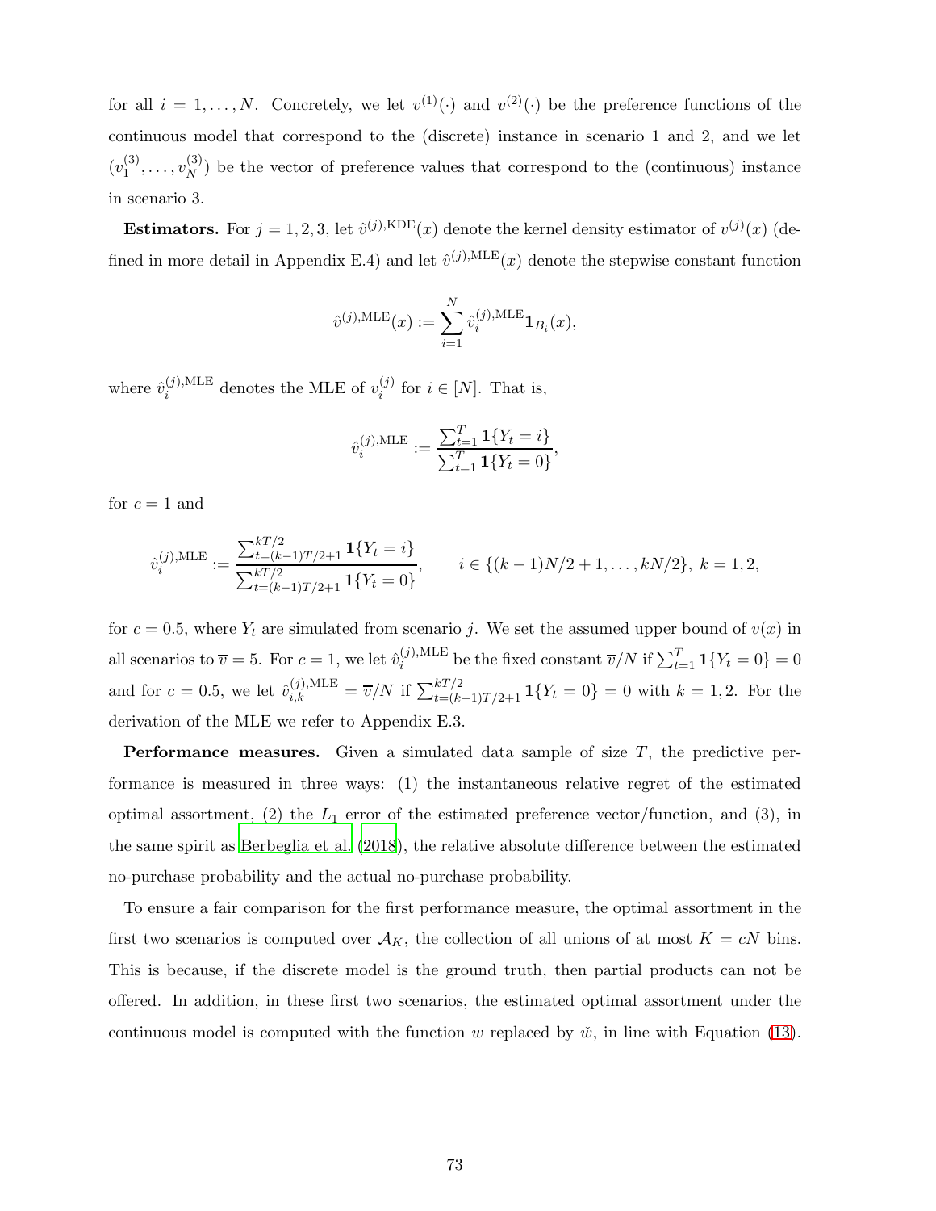for all $i = 1, \ldots, N$. Concretely, we let $v^{(1)}(\cdot)$ and $v^{(2)}(\cdot)$ be the preference functions of the continuous model that correspond to the (discrete) instance in scenario 1 and 2, and we let $(v_1^{(3)}, \ldots, v_N^{(3)})$ be the vector of preference values that correspond to the (continuous) instance in scenario 3.

**Estimators.** For $j = 1, 2, 3$, let $\hat{v}^{(j),\mathrm{KDE}}(x)$ denote the kernel density estimator of $v^{(j)}(x)$ (defined in more detail in Appendix E.4) and let $\hat{v}^{(j),\mathrm{MLE}}(x)$ denote the stepwise constant function

$$\hat{v}^{(j),\mathrm{MLE}}(x) := \sum_{i=1}^{N} \hat{v}_i^{(j),\mathrm{MLE}} \mathbf{1}_{B_i}(x),$$

where $\hat{v}_i^{(j),\mathrm{MLE}}$ denotes the MLE of $v_i^{(j)}$ for $i \in [N]$. That is,

$$\hat{v}_i^{(j),\mathrm{MLE}} := \frac{\sum_{t=1}^{T} \mathbf{1}\{Y_t = i\}}{\sum_{t=1}^{T} \mathbf{1}\{Y_t = 0\}},$$

for $c = 1$ and

$$\hat{v}_i^{(j),\mathrm{MLE}} := \frac{\sum_{t=(k-1)T/2+1}^{kT/2} \mathbf{1}\{Y_t = i\}}{\sum_{t=(k-1)T/2+1}^{kT/2} \mathbf{1}\{Y_t = 0\}}, \qquad i \in \{(k-1)N/2 + 1, \ldots, kN/2\},\ k = 1, 2,$$

for $c = 0.5$, where $Y_t$ are simulated from scenario $j$. We set the assumed upper bound of $v(x)$ in all scenarios to $\overline{v} = 5$. For $c = 1$, we let $\hat{v}_i^{(j),\mathrm{MLE}}$ be the fixed constant $\overline{v}/N$ if $\sum_{t=1}^{T} \mathbf{1}\{Y_t = 0\} = 0$ and for $c = 0.5$, we let $\hat{v}_{i,k}^{(j),\mathrm{MLE}} = \overline{v}/N$ if $\sum_{t=(k-1)T/2+1}^{kT/2} \mathbf{1}\{Y_t = 0\} = 0$ with $k = 1, 2$. For the derivation of the MLE we refer to Appendix E.3.

**Performance measures.** Given a simulated data sample of size $T$, the predictive performance is measured in three ways: (1) the instantaneous relative regret of the estimated optimal assortment, (2) the $L_1$ error of the estimated preference vector/function, and (3), in the same spirit as Berbeglia et al. (2018), the relative absolute difference between the estimated no-purchase probability and the actual no-purchase probability.

To ensure a fair comparison for the first performance measure, the optimal assortment in the first two scenarios is computed over $\mathcal{A}_K$, the collection of all unions of at most $K = cN$ bins. This is because, if the discrete model is the ground truth, then partial products can not be offered. In addition, in these first two scenarios, the estimated optimal assortment under the continuous model is computed with the function $w$ replaced by $\check{w}$, in line with Equation (13).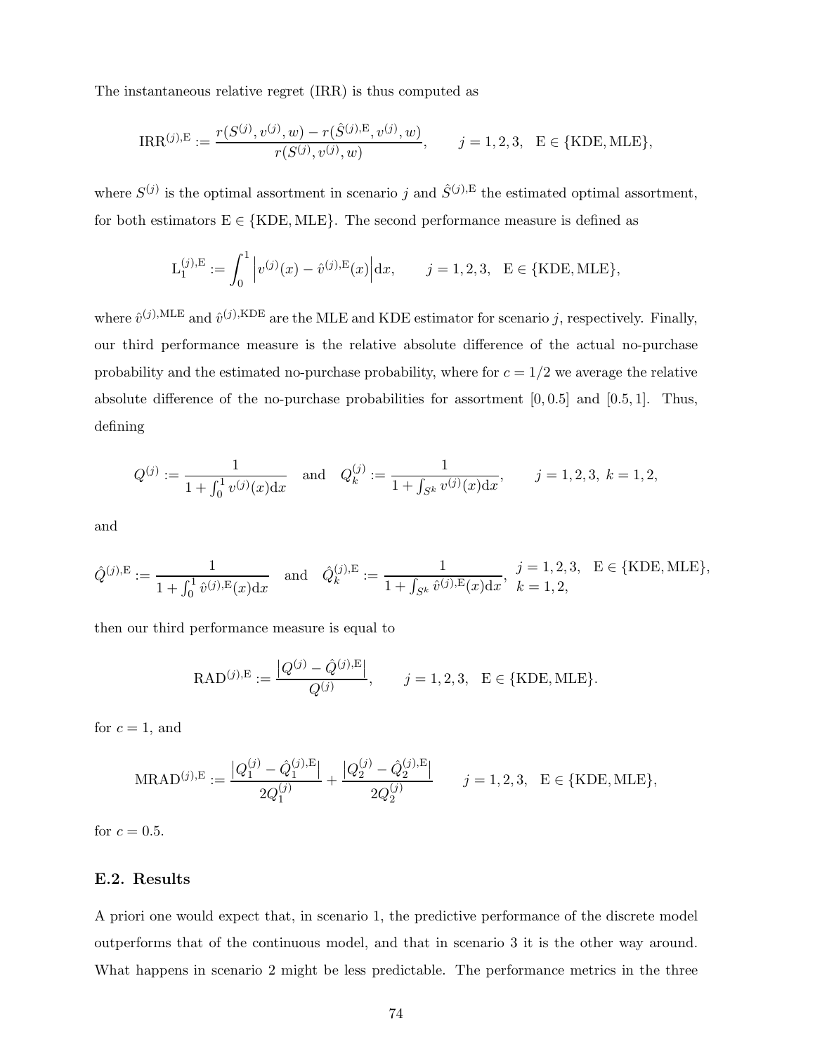The instantaneous relative regret (IRR) is thus computed as

$$\mathrm{IRR}^{(j),\mathrm{E}} := \frac{r(S^{(j)}, v^{(j)}, w) - r(\hat{S}^{(j),\mathrm{E}}, v^{(j)}, w)}{r(S^{(j)}, v^{(j)}, w)}, \qquad j = 1,2,3, \quad \mathrm{E} \in \{\mathrm{KDE}, \mathrm{MLE}\},$$

where $S^{(j)}$ is the optimal assortment in scenario $j$ and $\hat{S}^{(j),\mathrm{E}}$ the estimated optimal assortment, for both estimators $\mathrm{E} \in \{\mathrm{KDE}, \mathrm{MLE}\}$. The second performance measure is defined as

$$\mathrm{L}_1^{(j),\mathrm{E}} := \int_0^1 \left| v^{(j)}(x) - \hat{v}^{(j),\mathrm{E}}(x) \right| \mathrm{d}x, \qquad j = 1,2,3, \quad \mathrm{E} \in \{\mathrm{KDE}, \mathrm{MLE}\},$$

where $\hat{v}^{(j),\mathrm{MLE}}$ and $\hat{v}^{(j),\mathrm{KDE}}$ are the MLE and KDE estimator for scenario $j$, respectively. Finally, our third performance measure is the relative absolute difference of the actual no-purchase probability and the estimated no-purchase probability, where for $c = 1/2$ we average the relative absolute difference of the no-purchase probabilities for assortment $[0, 0.5]$ and $[0.5, 1]$. Thus, defining

$$Q^{(j)} := \frac{1}{1 + \int_0^1 v^{(j)}(x)\mathrm{d}x} \quad \text{and} \quad Q_k^{(j)} := \frac{1}{1 + \int_{S^k} v^{(j)}(x)\mathrm{d}x}, \qquad j = 1,2,3, \ k = 1,2,$$

and

$$\hat{Q}^{(j),\mathrm{E}} := \frac{1}{1 + \int_0^1 \hat{v}^{(j),\mathrm{E}}(x)\mathrm{d}x} \quad \text{and} \quad \hat{Q}_k^{(j),\mathrm{E}} := \frac{1}{1 + \int_{S^k} \hat{v}^{(j),\mathrm{E}}(x)\mathrm{d}x}, \quad \begin{array}{l} j = 1,2,3, \quad \mathrm{E} \in \{\mathrm{KDE}, \mathrm{MLE}\}, \\ k = 1,2, \end{array}$$

then our third performance measure is equal to

$$\mathrm{RAD}^{(j),\mathrm{E}} := \frac{\left| Q^{(j)} - \hat{Q}^{(j),\mathrm{E}} \right|}{Q^{(j)}}, \qquad j = 1,2,3, \quad \mathrm{E} \in \{\mathrm{KDE}, \mathrm{MLE}\}.$$

for $c = 1$, and

$$\mathrm{MRAD}^{(j),\mathrm{E}} := \frac{\left| Q_1^{(j)} - \hat{Q}_1^{(j),\mathrm{E}} \right|}{2Q_1^{(j)}} + \frac{\left| Q_2^{(j)} - \hat{Q}_2^{(j),\mathrm{E}} \right|}{2Q_2^{(j)}} \qquad j = 1,2,3, \quad \mathrm{E} \in \{\mathrm{KDE}, \mathrm{MLE}\},$$

for $c = 0.5$.

### E.2. Results

A priori one would expect that, in scenario 1, the predictive performance of the discrete model outperforms that of the continuous model, and that in scenario 3 it is the other way around. What happens in scenario 2 might be less predictable. The performance metrics in the three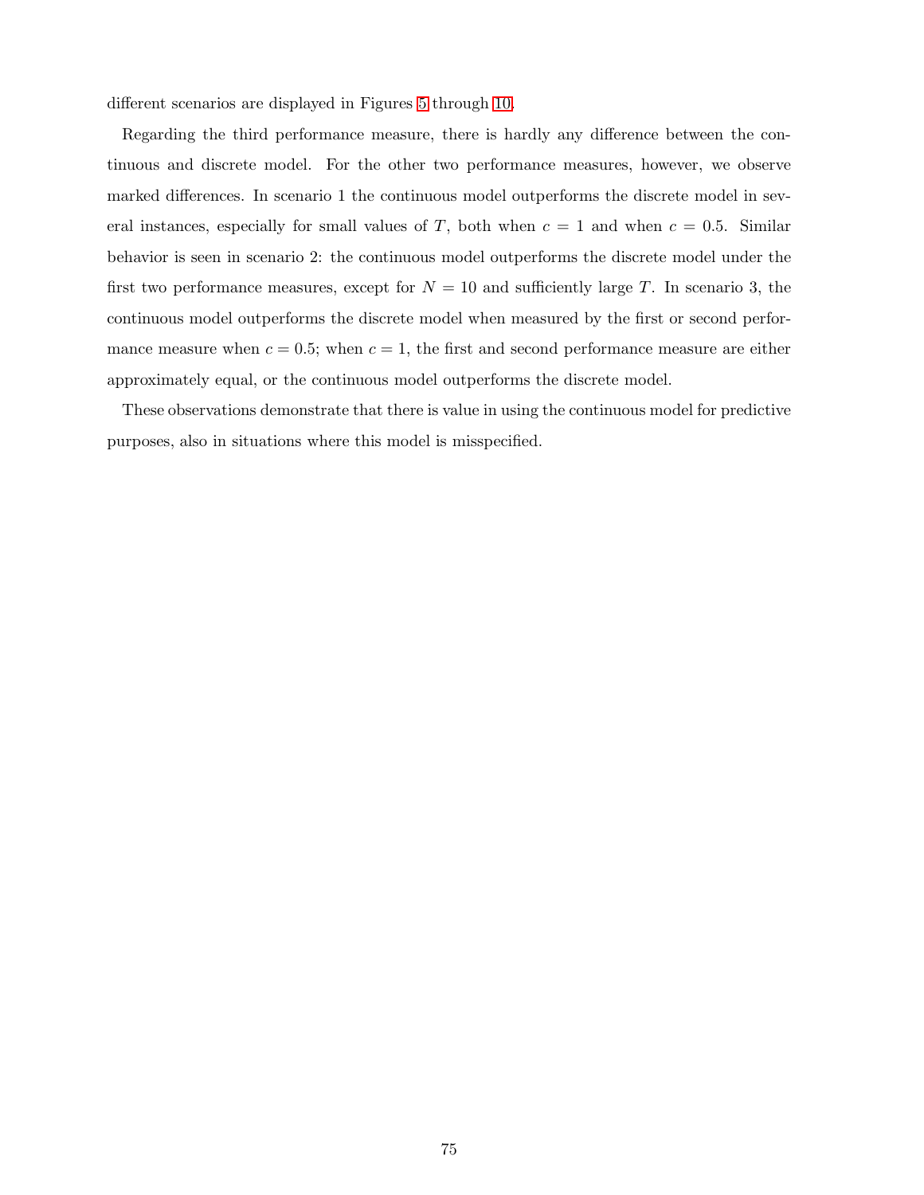different scenarios are displayed in Figures 5 through 10.

Regarding the third performance measure, there is hardly any difference between the continuous and discrete model. For the other two performance measures, however, we observe marked differences. In scenario 1 the continuous model outperforms the discrete model in several instances, especially for small values of $T$, both when $c = 1$ and when $c = 0.5$. Similar behavior is seen in scenario 2: the continuous model outperforms the discrete model under the first two performance measures, except for $N = 10$ and sufficiently large $T$. In scenario 3, the continuous model outperforms the discrete model when measured by the first or second performance measure when $c = 0.5$; when $c = 1$, the first and second performance measure are either approximately equal, or the continuous model outperforms the discrete model.

These observations demonstrate that there is value in using the continuous model for predictive purposes, also in situations where this model is misspecified.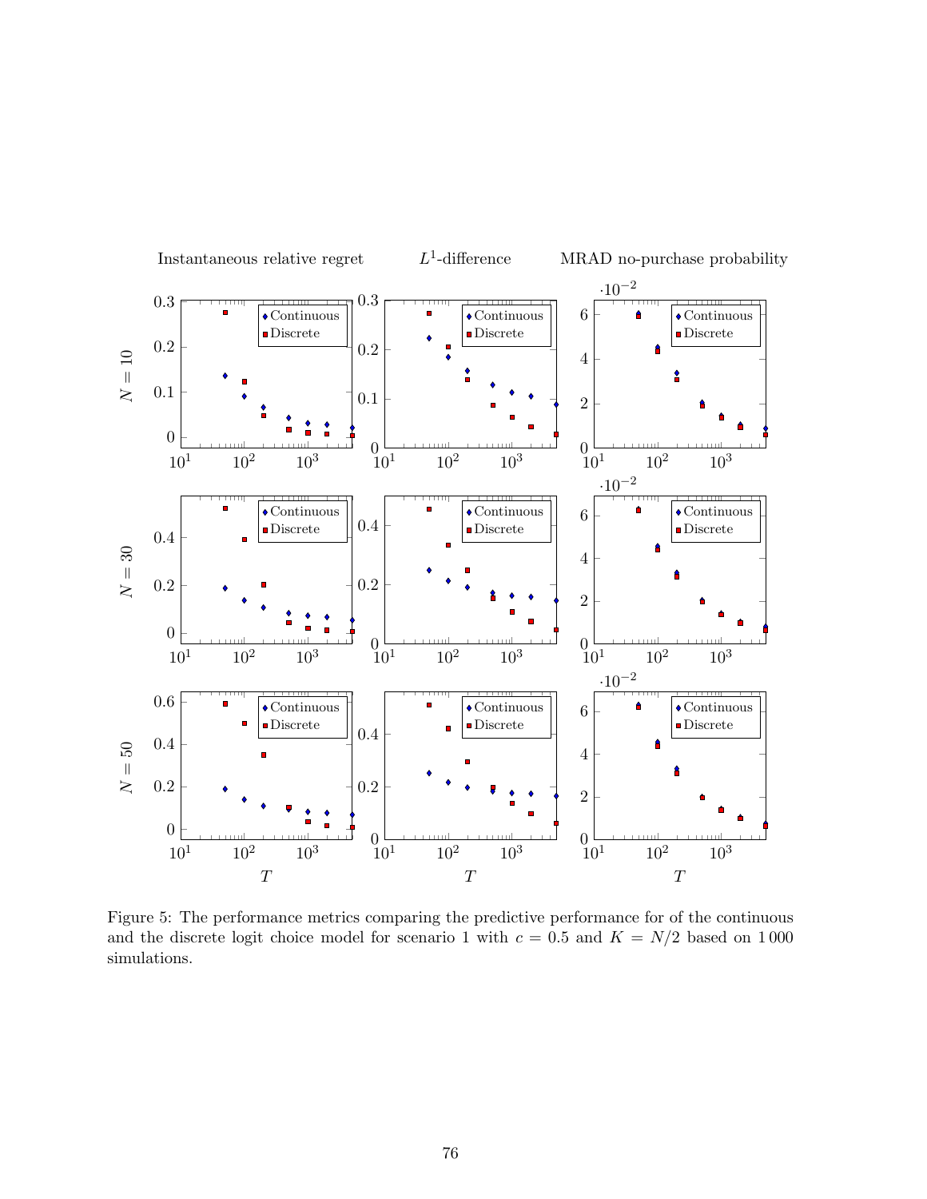Figure 5: The performance metrics comparing the predictive performance for of the continuous and the discrete logit choice model for scenario 1 with $c = 0.5$ and $K = N/2$ based on 1 000 simulations.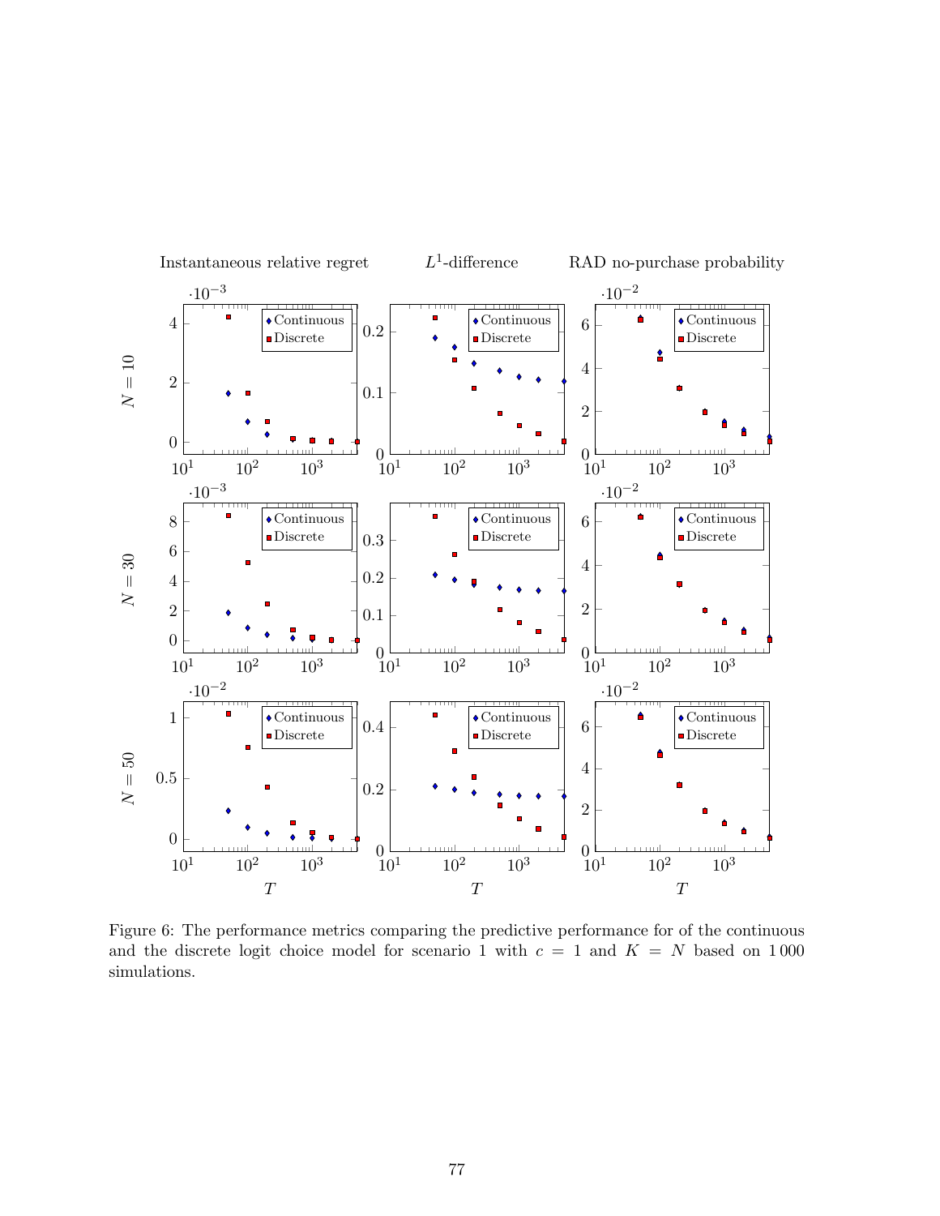Figure 6: The performance metrics comparing the predictive performance for of the continuous and the discrete logit choice model for scenario 1 with $c = 1$ and $K = N$ based on 1 000 simulations.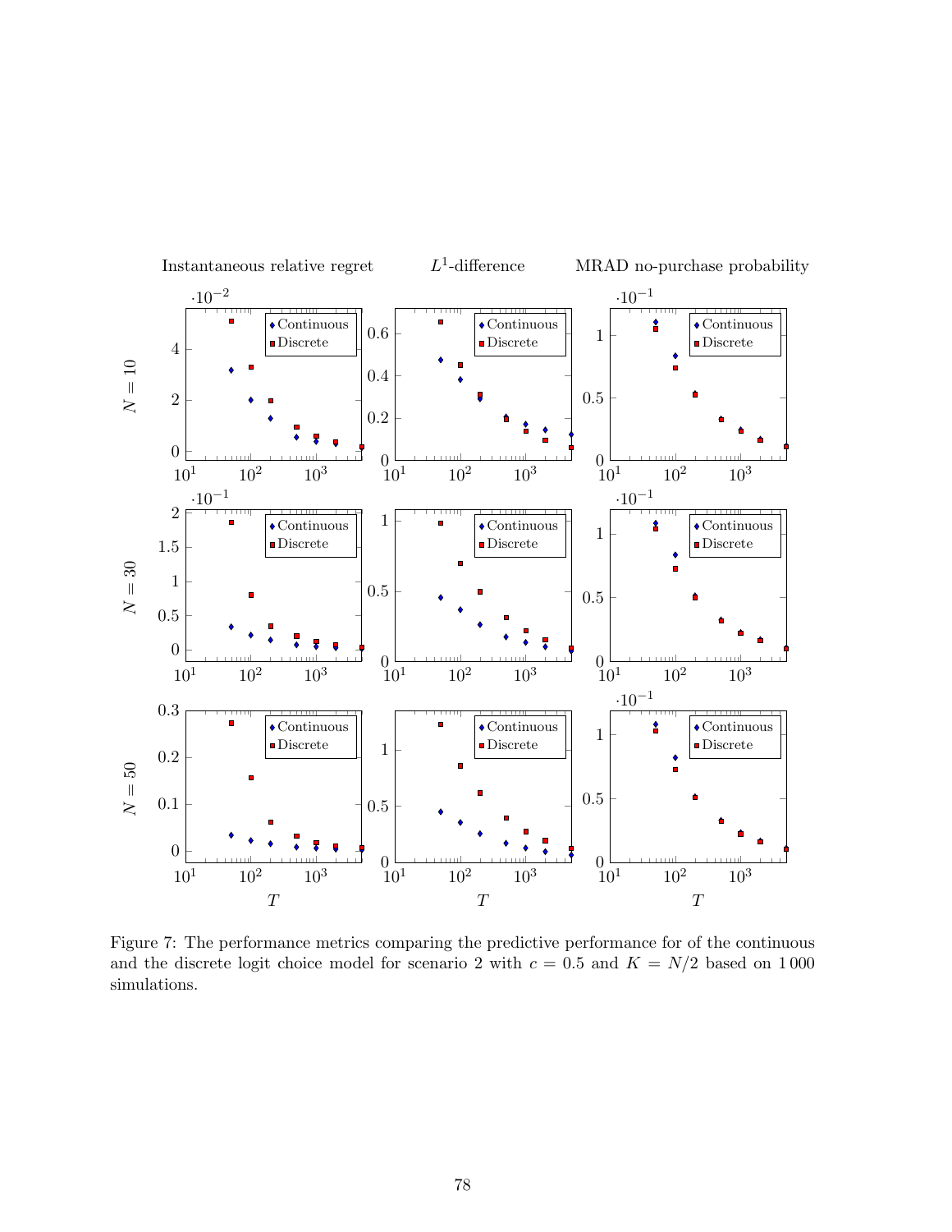Figure 7: The performance metrics comparing the predictive performance for of the continuous and the discrete logit choice model for scenario 2 with $c = 0.5$ and $K = N/2$ based on 1 000 simulations.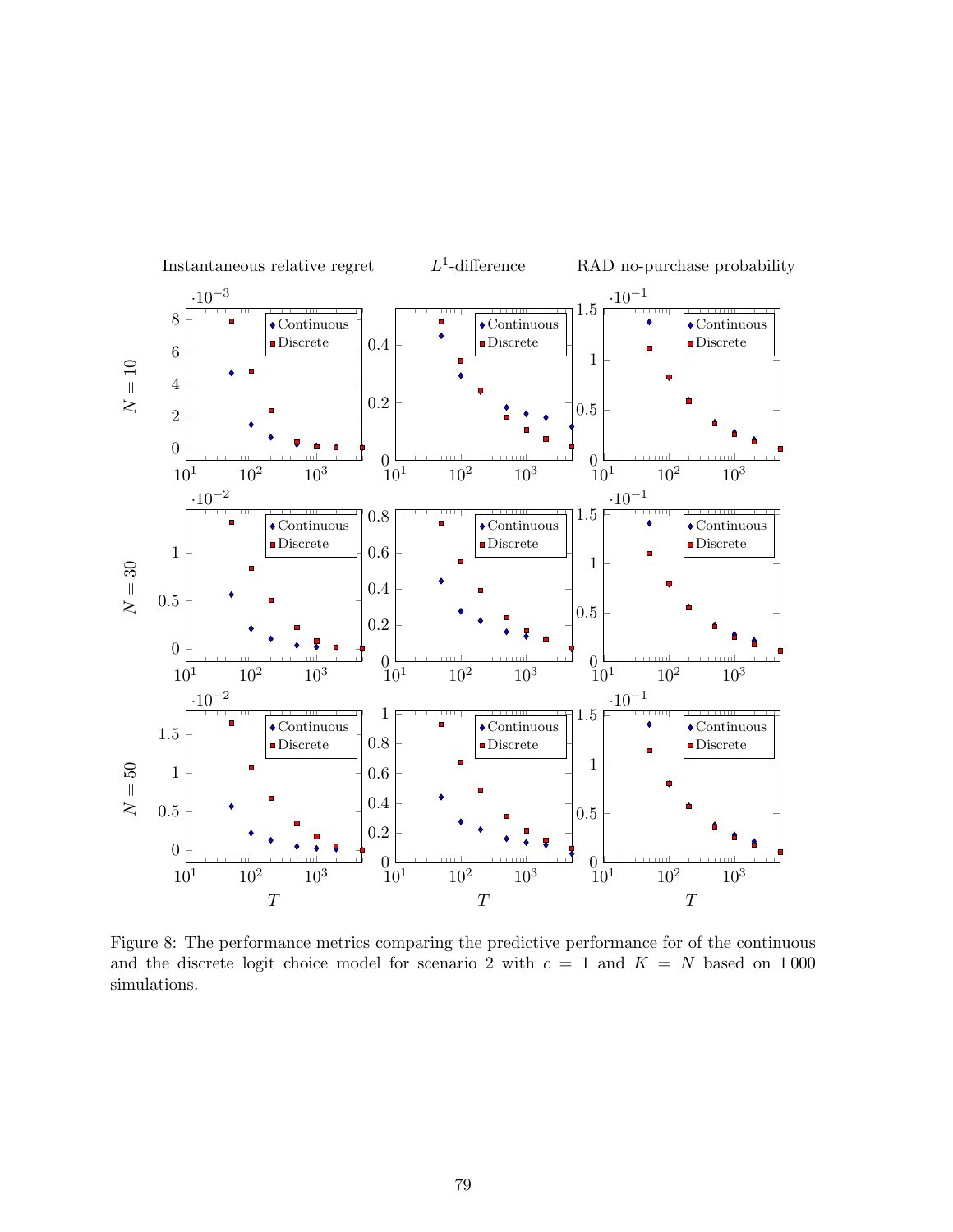Figure 8: The performance metrics comparing the predictive performance for of the continuous and the discrete logit choice model for scenario 2 with $c = 1$ and $K = N$ based on 1 000 simulations.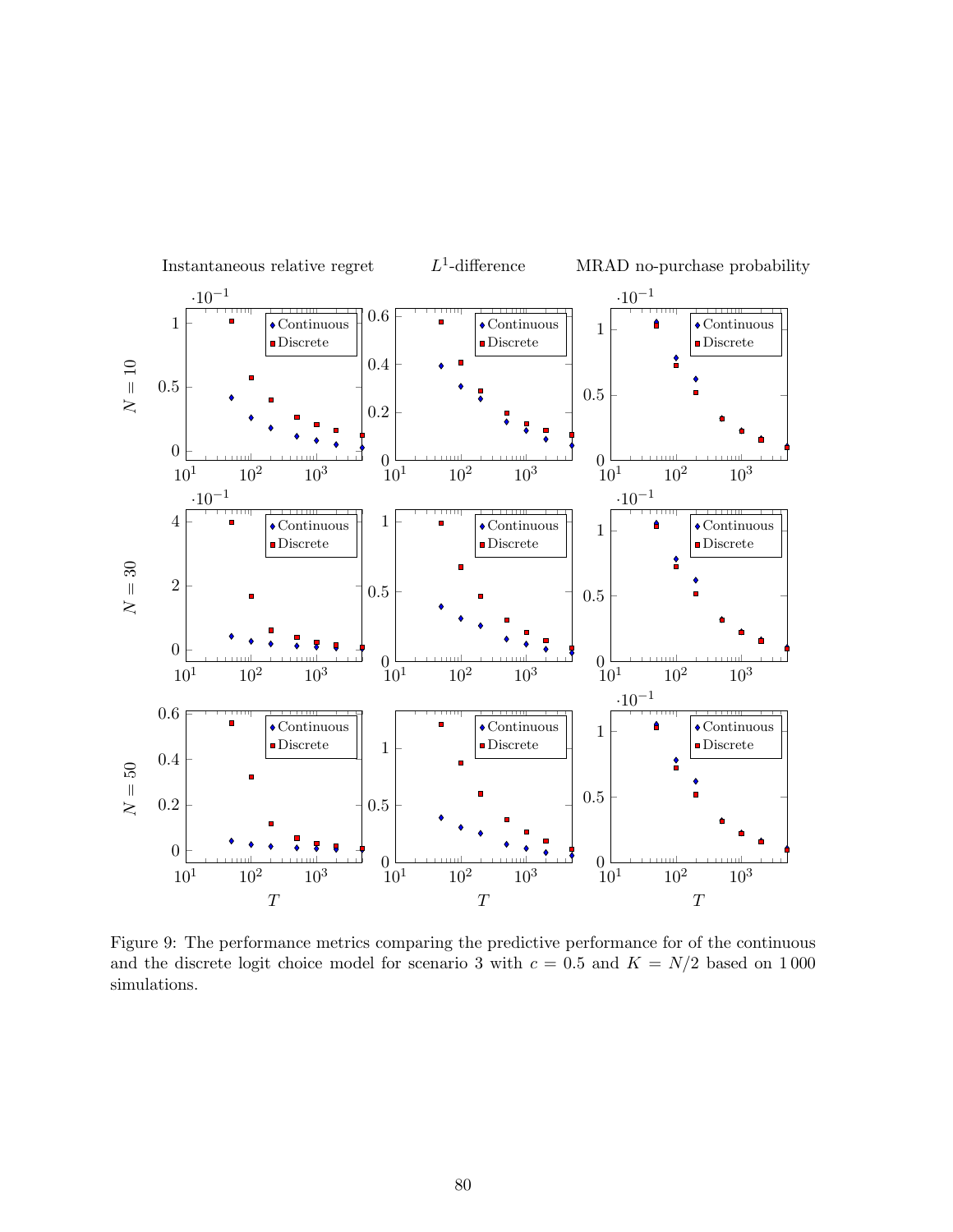Figure 9: The performance metrics comparing the predictive performance for of the continuous and the discrete logit choice model for scenario 3 with $c = 0.5$ and $K = N/2$ based on 1 000 simulations.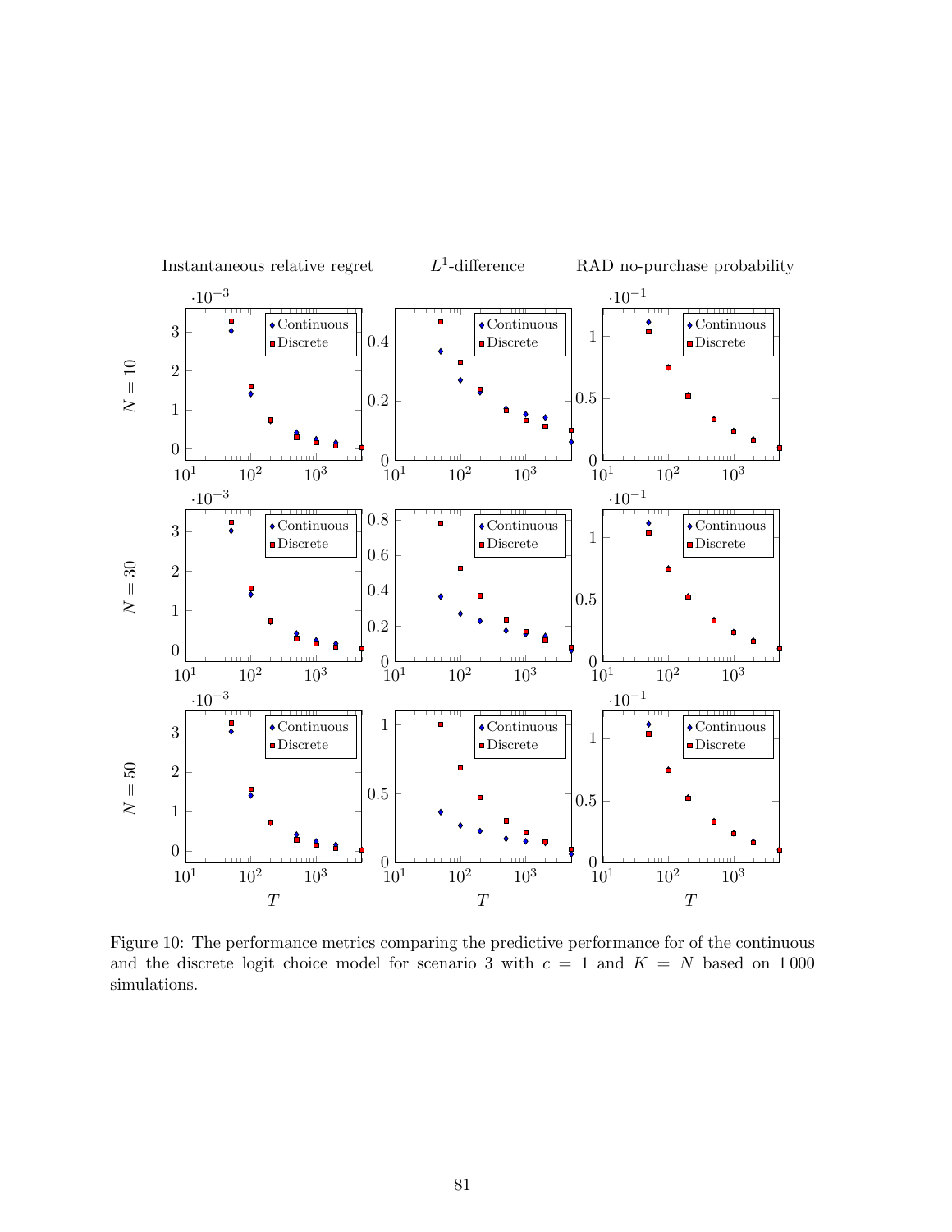Figure 10: The performance metrics comparing the predictive performance for of the continuous and the discrete logit choice model for scenario 3 with $c = 1$ and $K = N$ based on 1 000 simulations.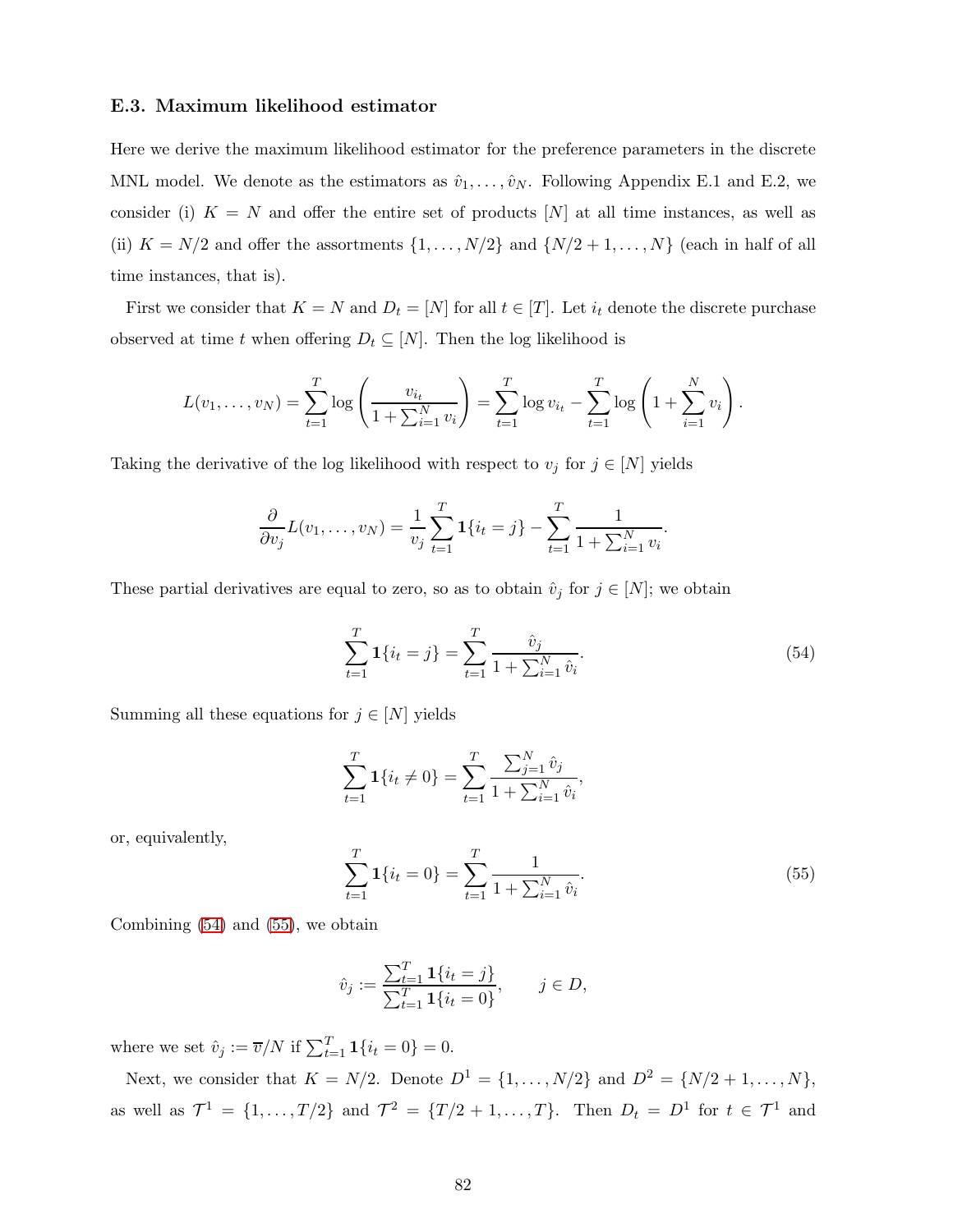### E.3. Maximum likelihood estimator

Here we derive the maximum likelihood estimator for the preference parameters in the discrete MNL model. We denote as the estimators as $\hat{v}_1, \ldots, \hat{v}_N$. Following Appendix E.1 and E.2, we consider (i) $K = N$ and offer the entire set of products $[N]$ at all time instances, as well as (ii) $K = N/2$ and offer the assortments $\{1, \ldots, N/2\}$ and $\{N/2+1, \ldots, N\}$ (each in half of all time instances, that is).

First we consider that $K = N$ and $D_t = [N]$ for all $t \in [T]$. Let $i_t$ denote the discrete purchase observed at time $t$ when offering $D_t \subseteq [N]$. Then the log likelihood is

$$L(v_1, \ldots, v_N) = \sum_{t=1}^{T} \log \left( \frac{v_{i_t}}{1 + \sum_{i=1}^{N} v_i} \right) = \sum_{t=1}^{T} \log v_{i_t} - \sum_{t=1}^{T} \log \left( 1 + \sum_{i=1}^{N} v_i \right).$$

Taking the derivative of the log likelihood with respect to $v_j$ for $j \in [N]$ yields

$$\frac{\partial}{\partial v_j} L(v_1, \ldots, v_N) = \frac{1}{v_j} \sum_{t=1}^{T} \mathbf{1}\{i_t = j\} - \sum_{t=1}^{T} \frac{1}{1 + \sum_{i=1}^{N} v_i}.$$

These partial derivatives are equal to zero, so as to obtain $\hat{v}_j$ for $j \in [N]$; we obtain

$$\sum_{t=1}^{T} \mathbf{1}\{i_t = j\} = \sum_{t=1}^{T} \frac{\hat{v}_j}{1 + \sum_{i=1}^{N} \hat{v}_i}. \tag{54}$$

Summing all these equations for $j \in [N]$ yields

$$\sum_{t=1}^{T} \mathbf{1}\{i_t \neq 0\} = \sum_{t=1}^{T} \frac{\sum_{j=1}^{N} \hat{v}_j}{1 + \sum_{i=1}^{N} \hat{v}_i},$$

or, equivalently,

$$\sum_{t=1}^{T} \mathbf{1}\{i_t = 0\} = \sum_{t=1}^{T} \frac{1}{1 + \sum_{i=1}^{N} \hat{v}_i}. \tag{55}$$

Combining (54) and (55), we obtain

$$\hat{v}_j := \frac{\sum_{t=1}^{T} \mathbf{1}\{i_t = j\}}{\sum_{t=1}^{T} \mathbf{1}\{i_t = 0\}}, \qquad j \in D,$$

where we set $\hat{v}_j := \overline{v}/N$ if $\sum_{t=1}^{T} \mathbf{1}\{i_t = 0\} = 0$.

Next, we consider that $K = N/2$. Denote $D^1 = \{1, \ldots, N/2\}$ and $D^2 = \{N/2+1, \ldots, N\}$, as well as $\mathcal{T}^1 = \{1, \ldots, T/2\}$ and $\mathcal{T}^2 = \{T/2+1, \ldots, T\}$. Then $D_t = D^1$ for $t \in \mathcal{T}^1$ and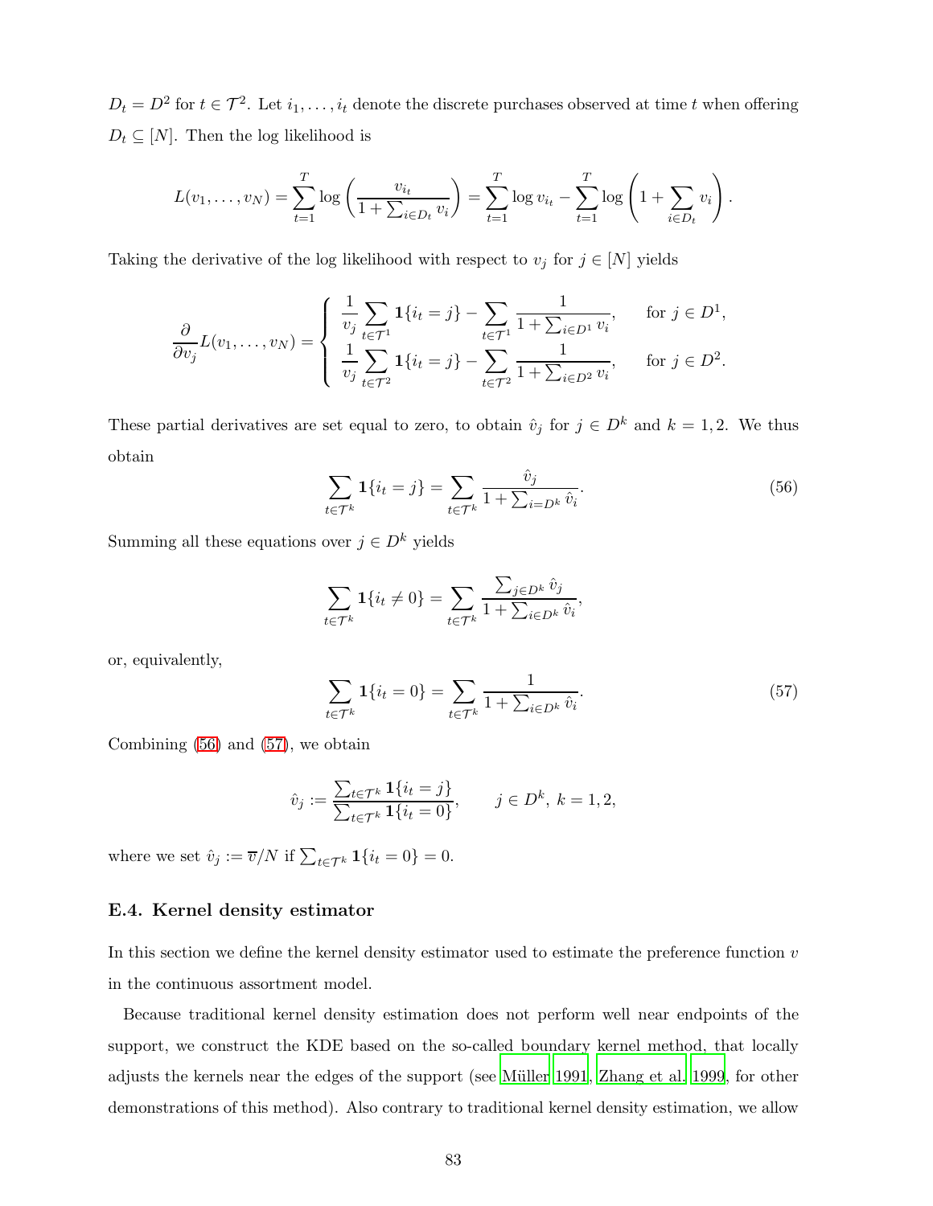$D_t = D^2$ for $t \in \mathcal{T}^2$. Let $i_1, \ldots, i_t$ denote the discrete purchases observed at time $t$ when offering $D_t \subseteq [N]$. Then the log likelihood is

$$L(v_1, \ldots, v_N) = \sum_{t=1}^{T} \log\left(\frac{v_{i_t}}{1 + \sum_{i \in D_t} v_i}\right) = \sum_{t=1}^{T} \log v_{i_t} - \sum_{t=1}^{T} \log\left(1 + \sum_{i \in D_t} v_i\right).$$

Taking the derivative of the log likelihood with respect to $v_j$ for $j \in [N]$ yields

$$\frac{\partial}{\partial v_j} L(v_1, \ldots, v_N) = \begin{cases} \dfrac{1}{v_j} \displaystyle\sum_{t \in \mathcal{T}^1} \mathbf{1}\{i_t = j\} - \sum_{t \in \mathcal{T}^1} \frac{1}{1 + \sum_{i \in D^1} v_i}, & \text{for } j \in D^1, \\ \dfrac{1}{v_j} \displaystyle\sum_{t \in \mathcal{T}^2} \mathbf{1}\{i_t = j\} - \sum_{t \in \mathcal{T}^2} \frac{1}{1 + \sum_{i \in D^2} v_i}, & \text{for } j \in D^2. \end{cases}$$

These partial derivatives are set equal to zero, to obtain $\hat{v}_j$ for $j \in D^k$ and $k = 1, 2$. We thus obtain

$$\sum_{t \in \mathcal{T}^k} \mathbf{1}\{i_t = j\} = \sum_{t \in \mathcal{T}^k} \frac{\hat{v}_j}{1 + \sum_{i = D^k} \hat{v}_i}. \tag{56}$$

Summing all these equations over $j \in D^k$ yields

$$\sum_{t \in \mathcal{T}^k} \mathbf{1}\{i_t \neq 0\} = \sum_{t \in \mathcal{T}^k} \frac{\sum_{j \in D^k} \hat{v}_j}{1 + \sum_{i \in D^k} \hat{v}_i},$$

or, equivalently,

$$\sum_{t \in \mathcal{T}^k} \mathbf{1}\{i_t = 0\} = \sum_{t \in \mathcal{T}^k} \frac{1}{1 + \sum_{i \in D^k} \hat{v}_i}. \tag{57}$$

Combining (56) and (57), we obtain

$$\hat{v}_j := \frac{\sum_{t \in \mathcal{T}^k} \mathbf{1}\{i_t = j\}}{\sum_{t \in \mathcal{T}^k} \mathbf{1}\{i_t = 0\}}, \qquad j \in D^k,\ k = 1, 2,$$

where we set $\hat{v}_j := \overline{v}/N$ if $\sum_{t \in \mathcal{T}^k} \mathbf{1}\{i_t = 0\} = 0$.

### E.4. Kernel density estimator

In this section we define the kernel density estimator used to estimate the preference function $v$ in the continuous assortment model.

Because traditional kernel density estimation does not perform well near endpoints of the support, we construct the KDE based on the so-called boundary kernel method, that locally adjusts the kernels near the edges of the support (see Müller 1991, Zhang et al. 1999, for other demonstrations of this method). Also contrary to traditional kernel density estimation, we allow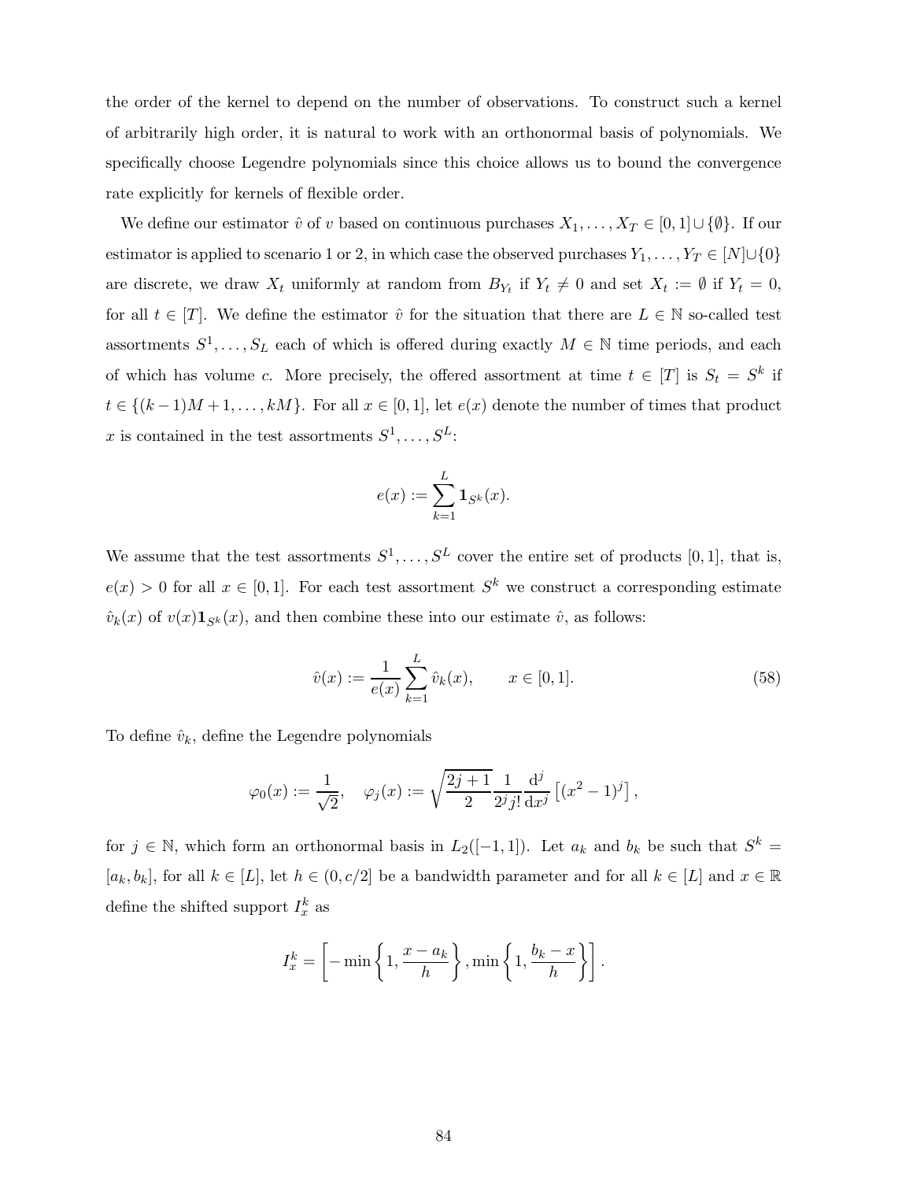the order of the kernel to depend on the number of observations. To construct such a kernel of arbitrarily high order, it is natural to work with an orthonormal basis of polynomials. We specifically choose Legendre polynomials since this choice allows us to bound the convergence rate explicitly for kernels of flexible order.

We define our estimator $\hat{v}$ of $v$ based on continuous purchases $X_1, \ldots, X_T \in [0,1] \cup \{\emptyset\}$. If our estimator is applied to scenario 1 or 2, in which case the observed purchases $Y_1, \ldots, Y_T \in [N] \cup \{0\}$ are discrete, we draw $X_t$ uniformly at random from $B_{Y_t}$ if $Y_t \neq 0$ and set $X_t := \emptyset$ if $Y_t = 0$, for all $t \in [T]$. We define the estimator $\hat{v}$ for the situation that there are $L \in \mathbb{N}$ so-called test assortments $S^1, \ldots, S_L$ each of which is offered during exactly $M \in \mathbb{N}$ time periods, and each of which has volume $c$. More precisely, the offered assortment at time $t \in [T]$ is $S_t = S^k$ if $t \in \{(k-1)M + 1, \ldots, kM\}$. For all $x \in [0,1]$, let $e(x)$ denote the number of times that product $x$ is contained in the test assortments $S^1, \ldots, S^L$:

$$e(x) := \sum_{k=1}^{L} \mathbf{1}_{S^k}(x).$$

We assume that the test assortments $S^1, \ldots, S^L$ cover the entire set of products $[0,1]$, that is, $e(x) > 0$ for all $x \in [0,1]$. For each test assortment $S^k$ we construct a corresponding estimate $\hat{v}_k(x)$ of $v(x)\mathbf{1}_{S^k}(x)$, and then combine these into our estimate $\hat{v}$, as follows:

$$\hat{v}(x) := \frac{1}{e(x)} \sum_{k=1}^{L} \hat{v}_k(x), \qquad x \in [0,1]. \tag{58}$$

To define $\hat{v}_k$, define the Legendre polynomials

$$\varphi_0(x) := \frac{1}{\sqrt{2}}, \quad \varphi_j(x) := \sqrt{\frac{2j+1}{2}} \frac{1}{2^j j!} \frac{\mathrm{d}^j}{\mathrm{d}x^j} \left[ (x^2 - 1)^j \right],$$

for $j \in \mathbb{N}$, which form an orthonormal basis in $L_2([-1,1])$. Let $a_k$ and $b_k$ be such that $S^k = [a_k, b_k]$, for all $k \in [L]$, let $h \in (0, c/2]$ be a bandwidth parameter and for all $k \in [L]$ and $x \in \mathbb{R}$ define the shifted support $I_x^k$ as

$$I_x^k = \left[ -\min\left\{1, \frac{x - a_k}{h}\right\}, \min\left\{1, \frac{b_k - x}{h}\right\} \right].$$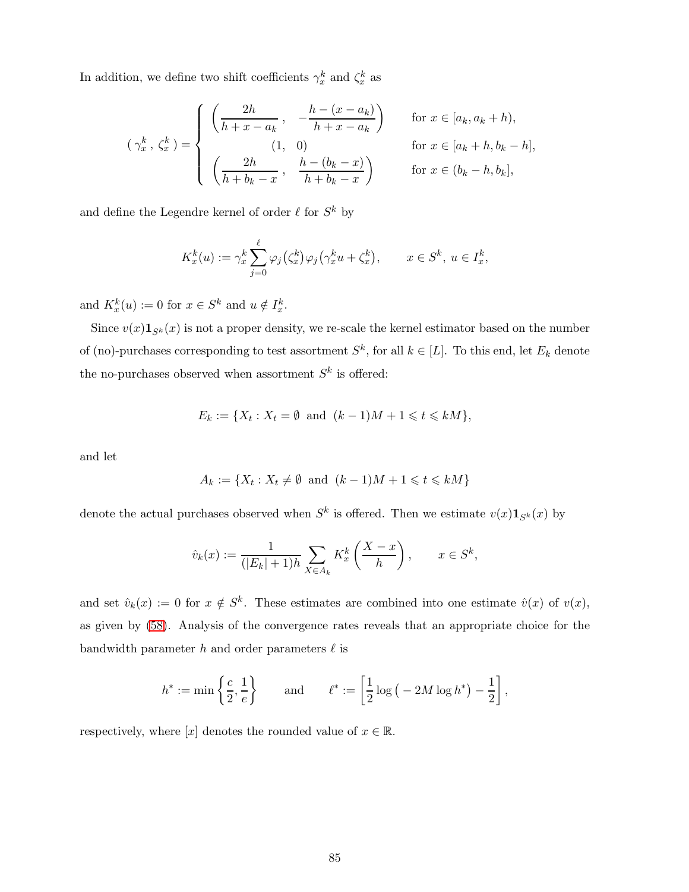In addition, we define two shift coefficients $\gamma_x^k$ and $\zeta_x^k$ as

$$
(\,\gamma_x^k\,,\,\zeta_x^k\,) = \begin{cases} \left(\dfrac{2h}{h+x-a_k}\,,\quad -\dfrac{h-(x-a_k)}{h+x-a_k}\right) & \text{for } x \in [a_k, a_k+h), \\ \qquad\qquad (1, \quad 0) & \text{for } x \in [a_k+h, b_k-h], \\ \left(\dfrac{2h}{h+b_k-x}\,,\quad \dfrac{h-(b_k-x)}{h+b_k-x}\right) & \text{for } x \in (b_k-h, b_k], \end{cases}
$$

and define the Legendre kernel of order $\ell$ for $S^k$ by

$$
K_x^k(u) := \gamma_x^k \sum_{j=0}^{\ell} \varphi_j\big(\zeta_x^k\big)\varphi_j\big(\gamma_x^k u + \zeta_x^k\big), \qquad x \in S^k,\ u \in I_x^k,
$$

and $K_x^k(u) := 0$ for $x \in S^k$ and $u \notin I_x^k$.

Since $v(x)\mathbf{1}_{S^k}(x)$ is not a proper density, we re-scale the kernel estimator based on the number of (no)-purchases corresponding to test assortment $S^k$, for all $k \in [L]$. To this end, let $E_k$ denote the no-purchases observed when assortment $S^k$ is offered:

$$
E_k := \{X_t : X_t = \emptyset \ \text{ and } \ (k-1)M + 1 \leqslant t \leqslant kM\},
$$

and let

$$
A_k := \{X_t : X_t \neq \emptyset \ \text{ and } \ (k-1)M + 1 \leqslant t \leqslant kM\}
$$

denote the actual purchases observed when $S^k$ is offered. Then we estimate $v(x)\mathbf{1}_{S^k}(x)$ by

$$
\hat{v}_k(x) := \frac{1}{(|E_k|+1)h} \sum_{X \in A_k} K_x^k\left(\frac{X-x}{h}\right), \qquad x \in S^k,
$$

and set $\hat{v}_k(x) := 0$ for $x \notin S^k$. These estimates are combined into one estimate $\hat{v}(x)$ of $v(x)$, as given by (58). Analysis of the convergence rates reveals that an appropriate choice for the bandwidth parameter $h$ and order parameters $\ell$ is

$$
h^* := \min\left\{\frac{c}{2}, \frac{1}{e}\right\} \qquad \text{and} \qquad \ell^* := \left[\frac{1}{2}\log\big(-2M\log h^*\big) - \frac{1}{2}\right],
$$

respectively, where $[x]$ denotes the rounded value of $x \in \mathbb{R}$.